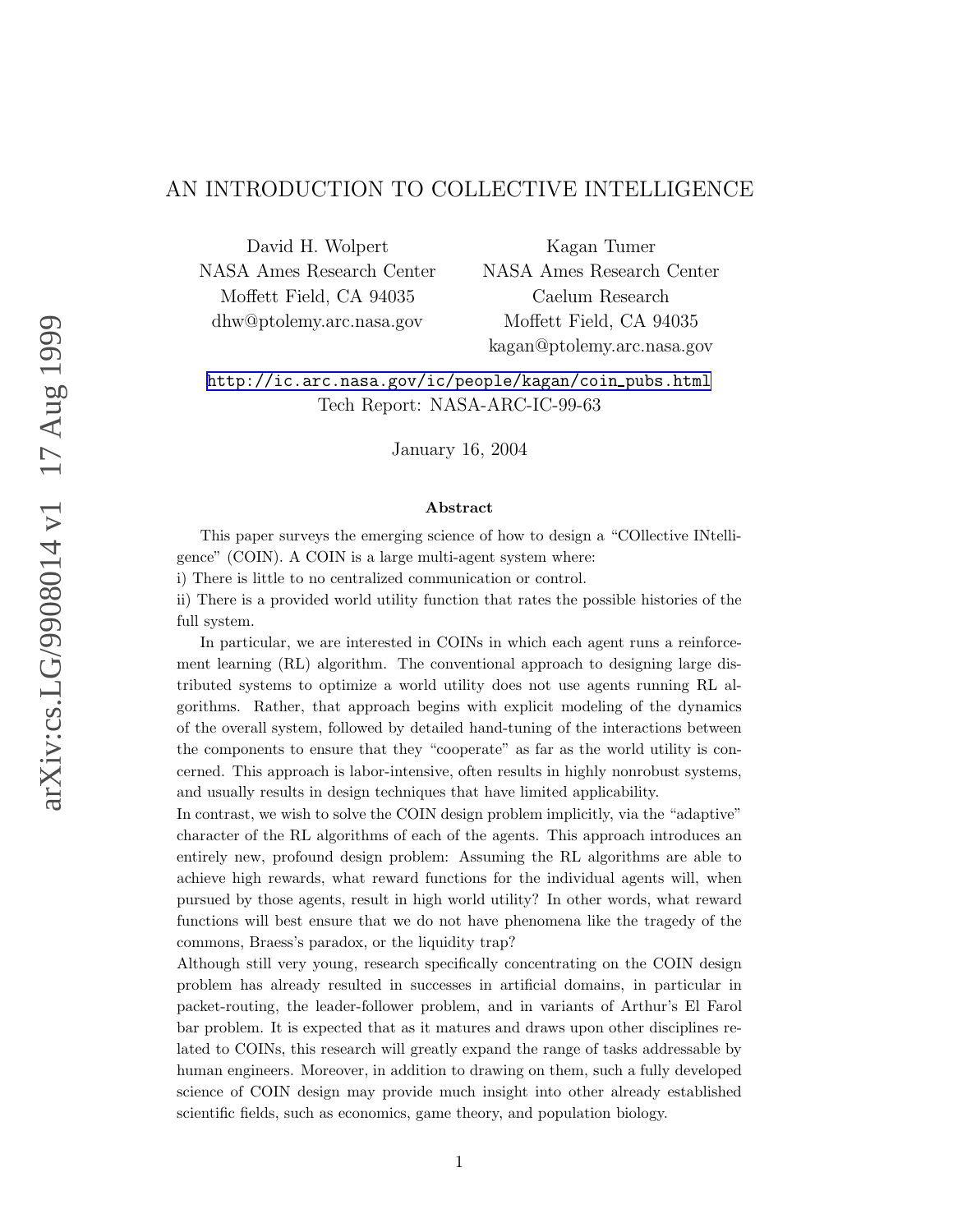# AN INTRODUCTION TO COLLECTIVE INTELLIGENCE

David H. Wolpert
NASA Ames Research Center
Moffett Field, CA 94035
dhw@ptolemy.arc.nasa.gov

Kagan Tumer
NASA Ames Research Center
Caelum Research
Moffett Field, CA 94035
kagan@ptolemy.arc.nasa.gov

http://ic.arc.nasa.gov/ic/people/kagan/coin_pubs.html
Tech Report: NASA-ARC-IC-99-63

January 16, 2004

### Abstract

This paper surveys the emerging science of how to design a "COllective INtelligence" (COIN). A COIN is a large multi-agent system where:
i) There is little to no centralized communication or control.
ii) There is a provided world utility function that rates the possible histories of the full system.

In particular, we are interested in COINs in which each agent runs a reinforcement learning (RL) algorithm. The conventional approach to designing large distributed systems to optimize a world utility does not use agents running RL algorithms. Rather, that approach begins with explicit modeling of the dynamics of the overall system, followed by detailed hand-tuning of the interactions between the components to ensure that they "cooperate" as far as the world utility is concerned. This approach is labor-intensive, often results in highly nonrobust systems, and usually results in design techniques that have limited applicability.
In contrast, we wish to solve the COIN design problem implicitly, via the "adaptive" character of the RL algorithms of each of the agents. This approach introduces an entirely new, profound design problem: Assuming the RL algorithms are able to achieve high rewards, what reward functions for the individual agents will, when pursued by those agents, result in high world utility? In other words, what reward functions will best ensure that we do not have phenomena like the tragedy of the commons, Braess's paradox, or the liquidity trap?
Although still very young, research specifically concentrating on the COIN design problem has already resulted in successes in artificial domains, in particular in packet-routing, the leader-follower problem, and in variants of Arthur's El Farol bar problem. It is expected that as it matures and draws upon other disciplines related to COINs, this research will greatly expand the range of tasks addressable by human engineers. Moreover, in addition to drawing on them, such a fully developed science of COIN design may provide much insight into other already established scientific fields, such as economics, game theory, and population biology.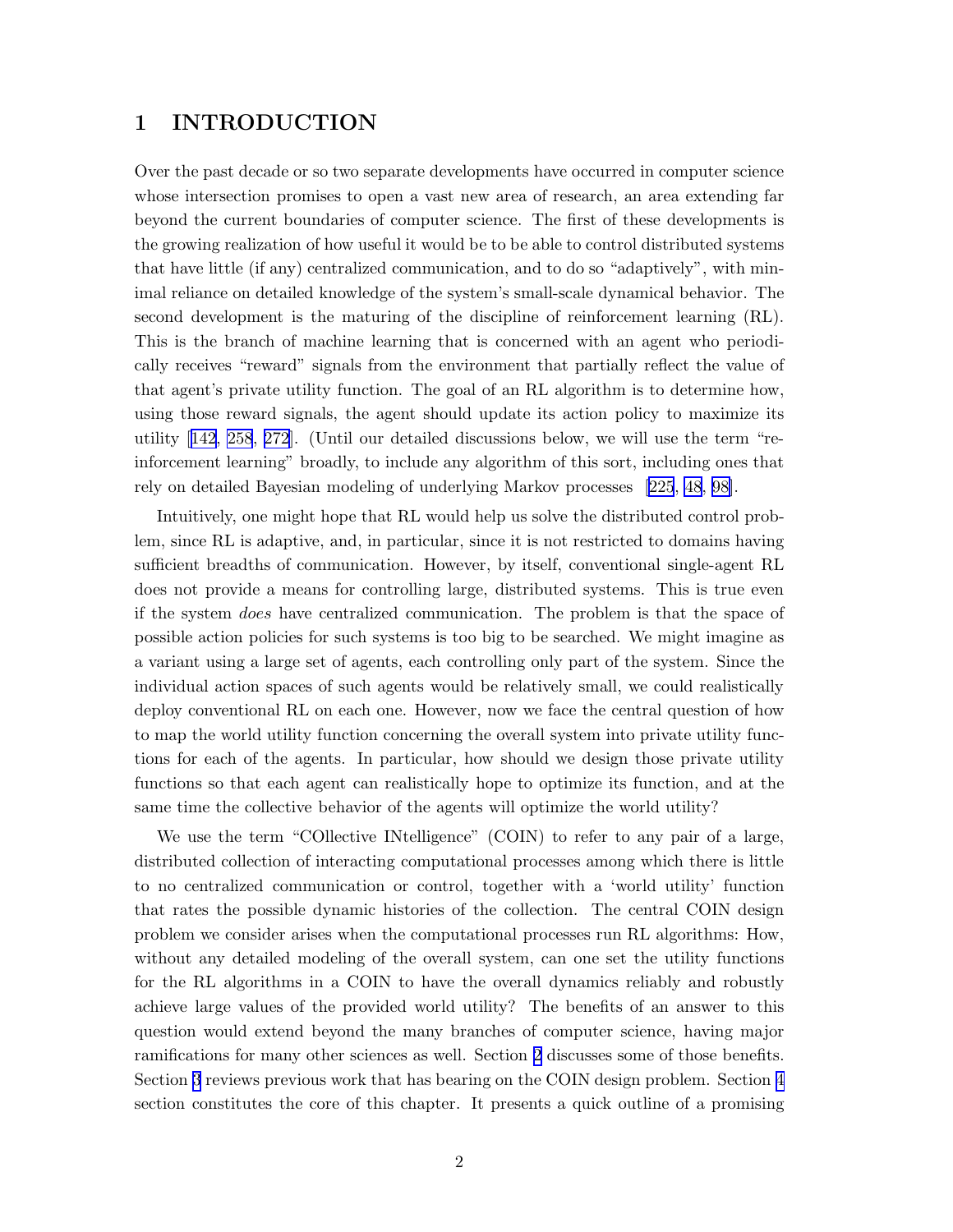# 1 INTRODUCTION

Over the past decade or so two separate developments have occurred in computer science whose intersection promises to open a vast new area of research, an area extending far beyond the current boundaries of computer science. The first of these developments is the growing realization of how useful it would be to be able to control distributed systems that have little (if any) centralized communication, and to do so "adaptively", with minimal reliance on detailed knowledge of the system's small-scale dynamical behavior. The second development is the maturing of the discipline of reinforcement learning (RL). This is the branch of machine learning that is concerned with an agent who periodically receives "reward" signals from the environment that partially reflect the value of that agent's private utility function. The goal of an RL algorithm is to determine how, using those reward signals, the agent should update its action policy to maximize its utility [142, 258, 272]. (Until our detailed discussions below, we will use the term "reinforcement learning" broadly, to include any algorithm of this sort, including ones that rely on detailed Bayesian modeling of underlying Markov processes [225, 48, 98].

Intuitively, one might hope that RL would help us solve the distributed control problem, since RL is adaptive, and, in particular, since it is not restricted to domains having sufficient breadths of communication. However, by itself, conventional single-agent RL does not provide a means for controlling large, distributed systems. This is true even if the system *does* have centralized communication. The problem is that the space of possible action policies for such systems is too big to be searched. We might imagine as a variant using a large set of agents, each controlling only part of the system. Since the individual action spaces of such agents would be relatively small, we could realistically deploy conventional RL on each one. However, now we face the central question of how to map the world utility function concerning the overall system into private utility functions for each of the agents. In particular, how should we design those private utility functions so that each agent can realistically hope to optimize its function, and at the same time the collective behavior of the agents will optimize the world utility?

We use the term "COllective INtelligence" (COIN) to refer to any pair of a large, distributed collection of interacting computational processes among which there is little to no centralized communication or control, together with a 'world utility' function that rates the possible dynamic histories of the collection. The central COIN design problem we consider arises when the computational processes run RL algorithms: How, without any detailed modeling of the overall system, can one set the utility functions for the RL algorithms in a COIN to have the overall dynamics reliably and robustly achieve large values of the provided world utility? The benefits of an answer to this question would extend beyond the many branches of computer science, having major ramifications for many other sciences as well. Section 2 discusses some of those benefits. Section 3 reviews previous work that has bearing on the COIN design problem. Section 4 section constitutes the core of this chapter. It presents a quick outline of a promising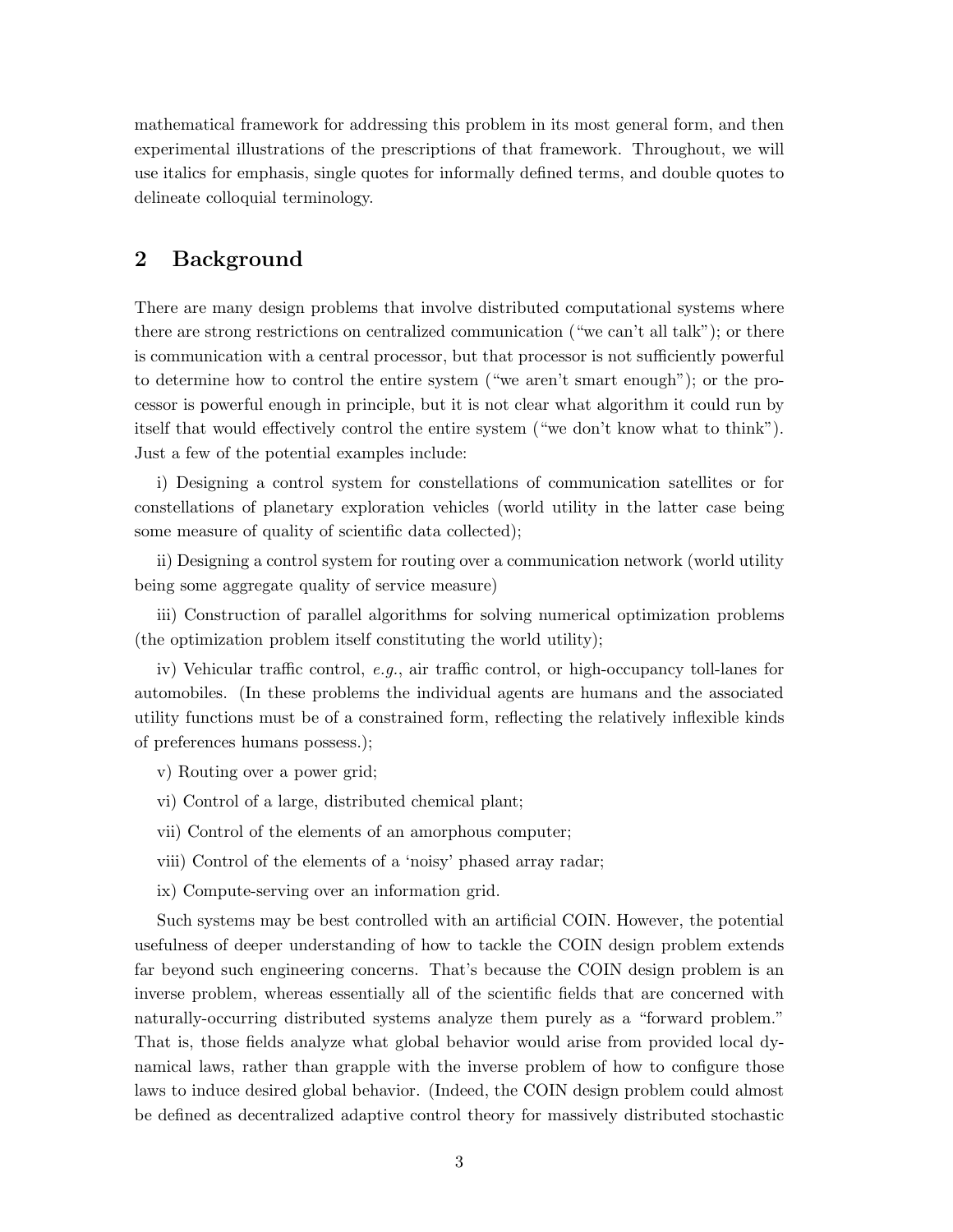mathematical framework for addressing this problem in its most general form, and then experimental illustrations of the prescriptions of that framework. Throughout, we will use italics for emphasis, single quotes for informally defined terms, and double quotes to delineate colloquial terminology.

## 2 Background

There are many design problems that involve distributed computational systems where there are strong restrictions on centralized communication ("we can't all talk"); or there is communication with a central processor, but that processor is not sufficiently powerful to determine how to control the entire system ("we aren't smart enough"); or the processor is powerful enough in principle, but it is not clear what algorithm it could run by itself that would effectively control the entire system ("we don't know what to think"). Just a few of the potential examples include:

i) Designing a control system for constellations of communication satellites or for constellations of planetary exploration vehicles (world utility in the latter case being some measure of quality of scientific data collected);

ii) Designing a control system for routing over a communication network (world utility being some aggregate quality of service measure)

iii) Construction of parallel algorithms for solving numerical optimization problems (the optimization problem itself constituting the world utility);

iv) Vehicular traffic control, *e.g.*, air traffic control, or high-occupancy toll-lanes for automobiles. (In these problems the individual agents are humans and the associated utility functions must be of a constrained form, reflecting the relatively inflexible kinds of preferences humans possess.);

v) Routing over a power grid;

vi) Control of a large, distributed chemical plant;

vii) Control of the elements of an amorphous computer;

viii) Control of the elements of a 'noisy' phased array radar;

ix) Compute-serving over an information grid.

Such systems may be best controlled with an artificial COIN. However, the potential usefulness of deeper understanding of how to tackle the COIN design problem extends far beyond such engineering concerns. That's because the COIN design problem is an inverse problem, whereas essentially all of the scientific fields that are concerned with naturally-occurring distributed systems analyze them purely as a "forward problem." That is, those fields analyze what global behavior would arise from provided local dynamical laws, rather than grapple with the inverse problem of how to configure those laws to induce desired global behavior. (Indeed, the COIN design problem could almost be defined as decentralized adaptive control theory for massively distributed stochastic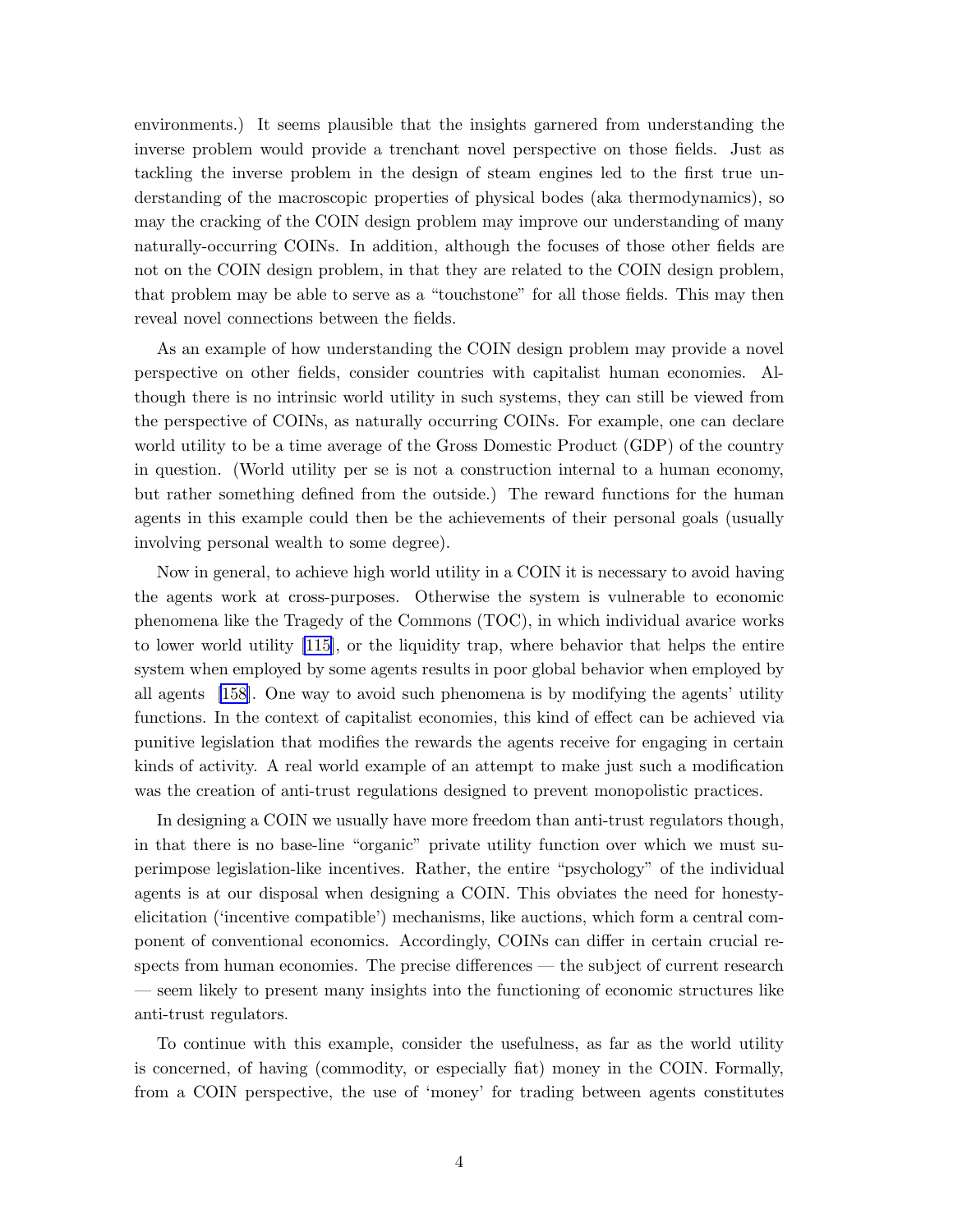environments.) It seems plausible that the insights garnered from understanding the inverse problem would provide a trenchant novel perspective on those fields. Just as tackling the inverse problem in the design of steam engines led to the first true understanding of the macroscopic properties of physical bodes (aka thermodynamics), so may the cracking of the COIN design problem may improve our understanding of many naturally-occurring COINs. In addition, although the focuses of those other fields are not on the COIN design problem, in that they are related to the COIN design problem, that problem may be able to serve as a "touchstone" for all those fields. This may then reveal novel connections between the fields.

As an example of how understanding the COIN design problem may provide a novel perspective on other fields, consider countries with capitalist human economies. Although there is no intrinsic world utility in such systems, they can still be viewed from the perspective of COINs, as naturally occurring COINs. For example, one can declare world utility to be a time average of the Gross Domestic Product (GDP) of the country in question. (World utility per se is not a construction internal to a human economy, but rather something defined from the outside.) The reward functions for the human agents in this example could then be the achievements of their personal goals (usually involving personal wealth to some degree).

Now in general, to achieve high world utility in a COIN it is necessary to avoid having the agents work at cross-purposes. Otherwise the system is vulnerable to economic phenomena like the Tragedy of the Commons (TOC), in which individual avarice works to lower world utility [115], or the liquidity trap, where behavior that helps the entire system when employed by some agents results in poor global behavior when employed by all agents [158]. One way to avoid such phenomena is by modifying the agents' utility functions. In the context of capitalist economies, this kind of effect can be achieved via punitive legislation that modifies the rewards the agents receive for engaging in certain kinds of activity. A real world example of an attempt to make just such a modification was the creation of anti-trust regulations designed to prevent monopolistic practices.

In designing a COIN we usually have more freedom than anti-trust regulators though, in that there is no base-line "organic" private utility function over which we must superimpose legislation-like incentives. Rather, the entire "psychology" of the individual agents is at our disposal when designing a COIN. This obviates the need for honesty-elicitation ('incentive compatible') mechanisms, like auctions, which form a central component of conventional economics. Accordingly, COINs can differ in certain crucial respects from human economies. The precise differences — the subject of current research — seem likely to present many insights into the functioning of economic structures like anti-trust regulators.

To continue with this example, consider the usefulness, as far as the world utility is concerned, of having (commodity, or especially fiat) money in the COIN. Formally, from a COIN perspective, the use of 'money' for trading between agents constitutes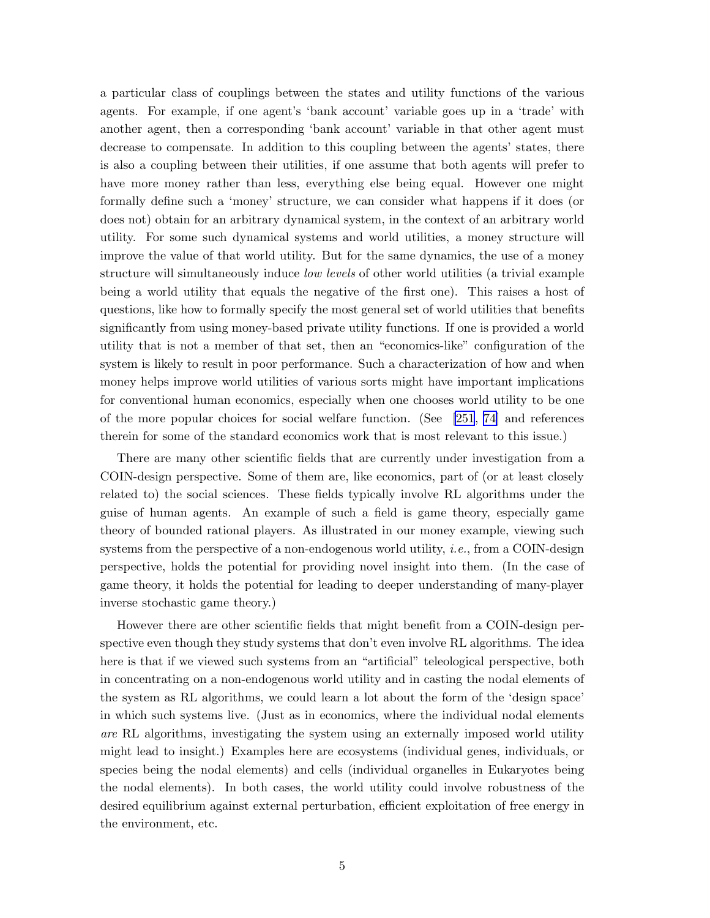a particular class of couplings between the states and utility functions of the various agents. For example, if one agent's 'bank account' variable goes up in a 'trade' with another agent, then a corresponding 'bank account' variable in that other agent must decrease to compensate. In addition to this coupling between the agents' states, there is also a coupling between their utilities, if one assume that both agents will prefer to have more money rather than less, everything else being equal. However one might formally define such a 'money' structure, we can consider what happens if it does (or does not) obtain for an arbitrary dynamical system, in the context of an arbitrary world utility. For some such dynamical systems and world utilities, a money structure will improve the value of that world utility. But for the same dynamics, the use of a money structure will simultaneously induce *low levels* of other world utilities (a trivial example being a world utility that equals the negative of the first one). This raises a host of questions, like how to formally specify the most general set of world utilities that benefits significantly from using money-based private utility functions. If one is provided a world utility that is not a member of that set, then an "economics-like" configuration of the system is likely to result in poor performance. Such a characterization of how and when money helps improve world utilities of various sorts might have important implications for conventional human economics, especially when one chooses world utility to be one of the more popular choices for social welfare function. (See [251, 74] and references therein for some of the standard economics work that is most relevant to this issue.)

There are many other scientific fields that are currently under investigation from a COIN-design perspective. Some of them are, like economics, part of (or at least closely related to) the social sciences. These fields typically involve RL algorithms under the guise of human agents. An example of such a field is game theory, especially game theory of bounded rational players. As illustrated in our money example, viewing such systems from the perspective of a non-endogenous world utility, *i.e.*, from a COIN-design perspective, holds the potential for providing novel insight into them. (In the case of game theory, it holds the potential for leading to deeper understanding of many-player inverse stochastic game theory.)

However there are other scientific fields that might benefit from a COIN-design perspective even though they study systems that don't even involve RL algorithms. The idea here is that if we viewed such systems from an "artificial" teleological perspective, both in concentrating on a non-endogenous world utility and in casting the nodal elements of the system as RL algorithms, we could learn a lot about the form of the 'design space' in which such systems live. (Just as in economics, where the individual nodal elements *are* RL algorithms, investigating the system using an externally imposed world utility might lead to insight.) Examples here are ecosystems (individual genes, individuals, or species being the nodal elements) and cells (individual organelles in Eukaryotes being the nodal elements). In both cases, the world utility could involve robustness of the desired equilibrium against external perturbation, efficient exploitation of free energy in the environment, etc.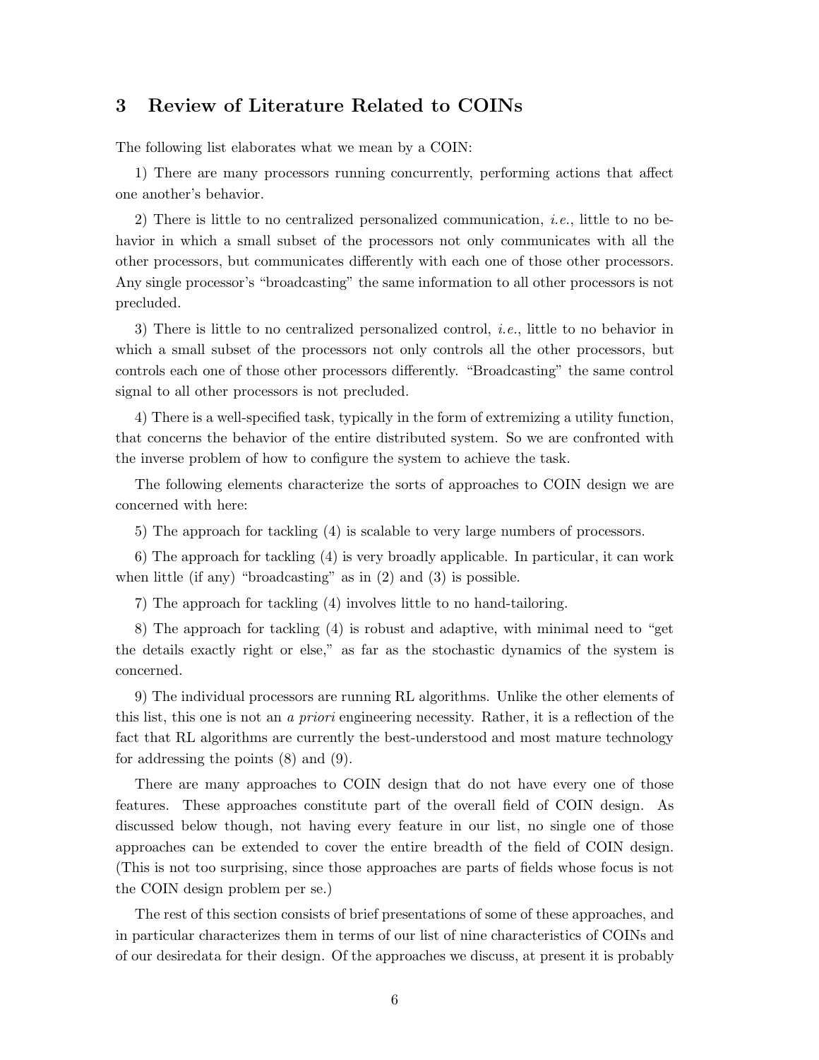## 3 Review of Literature Related to COINs

The following list elaborates what we mean by a COIN:

1) There are many processors running concurrently, performing actions that affect one another's behavior.

2) There is little to no centralized personalized communication, *i.e.*, little to no behavior in which a small subset of the processors not only communicates with all the other processors, but communicates differently with each one of those other processors. Any single processor's "broadcasting" the same information to all other processors is not precluded.

3) There is little to no centralized personalized control, *i.e.*, little to no behavior in which a small subset of the processors not only controls all the other processors, but controls each one of those other processors differently. "Broadcasting" the same control signal to all other processors is not precluded.

4) There is a well-specified task, typically in the form of extremizing a utility function, that concerns the behavior of the entire distributed system. So we are confronted with the inverse problem of how to configure the system to achieve the task.

The following elements characterize the sorts of approaches to COIN design we are concerned with here:

5) The approach for tackling (4) is scalable to very large numbers of processors.

6) The approach for tackling (4) is very broadly applicable. In particular, it can work when little (if any) "broadcasting" as in (2) and (3) is possible.

7) The approach for tackling (4) involves little to no hand-tailoring.

8) The approach for tackling (4) is robust and adaptive, with minimal need to "get the details exactly right or else," as far as the stochastic dynamics of the system is concerned.

9) The individual processors are running RL algorithms. Unlike the other elements of this list, this one is not an *a priori* engineering necessity. Rather, it is a reflection of the fact that RL algorithms are currently the best-understood and most mature technology for addressing the points (8) and (9).

There are many approaches to COIN design that do not have every one of those features. These approaches constitute part of the overall field of COIN design. As discussed below though, not having every feature in our list, no single one of those approaches can be extended to cover the entire breadth of the field of COIN design. (This is not too surprising, since those approaches are parts of fields whose focus is not the COIN design problem per se.)

The rest of this section consists of brief presentations of some of these approaches, and in particular characterizes them in terms of our list of nine characteristics of COINs and of our desiredata for their design. Of the approaches we discuss, at present it is probably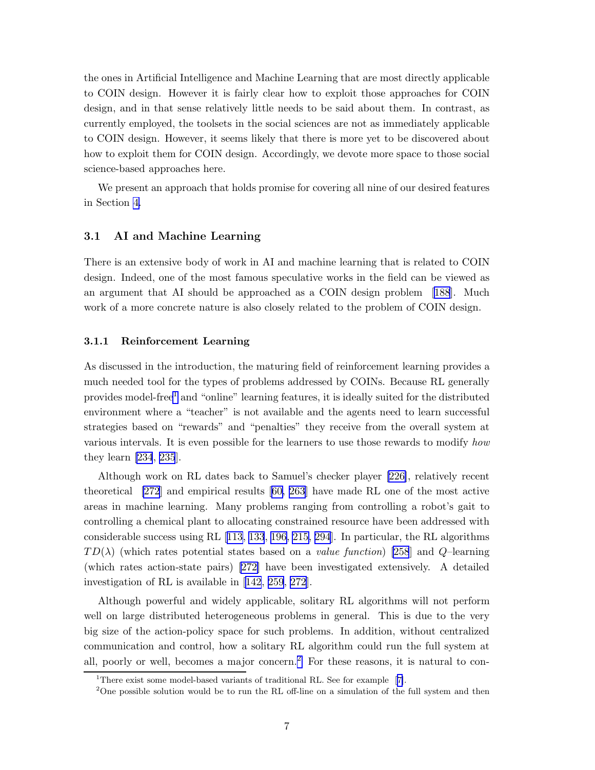the ones in Artificial Intelligence and Machine Learning that are most directly applicable to COIN design. However it is fairly clear how to exploit those approaches for COIN design, and in that sense relatively little needs to be said about them. In contrast, as currently employed, the toolsets in the social sciences are not as immediately applicable to COIN design. However, it seems likely that there is more yet to be discovered about how to exploit them for COIN design. Accordingly, we devote more space to those social science-based approaches here.

We present an approach that holds promise for covering all nine of our desired features in Section 4.

## 3.1 AI and Machine Learning

There is an extensive body of work in AI and machine learning that is related to COIN design. Indeed, one of the most famous speculative works in the field can be viewed as an argument that AI should be approached as a COIN design problem [188]. Much work of a more concrete nature is also closely related to the problem of COIN design.

### 3.1.1 Reinforcement Learning

As discussed in the introduction, the maturing field of reinforcement learning provides a much needed tool for the types of problems addressed by COINs. Because RL generally provides model-free[1] and "online" learning features, it is ideally suited for the distributed environment where a "teacher" is not available and the agents need to learn successful strategies based on "rewards" and "penalties" they receive from the overall system at various intervals. It is even possible for the learners to use those rewards to modify *how* they learn [234, 235].

Although work on RL dates back to Samuel's checker player [226], relatively recent theoretical [272] and empirical results [60, 263] have made RL one of the most active areas in machine learning. Many problems ranging from controlling a robot's gait to controlling a chemical plant to allocating constrained resource have been addressed with considerable success using RL [113, 133, 196, 215, 294]. In particular, the RL algorithms $TD(\lambda)$ (which rates potential states based on a *value function*) [258] and $Q$–learning (which rates action-state pairs) [272] have been investigated extensively. A detailed investigation of RL is available in [142, 259, 272].

Although powerful and widely applicable, solitary RL algorithms will not perform well on large distributed heterogeneous problems in general. This is due to the very big size of the action-policy space for such problems. In addition, without centralized communication and control, how a solitary RL algorithm could run the full system at all, poorly or well, becomes a major concern.[2] For these reasons, it is natural to con-

[1] There exist some model-based variants of traditional RL. See for example [7].

[2] One possible solution would be to run the RL off-line on a simulation of the full system and then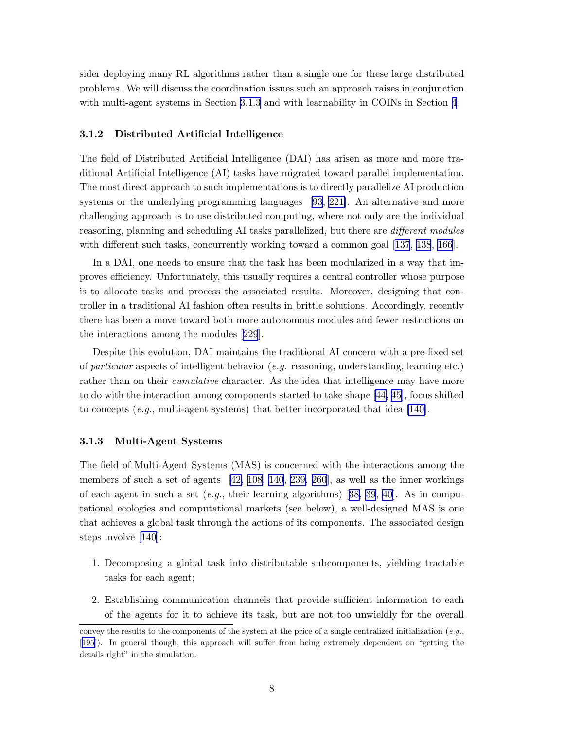sider deploying many RL algorithms rather than a single one for these large distributed problems. We will discuss the coordination issues such an approach raises in conjunction with multi-agent systems in Section 3.1.3 and with learnability in COINs in Section 4.

### 3.1.2 Distributed Artificial Intelligence

The field of Distributed Artificial Intelligence (DAI) has arisen as more and more traditional Artificial Intelligence (AI) tasks have migrated toward parallel implementation. The most direct approach to such implementations is to directly parallelize AI production systems or the underlying programming languages [93, 221]. An alternative and more challenging approach is to use distributed computing, where not only are the individual reasoning, planning and scheduling AI tasks parallelized, but there are *different modules* with different such tasks, concurrently working toward a common goal [137, 138, 166].

In a DAI, one needs to ensure that the task has been modularized in a way that improves efficiency. Unfortunately, this usually requires a central controller whose purpose is to allocate tasks and process the associated results. Moreover, designing that controller in a traditional AI fashion often results in brittle solutions. Accordingly, recently there has been a move toward both more autonomous modules and fewer restrictions on the interactions among the modules [229].

Despite this evolution, DAI maintains the traditional AI concern with a pre-fixed set of *particular* aspects of intelligent behavior (*e.g.* reasoning, understanding, learning etc.) rather than on their *cumulative* character. As the idea that intelligence may have more to do with the interaction among components started to take shape [44, 45], focus shifted to concepts (*e.g.*, multi-agent systems) that better incorporated that idea [140].

### 3.1.3 Multi-Agent Systems

The field of Multi-Agent Systems (MAS) is concerned with the interactions among the members of such a set of agents [42, 108, 140, 239, 260], as well as the inner workings of each agent in such a set (*e.g.*, their learning algorithms) [38, 39, 40]. As in computational ecologies and computational markets (see below), a well-designed MAS is one that achieves a global task through the actions of its components. The associated design steps involve [140]:

1. Decomposing a global task into distributable subcomponents, yielding tractable tasks for each agent;
2. Establishing communication channels that provide sufficient information to each of the agents for it to achieve its task, but are not too unwieldly for the overall

convey the results to the components of the system at the price of a single centralized initialization (*e.g.*, [195]). In general though, this approach will suffer from being extremely dependent on "getting the details right" in the simulation.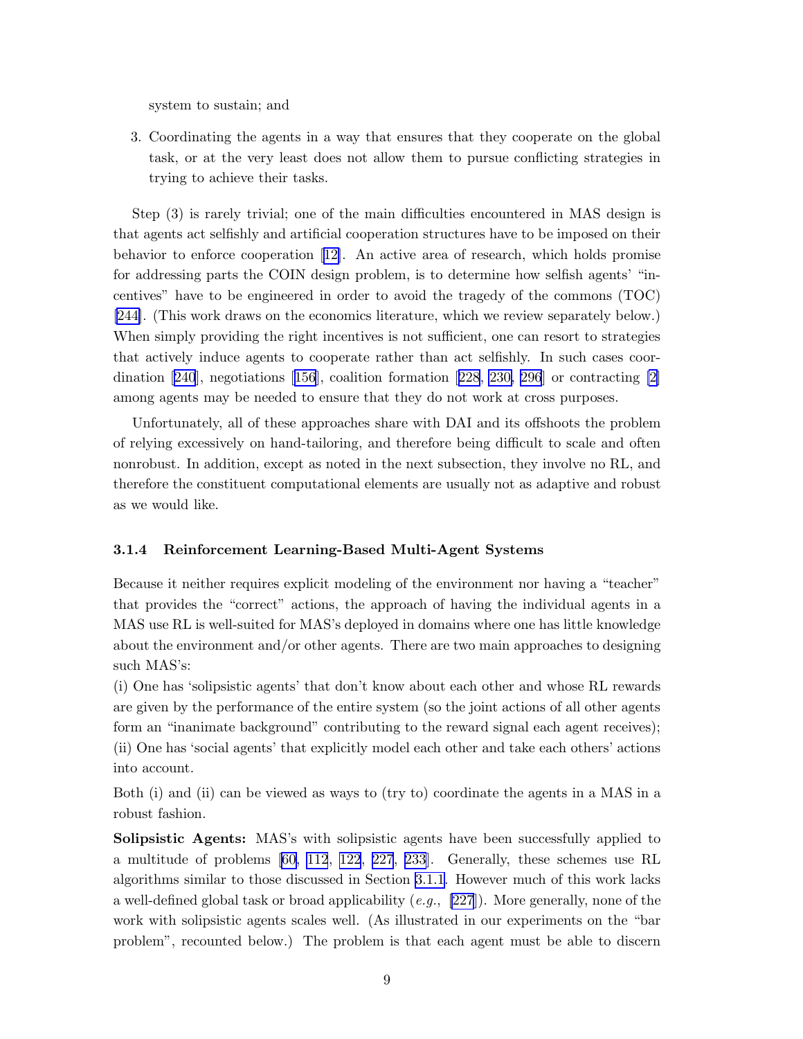system to sustain; and

3. Coordinating the agents in a way that ensures that they cooperate on the global task, or at the very least does not allow them to pursue conflicting strategies in trying to achieve their tasks.

Step (3) is rarely trivial; one of the main difficulties encountered in MAS design is that agents act selfishly and artificial cooperation structures have to be imposed on their behavior to enforce cooperation [12]. An active area of research, which holds promise for addressing parts the COIN design problem, is to determine how selfish agents' "incentives" have to be engineered in order to avoid the tragedy of the commons (TOC) [244]. (This work draws on the economics literature, which we review separately below.) When simply providing the right incentives is not sufficient, one can resort to strategies that actively induce agents to cooperate rather than act selfishly. In such cases coordination [240], negotiations [156], coalition formation [228, 230, 296] or contracting [2] among agents may be needed to ensure that they do not work at cross purposes.

Unfortunately, all of these approaches share with DAI and its offshoots the problem of relying excessively on hand-tailoring, and therefore being difficult to scale and often nonrobust. In addition, except as noted in the next subsection, they involve no RL, and therefore the constituent computational elements are usually not as adaptive and robust as we would like.

### 3.1.4 Reinforcement Learning-Based Multi-Agent Systems

Because it neither requires explicit modeling of the environment nor having a "teacher" that provides the "correct" actions, the approach of having the individual agents in a MAS use RL is well-suited for MAS's deployed in domains where one has little knowledge about the environment and/or other agents. There are two main approaches to designing such MAS's:

(i) One has 'solipsistic agents' that don't know about each other and whose RL rewards are given by the performance of the entire system (so the joint actions of all other agents form an "inanimate background" contributing to the reward signal each agent receives);
(ii) One has 'social agents' that explicitly model each other and take each others' actions into account.

Both (i) and (ii) can be viewed as ways to (try to) coordinate the agents in a MAS in a robust fashion.

**Solipsistic Agents:** MAS's with solipsistic agents have been successfully applied to a multitude of problems [60, 112, 122, 227, 233]. Generally, these schemes use RL algorithms similar to those discussed in Section 3.1.1. However much of this work lacks a well-defined global task or broad applicability (*e.g.*, [227]). More generally, none of the work with solipsistic agents scales well. (As illustrated in our experiments on the "bar problem", recounted below.) The problem is that each agent must be able to discern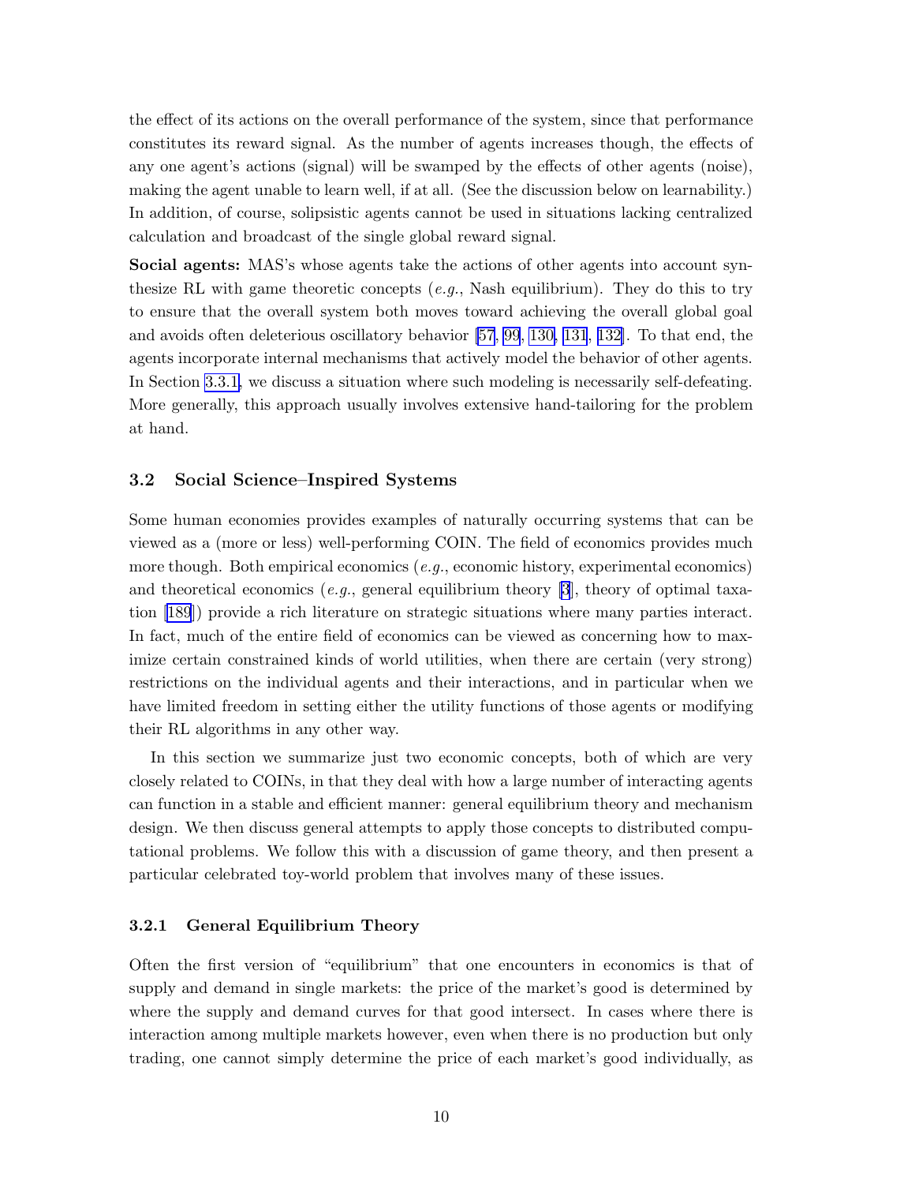the effect of its actions on the overall performance of the system, since that performance constitutes its reward signal. As the number of agents increases though, the effects of any one agent's actions (signal) will be swamped by the effects of other agents (noise), making the agent unable to learn well, if at all. (See the discussion below on learnability.) In addition, of course, solipsistic agents cannot be used in situations lacking centralized calculation and broadcast of the single global reward signal.

**Social agents:** MAS's whose agents take the actions of other agents into account synthesize RL with game theoretic concepts (*e.g.*, Nash equilibrium). They do this to try to ensure that the overall system both moves toward achieving the overall global goal and avoids often deleterious oscillatory behavior [57, 99, 130, 131, 132]. To that end, the agents incorporate internal mechanisms that actively model the behavior of other agents. In Section 3.3.1, we discuss a situation where such modeling is necessarily self-defeating. More generally, this approach usually involves extensive hand-tailoring for the problem at hand.

### 3.2 Social Science–Inspired Systems

Some human economies provides examples of naturally occurring systems that can be viewed as a (more or less) well-performing COIN. The field of economics provides much more though. Both empirical economics (*e.g.*, economic history, experimental economics) and theoretical economics (*e.g.*, general equilibrium theory [3], theory of optimal taxation [189]) provide a rich literature on strategic situations where many parties interact. In fact, much of the entire field of economics can be viewed as concerning how to maximize certain constrained kinds of world utilities, when there are certain (very strong) restrictions on the individual agents and their interactions, and in particular when we have limited freedom in setting either the utility functions of those agents or modifying their RL algorithms in any other way.

In this section we summarize just two economic concepts, both of which are very closely related to COINs, in that they deal with how a large number of interacting agents can function in a stable and efficient manner: general equilibrium theory and mechanism design. We then discuss general attempts to apply those concepts to distributed computational problems. We follow this with a discussion of game theory, and then present a particular celebrated toy-world problem that involves many of these issues.

#### 3.2.1 General Equilibrium Theory

Often the first version of "equilibrium" that one encounters in economics is that of supply and demand in single markets: the price of the market's good is determined by where the supply and demand curves for that good intersect. In cases where there is interaction among multiple markets however, even when there is no production but only trading, one cannot simply determine the price of each market's good individually, as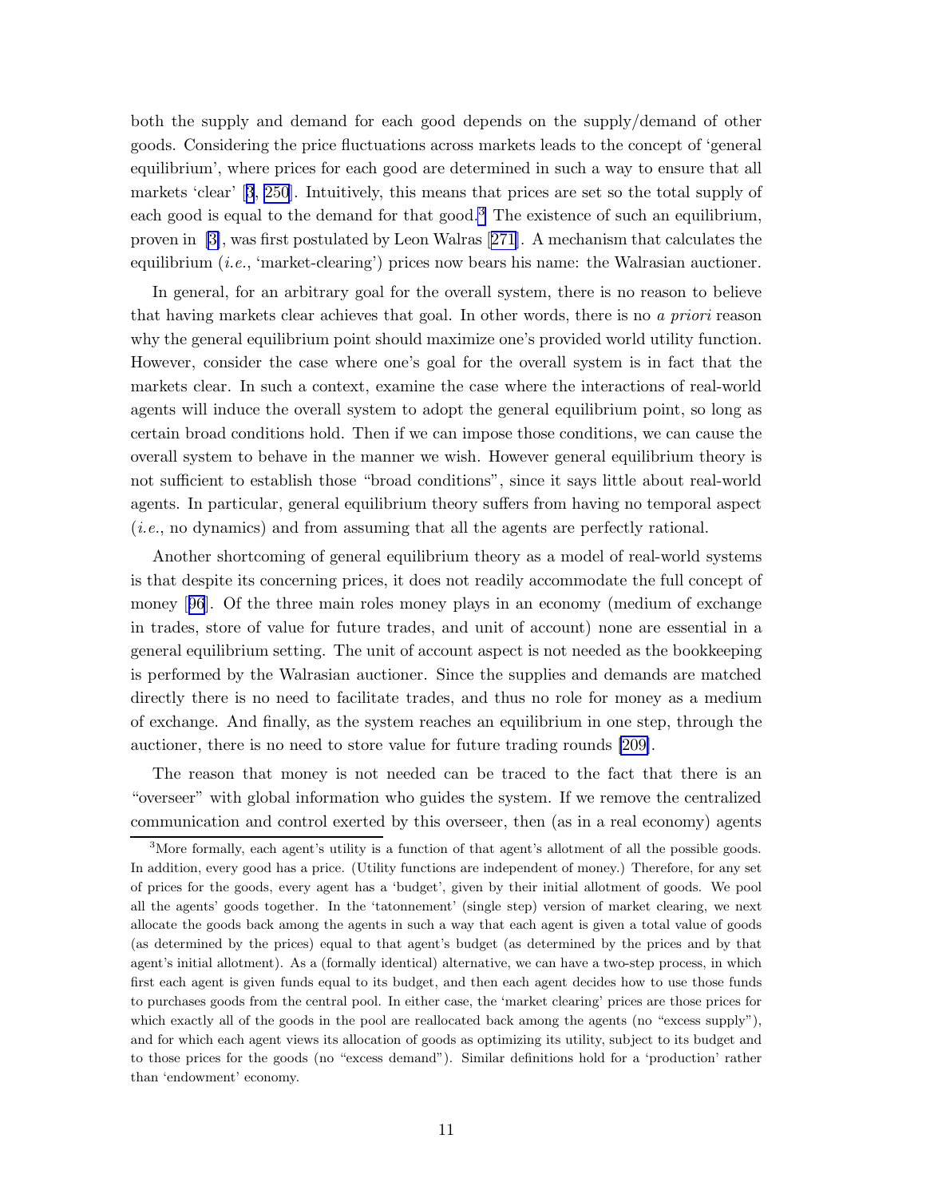both the supply and demand for each good depends on the supply/demand of other goods. Considering the price fluctuations across markets leads to the concept of 'general equilibrium', where prices for each good are determined in such a way to ensure that all markets 'clear' [3, 250]. Intuitively, this means that prices are set so the total supply of each good is equal to the demand for that good.[3] The existence of such an equilibrium, proven in [3], was first postulated by Leon Walras [271]. A mechanism that calculates the equilibrium (*i.e.*, 'market-clearing') prices now bears his name: the Walrasian auctioner.

In general, for an arbitrary goal for the overall system, there is no reason to believe that having markets clear achieves that goal. In other words, there is no *a priori* reason why the general equilibrium point should maximize one's provided world utility function. However, consider the case where one's goal for the overall system is in fact that the markets clear. In such a context, examine the case where the interactions of real-world agents will induce the overall system to adopt the general equilibrium point, so long as certain broad conditions hold. Then if we can impose those conditions, we can cause the overall system to behave in the manner we wish. However general equilibrium theory is not sufficient to establish those "broad conditions", since it says little about real-world agents. In particular, general equilibrium theory suffers from having no temporal aspect (*i.e.*, no dynamics) and from assuming that all the agents are perfectly rational.

Another shortcoming of general equilibrium theory as a model of real-world systems is that despite its concerning prices, it does not readily accommodate the full concept of money [96]. Of the three main roles money plays in an economy (medium of exchange in trades, store of value for future trades, and unit of account) none are essential in a general equilibrium setting. The unit of account aspect is not needed as the bookkeeping is performed by the Walrasian auctioner. Since the supplies and demands are matched directly there is no need to facilitate trades, and thus no role for money as a medium of exchange. And finally, as the system reaches an equilibrium in one step, through the auctioner, there is no need to store value for future trading rounds [209].

The reason that money is not needed can be traced to the fact that there is an "overseer" with global information who guides the system. If we remove the centralized communication and control exerted by this overseer, then (as in a real economy) agents

---

[3] More formally, each agent's utility is a function of that agent's allotment of all the possible goods. In addition, every good has a price. (Utility functions are independent of money.) Therefore, for any set of prices for the goods, every agent has a 'budget', given by their initial allotment of goods. We pool all the agents' goods together. In the 'tatonnement' (single step) version of market clearing, we next allocate the goods back among the agents in such a way that each agent is given a total value of goods (as determined by the prices) equal to that agent's budget (as determined by the prices and by that agent's initial allotment). As a (formally identical) alternative, we can have a two-step process, in which first each agent is given funds equal to its budget, and then each agent decides how to use those funds to purchases goods from the central pool. In either case, the 'market clearing' prices are those prices for which exactly all of the goods in the pool are reallocated back among the agents (no "excess supply"), and for which each agent views its allocation of goods as optimizing its utility, subject to its budget and to those prices for the goods (no "excess demand"). Similar definitions hold for a 'production' rather than 'endowment' economy.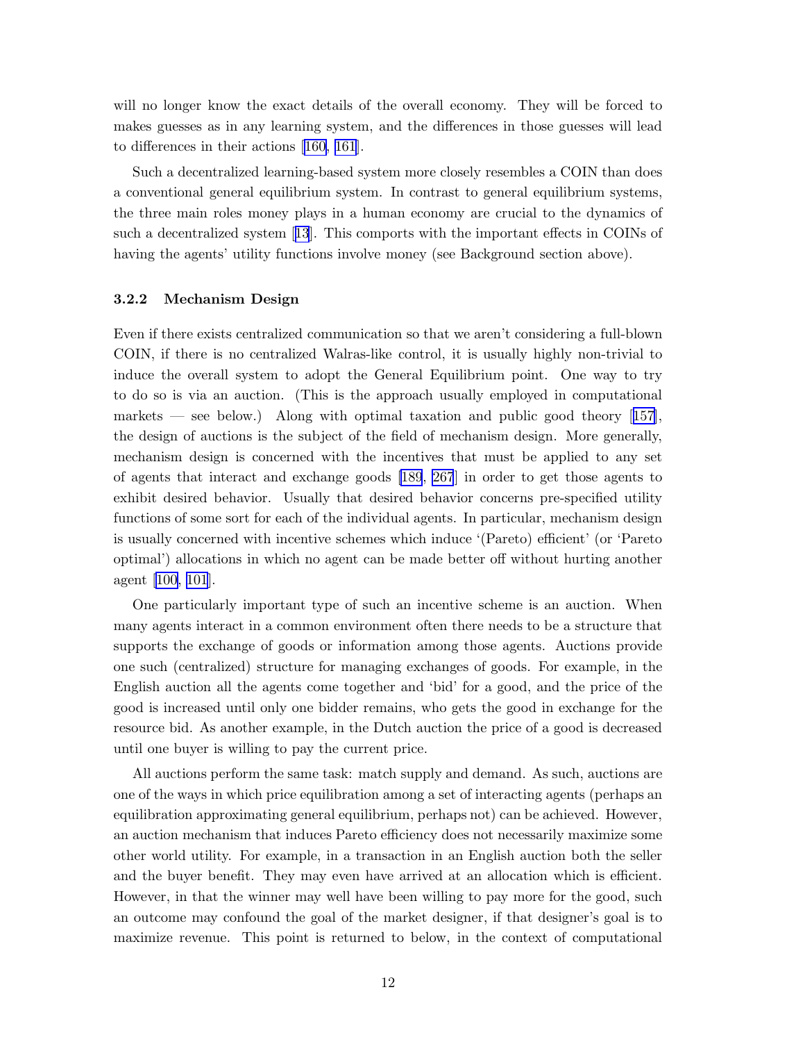will no longer know the exact details of the overall economy. They will be forced to makes guesses as in any learning system, and the differences in those guesses will lead to differences in their actions [160, 161].

Such a decentralized learning-based system more closely resembles a COIN than does a conventional general equilibrium system. In contrast to general equilibrium systems, the three main roles money plays in a human economy are crucial to the dynamics of such a decentralized system [13]. This comports with the important effects in COINs of having the agents' utility functions involve money (see Background section above).

### 3.2.2 Mechanism Design

Even if there exists centralized communication so that we aren't considering a full-blown COIN, if there is no centralized Walras-like control, it is usually highly non-trivial to induce the overall system to adopt the General Equilibrium point. One way to try to do so is via an auction. (This is the approach usually employed in computational markets — see below.) Along with optimal taxation and public good theory [157], the design of auctions is the subject of the field of mechanism design. More generally, mechanism design is concerned with the incentives that must be applied to any set of agents that interact and exchange goods [189, 267] in order to get those agents to exhibit desired behavior. Usually that desired behavior concerns pre-specified utility functions of some sort for each of the individual agents. In particular, mechanism design is usually concerned with incentive schemes which induce '(Pareto) efficient' (or 'Pareto optimal') allocations in which no agent can be made better off without hurting another agent [100, 101].

One particularly important type of such an incentive scheme is an auction. When many agents interact in a common environment often there needs to be a structure that supports the exchange of goods or information among those agents. Auctions provide one such (centralized) structure for managing exchanges of goods. For example, in the English auction all the agents come together and 'bid' for a good, and the price of the good is increased until only one bidder remains, who gets the good in exchange for the resource bid. As another example, in the Dutch auction the price of a good is decreased until one buyer is willing to pay the current price.

All auctions perform the same task: match supply and demand. As such, auctions are one of the ways in which price equilibration among a set of interacting agents (perhaps an equilibration approximating general equilibrium, perhaps not) can be achieved. However, an auction mechanism that induces Pareto efficiency does not necessarily maximize some other world utility. For example, in a transaction in an English auction both the seller and the buyer benefit. They may even have arrived at an allocation which is efficient. However, in that the winner may well have been willing to pay more for the good, such an outcome may confound the goal of the market designer, if that designer's goal is to maximize revenue. This point is returned to below, in the context of computational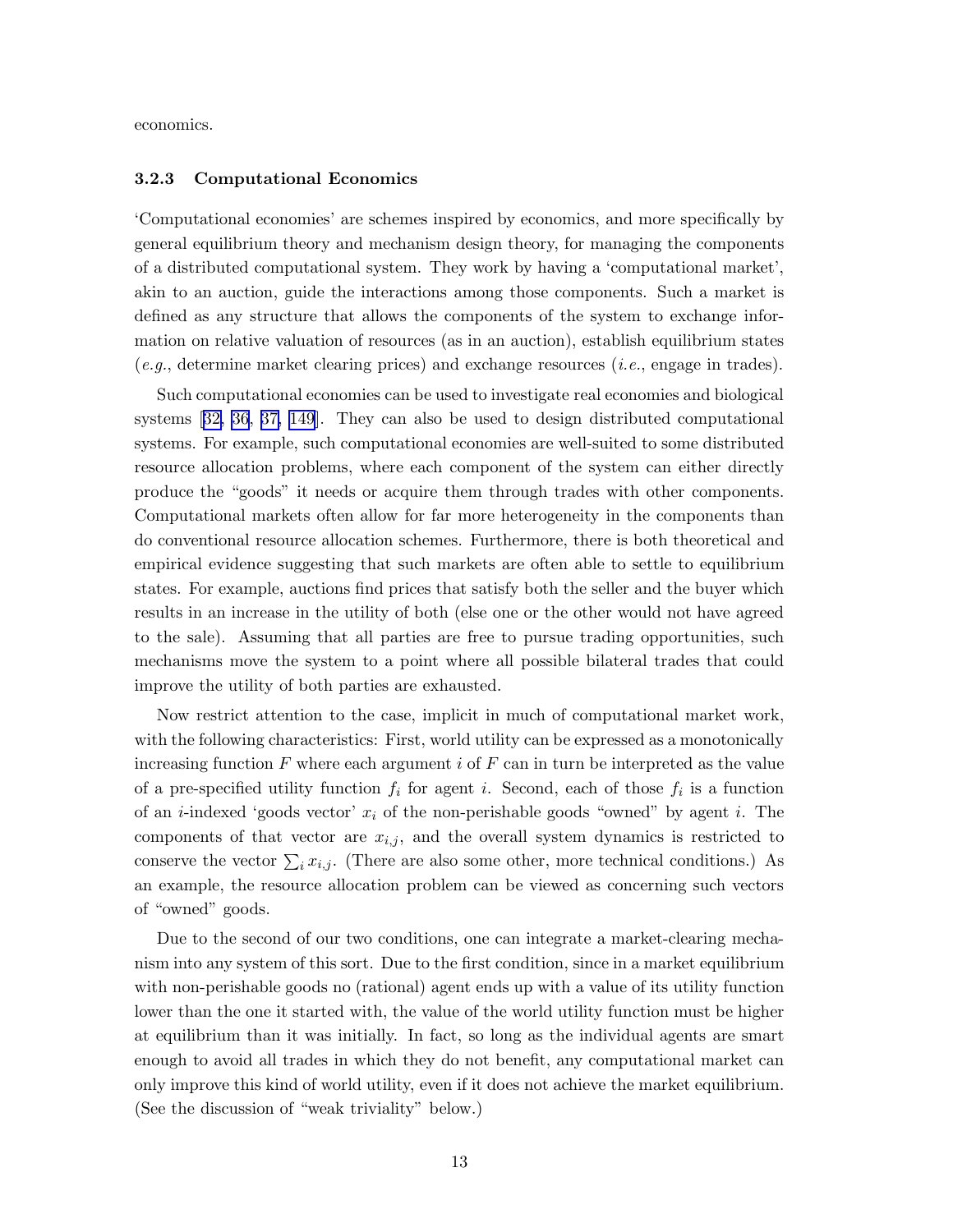economics.

### 3.2.3 Computational Economics

'Computational economies' are schemes inspired by economics, and more specifically by general equilibrium theory and mechanism design theory, for managing the components of a distributed computational system. They work by having a 'computational market', akin to an auction, guide the interactions among those components. Such a market is defined as any structure that allows the components of the system to exchange information on relative valuation of resources (as in an auction), establish equilibrium states (*e.g.*, determine market clearing prices) and exchange resources (*i.e.*, engage in trades).

Such computational economies can be used to investigate real economies and biological systems [32, 36, 37, 149]. They can also be used to design distributed computational systems. For example, such computational economies are well-suited to some distributed resource allocation problems, where each component of the system can either directly produce the "goods" it needs or acquire them through trades with other components. Computational markets often allow for far more heterogeneity in the components than do conventional resource allocation schemes. Furthermore, there is both theoretical and empirical evidence suggesting that such markets are often able to settle to equilibrium states. For example, auctions find prices that satisfy both the seller and the buyer which results in an increase in the utility of both (else one or the other would not have agreed to the sale). Assuming that all parties are free to pursue trading opportunities, such mechanisms move the system to a point where all possible bilateral trades that could improve the utility of both parties are exhausted.

Now restrict attention to the case, implicit in much of computational market work, with the following characteristics: First, world utility can be expressed as a monotonically increasing function $F$ where each argument $i$ of $F$ can in turn be interpreted as the value of a pre-specified utility function $f_i$ for agent $i$. Second, each of those $f_i$ is a function of an $i$-indexed 'goods vector' $x_i$ of the non-perishable goods "owned" by agent $i$. The components of that vector are $x_{i,j}$, and the overall system dynamics is restricted to conserve the vector $\sum_i x_{i,j}$. (There are also some other, more technical conditions.) As an example, the resource allocation problem can be viewed as concerning such vectors of "owned" goods.

Due to the second of our two conditions, one can integrate a market-clearing mechanism into any system of this sort. Due to the first condition, since in a market equilibrium with non-perishable goods no (rational) agent ends up with a value of its utility function lower than the one it started with, the value of the world utility function must be higher at equilibrium than it was initially. In fact, so long as the individual agents are smart enough to avoid all trades in which they do not benefit, any computational market can only improve this kind of world utility, even if it does not achieve the market equilibrium. (See the discussion of "weak triviality" below.)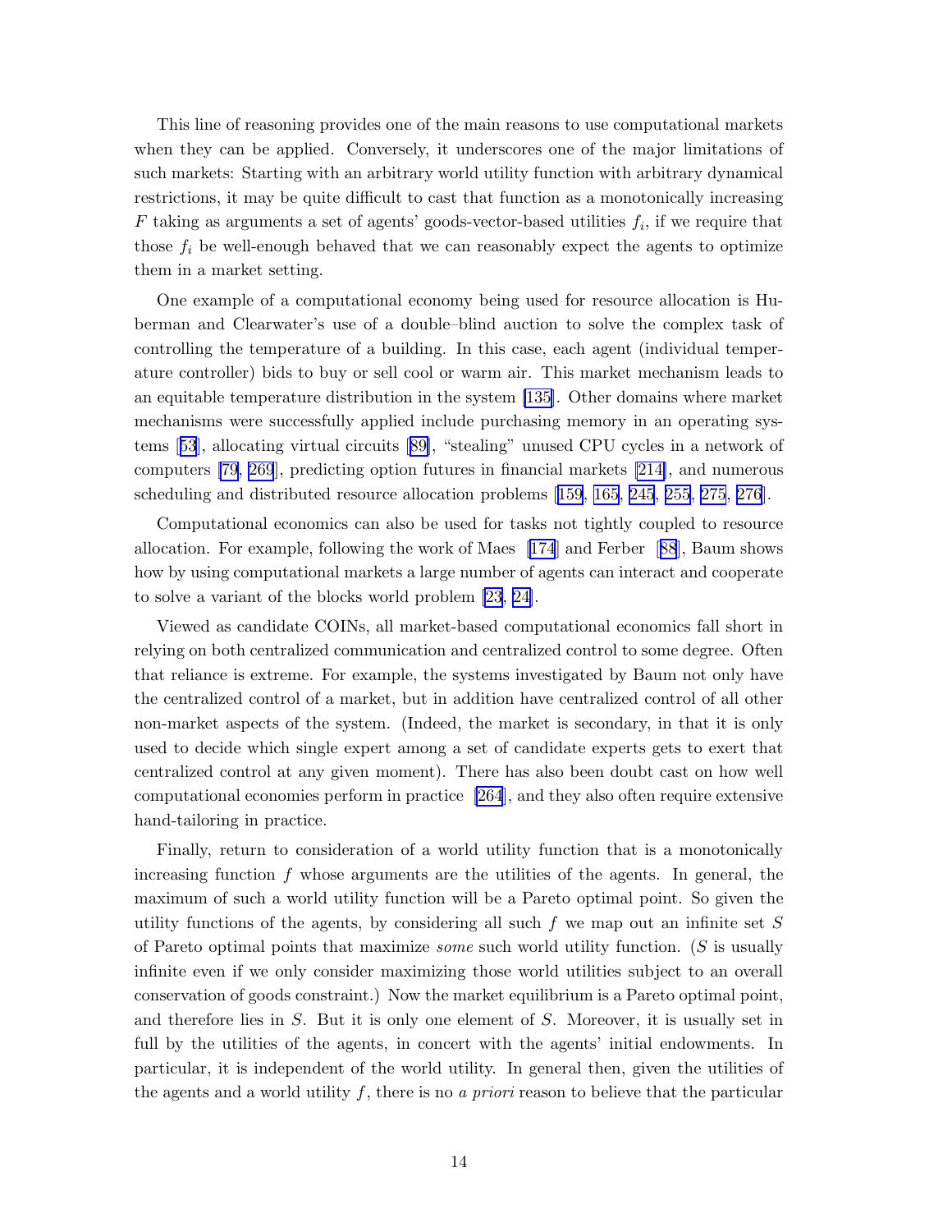This line of reasoning provides one of the main reasons to use computational markets when they can be applied. Conversely, it underscores one of the major limitations of such markets: Starting with an arbitrary world utility function with arbitrary dynamical restrictions, it may be quite difficult to cast that function as a monotonically increasing $F$ taking as arguments a set of agents' goods-vector-based utilities $f_i$, if we require that those $f_i$ be well-enough behaved that we can reasonably expect the agents to optimize them in a market setting.

One example of a computational economy being used for resource allocation is Huberman and Clearwater's use of a double–blind auction to solve the complex task of controlling the temperature of a building. In this case, each agent (individual temperature controller) bids to buy or sell cool or warm air. This market mechanism leads to an equitable temperature distribution in the system [135]. Other domains where market mechanisms were successfully applied include purchasing memory in an operating systems [53], allocating virtual circuits [89], "stealing" unused CPU cycles in a network of computers [79, 269], predicting option futures in financial markets [214], and numerous scheduling and distributed resource allocation problems [159, 165, 245, 255, 275, 276].

Computational economics can also be used for tasks not tightly coupled to resource allocation. For example, following the work of Maes [174] and Ferber [88], Baum shows how by using computational markets a large number of agents can interact and cooperate to solve a variant of the blocks world problem [23, 24].

Viewed as candidate COINs, all market-based computational economics fall short in relying on both centralized communication and centralized control to some degree. Often that reliance is extreme. For example, the systems investigated by Baum not only have the centralized control of a market, but in addition have centralized control of all other non-market aspects of the system. (Indeed, the market is secondary, in that it is only used to decide which single expert among a set of candidate experts gets to exert that centralized control at any given moment). There has also been doubt cast on how well computational economies perform in practice [264], and they also often require extensive hand-tailoring in practice.

Finally, return to consideration of a world utility function that is a monotonically increasing function $f$ whose arguments are the utilities of the agents. In general, the maximum of such a world utility function will be a Pareto optimal point. So given the utility functions of the agents, by considering all such $f$ we map out an infinite set $S$ of Pareto optimal points that maximize *some* such world utility function. ($S$ is usually infinite even if we only consider maximizing those world utilities subject to an overall conservation of goods constraint.) Now the market equilibrium is a Pareto optimal point, and therefore lies in $S$. But it is only one element of $S$. Moreover, it is usually set in full by the utilities of the agents, in concert with the agents' initial endowments. In particular, it is independent of the world utility. In general then, given the utilities of the agents and a world utility $f$, there is no *a priori* reason to believe that the particular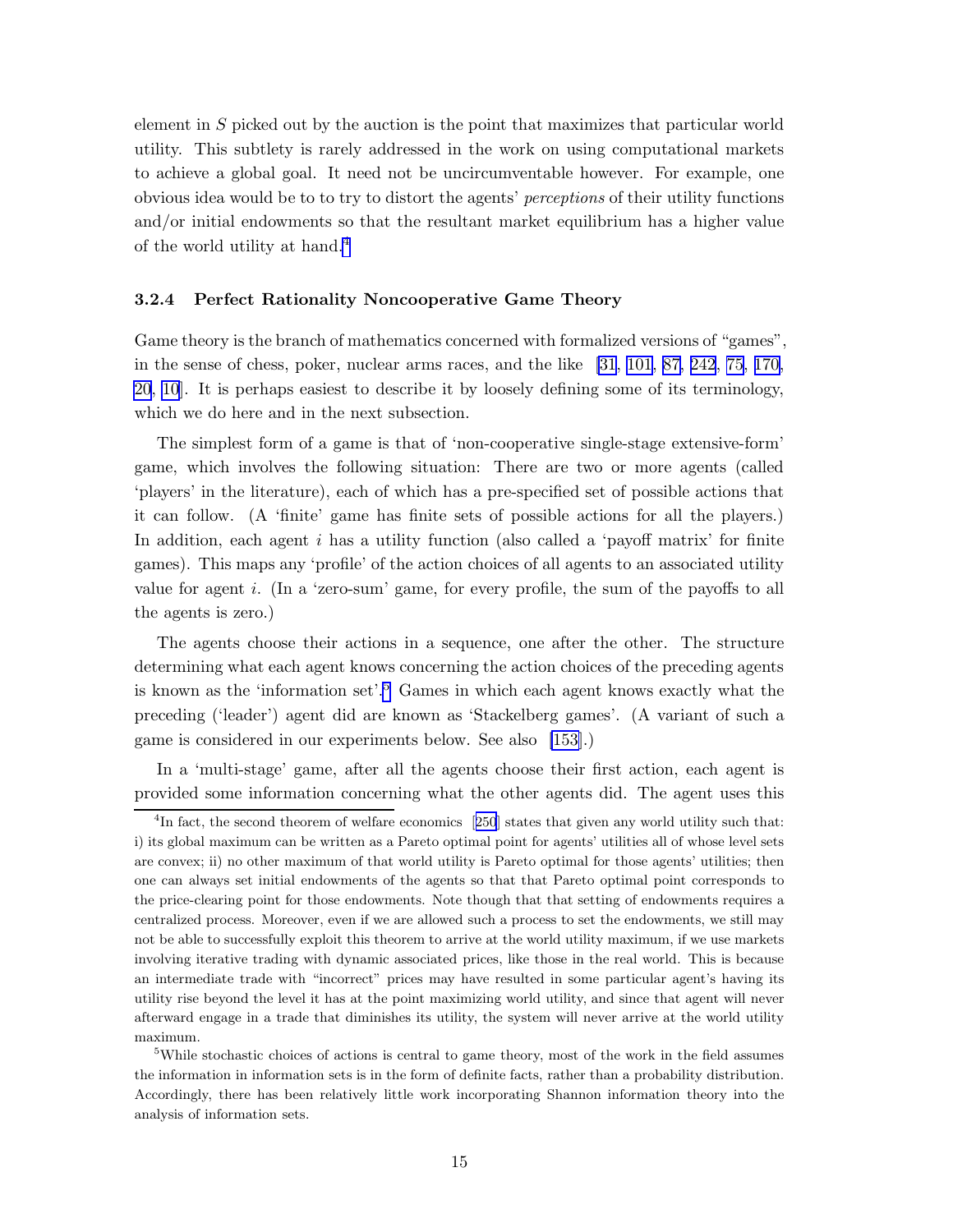element in $S$ picked out by the auction is the point that maximizes that particular world utility. This subtlety is rarely addressed in the work on using computational markets to achieve a global goal. It need not be uncircumventable however. For example, one obvious idea would be to to try to distort the agents' *perceptions* of their utility functions and/or initial endowments so that the resultant market equilibrium has a higher value of the world utility at hand.[4]

### 3.2.4 Perfect Rationality Noncooperative Game Theory

Game theory is the branch of mathematics concerned with formalized versions of "games", in the sense of chess, poker, nuclear arms races, and the like [31, 101, 87, 242, 75, 170, 20, 10]. It is perhaps easiest to describe it by loosely defining some of its terminology, which we do here and in the next subsection.

The simplest form of a game is that of 'non-cooperative single-stage extensive-form' game, which involves the following situation: There are two or more agents (called 'players' in the literature), each of which has a pre-specified set of possible actions that it can follow. (A 'finite' game has finite sets of possible actions for all the players.) In addition, each agent $i$ has a utility function (also called a 'payoff matrix' for finite games). This maps any 'profile' of the action choices of all agents to an associated utility value for agent $i$. (In a 'zero-sum' game, for every profile, the sum of the payoffs to all the agents is zero.)

The agents choose their actions in a sequence, one after the other. The structure determining what each agent knows concerning the action choices of the preceding agents is known as the 'information set'.[5] Games in which each agent knows exactly what the preceding ('leader') agent did are known as 'Stackelberg games'. (A variant of such a game is considered in our experiments below. See also [153].)

In a 'multi-stage' game, after all the agents choose their first action, each agent is provided some information concerning what the other agents did. The agent uses this

[4] In fact, the second theorem of welfare economics [250] states that given any world utility such that: i) its global maximum can be written as a Pareto optimal point for agents' utilities all of whose level sets are convex; ii) no other maximum of that world utility is Pareto optimal for those agents' utilities; then one can always set initial endowments of the agents so that that Pareto optimal point corresponds to the price-clearing point for those endowments. Note though that that setting of endowments requires a centralized process. Moreover, even if we are allowed such a process to set the endowments, we still may not be able to successfully exploit this theorem to arrive at the world utility maximum, if we use markets involving iterative trading with dynamic associated prices, like those in the real world. This is because an intermediate trade with "incorrect" prices may have resulted in some particular agent's having its utility rise beyond the level it has at the point maximizing world utility, and since that agent will never afterward engage in a trade that diminishes its utility, the system will never arrive at the world utility maximum.

[5] While stochastic choices of actions is central to game theory, most of the work in the field assumes the information in information sets is in the form of definite facts, rather than a probability distribution. Accordingly, there has been relatively little work incorporating Shannon information theory into the analysis of information sets.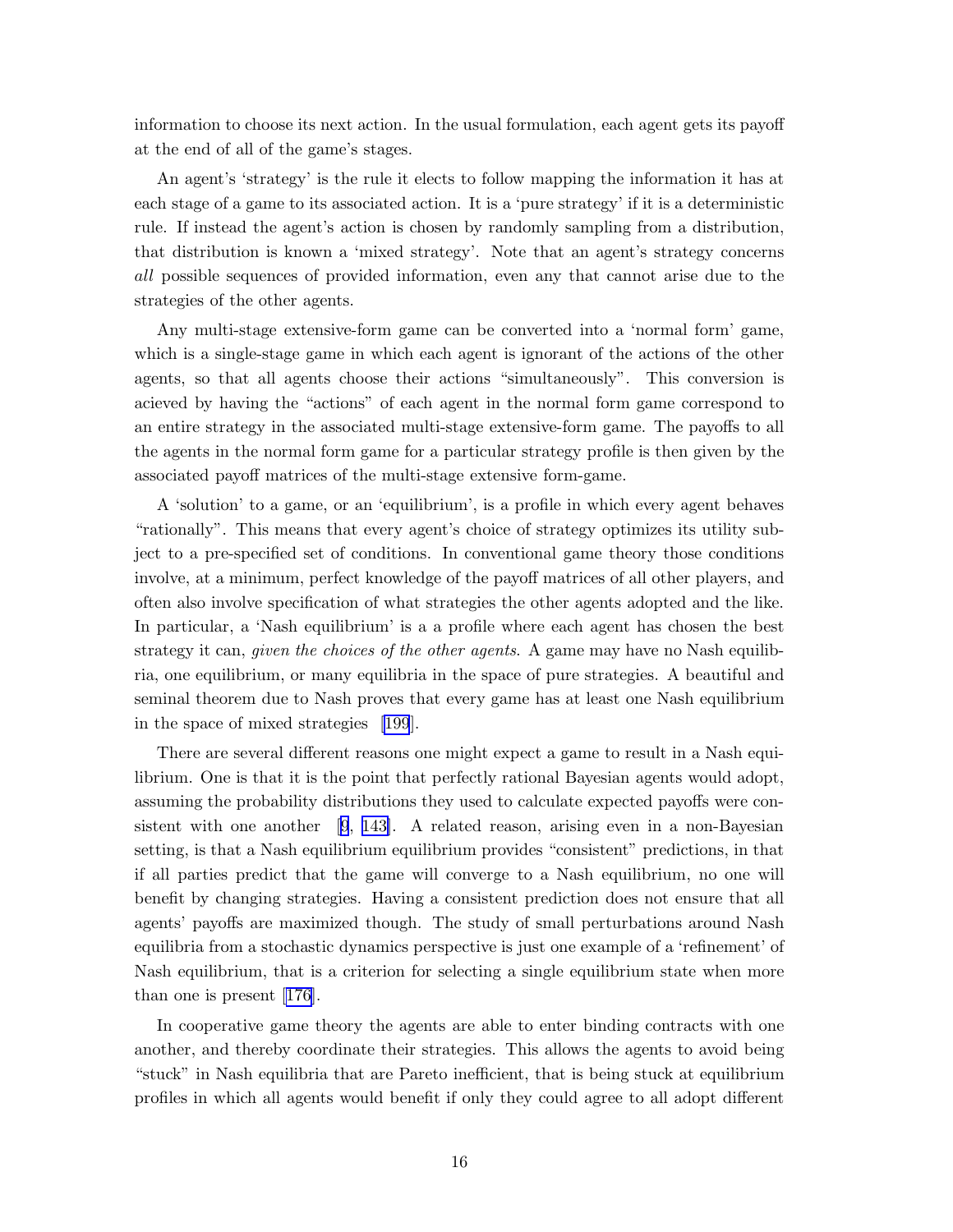information to choose its next action. In the usual formulation, each agent gets its payoff at the end of all of the game's stages.

An agent's 'strategy' is the rule it elects to follow mapping the information it has at each stage of a game to its associated action. It is a 'pure strategy' if it is a deterministic rule. If instead the agent's action is chosen by randomly sampling from a distribution, that distribution is known a 'mixed strategy'. Note that an agent's strategy concerns *all* possible sequences of provided information, even any that cannot arise due to the strategies of the other agents.

Any multi-stage extensive-form game can be converted into a 'normal form' game, which is a single-stage game in which each agent is ignorant of the actions of the other agents, so that all agents choose their actions "simultaneously". This conversion is acieved by having the "actions" of each agent in the normal form game correspond to an entire strategy in the associated multi-stage extensive-form game. The payoffs to all the agents in the normal form game for a particular strategy profile is then given by the associated payoff matrices of the multi-stage extensive form-game.

A 'solution' to a game, or an 'equilibrium', is a profile in which every agent behaves "rationally". This means that every agent's choice of strategy optimizes its utility subject to a pre-specified set of conditions. In conventional game theory those conditions involve, at a minimum, perfect knowledge of the payoff matrices of all other players, and often also involve specification of what strategies the other agents adopted and the like. In particular, a 'Nash equilibrium' is a a profile where each agent has chosen the best strategy it can, *given the choices of the other agents*. A game may have no Nash equilibria, one equilibrium, or many equilibria in the space of pure strategies. A beautiful and seminal theorem due to Nash proves that every game has at least one Nash equilibrium in the space of mixed strategies [199].

There are several different reasons one might expect a game to result in a Nash equilibrium. One is that it is the point that perfectly rational Bayesian agents would adopt, assuming the probability distributions they used to calculate expected payoffs were consistent with one another [9, 143]. A related reason, arising even in a non-Bayesian setting, is that a Nash equilibrium equilibrium provides "consistent" predictions, in that if all parties predict that the game will converge to a Nash equilibrium, no one will benefit by changing strategies. Having a consistent prediction does not ensure that all agents' payoffs are maximized though. The study of small perturbations around Nash equilibria from a stochastic dynamics perspective is just one example of a 'refinement' of Nash equilibrium, that is a criterion for selecting a single equilibrium state when more than one is present [176].

In cooperative game theory the agents are able to enter binding contracts with one another, and thereby coordinate their strategies. This allows the agents to avoid being "stuck" in Nash equilibria that are Pareto inefficient, that is being stuck at equilibrium profiles in which all agents would benefit if only they could agree to all adopt different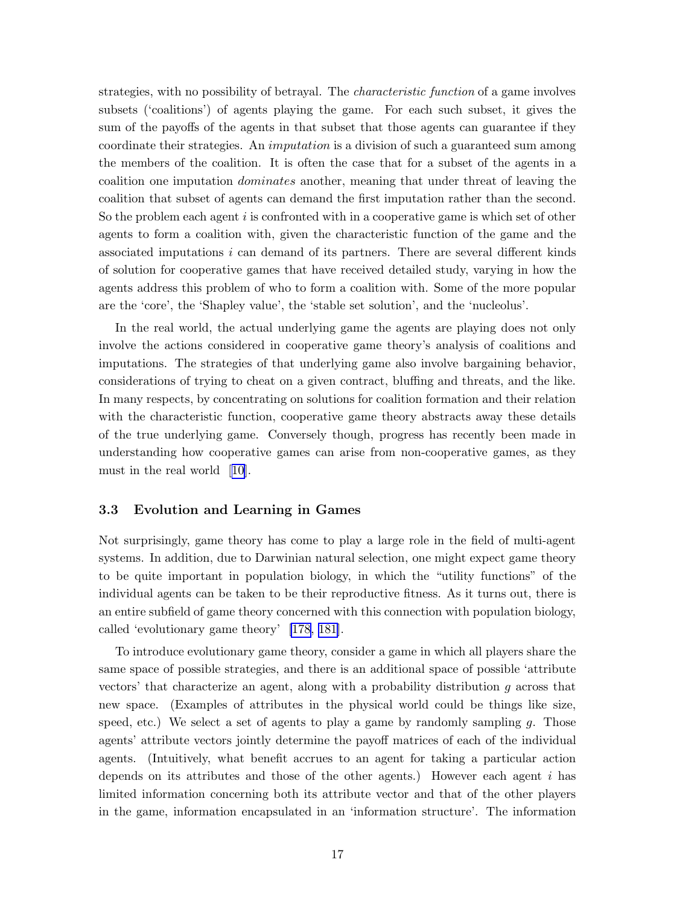strategies, with no possibility of betrayal. The *characteristic function* of a game involves subsets ('coalitions') of agents playing the game. For each such subset, it gives the sum of the payoffs of the agents in that subset that those agents can guarantee if they coordinate their strategies. An *imputation* is a division of such a guaranteed sum among the members of the coalition. It is often the case that for a subset of the agents in a coalition one imputation *dominates* another, meaning that under threat of leaving the coalition that subset of agents can demand the first imputation rather than the second. So the problem each agent $i$ is confronted with in a cooperative game is which set of other agents to form a coalition with, given the characteristic function of the game and the associated imputations $i$ can demand of its partners. There are several different kinds of solution for cooperative games that have received detailed study, varying in how the agents address this problem of who to form a coalition with. Some of the more popular are the 'core', the 'Shapley value', the 'stable set solution', and the 'nucleolus'.

In the real world, the actual underlying game the agents are playing does not only involve the actions considered in cooperative game theory's analysis of coalitions and imputations. The strategies of that underlying game also involve bargaining behavior, considerations of trying to cheat on a given contract, bluffing and threats, and the like. In many respects, by concentrating on solutions for coalition formation and their relation with the characteristic function, cooperative game theory abstracts away these details of the true underlying game. Conversely though, progress has recently been made in understanding how cooperative games can arise from non-cooperative games, as they must in the real world [10].

### 3.3 Evolution and Learning in Games

Not surprisingly, game theory has come to play a large role in the field of multi-agent systems. In addition, due to Darwinian natural selection, one might expect game theory to be quite important in population biology, in which the "utility functions" of the individual agents can be taken to be their reproductive fitness. As it turns out, there is an entire subfield of game theory concerned with this connection with population biology, called 'evolutionary game theory' [178, 181].

To introduce evolutionary game theory, consider a game in which all players share the same space of possible strategies, and there is an additional space of possible 'attribute vectors' that characterize an agent, along with a probability distribution $g$ across that new space. (Examples of attributes in the physical world could be things like size, speed, etc.) We select a set of agents to play a game by randomly sampling $g$. Those agents' attribute vectors jointly determine the payoff matrices of each of the individual agents. (Intuitively, what benefit accrues to an agent for taking a particular action depends on its attributes and those of the other agents.) However each agent $i$ has limited information concerning both its attribute vector and that of the other players in the game, information encapsulated in an 'information structure'. The information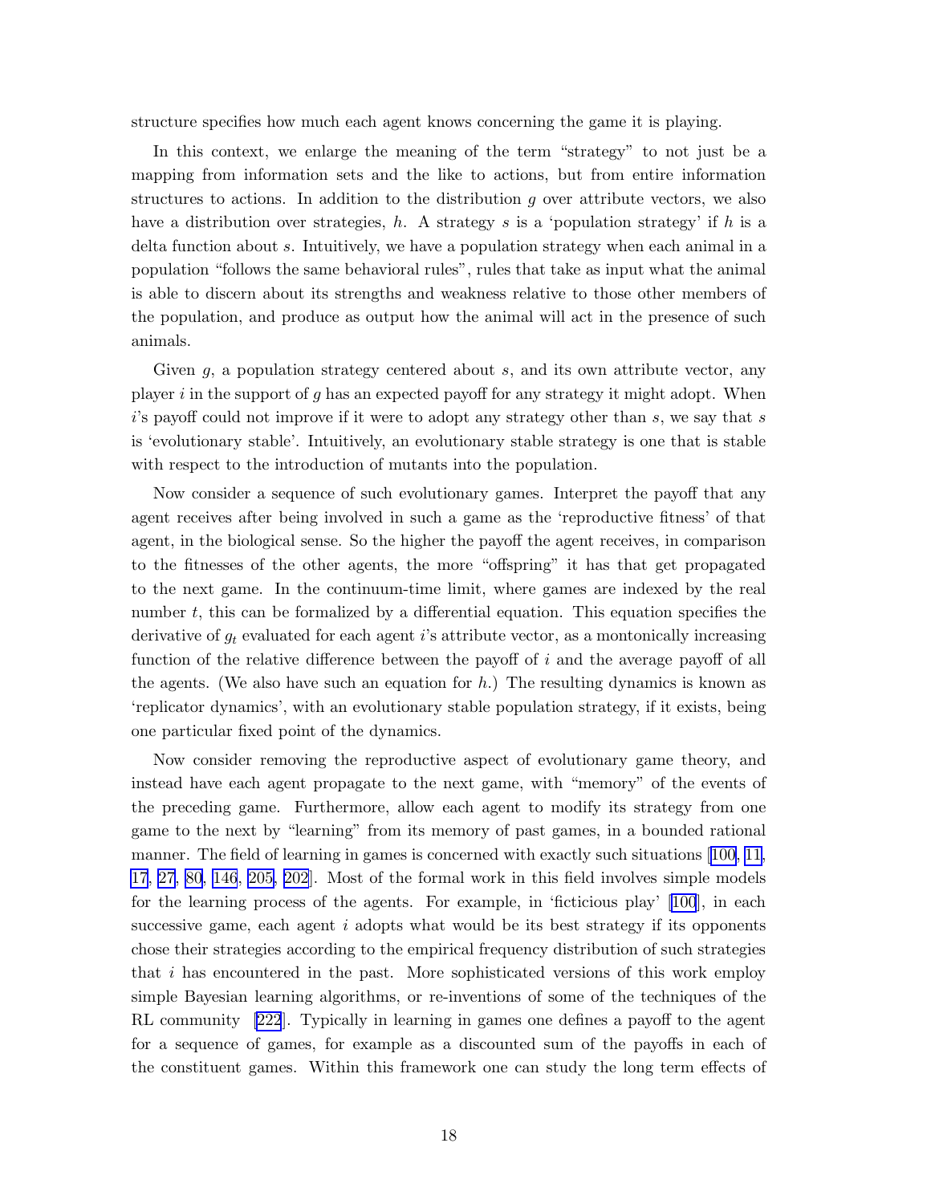structure specifies how much each agent knows concerning the game it is playing.

In this context, we enlarge the meaning of the term "strategy" to not just be a mapping from information sets and the like to actions, but from entire information structures to actions. In addition to the distribution $g$ over attribute vectors, we also have a distribution over strategies, $h$. A strategy $s$ is a 'population strategy' if $h$ is a delta function about $s$. Intuitively, we have a population strategy when each animal in a population "follows the same behavioral rules", rules that take as input what the animal is able to discern about its strengths and weakness relative to those other members of the population, and produce as output how the animal will act in the presence of such animals.

Given $g$, a population strategy centered about $s$, and its own attribute vector, any player $i$ in the support of $g$ has an expected payoff for any strategy it might adopt. When $i$'s payoff could not improve if it were to adopt any strategy other than $s$, we say that $s$ is 'evolutionary stable'. Intuitively, an evolutionary stable strategy is one that is stable with respect to the introduction of mutants into the population.

Now consider a sequence of such evolutionary games. Interpret the payoff that any agent receives after being involved in such a game as the 'reproductive fitness' of that agent, in the biological sense. So the higher the payoff the agent receives, in comparison to the fitnesses of the other agents, the more "offspring" it has that get propagated to the next game. In the continuum-time limit, where games are indexed by the real number $t$, this can be formalized by a differential equation. This equation specifies the derivative of $g_t$ evaluated for each agent $i$'s attribute vector, as a montonically increasing function of the relative difference between the payoff of $i$ and the average payoff of all the agents. (We also have such an equation for $h$.) The resulting dynamics is known as 'replicator dynamics', with an evolutionary stable population strategy, if it exists, being one particular fixed point of the dynamics.

Now consider removing the reproductive aspect of evolutionary game theory, and instead have each agent propagate to the next game, with "memory" of the events of the preceding game. Furthermore, allow each agent to modify its strategy from one game to the next by "learning" from its memory of past games, in a bounded rational manner. The field of learning in games is concerned with exactly such situations [100, 11, 17, 27, 80, 146, 205, 202]. Most of the formal work in this field involves simple models for the learning process of the agents. For example, in 'ficticious play' [100], in each successive game, each agent $i$ adopts what would be its best strategy if its opponents chose their strategies according to the empirical frequency distribution of such strategies that $i$ has encountered in the past. More sophisticated versions of this work employ simple Bayesian learning algorithms, or re-inventions of some of the techniques of the RL community [222]. Typically in learning in games one defines a payoff to the agent for a sequence of games, for example as a discounted sum of the payoffs in each of the constituent games. Within this framework one can study the long term effects of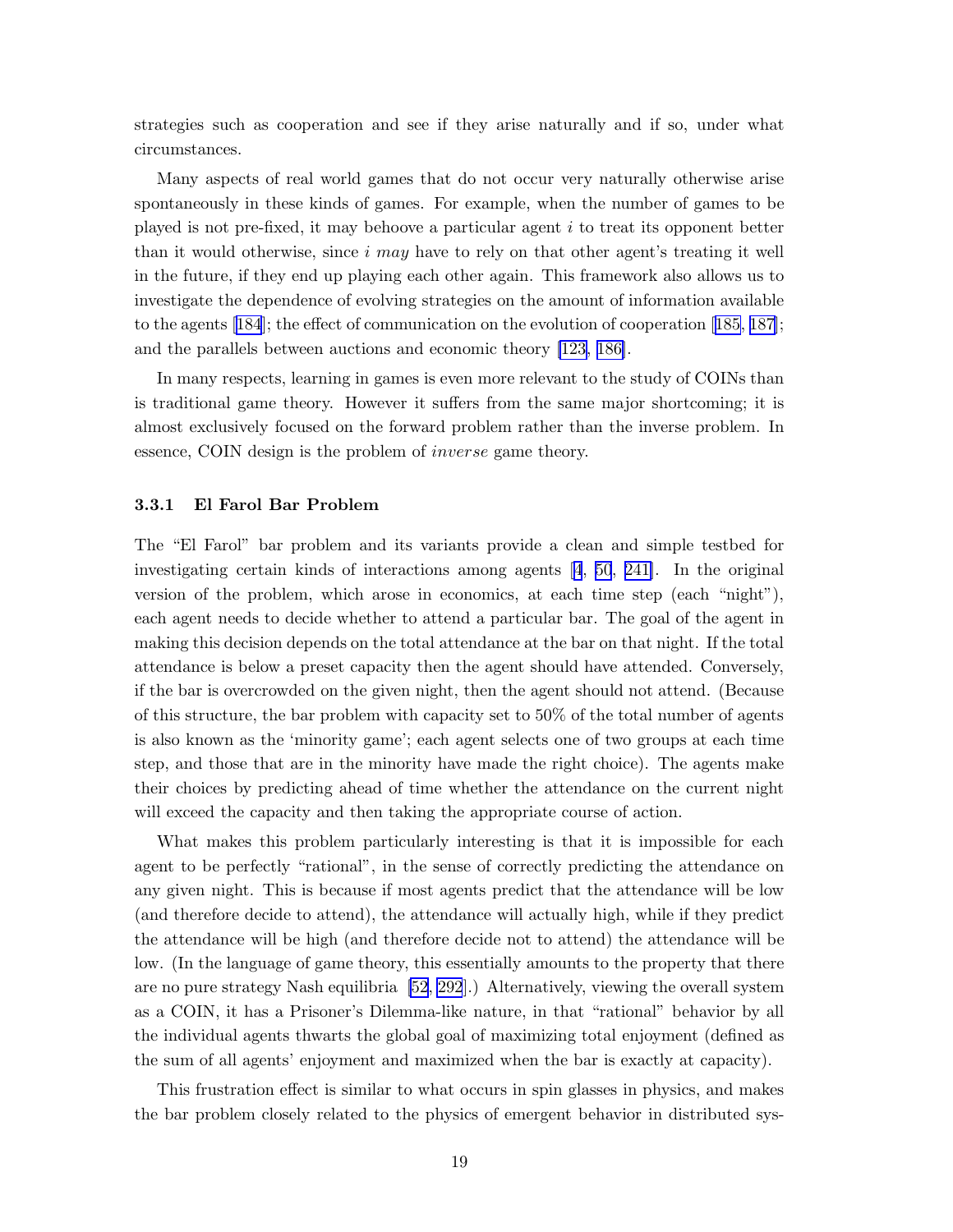strategies such as cooperation and see if they arise naturally and if so, under what circumstances.

Many aspects of real world games that do not occur very naturally otherwise arise spontaneously in these kinds of games. For example, when the number of games to be played is not pre-fixed, it may behoove a particular agent $i$ to treat its opponent better than it would otherwise, since $i$ *may* have to rely on that other agent's treating it well in the future, if they end up playing each other again. This framework also allows us to investigate the dependence of evolving strategies on the amount of information available to the agents [184]; the effect of communication on the evolution of cooperation [185, 187]; and the parallels between auctions and economic theory [123, 186].

In many respects, learning in games is even more relevant to the study of COINs than is traditional game theory. However it suffers from the same major shortcoming; it is almost exclusively focused on the forward problem rather than the inverse problem. In essence, COIN design is the problem of *inverse* game theory.

### 3.3.1 El Farol Bar Problem

The "El Farol" bar problem and its variants provide a clean and simple testbed for investigating certain kinds of interactions among agents [4, 50, 241]. In the original version of the problem, which arose in economics, at each time step (each "night"), each agent needs to decide whether to attend a particular bar. The goal of the agent in making this decision depends on the total attendance at the bar on that night. If the total attendance is below a preset capacity then the agent should have attended. Conversely, if the bar is overcrowded on the given night, then the agent should not attend. (Because of this structure, the bar problem with capacity set to 50% of the total number of agents is also known as the 'minority game'; each agent selects one of two groups at each time step, and those that are in the minority have made the right choice). The agents make their choices by predicting ahead of time whether the attendance on the current night will exceed the capacity and then taking the appropriate course of action.

What makes this problem particularly interesting is that it is impossible for each agent to be perfectly "rational", in the sense of correctly predicting the attendance on any given night. This is because if most agents predict that the attendance will be low (and therefore decide to attend), the attendance will actually high, while if they predict the attendance will be high (and therefore decide not to attend) the attendance will be low. (In the language of game theory, this essentially amounts to the property that there are no pure strategy Nash equilibria [52, 292].) Alternatively, viewing the overall system as a COIN, it has a Prisoner's Dilemma-like nature, in that "rational" behavior by all the individual agents thwarts the global goal of maximizing total enjoyment (defined as the sum of all agents' enjoyment and maximized when the bar is exactly at capacity).

This frustration effect is similar to what occurs in spin glasses in physics, and makes the bar problem closely related to the physics of emergent behavior in distributed sys-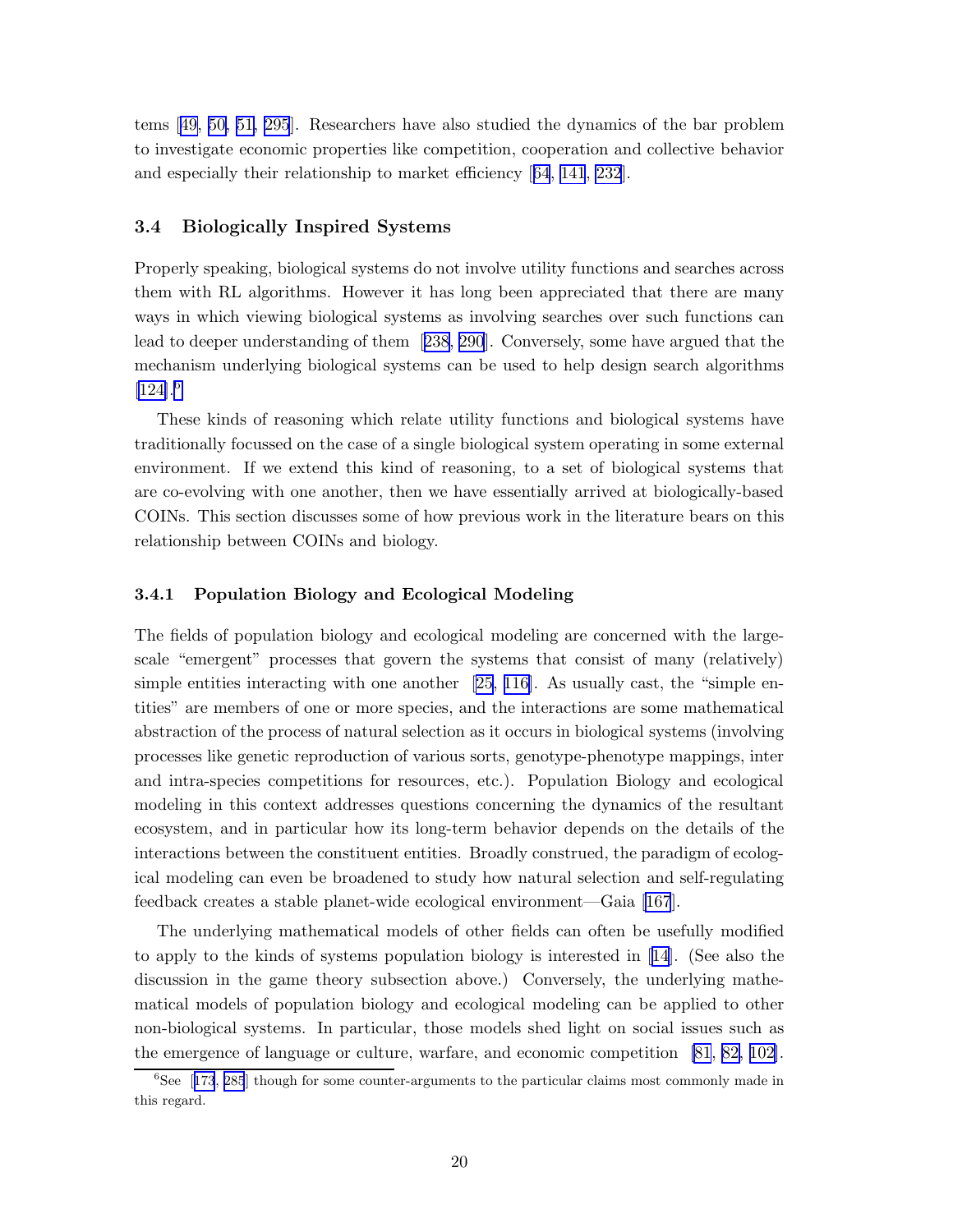tems [49, 50, 51, 295]. Researchers have also studied the dynamics of the bar problem to investigate economic properties like competition, cooperation and collective behavior and especially their relationship to market efficiency [64, 141, 232].

### 3.4 Biologically Inspired Systems

Properly speaking, biological systems do not involve utility functions and searches across them with RL algorithms. However it has long been appreciated that there are many ways in which viewing biological systems as involving searches over such functions can lead to deeper understanding of them [238, 290]. Conversely, some have argued that the mechanism underlying biological systems can be used to help design search algorithms [124].[6]

These kinds of reasoning which relate utility functions and biological systems have traditionally focussed on the case of a single biological system operating in some external environment. If we extend this kind of reasoning, to a set of biological systems that are co-evolving with one another, then we have essentially arrived at biologically-based COINs. This section discusses some of how previous work in the literature bears on this relationship between COINs and biology.

#### 3.4.1 Population Biology and Ecological Modeling

The fields of population biology and ecological modeling are concerned with the large-scale "emergent" processes that govern the systems that consist of many (relatively) simple entities interacting with one another [25, 116]. As usually cast, the "simple entities" are members of one or more species, and the interactions are some mathematical abstraction of the process of natural selection as it occurs in biological systems (involving processes like genetic reproduction of various sorts, genotype-phenotype mappings, inter and intra-species competitions for resources, etc.). Population Biology and ecological modeling in this context addresses questions concerning the dynamics of the resultant ecosystem, and in particular how its long-term behavior depends on the details of the interactions between the constituent entities. Broadly construed, the paradigm of ecological modeling can even be broadened to study how natural selection and self-regulating feedback creates a stable planet-wide ecological environment—Gaia [167].

The underlying mathematical models of other fields can often be usefully modified to apply to the kinds of systems population biology is interested in [14]. (See also the discussion in the game theory subsection above.) Conversely, the underlying mathematical models of population biology and ecological modeling can be applied to other non-biological systems. In particular, those models shed light on social issues such as the emergence of language or culture, warfare, and economic competition [81, 82, 102].

[6] See [173, 285] though for some counter-arguments to the particular claims most commonly made in this regard.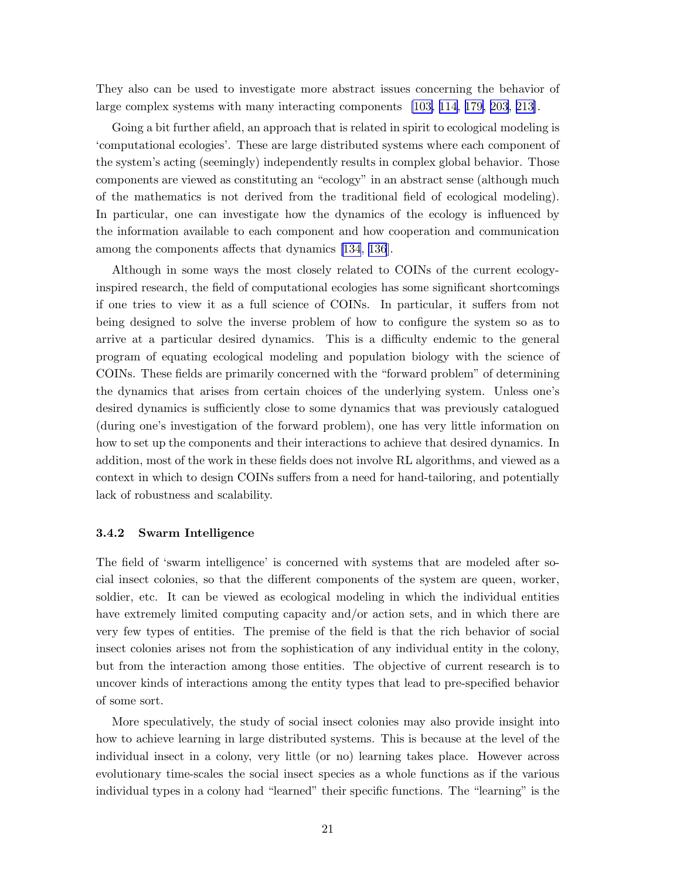They also can be used to investigate more abstract issues concerning the behavior of large complex systems with many interacting components [103, 114, 179, 203, 213].

Going a bit further afield, an approach that is related in spirit to ecological modeling is 'computational ecologies'. These are large distributed systems where each component of the system's acting (seemingly) independently results in complex global behavior. Those components are viewed as constituting an "ecology" in an abstract sense (although much of the mathematics is not derived from the traditional field of ecological modeling). In particular, one can investigate how the dynamics of the ecology is influenced by the information available to each component and how cooperation and communication among the components affects that dynamics [134, 136].

Although in some ways the most closely related to COINs of the current ecology-inspired research, the field of computational ecologies has some significant shortcomings if one tries to view it as a full science of COINs. In particular, it suffers from not being designed to solve the inverse problem of how to configure the system so as to arrive at a particular desired dynamics. This is a difficulty endemic to the general program of equating ecological modeling and population biology with the science of COINs. These fields are primarily concerned with the "forward problem" of determining the dynamics that arises from certain choices of the underlying system. Unless one's desired dynamics is sufficiently close to some dynamics that was previously catalogued (during one's investigation of the forward problem), one has very little information on how to set up the components and their interactions to achieve that desired dynamics. In addition, most of the work in these fields does not involve RL algorithms, and viewed as a context in which to design COINs suffers from a need for hand-tailoring, and potentially lack of robustness and scalability.

### 3.4.2 Swarm Intelligence

The field of 'swarm intelligence' is concerned with systems that are modeled after social insect colonies, so that the different components of the system are queen, worker, soldier, etc. It can be viewed as ecological modeling in which the individual entities have extremely limited computing capacity and/or action sets, and in which there are very few types of entities. The premise of the field is that the rich behavior of social insect colonies arises not from the sophistication of any individual entity in the colony, but from the interaction among those entities. The objective of current research is to uncover kinds of interactions among the entity types that lead to pre-specified behavior of some sort.

More speculatively, the study of social insect colonies may also provide insight into how to achieve learning in large distributed systems. This is because at the level of the individual insect in a colony, very little (or no) learning takes place. However across evolutionary time-scales the social insect species as a whole functions as if the various individual types in a colony had "learned" their specific functions. The "learning" is the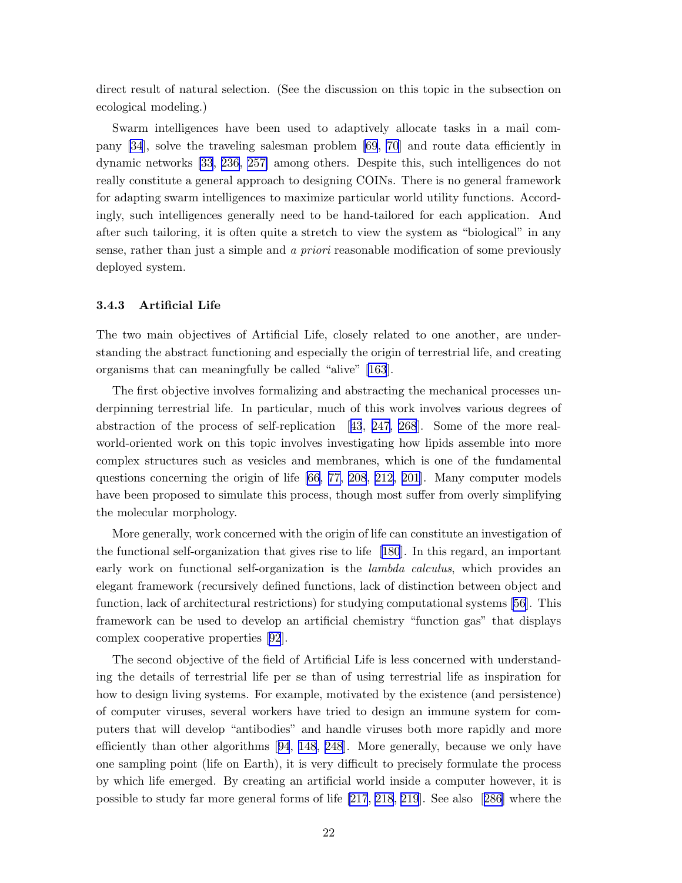direct result of natural selection. (See the discussion on this topic in the subsection on ecological modeling.)

Swarm intelligences have been used to adaptively allocate tasks in a mail company [34], solve the traveling salesman problem [69, 70] and route data efficiently in dynamic networks [33, 236, 257] among others. Despite this, such intelligences do not really constitute a general approach to designing COINs. There is no general framework for adapting swarm intelligences to maximize particular world utility functions. Accordingly, such intelligences generally need to be hand-tailored for each application. And after such tailoring, it is often quite a stretch to view the system as "biological" in any sense, rather than just a simple and *a priori* reasonable modification of some previously deployed system.

### 3.4.3 Artificial Life

The two main objectives of Artificial Life, closely related to one another, are understanding the abstract functioning and especially the origin of terrestrial life, and creating organisms that can meaningfully be called "alive" [163].

The first objective involves formalizing and abstracting the mechanical processes underpinning terrestrial life. In particular, much of this work involves various degrees of abstraction of the process of self-replication [43, 247, 268]. Some of the more real-world-oriented work on this topic involves investigating how lipids assemble into more complex structures such as vesicles and membranes, which is one of the fundamental questions concerning the origin of life [66, 77, 208, 212, 201]. Many computer models have been proposed to simulate this process, though most suffer from overly simplifying the molecular morphology.

More generally, work concerned with the origin of life can constitute an investigation of the functional self-organization that gives rise to life [180]. In this regard, an important early work on functional self-organization is the *lambda calculus*, which provides an elegant framework (recursively defined functions, lack of distinction between object and function, lack of architectural restrictions) for studying computational systems [56]. This framework can be used to develop an artificial chemistry "function gas" that displays complex cooperative properties [92].

The second objective of the field of Artificial Life is less concerned with understanding the details of terrestrial life per se than of using terrestrial life as inspiration for how to design living systems. For example, motivated by the existence (and persistence) of computer viruses, several workers have tried to design an immune system for computers that will develop "antibodies" and handle viruses both more rapidly and more efficiently than other algorithms [94, 148, 248]. More generally, because we only have one sampling point (life on Earth), it is very difficult to precisely formulate the process by which life emerged. By creating an artificial world inside a computer however, it is possible to study far more general forms of life [217, 218, 219]. See also [286] where the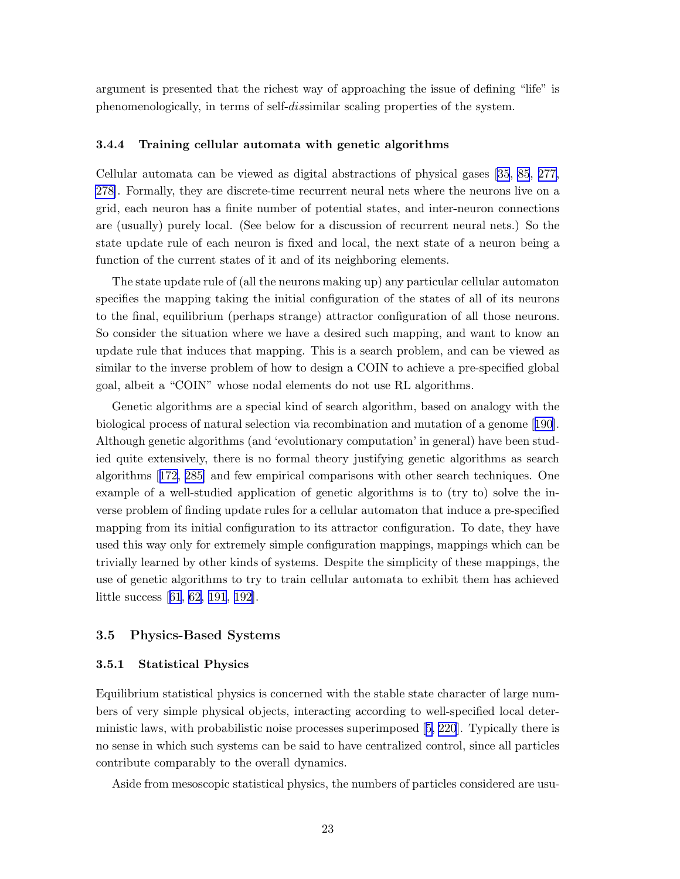argument is presented that the richest way of approaching the issue of defining "life" is phenomenologically, in terms of self-*dis*similar scaling properties of the system.

### 3.4.4 Training cellular automata with genetic algorithms

Cellular automata can be viewed as digital abstractions of physical gases [35, 85, 277, 278]. Formally, they are discrete-time recurrent neural nets where the neurons live on a grid, each neuron has a finite number of potential states, and inter-neuron connections are (usually) purely local. (See below for a discussion of recurrent neural nets.) So the state update rule of each neuron is fixed and local, the next state of a neuron being a function of the current states of it and of its neighboring elements.

The state update rule of (all the neurons making up) any particular cellular automaton specifies the mapping taking the initial configuration of the states of all of its neurons to the final, equilibrium (perhaps strange) attractor configuration of all those neurons. So consider the situation where we have a desired such mapping, and want to know an update rule that induces that mapping. This is a search problem, and can be viewed as similar to the inverse problem of how to design a COIN to achieve a pre-specified global goal, albeit a "COIN" whose nodal elements do not use RL algorithms.

Genetic algorithms are a special kind of search algorithm, based on analogy with the biological process of natural selection via recombination and mutation of a genome [190]. Although genetic algorithms (and 'evolutionary computation' in general) have been studied quite extensively, there is no formal theory justifying genetic algorithms as search algorithms [172, 285] and few empirical comparisons with other search techniques. One example of a well-studied application of genetic algorithms is to (try to) solve the inverse problem of finding update rules for a cellular automaton that induce a pre-specified mapping from its initial configuration to its attractor configuration. To date, they have used this way only for extremely simple configuration mappings, mappings which can be trivially learned by other kinds of systems. Despite the simplicity of these mappings, the use of genetic algorithms to try to train cellular automata to exhibit them has achieved little success [61, 62, 191, 192].

## 3.5 Physics-Based Systems

### 3.5.1 Statistical Physics

Equilibrium statistical physics is concerned with the stable state character of large numbers of very simple physical objects, interacting according to well-specified local deterministic laws, with probabilistic noise processes superimposed [5, 220]. Typically there is no sense in which such systems can be said to have centralized control, since all particles contribute comparably to the overall dynamics.

Aside from mesoscopic statistical physics, the numbers of particles considered are usu-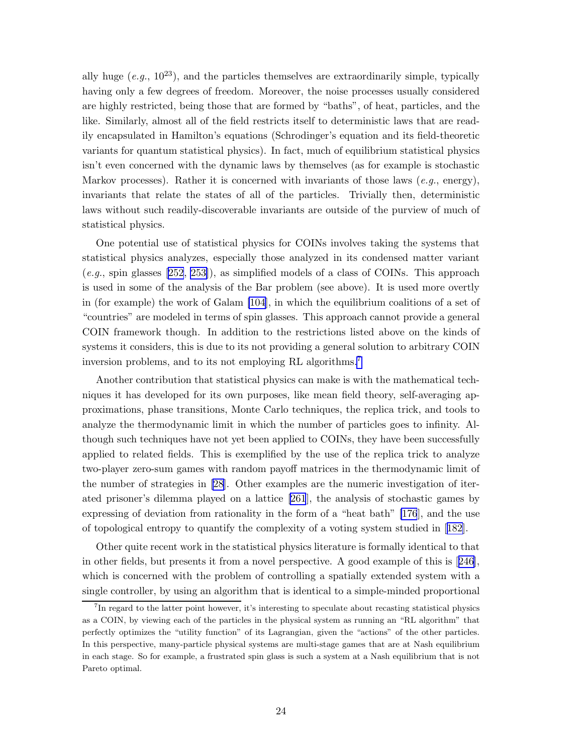ally huge (*e.g.*, $10^{23}$), and the particles themselves are extraordinarily simple, typically having only a few degrees of freedom. Moreover, the noise processes usually considered are highly restricted, being those that are formed by "baths", of heat, particles, and the like. Similarly, almost all of the field restricts itself to deterministic laws that are readily encapsulated in Hamilton's equations (Schrodinger's equation and its field-theoretic variants for quantum statistical physics). In fact, much of equilibrium statistical physics isn't even concerned with the dynamic laws by themselves (as for example is stochastic Markov processes). Rather it is concerned with invariants of those laws (*e.g.*, energy), invariants that relate the states of all of the particles. Trivially then, deterministic laws without such readily-discoverable invariants are outside of the purview of much of statistical physics.

One potential use of statistical physics for COINs involves taking the systems that statistical physics analyzes, especially those analyzed in its condensed matter variant (*e.g.*, spin glasses [252, 253]), as simplified models of a class of COINs. This approach is used in some of the analysis of the Bar problem (see above). It is used more overtly in (for example) the work of Galam [104], in which the equilibrium coalitions of a set of "countries" are modeled in terms of spin glasses. This approach cannot provide a general COIN framework though. In addition to the restrictions listed above on the kinds of systems it considers, this is due to its not providing a general solution to arbitrary COIN inversion problems, and to its not employing RL algorithms.[7]

Another contribution that statistical physics can make is with the mathematical techniques it has developed for its own purposes, like mean field theory, self-averaging approximations, phase transitions, Monte Carlo techniques, the replica trick, and tools to analyze the thermodynamic limit in which the number of particles goes to infinity. Although such techniques have not yet been applied to COINs, they have been successfully applied to related fields. This is exemplified by the use of the replica trick to analyze two-player zero-sum games with random payoff matrices in the thermodynamic limit of the number of strategies in [28]. Other examples are the numeric investigation of iterated prisoner's dilemma played on a lattice [261], the analysis of stochastic games by expressing of deviation from rationality in the form of a "heat bath" [176], and the use of topological entropy to quantify the complexity of a voting system studied in [182].

Other quite recent work in the statistical physics literature is formally identical to that in other fields, but presents it from a novel perspective. A good example of this is [246], which is concerned with the problem of controlling a spatially extended system with a single controller, by using an algorithm that is identical to a simple-minded proportional

[7] In regard to the latter point however, it's interesting to speculate about recasting statistical physics as a COIN, by viewing each of the particles in the physical system as running an "RL algorithm" that perfectly optimizes the "utility function" of its Lagrangian, given the "actions" of the other particles. In this perspective, many-particle physical systems are multi-stage games that are at Nash equilibrium in each stage. So for example, a frustrated spin glass is such a system at a Nash equilibrium that is not Pareto optimal.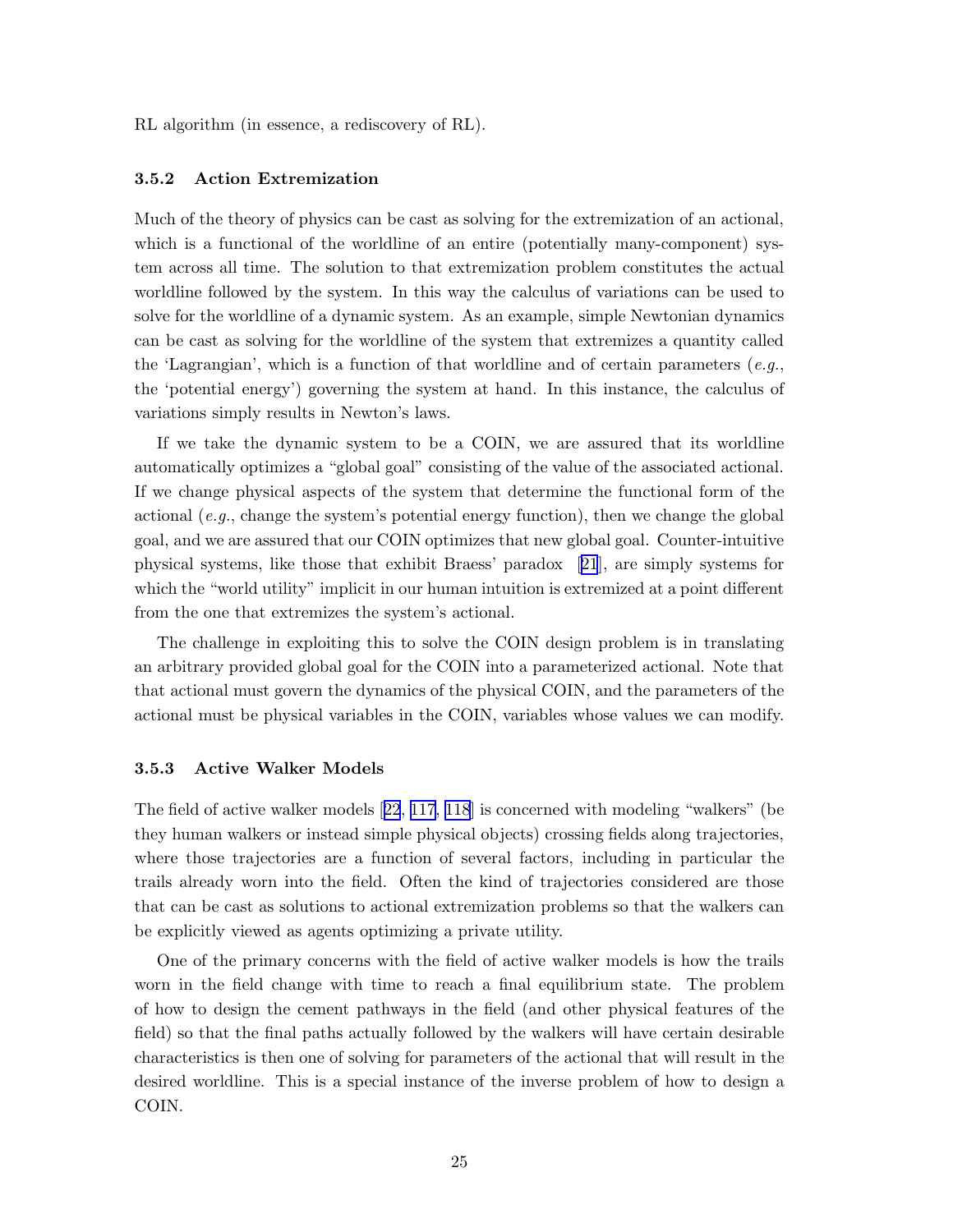RL algorithm (in essence, a rediscovery of RL).

### 3.5.2 Action Extremization

Much of the theory of physics can be cast as solving for the extremization of an actional, which is a functional of the worldline of an entire (potentially many-component) system across all time. The solution to that extremization problem constitutes the actual worldline followed by the system. In this way the calculus of variations can be used to solve for the worldline of a dynamic system. As an example, simple Newtonian dynamics can be cast as solving for the worldline of the system that extremizes a quantity called the 'Lagrangian', which is a function of that worldline and of certain parameters (*e.g.*, the 'potential energy') governing the system at hand. In this instance, the calculus of variations simply results in Newton's laws.

If we take the dynamic system to be a COIN, we are assured that its worldline automatically optimizes a "global goal" consisting of the value of the associated actional. If we change physical aspects of the system that determine the functional form of the actional (*e.g.*, change the system's potential energy function), then we change the global goal, and we are assured that our COIN optimizes that new global goal. Counter-intuitive physical systems, like those that exhibit Braess' paradox [21], are simply systems for which the "world utility" implicit in our human intuition is extremized at a point different from the one that extremizes the system's actional.

The challenge in exploiting this to solve the COIN design problem is in translating an arbitrary provided global goal for the COIN into a parameterized actional. Note that that actional must govern the dynamics of the physical COIN, and the parameters of the actional must be physical variables in the COIN, variables whose values we can modify.

### 3.5.3 Active Walker Models

The field of active walker models [22, 117, 118] is concerned with modeling "walkers" (be they human walkers or instead simple physical objects) crossing fields along trajectories, where those trajectories are a function of several factors, including in particular the trails already worn into the field. Often the kind of trajectories considered are those that can be cast as solutions to actional extremization problems so that the walkers can be explicitly viewed as agents optimizing a private utility.

One of the primary concerns with the field of active walker models is how the trails worn in the field change with time to reach a final equilibrium state. The problem of how to design the cement pathways in the field (and other physical features of the field) so that the final paths actually followed by the walkers will have certain desirable characteristics is then one of solving for parameters of the actional that will result in the desired worldline. This is a special instance of the inverse problem of how to design a COIN.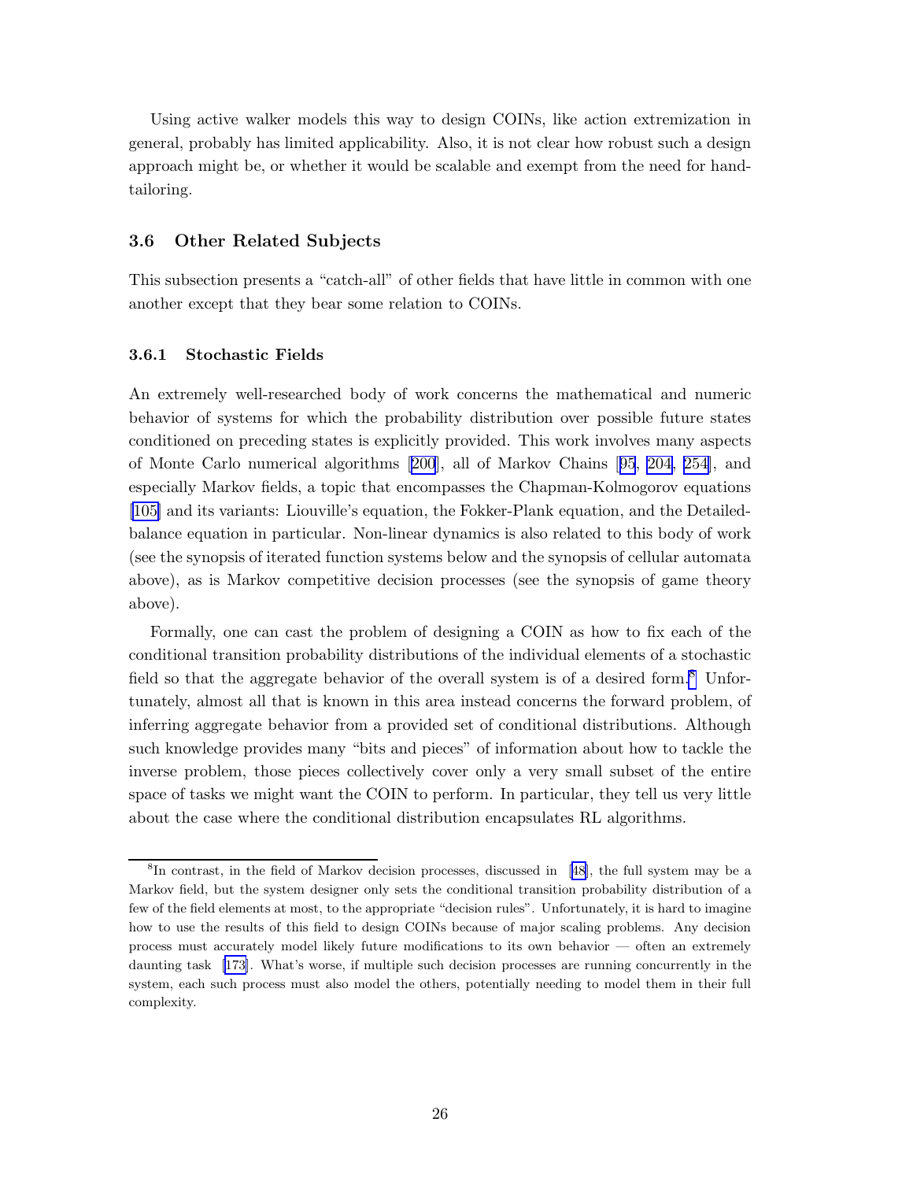Using active walker models this way to design COINs, like action extremization in general, probably has limited applicability. Also, it is not clear how robust such a design approach might be, or whether it would be scalable and exempt from the need for hand-tailoring.

## 3.6 Other Related Subjects

This subsection presents a "catch-all" of other fields that have little in common with one another except that they bear some relation to COINs.

### 3.6.1 Stochastic Fields

An extremely well-researched body of work concerns the mathematical and numeric behavior of systems for which the probability distribution over possible future states conditioned on preceding states is explicitly provided. This work involves many aspects of Monte Carlo numerical algorithms [200], all of Markov Chains [95, 204, 254], and especially Markov fields, a topic that encompasses the Chapman-Kolmogorov equations [105] and its variants: Liouville's equation, the Fokker-Plank equation, and the Detailed-balance equation in particular. Non-linear dynamics is also related to this body of work (see the synopsis of iterated function systems below and the synopsis of cellular automata above), as is Markov competitive decision processes (see the synopsis of game theory above).

Formally, one can cast the problem of designing a COIN as how to fix each of the conditional transition probability distributions of the individual elements of a stochastic field so that the aggregate behavior of the overall system is of a desired form.[8] Unfortunately, almost all that is known in this area instead concerns the forward problem, of inferring aggregate behavior from a provided set of conditional distributions. Although such knowledge provides many "bits and pieces" of information about how to tackle the inverse problem, those pieces collectively cover only a very small subset of the entire space of tasks we might want the COIN to perform. In particular, they tell us very little about the case where the conditional distribution encapsulates RL algorithms.

[8] In contrast, in the field of Markov decision processes, discussed in [48], the full system may be a Markov field, but the system designer only sets the conditional transition probability distribution of a few of the field elements at most, to the appropriate "decision rules". Unfortunately, it is hard to imagine how to use the results of this field to design COINs because of major scaling problems. Any decision process must accurately model likely future modifications to its own behavior — often an extremely daunting task [173]. What's worse, if multiple such decision processes are running concurrently in the system, each such process must also model the others, potentially needing to model them in their full complexity.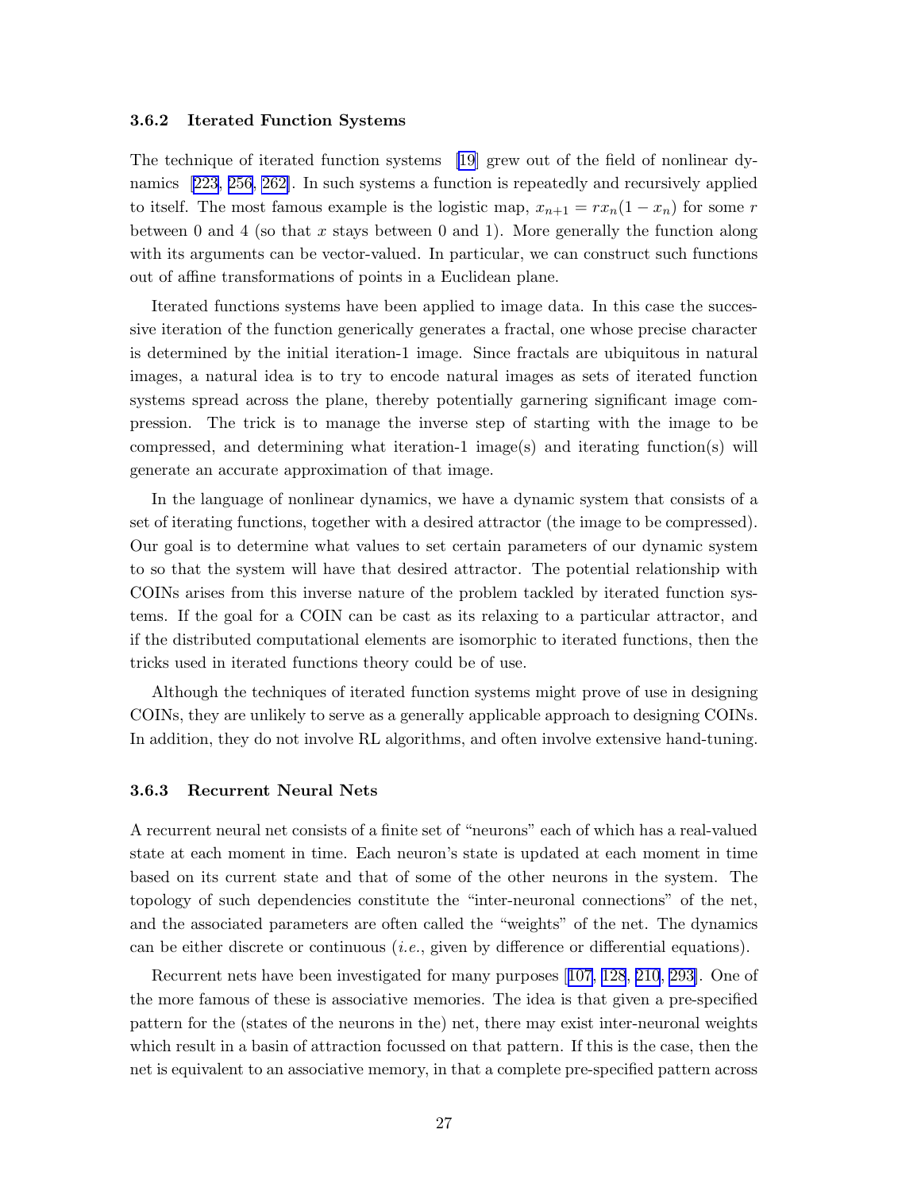### 3.6.2 Iterated Function Systems

The technique of iterated function systems [19] grew out of the field of nonlinear dynamics [223, 256, 262]. In such systems a function is repeatedly and recursively applied to itself. The most famous example is the logistic map, $x_{n+1} = rx_n(1 - x_n)$ for some $r$ between 0 and 4 (so that $x$ stays between 0 and 1). More generally the function along with its arguments can be vector-valued. In particular, we can construct such functions out of affine transformations of points in a Euclidean plane.

Iterated functions systems have been applied to image data. In this case the successive iteration of the function generically generates a fractal, one whose precise character is determined by the initial iteration-1 image. Since fractals are ubiquitous in natural images, a natural idea is to try to encode natural images as sets of iterated function systems spread across the plane, thereby potentially garnering significant image compression. The trick is to manage the inverse step of starting with the image to be compressed, and determining what iteration-1 image(s) and iterating function(s) will generate an accurate approximation of that image.

In the language of nonlinear dynamics, we have a dynamic system that consists of a set of iterating functions, together with a desired attractor (the image to be compressed). Our goal is to determine what values to set certain parameters of our dynamic system to so that the system will have that desired attractor. The potential relationship with COINs arises from this inverse nature of the problem tackled by iterated function systems. If the goal for a COIN can be cast as its relaxing to a particular attractor, and if the distributed computational elements are isomorphic to iterated functions, then the tricks used in iterated functions theory could be of use.

Although the techniques of iterated function systems might prove of use in designing COINs, they are unlikely to serve as a generally applicable approach to designing COINs. In addition, they do not involve RL algorithms, and often involve extensive hand-tuning.

### 3.6.3 Recurrent Neural Nets

A recurrent neural net consists of a finite set of "neurons" each of which has a real-valued state at each moment in time. Each neuron's state is updated at each moment in time based on its current state and that of some of the other neurons in the system. The topology of such dependencies constitute the "inter-neuronal connections" of the net, and the associated parameters are often called the "weights" of the net. The dynamics can be either discrete or continuous (*i.e.*, given by difference or differential equations).

Recurrent nets have been investigated for many purposes [107, 128, 210, 293]. One of the more famous of these is associative memories. The idea is that given a pre-specified pattern for the (states of the neurons in the) net, there may exist inter-neuronal weights which result in a basin of attraction focussed on that pattern. If this is the case, then the net is equivalent to an associative memory, in that a complete pre-specified pattern across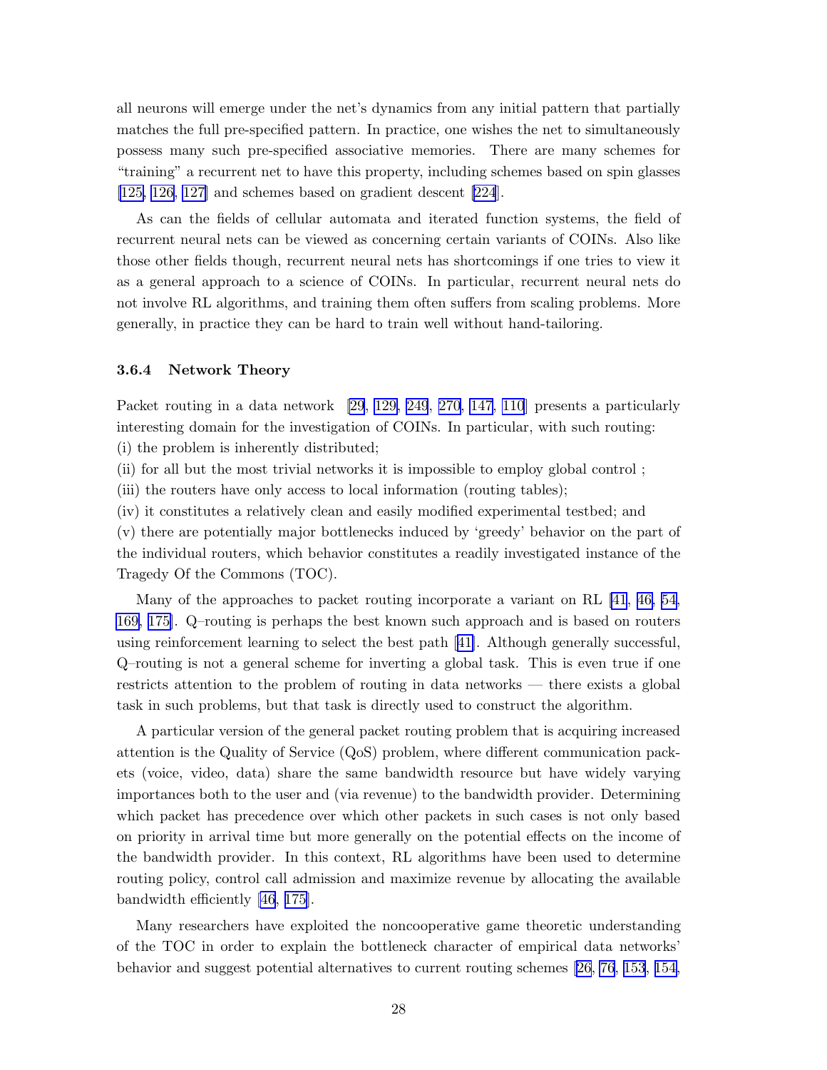all neurons will emerge under the net's dynamics from any initial pattern that partially matches the full pre-specified pattern. In practice, one wishes the net to simultaneously possess many such pre-specified associative memories. There are many schemes for "training" a recurrent net to have this property, including schemes based on spin glasses [125, 126, 127] and schemes based on gradient descent [224].

As can the fields of cellular automata and iterated function systems, the field of recurrent neural nets can be viewed as concerning certain variants of COINs. Also like those other fields though, recurrent neural nets has shortcomings if one tries to view it as a general approach to a science of COINs. In particular, recurrent neural nets do not involve RL algorithms, and training them often suffers from scaling problems. More generally, in practice they can be hard to train well without hand-tailoring.

### 3.6.4 Network Theory

Packet routing in a data network [29, 129, 249, 270, 147, 110] presents a particularly interesting domain for the investigation of COINs. In particular, with such routing:
(i) the problem is inherently distributed;
(ii) for all but the most trivial networks it is impossible to employ global control ;
(iii) the routers have only access to local information (routing tables);
(iv) it constitutes a relatively clean and easily modified experimental testbed; and
(v) there are potentially major bottlenecks induced by 'greedy' behavior on the part of the individual routers, which behavior constitutes a readily investigated instance of the Tragedy Of the Commons (TOC).

Many of the approaches to packet routing incorporate a variant on RL [41, 46, 54, 169, 175]. Q–routing is perhaps the best known such approach and is based on routers using reinforcement learning to select the best path [41]. Although generally successful, Q–routing is not a general scheme for inverting a global task. This is even true if one restricts attention to the problem of routing in data networks — there exists a global task in such problems, but that task is directly used to construct the algorithm.

A particular version of the general packet routing problem that is acquiring increased attention is the Quality of Service (QoS) problem, where different communication packets (voice, video, data) share the same bandwidth resource but have widely varying importances both to the user and (via revenue) to the bandwidth provider. Determining which packet has precedence over which other packets in such cases is not only based on priority in arrival time but more generally on the potential effects on the income of the bandwidth provider. In this context, RL algorithms have been used to determine routing policy, control call admission and maximize revenue by allocating the available bandwidth efficiently [46, 175].

Many researchers have exploited the noncooperative game theoretic understanding of the TOC in order to explain the bottleneck character of empirical data networks' behavior and suggest potential alternatives to current routing schemes [26, 76, 153, 154,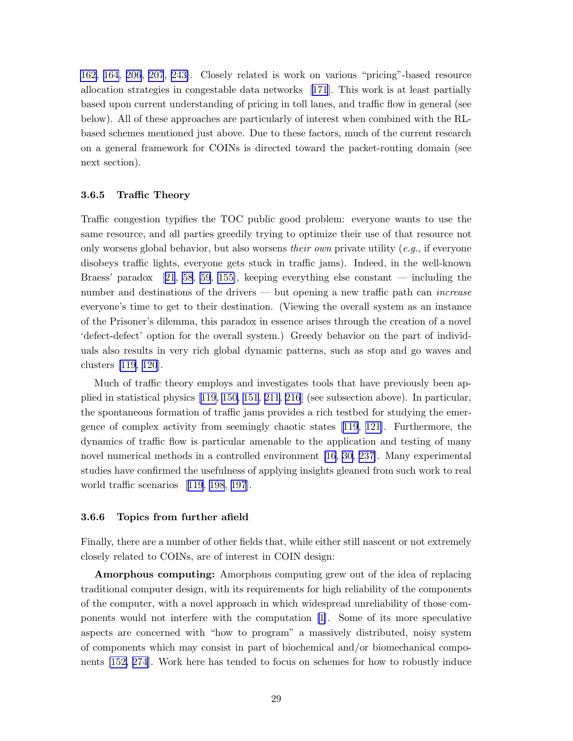162, 164, 206, 207, 243]. Closely related is work on various "pricing"-based resource allocation strategies in congestable data networks [171]. This work is at least partially based upon current understanding of pricing in toll lanes, and traffic flow in general (see below). All of these approaches are particularly of interest when combined with the RL-based schemes mentioned just above. Due to these factors, much of the current research on a general framework for COINs is directed toward the packet-routing domain (see next section).

### 3.6.5 Traffic Theory

Traffic congestion typifies the TOC public good problem: everyone wants to use the same resource, and all parties greedily trying to optimize their use of that resource not only worsens global behavior, but also worsens *their own* private utility (*e.g.*, if everyone disobeys traffic lights, everyone gets stuck in traffic jams). Indeed, in the well-known Braess' paradox [21, 58, 59, 155], keeping everything else constant — including the number and destinations of the drivers — but opening a new traffic path can *increase* everyone's time to get to their destination. (Viewing the overall system as an instance of the Prisoner's dilemma, this paradox in essence arises through the creation of a novel 'defect-defect' option for the overall system.) Greedy behavior on the part of individuals also results in very rich global dynamic patterns, such as stop and go waves and clusters [119, 120].

Much of traffic theory employs and investigates tools that have previously been applied in statistical physics [119, 150, 151, 211, 216] (see subsection above). In particular, the spontaneous formation of traffic jams provides a rich testbed for studying the emergence of complex activity from seemingly chaotic states [119, 121]. Furthermore, the dynamics of traffic flow is particular amenable to the application and testing of many novel numerical methods in a controlled environment [16, 30, 237]. Many experimental studies have confirmed the usefulness of applying insights gleaned from such work to real world traffic scenarios [119, 198, 197].

### 3.6.6 Topics from further afield

Finally, there are a number of other fields that, while either still nascent or not extremely closely related to COINs, are of interest in COIN design:

**Amorphous computing:** Amorphous computing grew out of the idea of replacing traditional computer design, with its requirements for high reliability of the components of the computer, with a novel approach in which widespread unreliability of those components would not interfere with the computation [1]. Some of its more speculative aspects are concerned with "how to program" a massively distributed, noisy system of components which may consist in part of biochemical and/or biomechanical components [152, 274]. Work here has tended to focus on schemes for how to robustly induce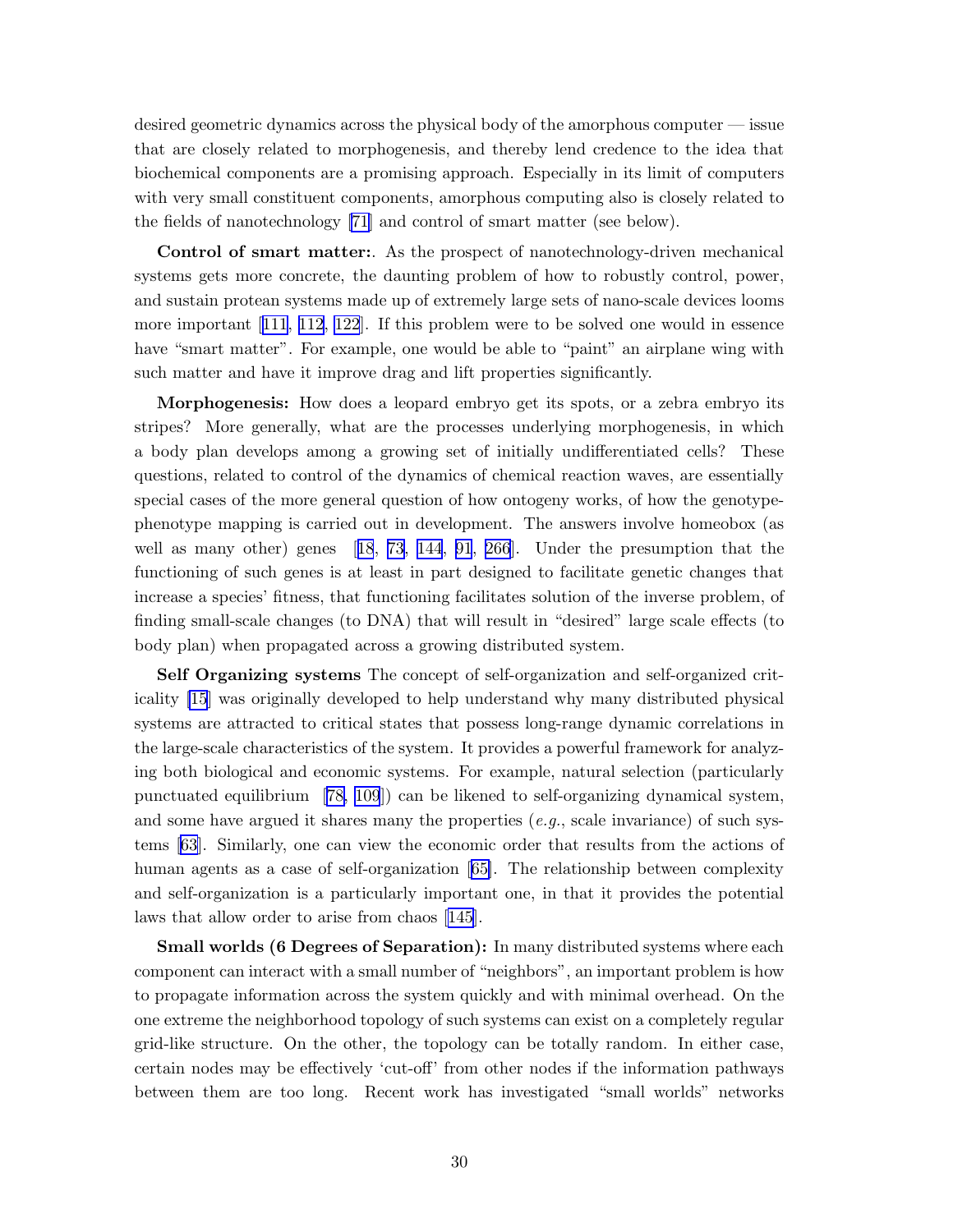desired geometric dynamics across the physical body of the amorphous computer — issue that are closely related to morphogenesis, and thereby lend credence to the idea that biochemical components are a promising approach. Especially in its limit of computers with very small constituent components, amorphous computing also is closely related to the fields of nanotechnology [71] and control of smart matter (see below).

**Control of smart matter:**. As the prospect of nanotechnology-driven mechanical systems gets more concrete, the daunting problem of how to robustly control, power, and sustain protean systems made up of extremely large sets of nano-scale devices looms more important [111, 112, 122]. If this problem were to be solved one would in essence have "smart matter". For example, one would be able to "paint" an airplane wing with such matter and have it improve drag and lift properties significantly.

**Morphogenesis:** How does a leopard embryo get its spots, or a zebra embryo its stripes? More generally, what are the processes underlying morphogenesis, in which a body plan develops among a growing set of initially undifferentiated cells? These questions, related to control of the dynamics of chemical reaction waves, are essentially special cases of the more general question of how ontogeny works, of how the genotype-phenotype mapping is carried out in development. The answers involve homeobox (as well as many other) genes [18, 73, 144, 91, 266]. Under the presumption that the functioning of such genes is at least in part designed to facilitate genetic changes that increase a species' fitness, that functioning facilitates solution of the inverse problem, of finding small-scale changes (to DNA) that will result in "desired" large scale effects (to body plan) when propagated across a growing distributed system.

**Self Organizing systems** The concept of self-organization and self-organized criticality [15] was originally developed to help understand why many distributed physical systems are attracted to critical states that possess long-range dynamic correlations in the large-scale characteristics of the system. It provides a powerful framework for analyzing both biological and economic systems. For example, natural selection (particularly punctuated equilibrium [78, 109]) can be likened to self-organizing dynamical system, and some have argued it shares many the properties (*e.g.*, scale invariance) of such systems [63]. Similarly, one can view the economic order that results from the actions of human agents as a case of self-organization [65]. The relationship between complexity and self-organization is a particularly important one, in that it provides the potential laws that allow order to arise from chaos [145].

**Small worlds (6 Degrees of Separation):** In many distributed systems where each component can interact with a small number of "neighbors", an important problem is how to propagate information across the system quickly and with minimal overhead. On the one extreme the neighborhood topology of such systems can exist on a completely regular grid-like structure. On the other, the topology can be totally random. In either case, certain nodes may be effectively 'cut-off' from other nodes if the information pathways between them are too long. Recent work has investigated "small worlds" networks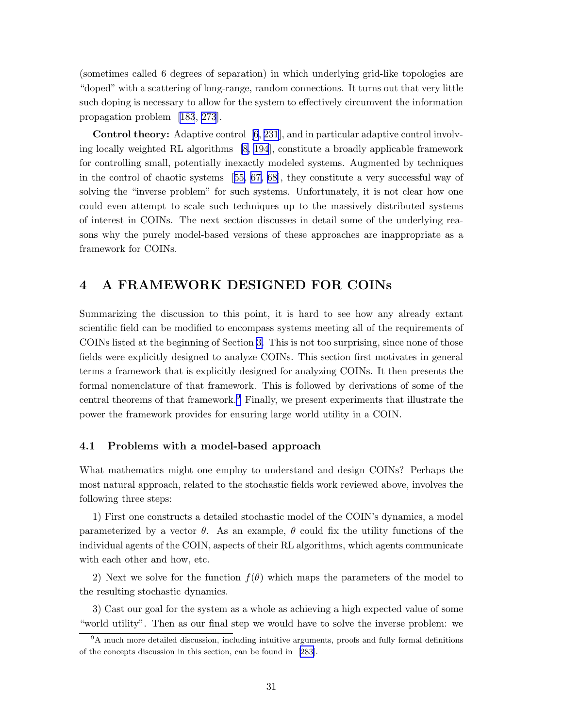(sometimes called 6 degrees of separation) in which underlying grid-like topologies are "doped" with a scattering of long-range, random connections. It turns out that very little such doping is necessary to allow for the system to effectively circumvent the information propagation problem [183, 273].

**Control theory:** Adaptive control [6, 231], and in particular adaptive control involving locally weighted RL algorithms [8, 194], constitute a broadly applicable framework for controlling small, potentially inexactly modeled systems. Augmented by techniques in the control of chaotic systems [55, 67, 68], they constitute a very successful way of solving the "inverse problem" for such systems. Unfortunately, it is not clear how one could even attempt to scale such techniques up to the massively distributed systems of interest in COINs. The next section discusses in detail some of the underlying reasons why the purely model-based versions of these approaches are inappropriate as a framework for COINs.

## 4 A FRAMEWORK DESIGNED FOR COINs

Summarizing the discussion to this point, it is hard to see how any already extant scientific field can be modified to encompass systems meeting all of the requirements of COINs listed at the beginning of Section 3. This is not too surprising, since none of those fields were explicitly designed to analyze COINs. This section first motivates in general terms a framework that is explicitly designed for analyzing COINs. It then presents the formal nomenclature of that framework. This is followed by derivations of some of the central theorems of that framework.[9] Finally, we present experiments that illustrate the power the framework provides for ensuring large world utility in a COIN.

### 4.1 Problems with a model-based approach

What mathematics might one employ to understand and design COINs? Perhaps the most natural approach, related to the stochastic fields work reviewed above, involves the following three steps:

1) First one constructs a detailed stochastic model of the COIN's dynamics, a model parameterized by a vector $\theta$. As an example, $\theta$ could fix the utility functions of the individual agents of the COIN, aspects of their RL algorithms, which agents communicate with each other and how, etc.

2) Next we solve for the function $f(\theta)$ which maps the parameters of the model to the resulting stochastic dynamics.

3) Cast our goal for the system as a whole as achieving a high expected value of some "world utility". Then as our final step we would have to solve the inverse problem: we

[9] A much more detailed discussion, including intuitive arguments, proofs and fully formal definitions of the concepts discussion in this section, can be found in [283].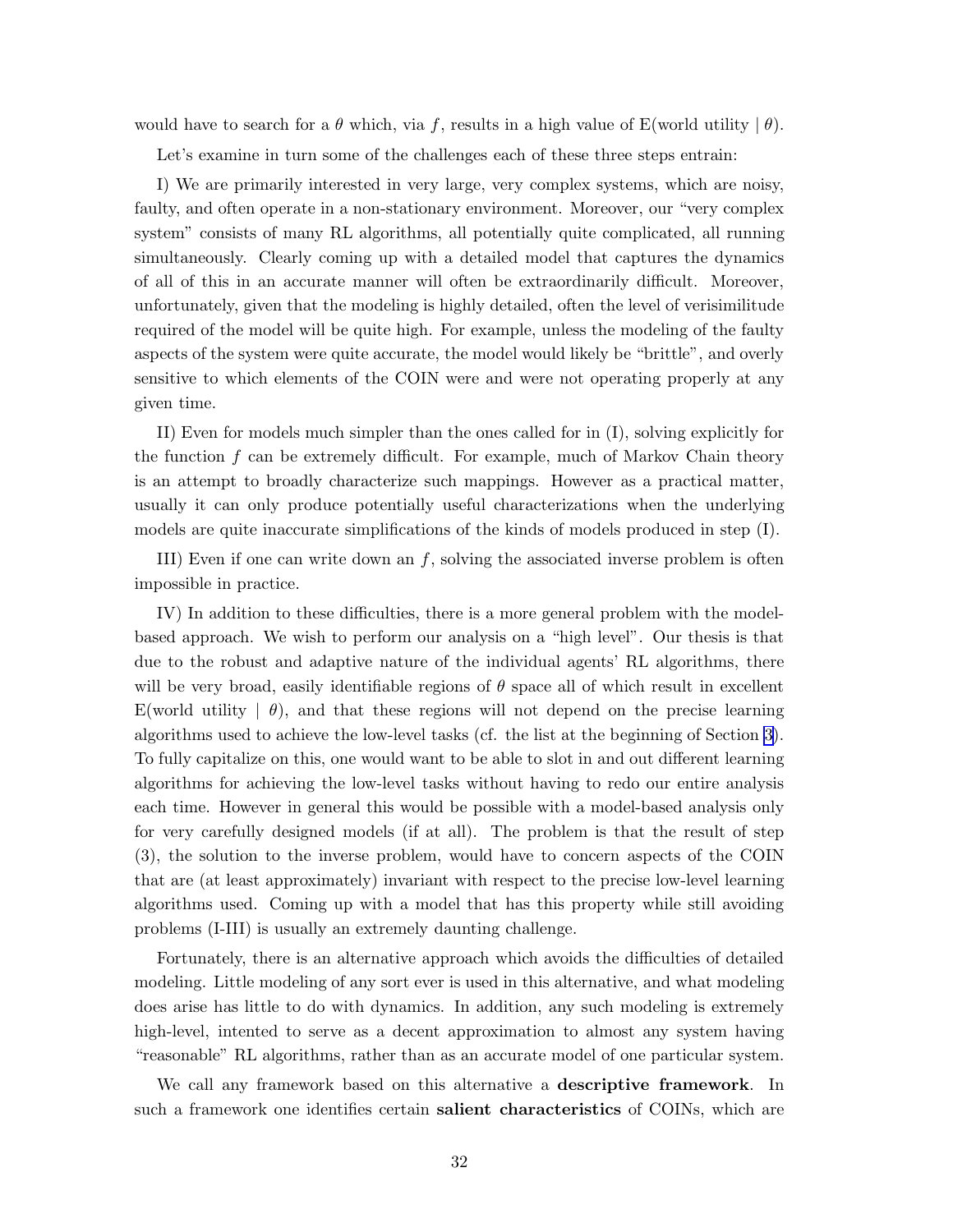would have to search for a $\theta$ which, via $f$, results in a high value of E(world utility | $\theta$).

Let's examine in turn some of the challenges each of these three steps entrain:

I) We are primarily interested in very large, very complex systems, which are noisy, faulty, and often operate in a non-stationary environment. Moreover, our "very complex system" consists of many RL algorithms, all potentially quite complicated, all running simultaneously. Clearly coming up with a detailed model that captures the dynamics of all of this in an accurate manner will often be extraordinarily difficult. Moreover, unfortunately, given that the modeling is highly detailed, often the level of verisimilitude required of the model will be quite high. For example, unless the modeling of the faulty aspects of the system were quite accurate, the model would likely be "brittle", and overly sensitive to which elements of the COIN were and were not operating properly at any given time.

II) Even for models much simpler than the ones called for in (I), solving explicitly for the function $f$ can be extremely difficult. For example, much of Markov Chain theory is an attempt to broadly characterize such mappings. However as a practical matter, usually it can only produce potentially useful characterizations when the underlying models are quite inaccurate simplifications of the kinds of models produced in step (I).

III) Even if one can write down an $f$, solving the associated inverse problem is often impossible in practice.

IV) In addition to these difficulties, there is a more general problem with the model-based approach. We wish to perform our analysis on a "high level". Our thesis is that due to the robust and adaptive nature of the individual agents' RL algorithms, there will be very broad, easily identifiable regions of $\theta$ space all of which result in excellent E(world utility | $\theta$), and that these regions will not depend on the precise learning algorithms used to achieve the low-level tasks (cf. the list at the beginning of Section 3). To fully capitalize on this, one would want to be able to slot in and out different learning algorithms for achieving the low-level tasks without having to redo our entire analysis each time. However in general this would be possible with a model-based analysis only for very carefully designed models (if at all). The problem is that the result of step (3), the solution to the inverse problem, would have to concern aspects of the COIN that are (at least approximately) invariant with respect to the precise low-level learning algorithms used. Coming up with a model that has this property while still avoiding problems (I-III) is usually an extremely daunting challenge.

Fortunately, there is an alternative approach which avoids the difficulties of detailed modeling. Little modeling of any sort ever is used in this alternative, and what modeling does arise has little to do with dynamics. In addition, any such modeling is extremely high-level, intented to serve as a decent approximation to almost any system having "reasonable" RL algorithms, rather than as an accurate model of one particular system.

We call any framework based on this alternative a **descriptive framework**. In such a framework one identifies certain **salient characteristics** of COINs, which are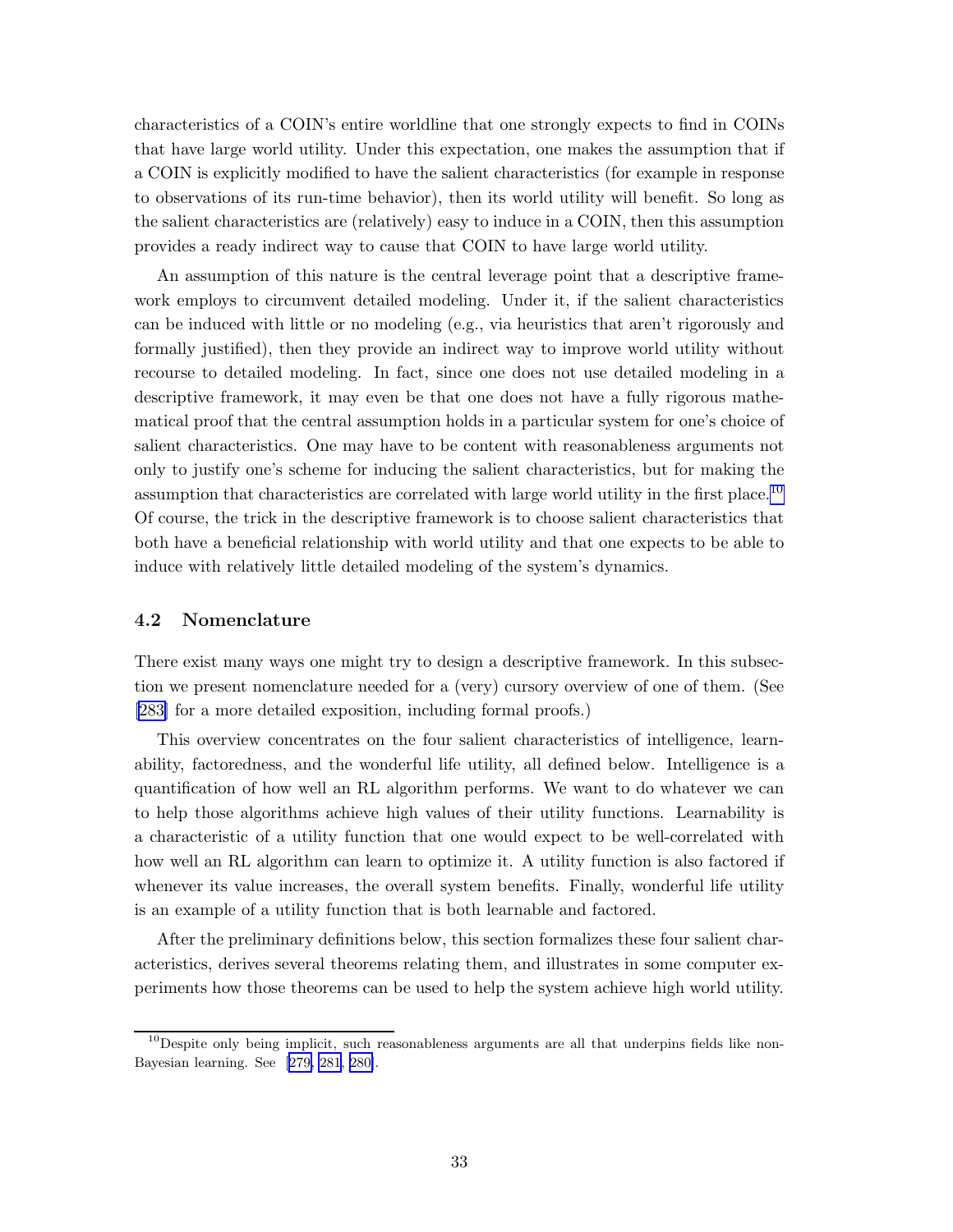characteristics of a COIN's entire worldline that one strongly expects to find in COINs that have large world utility. Under this expectation, one makes the assumption that if a COIN is explicitly modified to have the salient characteristics (for example in response to observations of its run-time behavior), then its world utility will benefit. So long as the salient characteristics are (relatively) easy to induce in a COIN, then this assumption provides a ready indirect way to cause that COIN to have large world utility.

An assumption of this nature is the central leverage point that a descriptive framework employs to circumvent detailed modeling. Under it, if the salient characteristics can be induced with little or no modeling (e.g., via heuristics that aren't rigorously and formally justified), then they provide an indirect way to improve world utility without recourse to detailed modeling. In fact, since one does not use detailed modeling in a descriptive framework, it may even be that one does not have a fully rigorous mathematical proof that the central assumption holds in a particular system for one's choice of salient characteristics. One may have to be content with reasonableness arguments not only to justify one's scheme for inducing the salient characteristics, but for making the assumption that characteristics are correlated with large world utility in the first place.[10] Of course, the trick in the descriptive framework is to choose salient characteristics that both have a beneficial relationship with world utility and that one expects to be able to induce with relatively little detailed modeling of the system's dynamics.

### 4.2 Nomenclature

There exist many ways one might try to design a descriptive framework. In this subsection we present nomenclature needed for a (very) cursory overview of one of them. (See [283] for a more detailed exposition, including formal proofs.)

This overview concentrates on the four salient characteristics of intelligence, learnability, factoredness, and the wonderful life utility, all defined below. Intelligence is a quantification of how well an RL algorithm performs. We want to do whatever we can to help those algorithms achieve high values of their utility functions. Learnability is a characteristic of a utility function that one would expect to be well-correlated with how well an RL algorithm can learn to optimize it. A utility function is also factored if whenever its value increases, the overall system benefits. Finally, wonderful life utility is an example of a utility function that is both learnable and factored.

After the preliminary definitions below, this section formalizes these four salient characteristics, derives several theorems relating them, and illustrates in some computer experiments how those theorems can be used to help the system achieve high world utility.

[10] Despite only being implicit, such reasonableness arguments are all that underpins fields like non-Bayesian learning. See [279, 281, 280].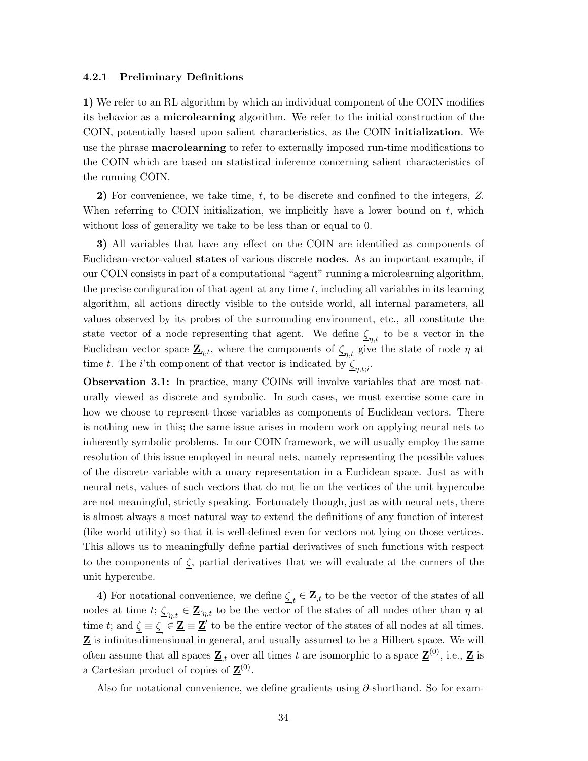### 4.2.1 Preliminary Definitions

**1)** We refer to an RL algorithm by which an individual component of the COIN modifies its behavior as a **microlearning** algorithm. We refer to the initial construction of the COIN, potentially based upon salient characteristics, as the COIN **initialization**. We use the phrase **macrolearning** to refer to externally imposed run-time modifications to the COIN which are based on statistical inference concerning salient characteristics of the running COIN.

**2)** For convenience, we take time, $t$, to be discrete and confined to the integers, $Z$. When referring to COIN initialization, we implicitly have a lower bound on $t$, which without loss of generality we take to be less than or equal to 0.

**3)** All variables that have any effect on the COIN are identified as components of Euclidean-vector-valued **states** of various discrete **nodes**. As an important example, if our COIN consists in part of a computational "agent" running a microlearning algorithm, the precise configuration of that agent at any time $t$, including all variables in its learning algorithm, all actions directly visible to the outside world, all internal parameters, all values observed by its probes of the surrounding environment, etc., all constitute the state vector of a node representing that agent. We define $\underline{\zeta}_{\eta,t}$ to be a vector in the Euclidean vector space $\underline{\mathbf{Z}}_{\eta,t}$, where the components of $\underline{\zeta}_{\eta,t}$ give the state of node $\eta$ at time $t$. The $i$'th component of that vector is indicated by $\underline{\zeta}_{\eta,t;i}$.

**Observation 3.1:** In practice, many COINs will involve variables that are most naturally viewed as discrete and symbolic. In such cases, we must exercise some care in how we choose to represent those variables as components of Euclidean vectors. There is nothing new in this; the same issue arises in modern work on applying neural nets to inherently symbolic problems. In our COIN framework, we will usually employ the same resolution of this issue employed in neural nets, namely representing the possible values of the discrete variable with a unary representation in a Euclidean space. Just as with neural nets, values of such vectors that do not lie on the vertices of the unit hypercube are not meaningful, strictly speaking. Fortunately though, just as with neural nets, there is almost always a most natural way to extend the definitions of any function of interest (like world utility) so that it is well-defined even for vectors not lying on those vertices. This allows us to meaningfully define partial derivatives of such functions with respect to the components of $\underline{\zeta}$, partial derivatives that we will evaluate at the corners of the unit hypercube.

**4)** For notational convenience, we define $\underline{\zeta}_{,t} \in \underline{\mathbf{Z}}_{,t}$ to be the vector of the states of all nodes at time $t$; $\underline{\zeta}_{\hat{\eta},t} \in \underline{\mathbf{Z}}_{\hat{\eta},t}$ to be the vector of the states of all nodes other than $\eta$ at time $t$; and $\underline{\zeta} \equiv \underline{\zeta}_{,} \in \underline{\mathbf{Z}} \equiv \underline{\mathbf{Z}}'$ to be the entire vector of the states of all nodes at all times. $\underline{\mathbf{Z}}$ is infinite-dimensional in general, and usually assumed to be a Hilbert space. We will often assume that all spaces $\underline{\mathbf{Z}}_{,t}$ over all times $t$ are isomorphic to a space $\underline{\mathbf{Z}}^{(0)}$, i.e., $\underline{\mathbf{Z}}$ is a Cartesian product of copies of $\underline{\mathbf{Z}}^{(0)}$.

Also for notational convenience, we define gradients using $\partial$-shorthand. So for exam-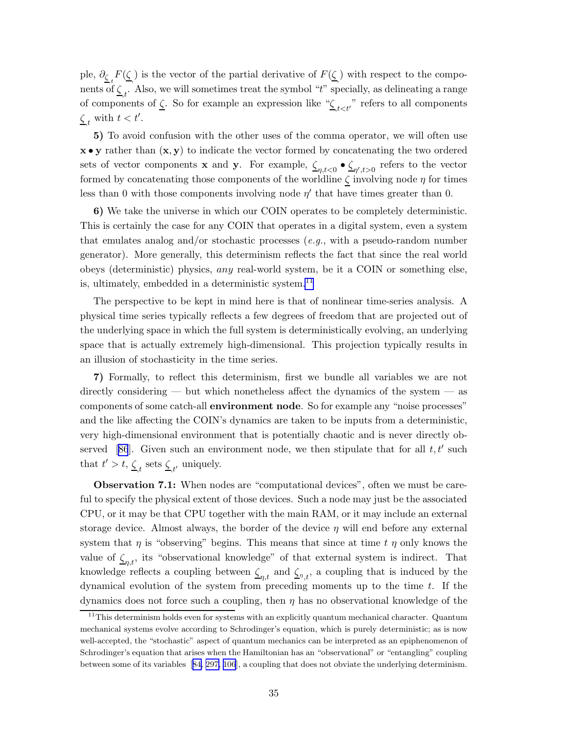ple, $\partial_{\underline{\zeta}_{,t}} F(\underline{\zeta})$ is the vector of the partial derivative of $F(\underline{\zeta})$ with respect to the components of $\underline{\zeta}_{,t}$. Also, we will sometimes treat the symbol "$t$" specially, as delineating a range of components of $\underline{\zeta}$. So for example an expression like "$\underline{\zeta}_{,t<t'}$" refers to all components $\underline{\zeta}_{,t}$ with $t < t'$.

**5)** To avoid confusion with the other uses of the comma operator, we will often use $\mathbf{x} \bullet \mathbf{y}$ rather than $(\mathbf{x}, \mathbf{y})$ to indicate the vector formed by concatenating the two ordered sets of vector components $\mathbf{x}$ and $\mathbf{y}$. For example, $\underline{\zeta}_{\eta,t<0} \bullet \underline{\zeta}_{\eta',t>0}$ refers to the vector formed by concatenating those components of the worldline $\underline{\zeta}$ involving node $\eta$ for times less than 0 with those components involving node $\eta'$ that have times greater than 0.

**6)** We take the universe in which our COIN operates to be completely deterministic. This is certainly the case for any COIN that operates in a digital system, even a system that emulates analog and/or stochastic processes (*e.g.*, with a pseudo-random number generator). More generally, this determinism reflects the fact that since the real world obeys (deterministic) physics, *any* real-world system, be it a COIN or something else, is, ultimately, embedded in a deterministic system.[11]

The perspective to be kept in mind here is that of nonlinear time-series analysis. A physical time series typically reflects a few degrees of freedom that are projected out of the underlying space in which the full system is deterministically evolving, an underlying space that is actually extremely high-dimensional. This projection typically results in an illusion of stochasticity in the time series.

**7)** Formally, to reflect this determinism, first we bundle all variables we are not directly considering — but which nonetheless affect the dynamics of the system — as components of some catch-all **environment node**. So for example any "noise processes" and the like affecting the COIN's dynamics are taken to be inputs from a deterministic, very high-dimensional environment that is potentially chaotic and is never directly observed [86]. Given such an environment node, we then stipulate that for all $t, t'$ such that $t' > t$, $\underline{\zeta}_{,t}$ sets $\underline{\zeta}_{,t'}$ uniquely.

**Observation 7.1:** When nodes are "computational devices", often we must be careful to specify the physical extent of those devices. Such a node may just be the associated CPU, or it may be that CPU together with the main RAM, or it may include an external storage device. Almost always, the border of the device $\eta$ will end before any external system that $\eta$ is "observing" begins. This means that since at time $t$ $\eta$ only knows the value of $\underline{\zeta}_{\eta,t}$, its "observational knowledge" of that external system is indirect. That knowledge reflects a coupling between $\underline{\zeta}_{\eta,t}$ and $\underline{\zeta}_{\hat{\eta},t}$, a coupling that is induced by the dynamical evolution of the system from preceding moments up to the time $t$. If the dynamics does not force such a coupling, then $\eta$ has no observational knowledge of the

[11] This determinism holds even for systems with an explicitly quantum mechanical character. Quantum mechanical systems evolve according to Schrodinger's equation, which is purely deterministic; as is now well-accepted, the "stochastic" aspect of quantum mechanics can be interpreted as an epiphenomenon of Schrodinger's equation that arises when the Hamiltonian has an "observational" or "entangling" coupling between some of its variables [84, 297, 106], a coupling that does not obviate the underlying determinism.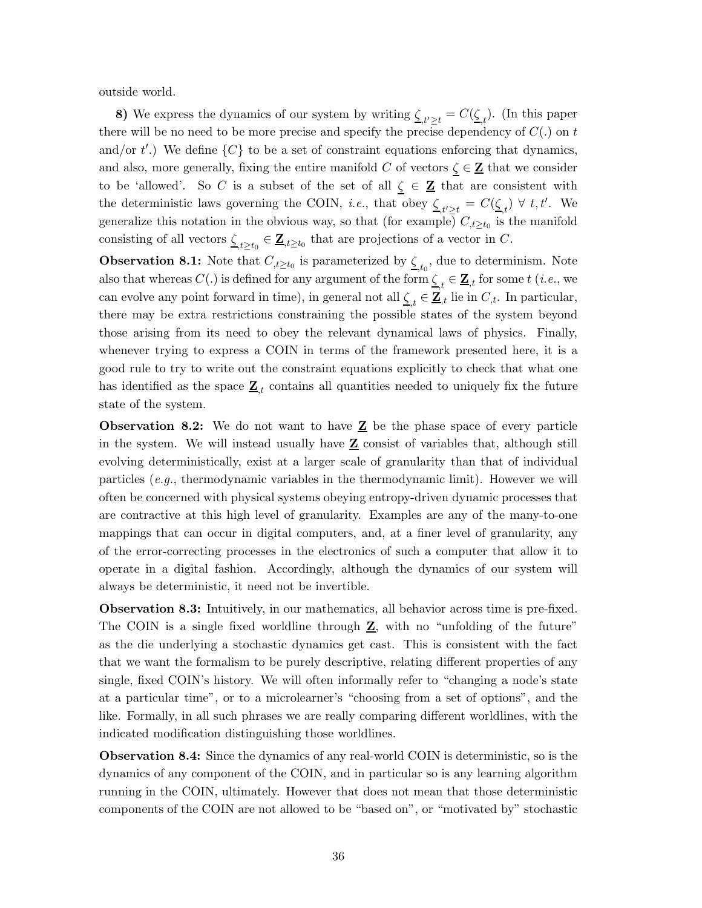outside world.

**8)** We express the dynamics of our system by writing $\underline{\zeta}_{,t' \geq t} = C(\underline{\zeta}_{,t})$. (In this paper there will be no need to be more precise and specify the precise dependency of $C(.)$ on $t$ and/or $t'$.) We define $\{C\}$ to be a set of constraint equations enforcing that dynamics, and also, more generally, fixing the entire manifold $C$ of vectors $\underline{\zeta} \in \underline{\mathbf{Z}}$ that we consider to be 'allowed'. So $C$ is a subset of the set of all $\underline{\zeta} \in \underline{\mathbf{Z}}$ that are consistent with the deterministic laws governing the COIN, *i.e.*, that obey $\underline{\zeta}_{,t' \geq t} = C(\underline{\zeta}_{,t}) \; \forall \; t, t'$. We generalize this notation in the obvious way, so that (for example) $C_{,t \geq t_0}$ is the manifold consisting of all vectors $\underline{\zeta}_{,t \geq t_0} \in \underline{\mathbf{Z}}_{,t \geq t_0}$ that are projections of a vector in $C$.

**Observation 8.1:** Note that $C_{,t \geq t_0}$ is parameterized by $\underline{\zeta}_{,t_0}$, due to determinism. Note also that whereas $C(.)$ is defined for any argument of the form $\underline{\zeta}_{,t} \in \underline{\mathbf{Z}}_{,t}$ for some $t$ (*i.e.*, we can evolve any point forward in time), in general not all $\underline{\zeta}_{,t} \in \underline{\mathbf{Z}}_{,t}$ lie in $C_{,t}$. In particular, there may be extra restrictions constraining the possible states of the system beyond those arising from its need to obey the relevant dynamical laws of physics. Finally, whenever trying to express a COIN in terms of the framework presented here, it is a good rule to try to write out the constraint equations explicitly to check that what one has identified as the space $\underline{\mathbf{Z}}_{,t}$ contains all quantities needed to uniquely fix the future state of the system.

**Observation 8.2:** We do not want to have $\underline{\mathbf{Z}}$ be the phase space of every particle in the system. We will instead usually have $\underline{\mathbf{Z}}$ consist of variables that, although still evolving deterministically, exist at a larger scale of granularity than that of individual particles (*e.g.*, thermodynamic variables in the thermodynamic limit). However we will often be concerned with physical systems obeying entropy-driven dynamic processes that are contractive at this high level of granularity. Examples are any of the many-to-one mappings that can occur in digital computers, and, at a finer level of granularity, any of the error-correcting processes in the electronics of such a computer that allow it to operate in a digital fashion. Accordingly, although the dynamics of our system will always be deterministic, it need not be invertible.

**Observation 8.3:** Intuitively, in our mathematics, all behavior across time is pre-fixed. The COIN is a single fixed worldline through $\underline{\mathbf{Z}}$, with no "unfolding of the future" as the die underlying a stochastic dynamics get cast. This is consistent with the fact that we want the formalism to be purely descriptive, relating different properties of any single, fixed COIN's history. We will often informally refer to "changing a node's state at a particular time", or to a microlearner's "choosing from a set of options", and the like. Formally, in all such phrases we are really comparing different worldlines, with the indicated modification distinguishing those worldlines.

**Observation 8.4:** Since the dynamics of any real-world COIN is deterministic, so is the dynamics of any component of the COIN, and in particular so is any learning algorithm running in the COIN, ultimately. However that does not mean that those deterministic components of the COIN are not allowed to be "based on", or "motivated by" stochastic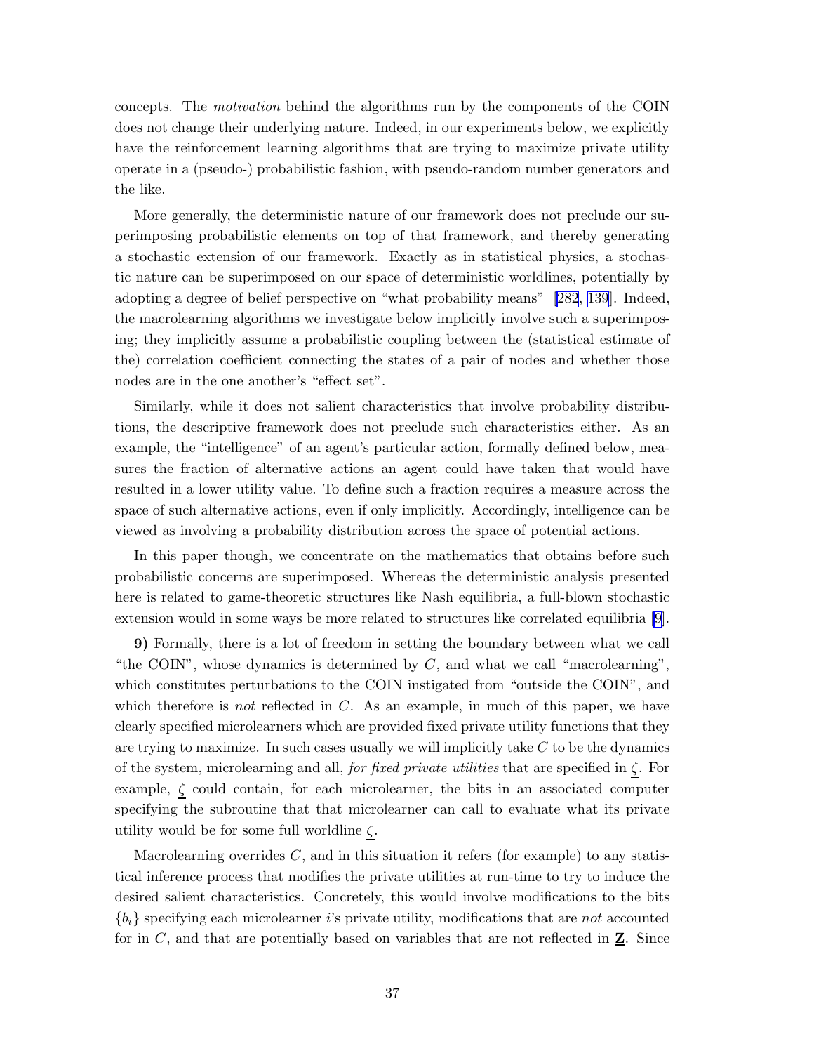concepts. The *motivation* behind the algorithms run by the components of the COIN does not change their underlying nature. Indeed, in our experiments below, we explicitly have the reinforcement learning algorithms that are trying to maximize private utility operate in a (pseudo-) probabilistic fashion, with pseudo-random number generators and the like.

More generally, the deterministic nature of our framework does not preclude our superimposing probabilistic elements on top of that framework, and thereby generating a stochastic extension of our framework. Exactly as in statistical physics, a stochastic nature can be superimposed on our space of deterministic worldlines, potentially by adopting a degree of belief perspective on "what probability means" [282, 139]. Indeed, the macrolearning algorithms we investigate below implicitly involve such a superimposing; they implicitly assume a probabilistic coupling between the (statistical estimate of the) correlation coefficient connecting the states of a pair of nodes and whether those nodes are in the one another's "effect set".

Similarly, while it does not salient characteristics that involve probability distributions, the descriptive framework does not preclude such characteristics either. As an example, the "intelligence" of an agent's particular action, formally defined below, measures the fraction of alternative actions an agent could have taken that would have resulted in a lower utility value. To define such a fraction requires a measure across the space of such alternative actions, even if only implicitly. Accordingly, intelligence can be viewed as involving a probability distribution across the space of potential actions.

In this paper though, we concentrate on the mathematics that obtains before such probabilistic concerns are superimposed. Whereas the deterministic analysis presented here is related to game-theoretic structures like Nash equilibria, a full-blown stochastic extension would in some ways be more related to structures like correlated equilibria [9].

**9)** Formally, there is a lot of freedom in setting the boundary between what we call "the COIN", whose dynamics is determined by $C$, and what we call "macrolearning", which constitutes perturbations to the COIN instigated from "outside the COIN", and which therefore is *not* reflected in $C$. As an example, in much of this paper, we have clearly specified microlearners which are provided fixed private utility functions that they are trying to maximize. In such cases usually we will implicitly take $C$ to be the dynamics of the system, microlearning and all, *for fixed private utilities* that are specified in $\underline{\zeta}$. For example, $\underline{\zeta}$ could contain, for each microlearner, the bits in an associated computer specifying the subroutine that that microlearner can call to evaluate what its private utility would be for some full worldline $\underline{\zeta}$.

Macrolearning overrides $C$, and in this situation it refers (for example) to any statistical inference process that modifies the private utilities at run-time to try to induce the desired salient characteristics. Concretely, this would involve modifications to the bits $\{b_i\}$ specifying each microlearner $i$'s private utility, modifications that are *not* accounted for in $C$, and that are potentially based on variables that are not reflected in $\underline{\mathbf{Z}}$. Since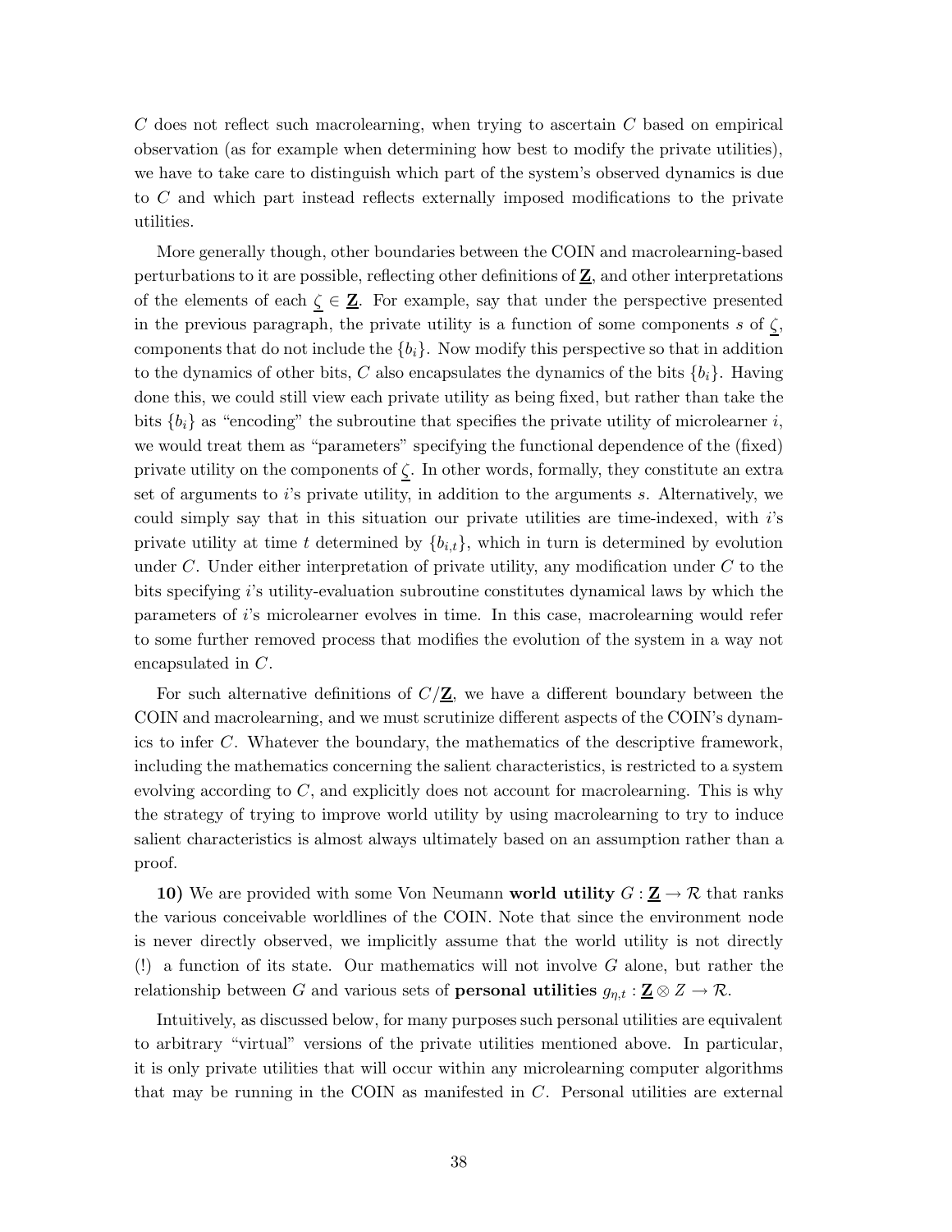$C$ does not reflect such macrolearning, when trying to ascertain $C$ based on empirical observation (as for example when determining how best to modify the private utilities), we have to take care to distinguish which part of the system's observed dynamics is due to $C$ and which part instead reflects externally imposed modifications to the private utilities.

More generally though, other boundaries between the COIN and macrolearning-based perturbations to it are possible, reflecting other definitions of $\underline{\mathbf{Z}}$, and other interpretations of the elements of each $\underline{\zeta} \in \underline{\mathbf{Z}}$. For example, say that under the perspective presented in the previous paragraph, the private utility is a function of some components $s$ of $\underline{\zeta}$, components that do not include the $\{b_i\}$. Now modify this perspective so that in addition to the dynamics of other bits, $C$ also encapsulates the dynamics of the bits $\{b_i\}$. Having done this, we could still view each private utility as being fixed, but rather than take the bits $\{b_i\}$ as "encoding" the subroutine that specifies the private utility of microlearner $i$, we would treat them as "parameters" specifying the functional dependence of the (fixed) private utility on the components of $\underline{\zeta}$. In other words, formally, they constitute an extra set of arguments to $i$'s private utility, in addition to the arguments $s$. Alternatively, we could simply say that in this situation our private utilities are time-indexed, with $i$'s private utility at time $t$ determined by $\{b_{i,t}\}$, which in turn is determined by evolution under $C$. Under either interpretation of private utility, any modification under $C$ to the bits specifying $i$'s utility-evaluation subroutine constitutes dynamical laws by which the parameters of $i$'s microlearner evolves in time. In this case, macrolearning would refer to some further removed process that modifies the evolution of the system in a way not encapsulated in $C$.

For such alternative definitions of $C/\underline{\mathbf{Z}}$, we have a different boundary between the COIN and macrolearning, and we must scrutinize different aspects of the COIN's dynamics to infer $C$. Whatever the boundary, the mathematics of the descriptive framework, including the mathematics concerning the salient characteristics, is restricted to a system evolving according to $C$, and explicitly does not account for macrolearning. This is why the strategy of trying to improve world utility by using macrolearning to try to induce salient characteristics is almost always ultimately based on an assumption rather than a proof.

**10)** We are provided with some Von Neumann **world utility** $G : \underline{\mathbf{Z}} \to \mathcal{R}$ that ranks the various conceivable worldlines of the COIN. Note that since the environment node is never directly observed, we implicitly assume that the world utility is not directly (!) a function of its state. Our mathematics will not involve $G$ alone, but rather the relationship between $G$ and various sets of **personal utilities** $g_{\eta,t} : \underline{\mathbf{Z}} \otimes Z \to \mathcal{R}$.

Intuitively, as discussed below, for many purposes such personal utilities are equivalent to arbitrary "virtual" versions of the private utilities mentioned above. In particular, it is only private utilities that will occur within any microlearning computer algorithms that may be running in the COIN as manifested in $C$. Personal utilities are external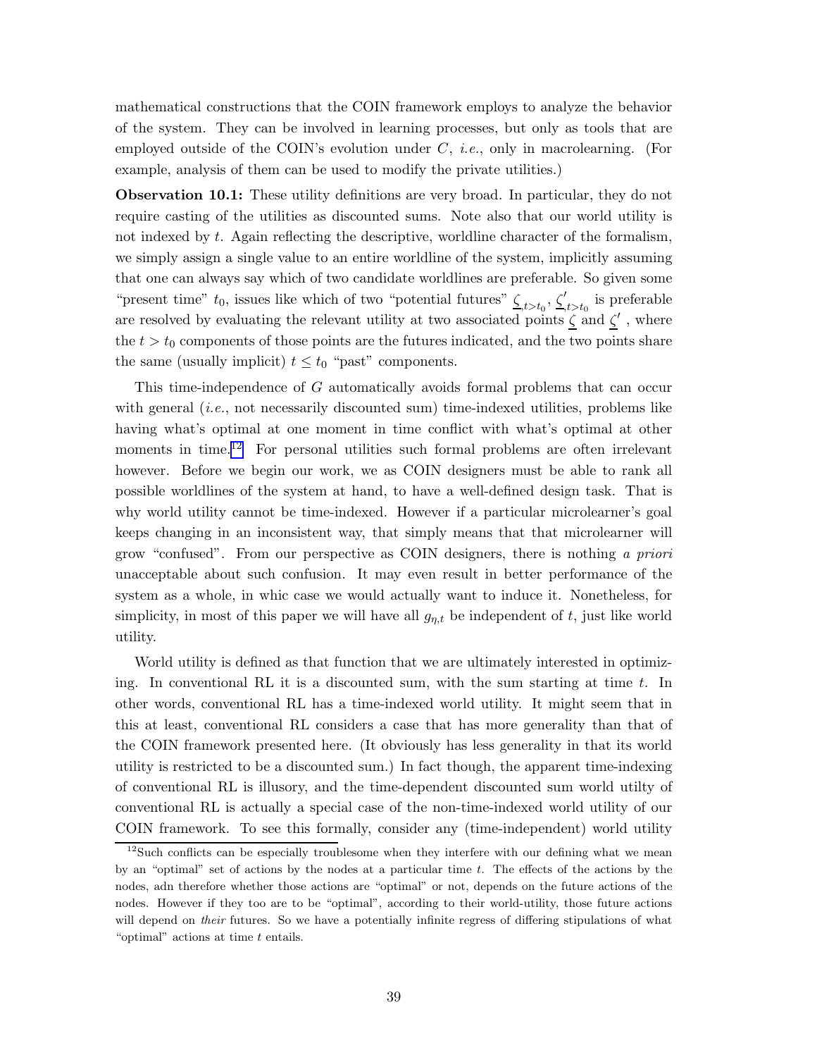mathematical constructions that the COIN framework employs to analyze the behavior of the system. They can be involved in learning processes, but only as tools that are employed outside of the COIN's evolution under $C$, *i.e.*, only in macrolearning. (For example, analysis of them can be used to modify the private utilities.)

**Observation 10.1:** These utility definitions are very broad. In particular, they do not require casting of the utilities as discounted sums. Note also that our world utility is not indexed by $t$. Again reflecting the descriptive, worldline character of the formalism, we simply assign a single value to an entire worldline of the system, implicitly assuming that one can always say which of two candidate worldlines are preferable. So given some "present time" $t_0$, issues like which of two "potential futures" $\underline{\zeta}_{,t>t_0}$, $\underline{\zeta}'_{,t>t_0}$ is preferable are resolved by evaluating the relevant utility at two associated points $\underline{\zeta}$ and $\underline{\zeta}'$, where the $t > t_0$ components of those points are the futures indicated, and the two points share the same (usually implicit) $t \leq t_0$ "past" components.

This time-independence of $G$ automatically avoids formal problems that can occur with general (*i.e.*, not necessarily discounted sum) time-indexed utilities, problems like having what's optimal at one moment in time conflict with what's optimal at other moments in time.[12] For personal utilities such formal problems are often irrelevant however. Before we begin our work, we as COIN designers must be able to rank all possible worldlines of the system at hand, to have a well-defined design task. That is why world utility cannot be time-indexed. However if a particular microlearner's goal keeps changing in an inconsistent way, that simply means that that microlearner will grow "confused". From our perspective as COIN designers, there is nothing *a priori* unacceptable about such confusion. It may even result in better performance of the system as a whole, in whic case we would actually want to induce it. Nonetheless, for simplicity, in most of this paper we will have all $g_{\eta,t}$ be independent of $t$, just like world utility.

World utility is defined as that function that we are ultimately interested in optimizing. In conventional RL it is a discounted sum, with the sum starting at time $t$. In other words, conventional RL has a time-indexed world utility. It might seem that in this at least, conventional RL considers a case that has more generality than that of the COIN framework presented here. (It obviously has less generality in that its world utility is restricted to be a discounted sum.) In fact though, the apparent time-indexing of conventional RL is illusory, and the time-dependent discounted sum world utilty of conventional RL is actually a special case of the non-time-indexed world utility of our COIN framework. To see this formally, consider any (time-independent) world utility

[12] Such conflicts can be especially troublesome when they interfere with our defining what we mean by an "optimal" set of actions by the nodes at a particular time $t$. The effects of the actions by the nodes, adn therefore whether those actions are "optimal" or not, depends on the future actions of the nodes. However if they too are to be "optimal", according to their world-utility, those future actions will depend on *their* futures. So we have a potentially infinite regress of differing stipulations of what "optimal" actions at time $t$ entails.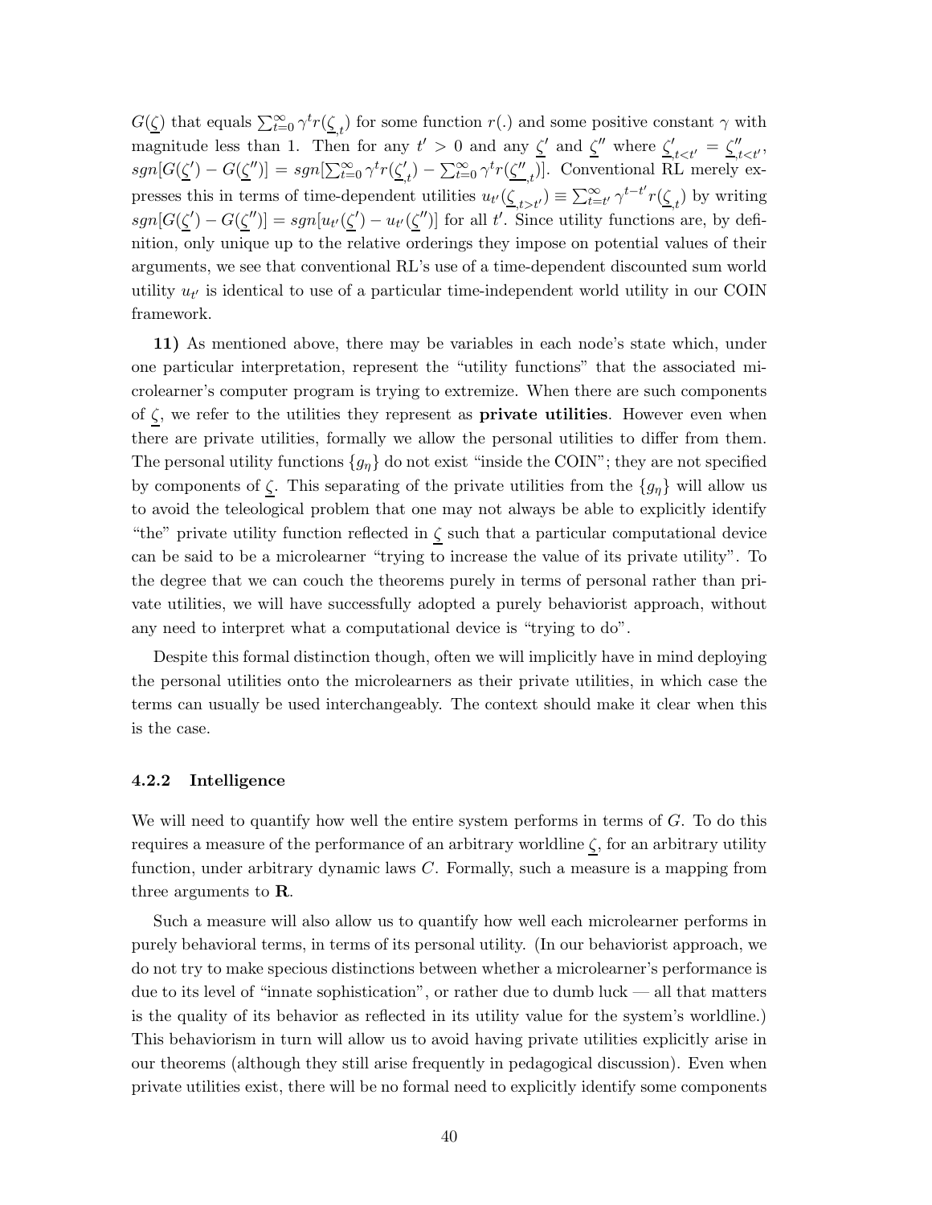$G(\underline{\zeta})$ that equals $\sum_{t=0}^{\infty} \gamma^t r(\underline{\zeta}_{,t})$ for some function $r(.)$ and some positive constant $\gamma$ with magnitude less than 1. Then for any $t' > 0$ and any $\underline{\zeta}'$ and $\underline{\zeta}''$ where $\underline{\zeta}'_{,t<t'} = \underline{\zeta}''_{,t<t'}$, $sgn[G(\underline{\zeta}') - G(\underline{\zeta}'')] = sgn[\sum_{t=0}^{\infty} \gamma^t r(\underline{\zeta}'_{,t}) - \sum_{t=0}^{\infty} \gamma^t r(\underline{\zeta}''_{,t})]$. Conventional RL merely expresses this in terms of time-dependent utilities $u_{t'}(\underline{\zeta}_{,t>t'}) \equiv \sum_{t=t'}^{\infty} \gamma^{t-t'} r(\underline{\zeta}_{,t})$ by writing $sgn[G(\underline{\zeta}') - G(\underline{\zeta}'')] = sgn[u_{t'}(\underline{\zeta}') - u_{t'}(\underline{\zeta}'')]$ for all $t'$. Since utility functions are, by definition, only unique up to the relative orderings they impose on potential values of their arguments, we see that conventional RL's use of a time-dependent discounted sum world utility $u_{t'}$ is identical to use of a particular time-independent world utility in our COIN framework.

**11)** As mentioned above, there may be variables in each node's state which, under one particular interpretation, represent the "utility functions" that the associated microlearner's computer program is trying to extremize. When there are such components of $\underline{\zeta}$, we refer to the utilities they represent as **private utilities**. However even when there are private utilities, formally we allow the personal utilities to differ from them. The personal utility functions $\{g_\eta\}$ do not exist "inside the COIN"; they are not specified by components of $\underline{\zeta}$. This separating of the private utilities from the $\{g_\eta\}$ will allow us to avoid the teleological problem that one may not always be able to explicitly identify "the" private utility function reflected in $\underline{\zeta}$ such that a particular computational device can be said to be a microlearner "trying to increase the value of its private utility". To the degree that we can couch the theorems purely in terms of personal rather than private utilities, we will have successfully adopted a purely behaviorist approach, without any need to interpret what a computational device is "trying to do".

Despite this formal distinction though, often we will implicitly have in mind deploying the personal utilities onto the microlearners as their private utilities, in which case the terms can usually be used interchangeably. The context should make it clear when this is the case.

### 4.2.2 Intelligence

We will need to quantify how well the entire system performs in terms of $G$. To do this requires a measure of the performance of an arbitrary worldline $\underline{\zeta}$, for an arbitrary utility function, under arbitrary dynamic laws $C$. Formally, such a measure is a mapping from three arguments to $\mathbf{R}$.

Such a measure will also allow us to quantify how well each microlearner performs in purely behavioral terms, in terms of its personal utility. (In our behaviorist approach, we do not try to make specious distinctions between whether a microlearner's performance is due to its level of "innate sophistication", or rather due to dumb luck — all that matters is the quality of its behavior as reflected in its utility value for the system's worldline.) This behaviorism in turn will allow us to avoid having private utilities explicitly arise in our theorems (although they still arise frequently in pedagogical discussion). Even when private utilities exist, there will be no formal need to explicitly identify some components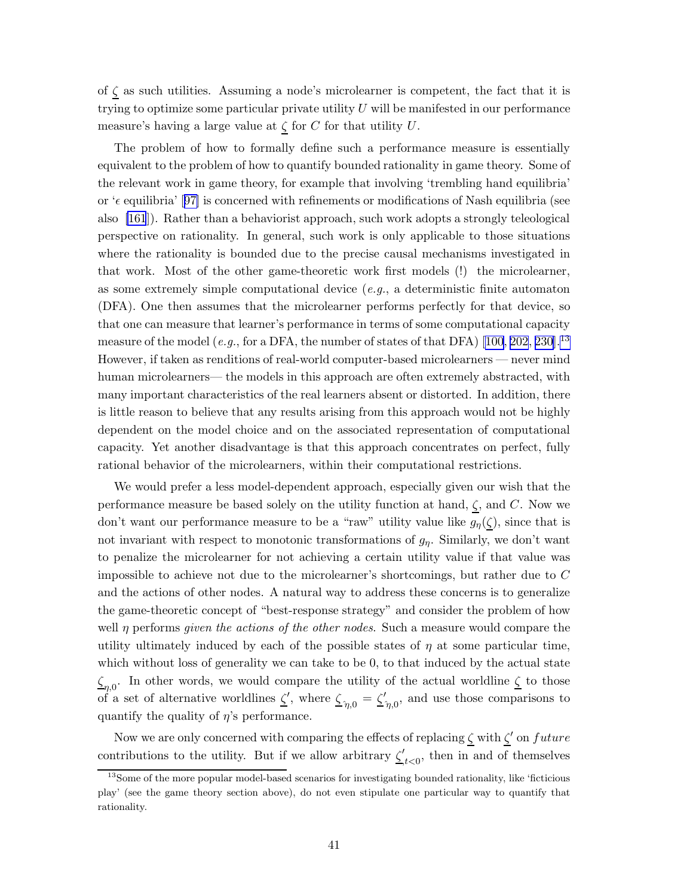of $\underline{\zeta}$ as such utilities. Assuming a node's microlearner is competent, the fact that it is trying to optimize some particular private utility $U$ will be manifested in our performance measure's having a large value at $\underline{\zeta}$ for $C$ for that utility $U$.

The problem of how to formally define such a performance measure is essentially equivalent to the problem of how to quantify bounded rationality in game theory. Some of the relevant work in game theory, for example that involving 'trembling hand equilibria' or '$\epsilon$ equilibria' [97] is concerned with refinements or modifications of Nash equilibria (see also [161]). Rather than a behaviorist approach, such work adopts a strongly teleological perspective on rationality. In general, such work is only applicable to those situations where the rationality is bounded due to the precise causal mechanisms investigated in that work. Most of the other game-theoretic work first models (!) the microlearner, as some extremely simple computational device (*e.g.*, a deterministic finite automaton (DFA). One then assumes that the microlearner performs perfectly for that device, so that one can measure that learner's performance in terms of some computational capacity measure of the model (*e.g.*, for a DFA, the number of states of that DFA) [100, 202, 230].[13] However, if taken as renditions of real-world computer-based microlearners — never mind human microlearners— the models in this approach are often extremely abstracted, with many important characteristics of the real learners absent or distorted. In addition, there is little reason to believe that any results arising from this approach would not be highly dependent on the model choice and on the associated representation of computational capacity. Yet another disadvantage is that this approach concentrates on perfect, fully rational behavior of the microlearners, within their computational restrictions.

We would prefer a less model-dependent approach, especially given our wish that the performance measure be based solely on the utility function at hand, $\underline{\zeta}$, and $C$. Now we don't want our performance measure to be a "raw" utility value like $g_\eta(\underline{\zeta})$, since that is not invariant with respect to monotonic transformations of $g_\eta$. Similarly, we don't want to penalize the microlearner for not achieving a certain utility value if that value was impossible to achieve not due to the microlearner's shortcomings, but rather due to $C$ and the actions of other nodes. A natural way to address these concerns is to generalize the game-theoretic concept of "best-response strategy" and consider the problem of how well $\eta$ performs *given the actions of the other nodes.* Such a measure would compare the utility ultimately induced by each of the possible states of $\eta$ at some particular time, which without loss of generality we can take to be 0, to that induced by the actual state $\underline{\zeta}_{\eta,0}$. In other words, we would compare the utility of the actual worldline $\underline{\zeta}$ to those of a set of alternative worldlines $\underline{\zeta}'$, where $\underline{\zeta}_{\hat{\eta},0} = \underline{\zeta}'_{\hat{\eta},0}$, and use those comparisons to quantify the quality of $\eta$'s performance.

Now we are only concerned with comparing the effects of replacing $\underline{\zeta}$ with $\underline{\zeta}'$ on $future$ contributions to the utility. But if we allow arbitrary $\underline{\zeta}'_{t<0}$, then in and of themselves

[13] Some of the more popular model-based scenarios for investigating bounded rationality, like 'ficticious play' (see the game theory section above), do not even stipulate one particular way to quantify that rationality.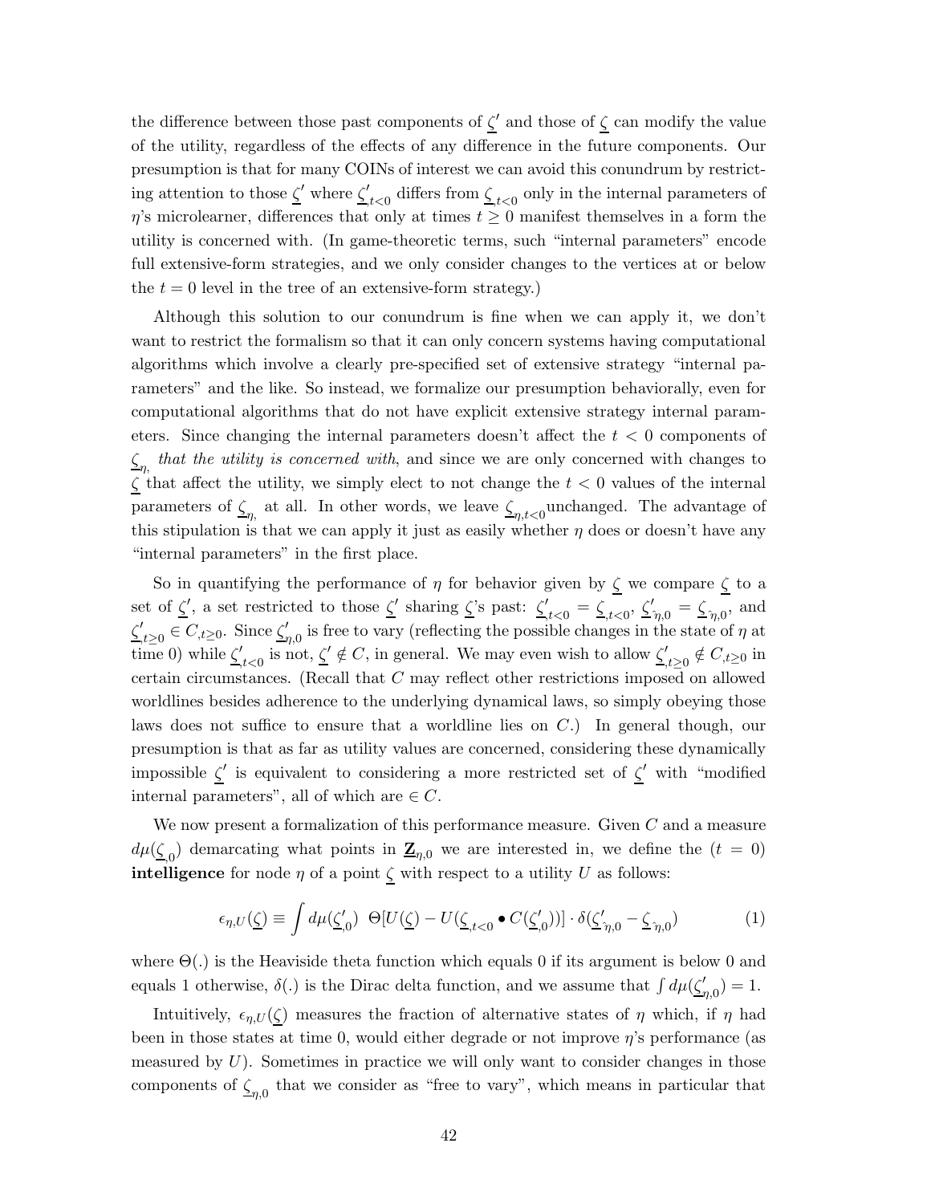the difference between those past components of $\underline{\zeta}'$ and those of $\underline{\zeta}$ can modify the value of the utility, regardless of the effects of any difference in the future components. Our presumption is that for many COINs of interest we can avoid this conundrum by restricting attention to those $\underline{\zeta}'$ where $\underline{\zeta}'_{,t<0}$ differs from $\underline{\zeta}_{,t<0}$ only in the internal parameters of $\eta$'s microlearner, differences that only at times $t \geq 0$ manifest themselves in a form the utility is concerned with. (In game-theoretic terms, such "internal parameters" encode full extensive-form strategies, and we only consider changes to the vertices at or below the $t = 0$ level in the tree of an extensive-form strategy.)

Although this solution to our conundrum is fine when we can apply it, we don't want to restrict the formalism so that it can only concern systems having computational algorithms which involve a clearly pre-specified set of extensive strategy "internal parameters" and the like. So instead, we formalize our presumption behaviorally, even for computational algorithms that do not have explicit extensive strategy internal parameters. Since changing the internal parameters doesn't affect the $t < 0$ components of $\underline{\zeta}_{\eta,}$ *that the utility is concerned with*, and since we are only concerned with changes to $\underline{\zeta}$ that affect the utility, we simply elect to not change the $t < 0$ values of the internal parameters of $\underline{\zeta}_{\eta,}$ at all. In other words, we leave $\underline{\zeta}_{\eta,t<0}$unchanged. The advantage of this stipulation is that we can apply it just as easily whether $\eta$ does or doesn't have any "internal parameters" in the first place.

So in quantifying the performance of $\eta$ for behavior given by $\underline{\zeta}$ we compare $\underline{\zeta}$ to a set of $\underline{\zeta}'$, a set restricted to those $\underline{\zeta}'$ sharing $\underline{\zeta}$'s past: $\underline{\zeta}'_{,t<0} = \underline{\zeta}_{,t<0}$, $\underline{\zeta}'_{\hat{\eta},0} = \underline{\zeta}_{\hat{\eta},0}$, and $\underline{\zeta}'_{,t\geq 0} \in C_{,t\geq 0}$. Since $\underline{\zeta}'_{\eta,0}$ is free to vary (reflecting the possible changes in the state of $\eta$ at time 0) while $\underline{\zeta}'_{,t<0}$ is not, $\underline{\zeta}' \notin C$, in general. We may even wish to allow $\underline{\zeta}'_{,t\geq 0} \notin C_{,t\geq 0}$ in certain circumstances. (Recall that $C$ may reflect other restrictions imposed on allowed worldlines besides adherence to the underlying dynamical laws, so simply obeying those laws does not suffice to ensure that a worldline lies on $C$.) In general though, our presumption is that as far as utility values are concerned, considering these dynamically impossible $\underline{\zeta}'$ is equivalent to considering a more restricted set of $\underline{\zeta}'$ with "modified internal parameters", all of which are $\in C$.

We now present a formalization of this performance measure. Given $C$ and a measure $d\mu(\underline{\zeta}_{,0})$ demarcating what points in $\underline{\mathbf{Z}}_{\eta,0}$ we are interested in, we define the ($t = 0$) **intelligence** for node $\eta$ of a point $\underline{\zeta}$ with respect to a utility $U$ as follows:

$$\epsilon_{\eta,U}(\underline{\zeta}) \equiv \int d\mu(\underline{\zeta}'_{,0}) \;\; \Theta[U(\underline{\zeta}) - U(\underline{\zeta}_{,t<0} \bullet C(\underline{\zeta}'_{,0}))] \cdot \delta(\underline{\zeta}'_{\hat{\eta},0} - \underline{\zeta}_{\hat{\eta},0}) \tag{1}$$

where $\Theta(.)$ is the Heaviside theta function which equals 0 if its argument is below 0 and equals 1 otherwise, $\delta(.)$ is the Dirac delta function, and we assume that $\int d\mu(\underline{\zeta}'_{\eta,0}) = 1$.

Intuitively, $\epsilon_{\eta,U}(\underline{\zeta})$ measures the fraction of alternative states of $\eta$ which, if $\eta$ had been in those states at time 0, would either degrade or not improve $\eta$'s performance (as measured by $U$). Sometimes in practice we will only want to consider changes in those components of $\underline{\zeta}_{\eta,0}$ that we consider as "free to vary", which means in particular that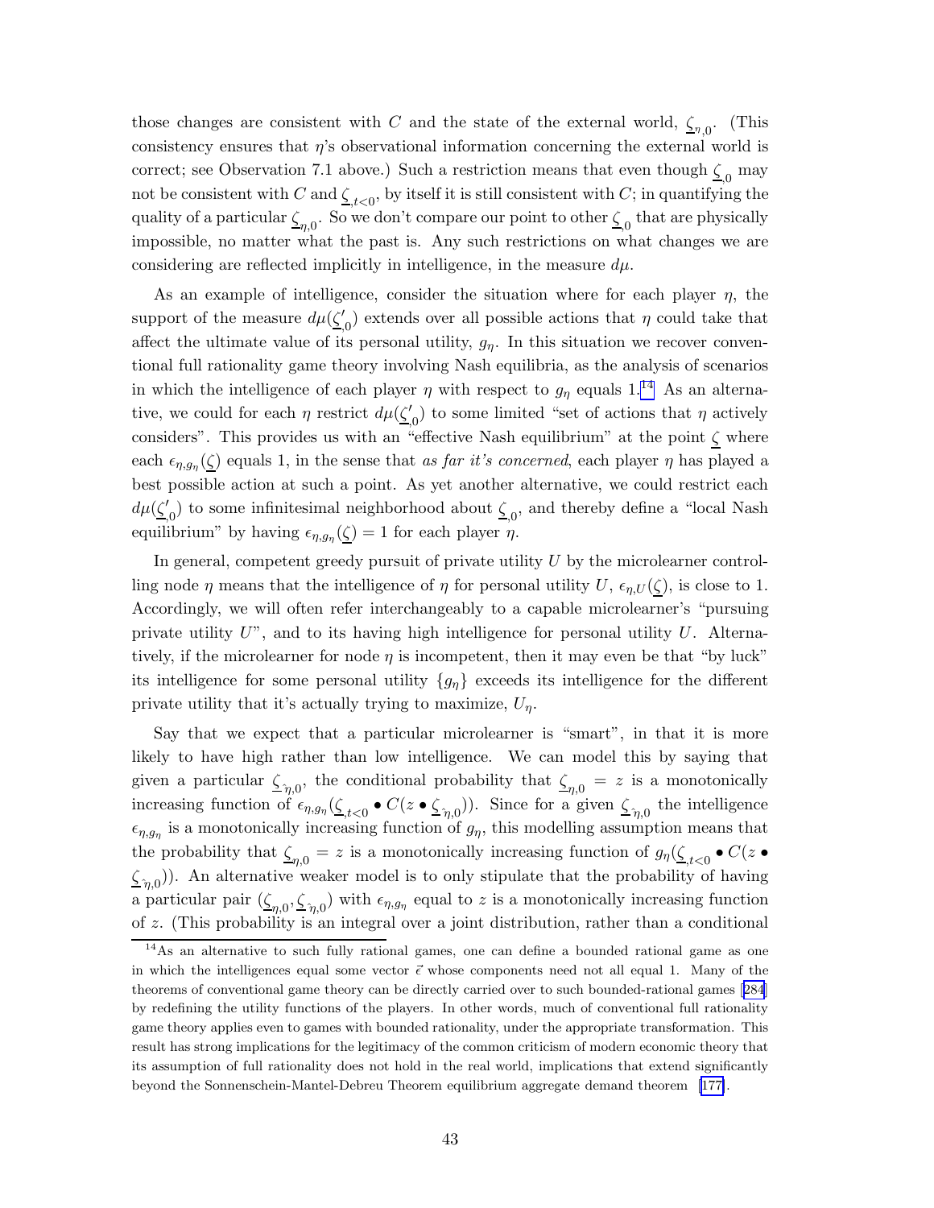those changes are consistent with $C$ and the state of the external world, $\underline{\zeta}_{\eta,0}$. (This consistency ensures that $\eta$'s observational information concerning the external world is correct; see Observation 7.1 above.) Such a restriction means that even though $\underline{\zeta}_{,0}$ may not be consistent with $C$ and $\underline{\zeta}_{,t<0}$, by itself it is still consistent with $C$; in quantifying the quality of a particular $\underline{\zeta}_{\eta,0}$. So we don't compare our point to other $\underline{\zeta}_{,0}$ that are physically impossible, no matter what the past is. Any such restrictions on what changes we are considering are reflected implicitly in intelligence, in the measure $d\mu$.

As an example of intelligence, consider the situation where for each player $\eta$, the support of the measure $d\mu(\underline{\zeta}'_{,0})$ extends over all possible actions that $\eta$ could take that affect the ultimate value of its personal utility, $g_\eta$. In this situation we recover conventional full rationality game theory involving Nash equilibria, as the analysis of scenarios in which the intelligence of each player $\eta$ with respect to $g_\eta$ equals 1.[14] As an alternative, we could for each $\eta$ restrict $d\mu(\underline{\zeta}'_{,0})$ to some limited "set of actions that $\eta$ actively considers". This provides us with an "effective Nash equilibrium" at the point $\underline{\zeta}$ where each $\epsilon_{\eta,g_\eta}(\underline{\zeta})$ equals 1, in the sense that *as far it's concerned*, each player $\eta$ has played a best possible action at such a point. As yet another alternative, we could restrict each $d\mu(\underline{\zeta}'_{,0})$ to some infinitesimal neighborhood about $\underline{\zeta}_{,0}$, and thereby define a "local Nash equilibrium" by having $\epsilon_{\eta,g_\eta}(\underline{\zeta}) = 1$ for each player $\eta$.

In general, competent greedy pursuit of private utility $U$ by the microlearner controlling node $\eta$ means that the intelligence of $\eta$ for personal utility $U$, $\epsilon_{\eta,U}(\underline{\zeta})$, is close to 1. Accordingly, we will often refer interchangeably to a capable microlearner's "pursuing private utility $U$", and to its having high intelligence for personal utility $U$. Alternatively, if the microlearner for node $\eta$ is incompetent, then it may even be that "by luck" its intelligence for some personal utility $\{g_\eta\}$ exceeds its intelligence for the different private utility that it's actually trying to maximize, $U_\eta$.

Say that we expect that a particular microlearner is "smart", in that it is more likely to have high rather than low intelligence. We can model this by saying that given a particular $\underline{\zeta}_{\hat{\eta},0}$, the conditional probability that $\underline{\zeta}_{\eta,0} = z$ is a monotonically increasing function of $\epsilon_{\eta,g_\eta}(\underline{\zeta}_{,t<0} \bullet C(z \bullet \underline{\zeta}_{\hat{\eta},0}))$. Since for a given $\underline{\zeta}_{\hat{\eta},0}$ the intelligence $\epsilon_{\eta,g_\eta}$ is a monotonically increasing function of $g_\eta$, this modelling assumption means that the probability that $\underline{\zeta}_{\eta,0} = z$ is a monotonically increasing function of $g_\eta(\underline{\zeta}_{,t<0} \bullet C(z \bullet \underline{\zeta}_{\hat{\eta},0}))$. An alternative weaker model is to only stipulate that the probability of having a particular pair $(\underline{\zeta}_{\eta,0}, \underline{\zeta}_{\hat{\eta},0})$ with $\epsilon_{\eta,g_\eta}$ equal to $z$ is a monotonically increasing function of $z$. (This probability is an integral over a joint distribution, rather than a conditional

[14] As an alternative to such fully rational games, one can define a bounded rational game as one in which the intelligences equal some vector $\vec{\epsilon}$ whose components need not all equal 1. Many of the theorems of conventional game theory can be directly carried over to such bounded-rational games [284] by redefining the utility functions of the players. In other words, much of conventional full rationality game theory applies even to games with bounded rationality, under the appropriate transformation. This result has strong implications for the legitimacy of the common criticism of modern economic theory that its assumption of full rationality does not hold in the real world, implications that extend significantly beyond the Sonnenschein-Mantel-Debreu Theorem equilibrium aggregate demand theorem [177].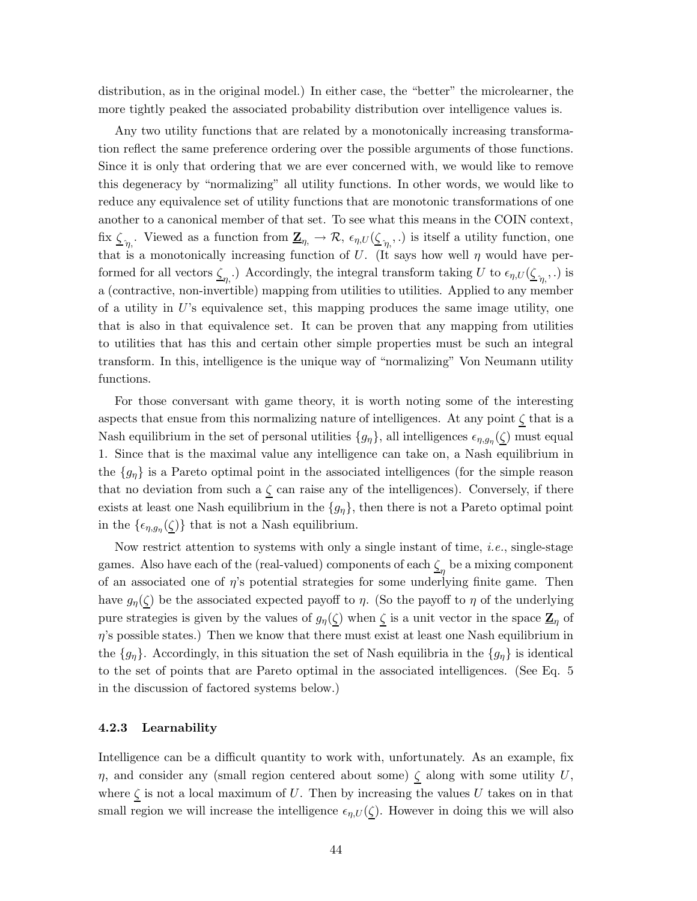distribution, as in the original model.) In either case, the "better" the microlearner, the more tightly peaked the associated probability distribution over intelligence values is.

Any two utility functions that are related by a monotonically increasing transformation reflect the same preference ordering over the possible arguments of those functions. Since it is only that ordering that we are ever concerned with, we would like to remove this degeneracy by "normalizing" all utility functions. In other words, we would like to reduce any equivalence set of utility functions that are monotonic transformations of one another to a canonical member of that set. To see what this means in the COIN context, fix $\underline{\zeta}_{\hat{\eta},}$. Viewed as a function from $\underline{\mathbf{Z}}_{\eta,} \rightarrow \mathcal{R}$, $\epsilon_{\eta,U}(\underline{\zeta}_{\hat{\eta},}, .)$ is itself a utility function, one that is a monotonically increasing function of $U$. (It says how well $\eta$ would have performed for all vectors $\underline{\zeta}_{\eta,}$.) Accordingly, the integral transform taking $U$ to $\epsilon_{\eta,U}(\underline{\zeta}_{\hat{\eta},}, .)$ is a (contractive, non-invertible) mapping from utilities to utilities. Applied to any member of a utility in $U$'s equivalence set, this mapping produces the same image utility, one that is also in that equivalence set. It can be proven that any mapping from utilities to utilities that has this and certain other simple properties must be such an integral transform. In this, intelligence is the unique way of "normalizing" Von Neumann utility functions.

For those conversant with game theory, it is worth noting some of the interesting aspects that ensue from this normalizing nature of intelligences. At any point $\underline{\zeta}$ that is a Nash equilibrium in the set of personal utilities $\{g_\eta\}$, all intelligences $\epsilon_{\eta,g_\eta}(\underline{\zeta})$ must equal 1. Since that is the maximal value any intelligence can take on, a Nash equilibrium in the $\{g_\eta\}$ is a Pareto optimal point in the associated intelligences (for the simple reason that no deviation from such a $\underline{\zeta}$ can raise any of the intelligences). Conversely, if there exists at least one Nash equilibrium in the $\{g_\eta\}$, then there is not a Pareto optimal point in the $\{\epsilon_{\eta,g_\eta}(\underline{\zeta})\}$ that is not a Nash equilibrium.

Now restrict attention to systems with only a single instant of time, *i.e.*, single-stage games. Also have each of the (real-valued) components of each $\underline{\zeta}_\eta$ be a mixing component of an associated one of $\eta$'s potential strategies for some underlying finite game. Then have $g_\eta(\underline{\zeta})$ be the associated expected payoff to $\eta$. (So the payoff to $\eta$ of the underlying pure strategies is given by the values of $g_\eta(\underline{\zeta})$ when $\underline{\zeta}$ is a unit vector in the space $\underline{\mathbf{Z}}_\eta$ of $\eta$'s possible states.) Then we know that there must exist at least one Nash equilibrium in the $\{g_\eta\}$. Accordingly, in this situation the set of Nash equilibria in the $\{g_\eta\}$ is identical to the set of points that are Pareto optimal in the associated intelligences. (See Eq. 5 in the discussion of factored systems below.)

### 4.2.3 Learnability

Intelligence can be a difficult quantity to work with, unfortunately. As an example, fix $\eta$, and consider any (small region centered about some) $\underline{\zeta}$ along with some utility $U$, where $\underline{\zeta}$ is not a local maximum of $U$. Then by increasing the values $U$ takes on in that small region we will increase the intelligence $\epsilon_{\eta,U}(\underline{\zeta})$. However in doing this we will also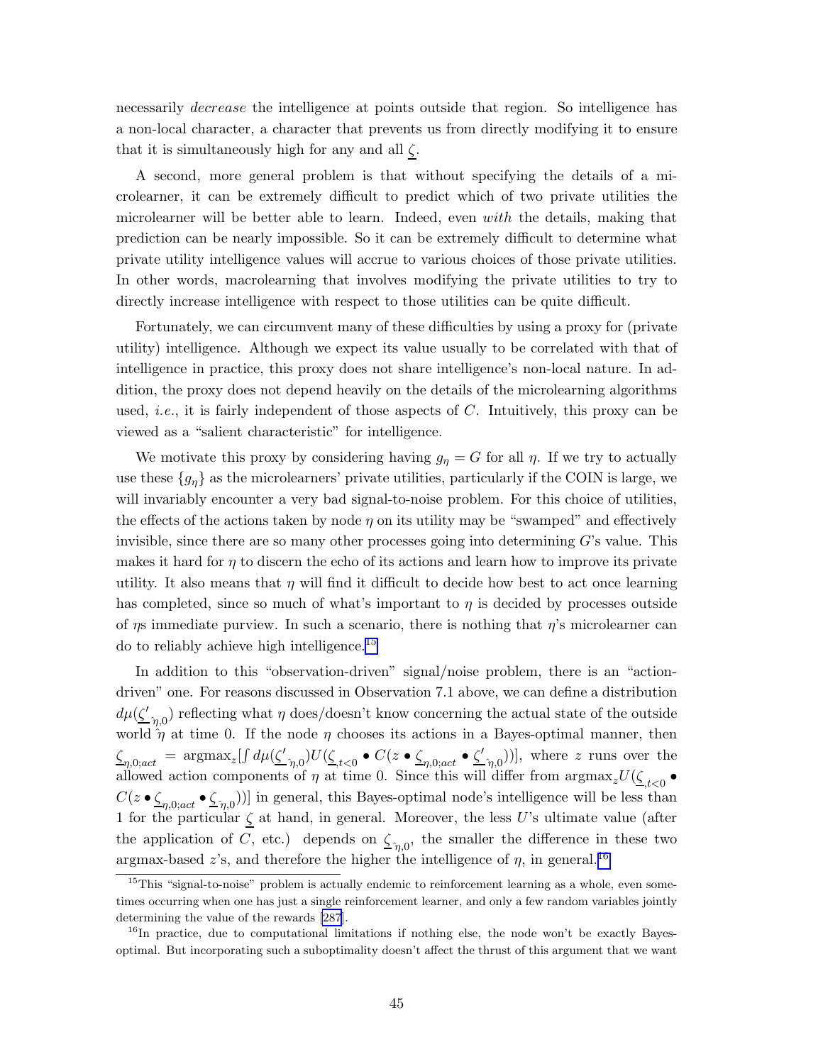necessarily *decrease* the intelligence at points outside that region. So intelligence has a non-local character, a character that prevents us from directly modifying it to ensure that it is simultaneously high for any and all $\underline{\zeta}$.

A second, more general problem is that without specifying the details of a microlearner, it can be extremely difficult to predict which of two private utilities the microlearner will be better able to learn. Indeed, even *with* the details, making that prediction can be nearly impossible. So it can be extremely difficult to determine what private utility intelligence values will accrue to various choices of those private utilities. In other words, macrolearning that involves modifying the private utilities to try to directly increase intelligence with respect to those utilities can be quite difficult.

Fortunately, we can circumvent many of these difficulties by using a proxy for (private utility) intelligence. Although we expect its value usually to be correlated with that of intelligence in practice, this proxy does not share intelligence's non-local nature. In addition, the proxy does not depend heavily on the details of the microlearning algorithms used, *i.e.*, it is fairly independent of those aspects of $C$. Intuitively, this proxy can be viewed as a "salient characteristic" for intelligence.

We motivate this proxy by considering having $g_\eta = G$ for all $\eta$. If we try to actually use these $\{g_\eta\}$ as the microlearners' private utilities, particularly if the COIN is large, we will invariably encounter a very bad signal-to-noise problem. For this choice of utilities, the effects of the actions taken by node $\eta$ on its utility may be "swamped" and effectively invisible, since there are so many other processes going into determining $G$'s value. This makes it hard for $\eta$ to discern the echo of its actions and learn how to improve its private utility. It also means that $\eta$ will find it difficult to decide how best to act once learning has completed, since so much of what's important to $\eta$ is decided by processes outside of $\eta$s immediate purview. In such a scenario, there is nothing that $\eta$'s microlearner can do to reliably achieve high intelligence.[15]

In addition to this "observation-driven" signal/noise problem, there is an "action-driven" one. For reasons discussed in Observation 7.1 above, we can define a distribution $d\mu(\underline{\zeta'}_{\hat{\eta},0})$ reflecting what $\eta$ does/doesn't know concerning the actual state of the outside world $\hat{\eta}$ at time 0. If the node $\eta$ chooses its actions in a Bayes-optimal manner, then $\underline{\zeta}_{\eta,0;act} = \text{argmax}_z[\int d\mu(\underline{\zeta'}_{\hat{\eta},0}) U(\underline{\zeta}_{,t<0} \bullet C(z \bullet \underline{\zeta}_{\eta,0;act} \bullet \underline{\zeta'}_{\hat{\eta},0}))]$, where $z$ runs over the allowed action components of $\eta$ at time 0. Since this will differ from $\text{argmax}_z U(\underline{\zeta}_{,t<0} \bullet C(z \bullet \underline{\zeta}_{\eta,0;act} \bullet \underline{\zeta}_{\hat{\eta},0}))]$ in general, this Bayes-optimal node's intelligence will be less than 1 for the particular $\underline{\zeta}$ at hand, in general. Moreover, the less $U$'s ultimate value (after the application of $C$, etc.) depends on $\underline{\zeta}_{\hat{\eta},0}$, the smaller the difference in these two argmax-based $z$'s, and therefore the higher the intelligence of $\eta$, in general.[16]

[15] This "signal-to-noise" problem is actually endemic to reinforcement learning as a whole, even sometimes occurring when one has just a single reinforcement learner, and only a few random variables jointly determining the value of the rewards [287].

[16] In practice, due to computational limitations if nothing else, the node won't be exactly Bayes-optimal. But incorporating such a suboptimality doesn't affect the thrust of this argument that we want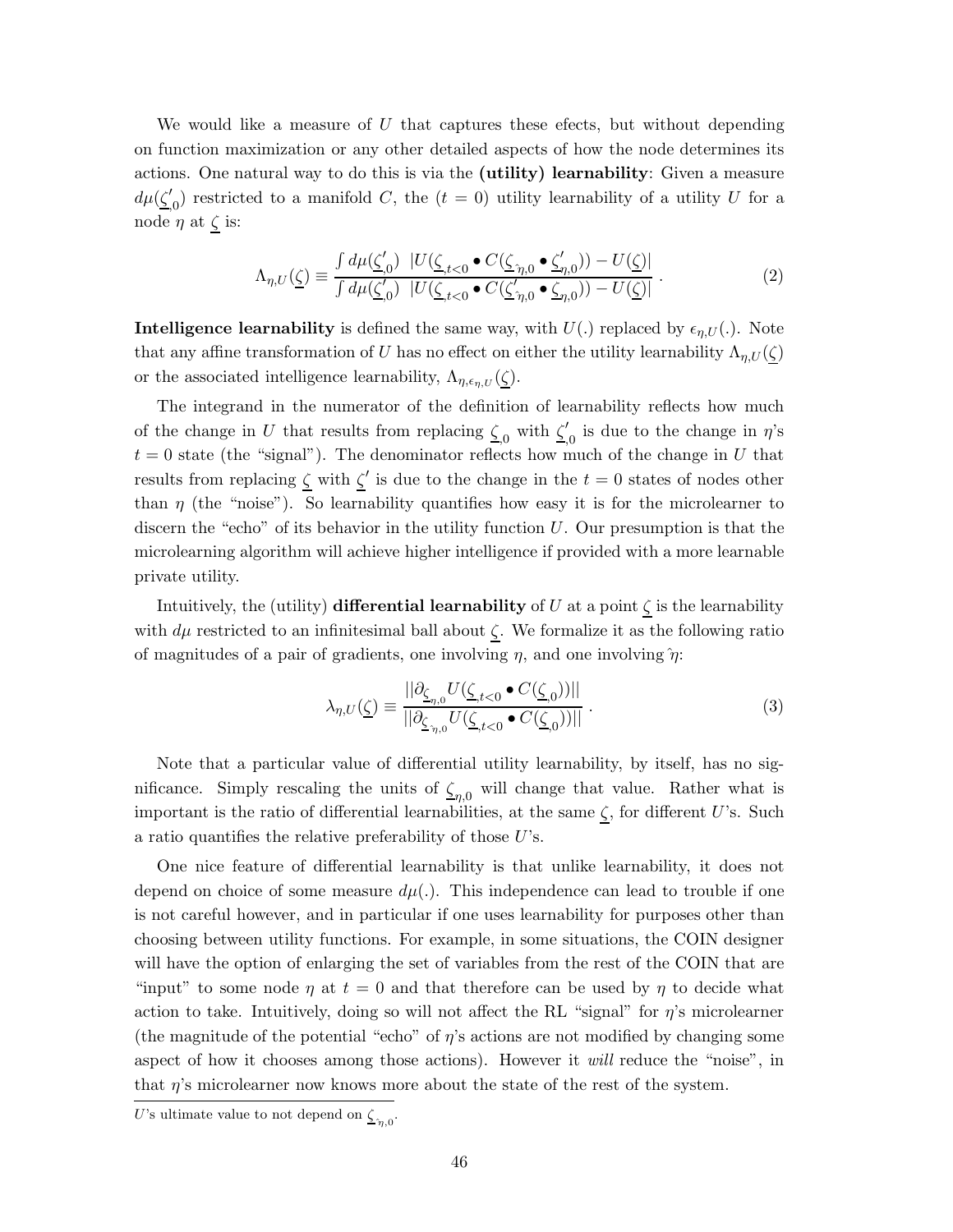We would like a measure of $U$ that captures these efects, but without depending on function maximization or any other detailed aspects of how the node determines its actions. One natural way to do this is via the **(utility) learnability**: Given a measure $d\mu(\underline{\zeta}'_{,0})$ restricted to a manifold $C$, the ($t = 0$) utility learnability of a utility $U$ for a node $\eta$ at $\underline{\zeta}$ is:

$$\Lambda_{\eta,U}(\underline{\zeta}) \equiv \frac{\int d\mu(\underline{\zeta}'_{,0}) \;\; |U(\underline{\zeta}_{,t<0} \bullet C(\underline{\zeta}_{\hat{\eta},0} \bullet \underline{\zeta}'_{\eta,0})) - U(\underline{\zeta})|}{\int d\mu(\underline{\zeta}'_{,0}) \;\; |U(\underline{\zeta}_{,t<0} \bullet C(\underline{\zeta}'_{\hat{\eta},0} \bullet \underline{\zeta}_{\eta,0})) - U(\underline{\zeta})|} \; . \tag{2}$$

**Intelligence learnability** is defined the same way, with $U(.)$ replaced by $\epsilon_{\eta,U}(.)$. Note that any affine transformation of $U$ has no effect on either the utility learnability $\Lambda_{\eta,U}(\underline{\zeta})$ or the associated intelligence learnability, $\Lambda_{\eta,\epsilon_{\eta,U}}(\underline{\zeta})$.

The integrand in the numerator of the definition of learnability reflects how much of the change in $U$ that results from replacing $\underline{\zeta}_{,0}$ with $\underline{\zeta}'_{,0}$ is due to the change in $\eta$'s $t = 0$ state (the "signal"). The denominator reflects how much of the change in $U$ that results from replacing $\underline{\zeta}$ with $\underline{\zeta}'$ is due to the change in the $t = 0$ states of nodes other than $\eta$ (the "noise"). So learnability quantifies how easy it is for the microlearner to discern the "echo" of its behavior in the utility function $U$. Our presumption is that the microlearning algorithm will achieve higher intelligence if provided with a more learnable private utility.

Intuitively, the (utility) **differential learnability** of $U$ at a point $\underline{\zeta}$ is the learnability with $d\mu$ restricted to an infinitesimal ball about $\underline{\zeta}$. We formalize it as the following ratio of magnitudes of a pair of gradients, one involving $\eta$, and one involving $\hat{\eta}$:

$$\lambda_{\eta,U}(\underline{\zeta}) \equiv \frac{||\partial_{\underline{\zeta}_{\eta,0}} U(\underline{\zeta}_{,t<0} \bullet C(\underline{\zeta}_{,0}))||}{||\partial_{\underline{\zeta}_{\hat{\eta},0}} U(\underline{\zeta}_{,t<0} \bullet C(\underline{\zeta}_{,0}))||} \; . \tag{3}$$

Note that a particular value of differential utility learnability, by itself, has no significance. Simply rescaling the units of $\underline{\zeta}_{\eta,0}$ will change that value. Rather what is important is the ratio of differential learnabilities, at the same $\underline{\zeta}$, for different $U$'s. Such a ratio quantifies the relative preferability of those $U$'s.

One nice feature of differential learnability is that unlike learnability, it does not depend on choice of some measure $d\mu(.)$. This independence can lead to trouble if one is not careful however, and in particular if one uses learnability for purposes other than choosing between utility functions. For example, in some situations, the COIN designer will have the option of enlarging the set of variables from the rest of the COIN that are "input" to some node $\eta$ at $t = 0$ and that therefore can be used by $\eta$ to decide what action to take. Intuitively, doing so will not affect the RL "signal" for $\eta$'s microlearner (the magnitude of the potential "echo" of $\eta$'s actions are not modified by changing some aspect of how it chooses among those actions). However it *will* reduce the "noise", in that $\eta$'s microlearner now knows more about the state of the rest of the system.

---

$U$'s ultimate value to not depend on $\underline{\zeta}_{\hat{\eta},0}$.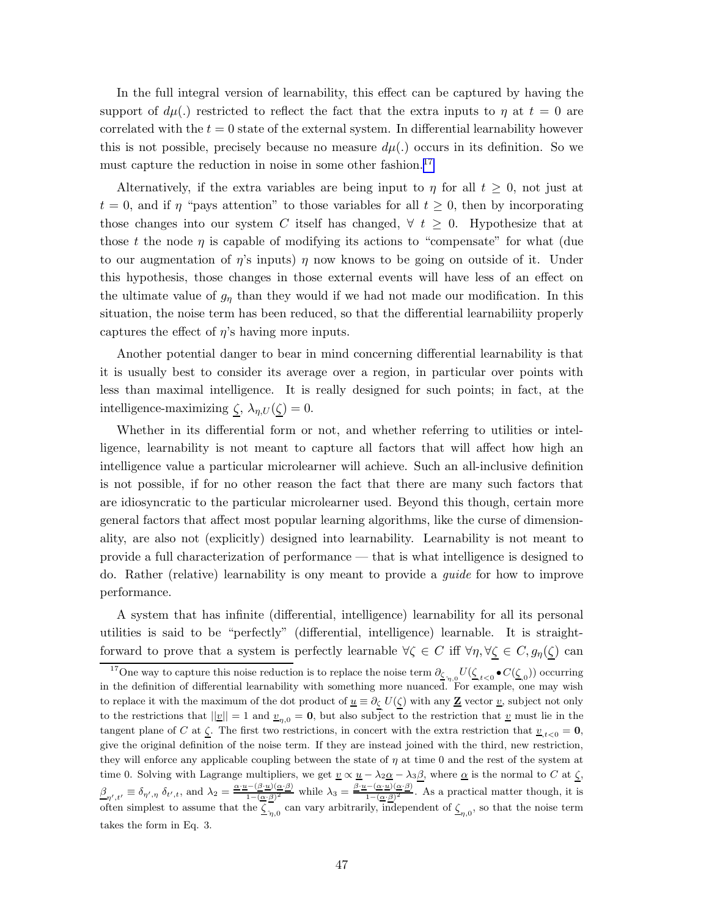In the full integral version of learnability, this effect can be captured by having the support of $d\mu(.)$ restricted to reflect the fact that the extra inputs to $\eta$ at $t = 0$ are correlated with the $t = 0$ state of the external system. In differential learnability however this is not possible, precisely because no measure $d\mu(.)$ occurs in its definition. So we must capture the reduction in noise in some other fashion.[17]

Alternatively, if the extra variables are being input to $\eta$ for all $t \geq 0$, not just at $t = 0$, and if $\eta$ "pays attention" to those variables for all $t \geq 0$, then by incorporating those changes into our system $C$ itself has changed, $\forall\ t \geq 0$. Hypothesize that at those $t$ the node $\eta$ is capable of modifying its actions to "compensate" for what (due to our augmentation of $\eta$'s inputs) $\eta$ now knows to be going on outside of it. Under this hypothesis, those changes in those external events will have less of an effect on the ultimate value of $g_\eta$ than they would if we had not made our modification. In this situation, the noise term has been reduced, so that the differential learnabiliity properly captures the effect of $\eta$'s having more inputs.

Another potential danger to bear in mind concerning differential learnability is that it is usually best to consider its average over a region, in particular over points with less than maximal intelligence. It is really designed for such points; in fact, at the intelligence-maximizing $\underline{\zeta}$, $\lambda_{\eta,U}(\underline{\zeta}) = 0$.

Whether in its differential form or not, and whether referring to utilities or intelligence, learnability is not meant to capture all factors that will affect how high an intelligence value a particular microlearner will achieve. Such an all-inclusive definition is not possible, if for no other reason the fact that there are many such factors that are idiosyncratic to the particular microlearner used. Beyond this though, certain more general factors that affect most popular learning algorithms, like the curse of dimensionality, are also not (explicitly) designed into learnability. Learnability is not meant to provide a full characterization of performance — that is what intelligence is designed to do. Rather (relative) learnability is ony meant to provide a *guide* for how to improve performance.

A system that has infinite (differential, intelligence) learnability for all its personal utilities is said to be "perfectly" (differential, intelligence) learnable. It is straightforward to prove that a system is perfectly learnable $\forall \zeta \in C$ iff $\forall \eta, \forall \underline{\zeta} \in C, g_\eta(\underline{\zeta})$ can

---

[17] One way to capture this noise reduction is to replace the noise term $\partial_{\underline{\zeta}_{\hat{\eta},0}} U(\underline{\zeta}_{,t<0} \bullet C(\underline{\zeta}_{,0}))$ occurring in the definition of differential learnability with something more nuanced. For example, one may wish to replace it with the maximum of the dot product of $\underline{u} \equiv \partial_{\underline{\zeta}}\ U(\underline{\zeta})$ with any $\underline{\mathbf{Z}}$ vector $\underline{v}$, subject not only to the restrictions that $||\underline{v}|| = 1$ and $\underline{v}_{\eta,0} = \mathbf{0}$, but also subject to the restriction that $\underline{v}$ must lie in the tangent plane of $C$ at $\underline{\zeta}$. The first two restrictions, in concert with the extra restriction that $\underline{v}_{,t<0} = \mathbf{0}$, give the original definition of the noise term. If they are instead joined with the third, new restriction, they will enforce any applicable coupling between the state of $\eta$ at time 0 and the rest of the system at time 0. Solving with Lagrange multipliers, we get $\underline{v} \propto \underline{u} - \lambda_2 \underline{\alpha} - \lambda_3 \underline{\beta}$, where $\underline{\alpha}$ is the normal to $C$ at $\underline{\zeta}$, $\underline{\beta}_{\eta',t'} \equiv \delta_{\eta',\eta}\ \delta_{t',t}$, and $\lambda_2 = \frac{\underline{\alpha}\cdot\underline{u} - (\underline{\beta}\cdot\underline{u})(\underline{\alpha}\cdot\underline{\beta})}{1-(\underline{\alpha}\cdot\underline{\beta})^2}$ while $\lambda_3 = \frac{\underline{\beta}\cdot\underline{u} - (\underline{\alpha}\cdot\underline{u})(\underline{\alpha}\cdot\underline{\beta})}{1-(\underline{\alpha}\cdot\underline{\beta})^2}$. As a practical matter though, it is often simplest to assume that the $\underline{\zeta}_{\hat{\eta},0}$ can vary arbitrarily, independent of $\underline{\zeta}_{\eta,0}$, so that the noise term takes the form in Eq. 3.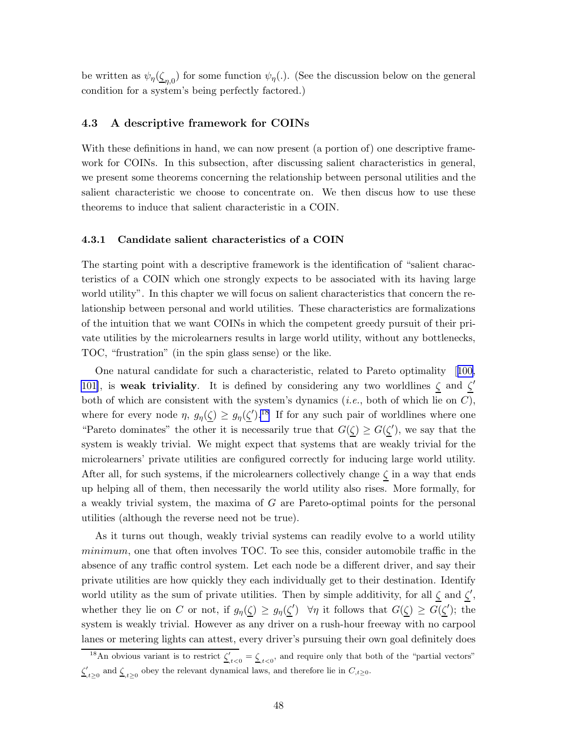be written as $\psi_\eta(\underline{\zeta}_{\eta,0})$ for some function $\psi_\eta(.)$. (See the discussion below on the general condition for a system's being perfectly factored.)

## 4.3 A descriptive framework for COINs

With these definitions in hand, we can now present (a portion of) one descriptive framework for COINs. In this subsection, after discussing salient characteristics in general, we present some theorems concerning the relationship between personal utilities and the salient characteristic we choose to concentrate on. We then discus how to use these theorems to induce that salient characteristic in a COIN.

### 4.3.1 Candidate salient characteristics of a COIN

The starting point with a descriptive framework is the identification of "salient characteristics of a COIN which one strongly expects to be associated with its having large world utility". In this chapter we will focus on salient characteristics that concern the relationship between personal and world utilities. These characteristics are formalizations of the intuition that we want COINs in which the competent greedy pursuit of their private utilities by the microlearners results in large world utility, without any bottlenecks, TOC, "frustration" (in the spin glass sense) or the like.

One natural candidate for such a characteristic, related to Pareto optimality [100, 101], is **weak triviality**. It is defined by considering any two worldlines $\underline{\zeta}$ and $\underline{\zeta}'$ both of which are consistent with the system's dynamics (*i.e.*, both of which lie on $C$), where for every node $\eta$, $g_\eta(\underline{\zeta}) \geq g_\eta(\underline{\zeta}')$.[18] If for any such pair of worldlines where one "Pareto dominates" the other it is necessarily true that $G(\underline{\zeta}) \geq G(\underline{\zeta}')$, we say that the system is weakly trivial. We might expect that systems that are weakly trivial for the microlearners' private utilities are configured correctly for inducing large world utility. After all, for such systems, if the microlearners collectively change $\underline{\zeta}$ in a way that ends up helping all of them, then necessarily the world utility also rises. More formally, for a weakly trivial system, the maxima of $G$ are Pareto-optimal points for the personal utilities (although the reverse need not be true).

As it turns out though, weakly trivial systems can readily evolve to a world utility *minimum*, one that often involves TOC. To see this, consider automobile traffic in the absence of any traffic control system. Let each node be a different driver, and say their private utilities are how quickly they each individually get to their destination. Identify world utility as the sum of private utilities. Then by simple additivity, for all $\underline{\zeta}$ and $\underline{\zeta}'$, whether they lie on $C$ or not, if $g_\eta(\underline{\zeta}) \geq g_\eta(\underline{\zeta}') \;\; \forall \eta$ it follows that $G(\underline{\zeta}) \geq G(\underline{\zeta}')$; the system is weakly trivial. However as any driver on a rush-hour freeway with no carpool lanes or metering lights can attest, every driver's pursuing their own goal definitely does

[18] An obvious variant is to restrict $\underline{\zeta}'_{,t<0} = \underline{\zeta}_{,t<0}$, and require only that both of the "partial vectors" $\underline{\zeta}'_{,t\geq 0}$ and $\underline{\zeta}_{,t\geq 0}$ obey the relevant dynamical laws, and therefore lie in $C_{,t\geq 0}$.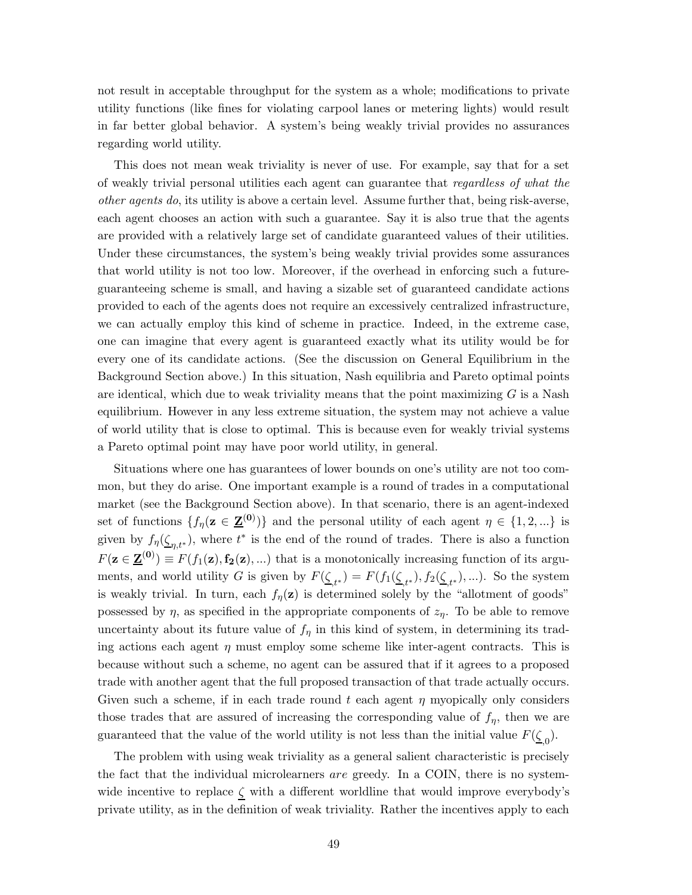not result in acceptable throughput for the system as a whole; modifications to private utility functions (like fines for violating carpool lanes or metering lights) would result in far better global behavior. A system's being weakly trivial provides no assurances regarding world utility.

This does not mean weak triviality is never of use. For example, say that for a set of weakly trivial personal utilities each agent can guarantee that *regardless of what the other agents do*, its utility is above a certain level. Assume further that, being risk-averse, each agent chooses an action with such a guarantee. Say it is also true that the agents are provided with a relatively large set of candidate guaranteed values of their utilities. Under these circumstances, the system's being weakly trivial provides some assurances that world utility is not too low. Moreover, if the overhead in enforcing such a future-guaranteeing scheme is small, and having a sizable set of guaranteed candidate actions provided to each of the agents does not require an excessively centralized infrastructure, we can actually employ this kind of scheme in practice. Indeed, in the extreme case, one can imagine that every agent is guaranteed exactly what its utility would be for every one of its candidate actions. (See the discussion on General Equilibrium in the Background Section above.) In this situation, Nash equilibria and Pareto optimal points are identical, which due to weak triviality means that the point maximizing $G$ is a Nash equilibrium. However in any less extreme situation, the system may not achieve a value of world utility that is close to optimal. This is because even for weakly trivial systems a Pareto optimal point may have poor world utility, in general.

Situations where one has guarantees of lower bounds on one's utility are not too common, but they do arise. One important example is a round of trades in a computational market (see the Background Section above). In that scenario, there is an agent-indexed set of functions $\{f_\eta(\mathbf{z} \in \underline{\mathbf{Z}}^{(\mathbf{0})})\}$ and the personal utility of each agent $\eta \in \{1, 2, ...\}$ is given by $f_\eta(\underline{\zeta}_{\eta,t^*})$, where $t^*$ is the end of the round of trades. There is also a function $F(\mathbf{z} \in \underline{\mathbf{Z}}^{(\mathbf{0})}) \equiv F(f_1(\mathbf{z}), \mathbf{f_2}(\mathbf{z}), ...)$ that is a monotonically increasing function of its arguments, and world utility $G$ is given by $F(\underline{\zeta}_{,t^*}) = F(f_1(\underline{\zeta}_{,t^*}), f_2(\underline{\zeta}_{,t^*}), ...)$. So the system is weakly trivial. In turn, each $f_\eta(\mathbf{z})$ is determined solely by the "allotment of goods" possessed by $\eta$, as specified in the appropriate components of $z_\eta$. To be able to remove uncertainty about its future value of $f_\eta$ in this kind of system, in determining its trading actions each agent $\eta$ must employ some scheme like inter-agent contracts. This is because without such a scheme, no agent can be assured that if it agrees to a proposed trade with another agent that the full proposed transaction of that trade actually occurs. Given such a scheme, if in each trade round $t$ each agent $\eta$ myopically only considers those trades that are assured of increasing the corresponding value of $f_\eta$, then we are guaranteed that the value of the world utility is not less than the initial value $F(\underline{\zeta}_{,0})$.

The problem with using weak triviality as a general salient characteristic is precisely the fact that the individual microlearners *are* greedy. In a COIN, there is no system-wide incentive to replace $\underline{\zeta}$ with a different worldline that would improve everybody's private utility, as in the definition of weak triviality. Rather the incentives apply to each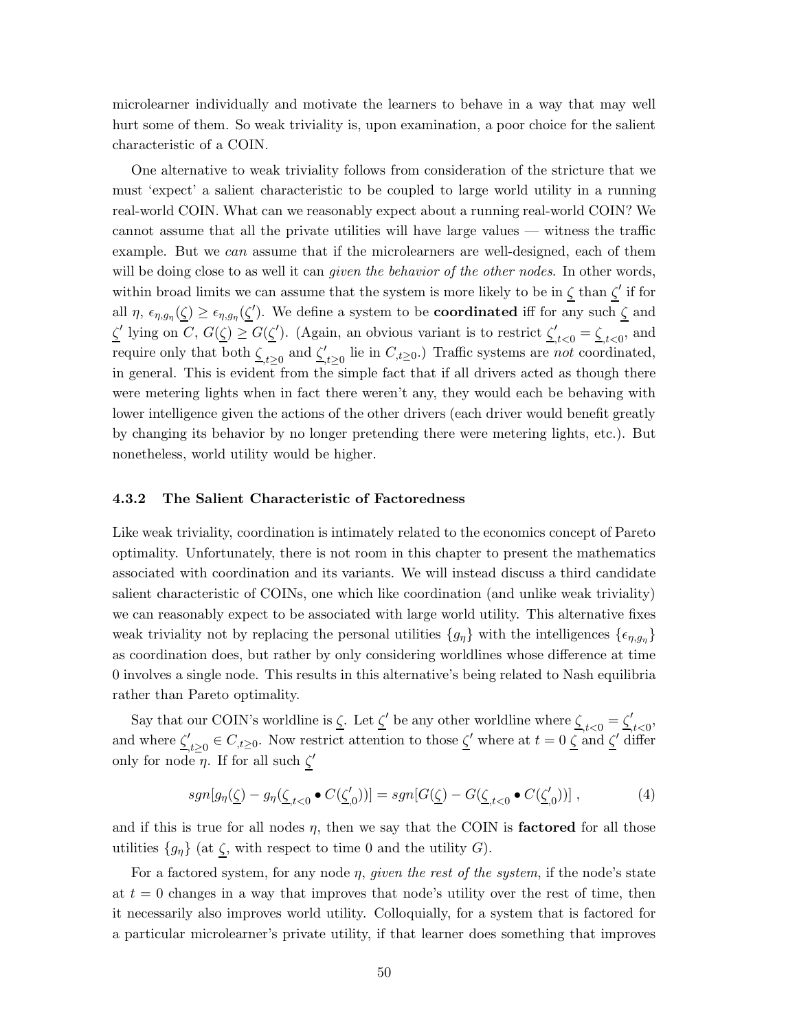microlearner individually and motivate the learners to behave in a way that may well hurt some of them. So weak triviality is, upon examination, a poor choice for the salient characteristic of a COIN.

One alternative to weak triviality follows from consideration of the stricture that we must 'expect' a salient characteristic to be coupled to large world utility in a running real-world COIN. What can we reasonably expect about a running real-world COIN? We cannot assume that all the private utilities will have large values — witness the traffic example. But we *can* assume that if the microlearners are well-designed, each of them will be doing close to as well it can *given the behavior of the other nodes*. In other words, within broad limits we can assume that the system is more likely to be in $\underline{\zeta}$ than $\underline{\zeta}'$ if for all $\eta$, $\epsilon_{\eta,g_\eta}(\underline{\zeta}) \geq \epsilon_{\eta,g_\eta}(\underline{\zeta}')$. We define a system to be **coordinated** iff for any such $\underline{\zeta}$ and $\underline{\zeta}'$ lying on $C$, $G(\underline{\zeta}) \geq G(\underline{\zeta}')$. (Again, an obvious variant is to restrict $\underline{\zeta}'_{,t<0} = \underline{\zeta}_{,t<0}$, and require only that both $\underline{\zeta}_{,t\geq 0}$ and $\underline{\zeta}'_{,t\geq 0}$ lie in $C_{,t\geq 0}$.) Traffic systems are *not* coordinated, in general. This is evident from the simple fact that if all drivers acted as though there were metering lights when in fact there weren't any, they would each be behaving with lower intelligence given the actions of the other drivers (each driver would benefit greatly by changing its behavior by no longer pretending there were metering lights, etc.). But nonetheless, world utility would be higher.

### 4.3.2 The Salient Characteristic of Factoredness

Like weak triviality, coordination is intimately related to the economics concept of Pareto optimality. Unfortunately, there is not room in this chapter to present the mathematics associated with coordination and its variants. We will instead discuss a third candidate salient characteristic of COINs, one which like coordination (and unlike weak triviality) we can reasonably expect to be associated with large world utility. This alternative fixes weak triviality not by replacing the personal utilities $\{g_\eta\}$ with the intelligences $\{\epsilon_{\eta,g_\eta}\}$ as coordination does, but rather by only considering worldlines whose difference at time 0 involves a single node. This results in this alternative's being related to Nash equilibria rather than Pareto optimality.

Say that our COIN's worldline is $\underline{\zeta}$. Let $\underline{\zeta}'$ be any other worldline where $\underline{\zeta}_{,t<0} = \underline{\zeta}'_{,t<0}$, and where $\underline{\zeta}'_{,t\geq 0} \in C_{,t\geq 0}$. Now restrict attention to those $\underline{\zeta}'$ where at $t = 0$ $\underline{\zeta}$ and $\underline{\zeta}'$ differ only for node $\eta$. If for all such $\underline{\zeta}'$

$$sgn[g_\eta(\underline{\zeta}) - g_\eta(\underline{\zeta}_{,t<0} \bullet C(\underline{\zeta}'_{,0}))] = sgn[G(\underline{\zeta}) - G(\underline{\zeta}_{,t<0} \bullet C(\underline{\zeta}'_{,0}))] \, , \tag{4}$$

and if this is true for all nodes $\eta$, then we say that the COIN is **factored** for all those utilities $\{g_\eta\}$ (at $\underline{\zeta}$, with respect to time 0 and the utility $G$).

For a factored system, for any node $\eta$, *given the rest of the system*, if the node's state at $t = 0$ changes in a way that improves that node's utility over the rest of time, then it necessarily also improves world utility. Colloquially, for a system that is factored for a particular microlearner's private utility, if that learner does something that improves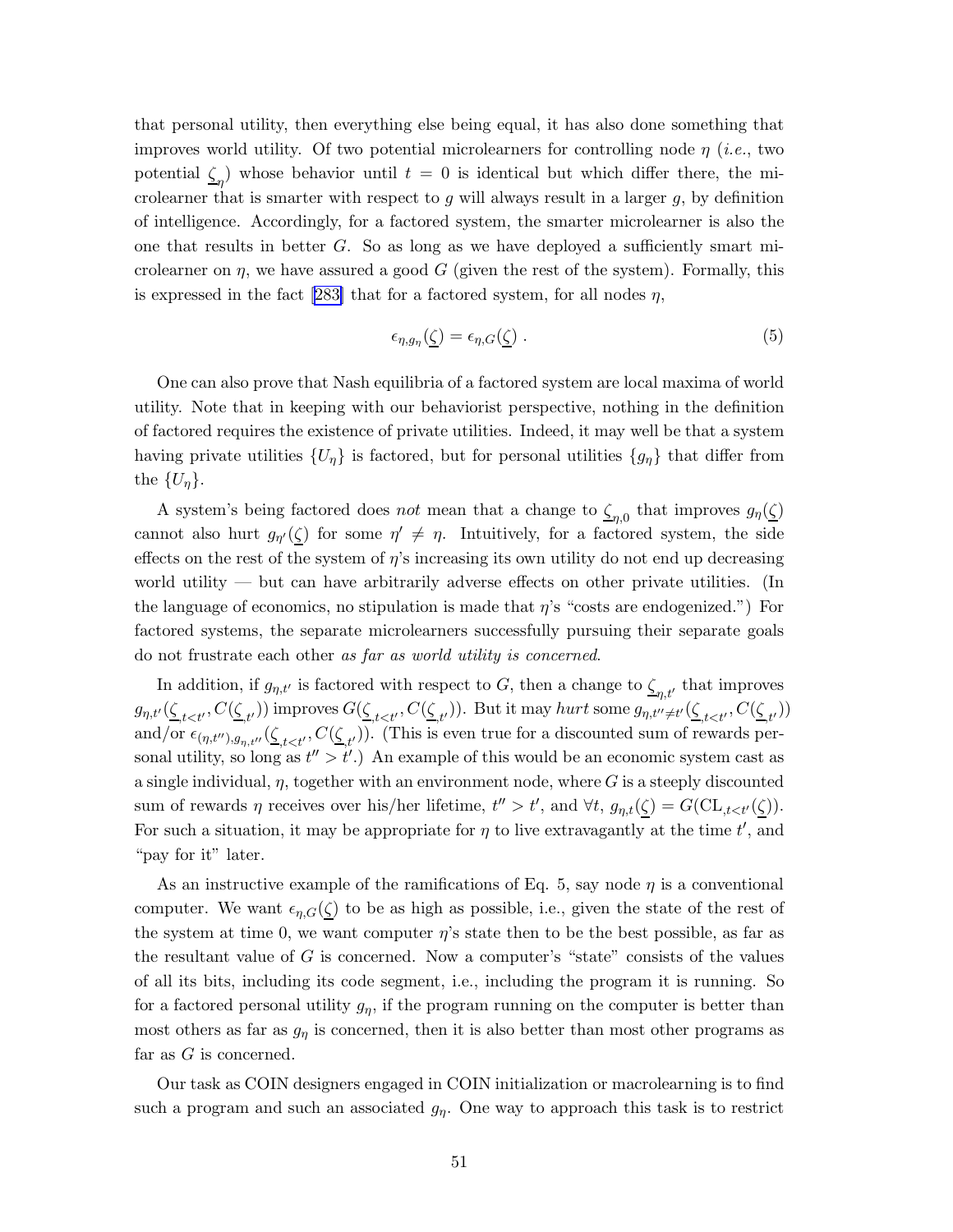that personal utility, then everything else being equal, it has also done something that improves world utility. Of two potential microlearners for controlling node $\eta$ (*i.e.*, two potential $\underline{\zeta}_{\eta}$) whose behavior until $t = 0$ is identical but which differ there, the microlearner that is smarter with respect to $g$ will always result in a larger $g$, by definition of intelligence. Accordingly, for a factored system, the smarter microlearner is also the one that results in better $G$. So as long as we have deployed a sufficiently smart microlearner on $\eta$, we have assured a good $G$ (given the rest of the system). Formally, this is expressed in the fact [283] that for a factored system, for all nodes $\eta$,

$$\epsilon_{\eta,g_{\eta}}(\underline{\zeta}) = \epsilon_{\eta,G}(\underline{\zeta}) \ . \tag{5}$$

One can also prove that Nash equilibria of a factored system are local maxima of world utility. Note that in keeping with our behaviorist perspective, nothing in the definition of factored requires the existence of private utilities. Indeed, it may well be that a system having private utilities $\{U_{\eta}\}$ is factored, but for personal utilities $\{g_{\eta}\}$ that differ from the $\{U_{\eta}\}$.

A system's being factored does *not* mean that a change to $\underline{\zeta}_{\eta,0}$ that improves $g_{\eta}(\underline{\zeta})$ cannot also hurt $g_{\eta'}(\underline{\zeta})$ for some $\eta' \neq \eta$. Intuitively, for a factored system, the side effects on the rest of the system of $\eta$'s increasing its own utility do not end up decreasing world utility — but can have arbitrarily adverse effects on other private utilities. (In the language of economics, no stipulation is made that $\eta$'s "costs are endogenized.") For factored systems, the separate microlearners successfully pursuing their separate goals do not frustrate each other *as far as world utility is concerned*.

In addition, if $g_{\eta,t'}$ is factored with respect to $G$, then a change to $\underline{\zeta}_{\eta,t'}$ that improves $g_{\eta,t'}(\underline{\zeta}_{,t<t'}, C(\underline{\zeta}_{,t'}))$ improves $G(\underline{\zeta}_{,t<t'}, C(\underline{\zeta}_{,t'}))$. But it may *hurt* some $g_{\eta,t''\neq t'}(\underline{\zeta}_{,t<t'}, C(\underline{\zeta}_{,t'}))$ and/or $\epsilon_{(\eta,t''),g_{\eta,t''}}(\underline{\zeta}_{,t<t'}, C(\underline{\zeta}_{,t'}))$. (This is even true for a discounted sum of rewards personal utility, so long as $t'' > t'$.) An example of this would be an economic system cast as a single individual, $\eta$, together with an environment node, where $G$ is a steeply discounted sum of rewards $\eta$ receives over his/her lifetime, $t'' > t'$, and $\forall t$, $g_{\eta,t}(\underline{\zeta}) = G(\mathrm{CL}_{,t<t'}(\underline{\zeta}))$. For such a situation, it may be appropriate for $\eta$ to live extravagantly at the time $t'$, and "pay for it" later.

As an instructive example of the ramifications of Eq. 5, say node $\eta$ is a conventional computer. We want $\epsilon_{\eta,G}(\underline{\zeta})$ to be as high as possible, i.e., given the state of the rest of the system at time 0, we want computer $\eta$'s state then to be the best possible, as far as the resultant value of $G$ is concerned. Now a computer's "state" consists of the values of all its bits, including its code segment, i.e., including the program it is running. So for a factored personal utility $g_{\eta}$, if the program running on the computer is better than most others as far as $g_{\eta}$ is concerned, then it is also better than most other programs as far as $G$ is concerned.

Our task as COIN designers engaged in COIN initialization or macrolearning is to find such a program and such an associated $g_{\eta}$. One way to approach this task is to restrict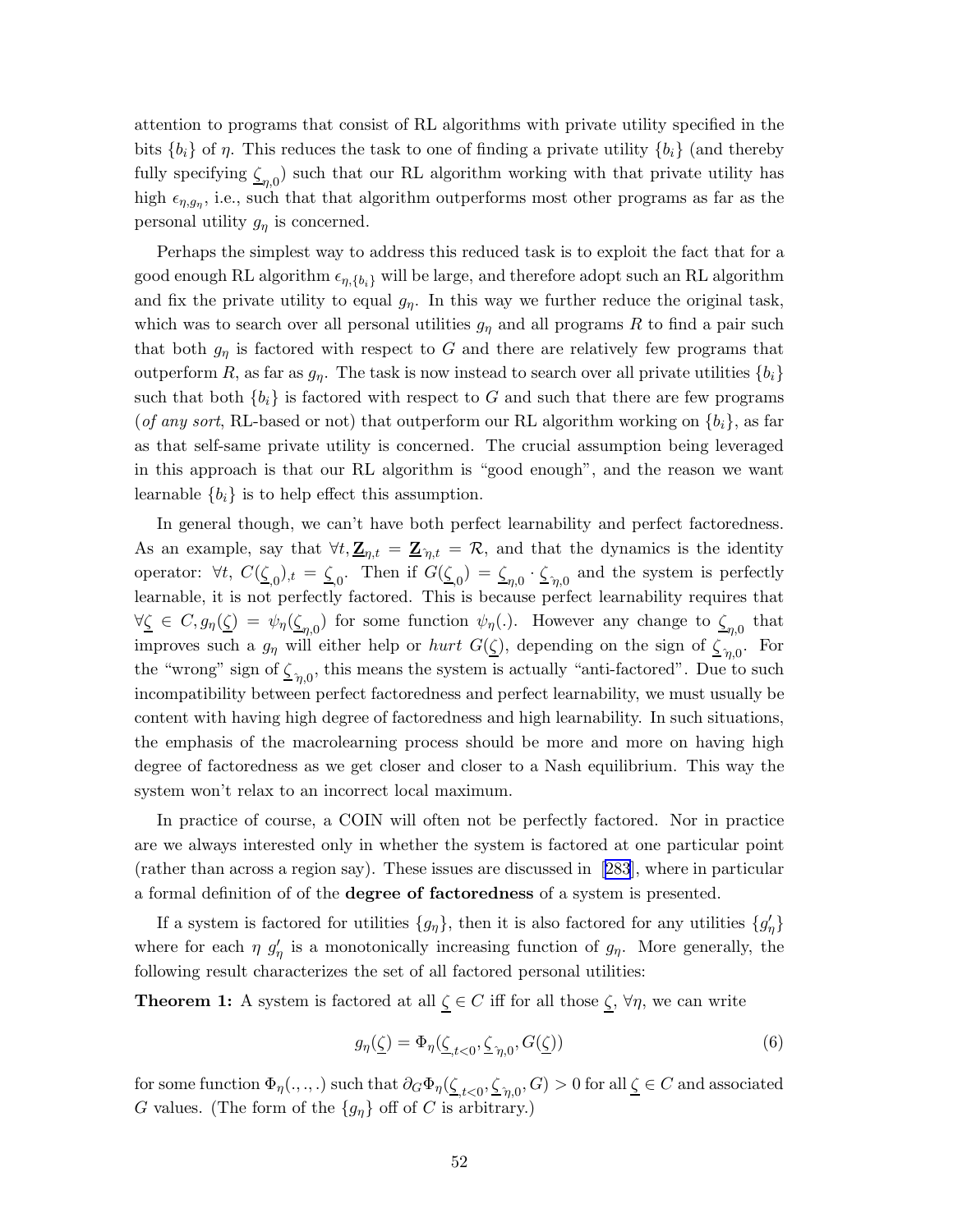attention to programs that consist of RL algorithms with private utility specified in the bits $\{b_i\}$ of $\eta$. This reduces the task to one of finding a private utility $\{b_i\}$ (and thereby fully specifying $\underline{\zeta}_{\eta,0}$) such that our RL algorithm working with that private utility has high $\epsilon_{\eta,g_\eta}$, i.e., such that that algorithm outperforms most other programs as far as the personal utility $g_\eta$ is concerned.

Perhaps the simplest way to address this reduced task is to exploit the fact that for a good enough RL algorithm $\epsilon_{\eta,\{b_i\}}$ will be large, and therefore adopt such an RL algorithm and fix the private utility to equal $g_\eta$. In this way we further reduce the original task, which was to search over all personal utilities $g_\eta$ and all programs $R$ to find a pair such that both $g_\eta$ is factored with respect to $G$ and there are relatively few programs that outperform $R$, as far as $g_\eta$. The task is now instead to search over all private utilities $\{b_i\}$ such that both $\{b_i\}$ is factored with respect to $G$ and such that there are few programs (*of any sort*, RL-based or not) that outperform our RL algorithm working on $\{b_i\}$, as far as that self-same private utility is concerned. The crucial assumption being leveraged in this approach is that our RL algorithm is "good enough", and the reason we want learnable $\{b_i\}$ is to help effect this assumption.

In general though, we can't have both perfect learnability and perfect factoredness. As an example, say that $\forall t, \underline{\mathbf{Z}}_{\eta,t} = \underline{\mathbf{Z}}_{\hat{\eta},t} = \mathcal{R}$, and that the dynamics is the identity operator: $\forall t,\ C(\underline{\zeta}_{,0})_{,t} = \underline{\zeta}_{,0}$. Then if $G(\underline{\zeta}_{,0}) = \underline{\zeta}_{\eta,0} \cdot \underline{\zeta}_{\hat{\eta},0}$ and the system is perfectly learnable, it is not perfectly factored. This is because perfect learnability requires that $\forall \underline{\zeta} \in C, g_\eta(\underline{\zeta}) = \psi_\eta(\underline{\zeta}_{\eta,0})$ for some function $\psi_\eta(.)$. However any change to $\underline{\zeta}_{\eta,0}$ that improves such a $g_\eta$ will either help or *hurt* $G(\underline{\zeta})$, depending on the sign of $\underline{\zeta}_{\hat{\eta},0}$. For the "wrong" sign of $\underline{\zeta}_{\hat{\eta},0}$, this means the system is actually "anti-factored". Due to such incompatibility between perfect factoredness and perfect learnability, we must usually be content with having high degree of factoredness and high learnability. In such situations, the emphasis of the macrolearning process should be more and more on having high degree of factoredness as we get closer and closer to a Nash equilibrium. This way the system won't relax to an incorrect local maximum.

In practice of course, a COIN will often not be perfectly factored. Nor in practice are we always interested only in whether the system is factored at one particular point (rather than across a region say). These issues are discussed in [283], where in particular a formal definition of of the **degree of factoredness** of a system is presented.

If a system is factored for utilities $\{g_\eta\}$, then it is also factored for any utilities $\{g'_\eta\}$ where for each $\eta$ $g'_\eta$ is a monotonically increasing function of $g_\eta$. More generally, the following result characterizes the set of all factored personal utilities:

**Theorem 1:** A system is factored at all $\underline{\zeta} \in C$ iff for all those $\underline{\zeta}$, $\forall \eta$, we can write

$$g_\eta(\underline{\zeta}) = \Phi_\eta(\underline{\zeta}_{,t<0}, \underline{\zeta}_{\hat{\eta},0}, G(\underline{\zeta})) \tag{6}$$

for some function $\Phi_\eta(.,.,.)$ such that $\partial_G \Phi_\eta(\underline{\zeta}_{,t<0}, \underline{\zeta}_{\hat{\eta},0}, G) > 0$ for all $\underline{\zeta} \in C$ and associated $G$ values. (The form of the $\{g_\eta\}$ off of $C$ is arbitrary.)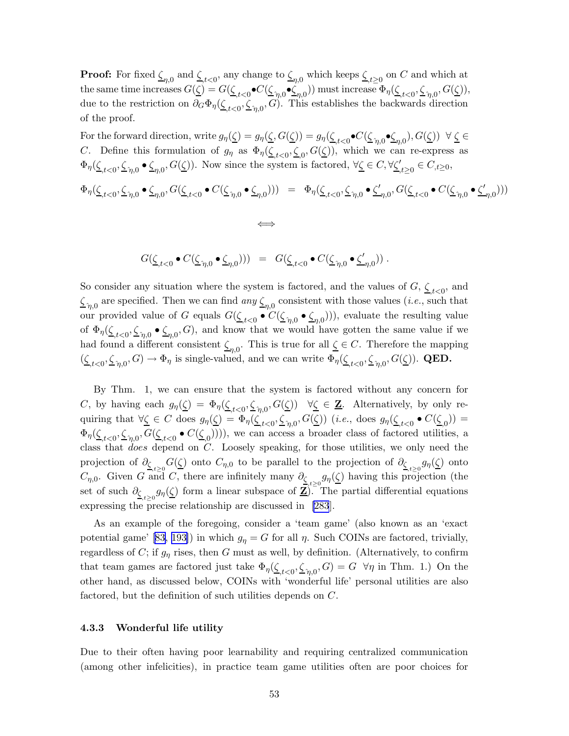**Proof:** For fixed $\underline{\zeta}_{\eta,0}$ and $\underline{\zeta}_{,t<0}$, any change to $\underline{\zeta}_{\eta,0}$ which keeps $\underline{\zeta}_{,t\geq 0}$ on $C$ and which at the same time increases $G(\underline{\zeta}) = G(\underline{\zeta}_{,t<0} \bullet C(\underline{\zeta}_{\hat{\eta},0} \bullet \underline{\zeta}_{\eta,0}))$ must increase $\Phi_\eta(\underline{\zeta}_{,t<0}, \underline{\zeta}_{\hat{\eta},0}, G(\underline{\zeta}))$, due to the restriction on $\partial_G \Phi_\eta(\underline{\zeta}_{,t<0}, \underline{\zeta}_{\hat{\eta},0}, G)$. This establishes the backwards direction of the proof.

For the forward direction, write $g_\eta(\underline{\zeta}) = g_\eta(\underline{\zeta}, G(\underline{\zeta})) = g_\eta(\underline{\zeta}_{,t<0} \bullet C(\underline{\zeta}_{\hat{\eta},0} \bullet \underline{\zeta}_{\eta,0}), G(\underline{\zeta})) \;\; \forall\, \underline{\zeta} \in C$. Define this formulation of $g_\eta$ as $\Phi_\eta(\underline{\zeta}_{,t<0}, \underline{\zeta}_{,0}, G(\underline{\zeta}))$, which we can re-express as $\Phi_\eta(\underline{\zeta}_{,t<0}, \underline{\zeta}_{\hat{\eta},0} \bullet \underline{\zeta}_{\eta,0}, G(\underline{\zeta}))$. Now since the system is factored, $\forall \underline{\zeta} \in C, \forall \underline{\zeta}'_{,t\geq 0} \in C_{,t\geq 0}$,

$$\Phi_\eta(\underline{\zeta}_{,t<0}, \underline{\zeta}_{\hat{\eta},0} \bullet \underline{\zeta}_{\eta,0}, G(\underline{\zeta}_{,t<0} \bullet C(\underline{\zeta}_{\hat{\eta},0} \bullet \underline{\zeta}_{\eta,0}))) \;=\; \Phi_\eta(\underline{\zeta}_{,t<0}, \underline{\zeta}_{\hat{\eta},0} \bullet \underline{\zeta}'_{\eta,0}, G(\underline{\zeta}_{,t<0} \bullet C(\underline{\zeta}_{\hat{\eta},0} \bullet \underline{\zeta}'_{\eta,0})))$$

$$\Longleftrightarrow$$

$$G(\underline{\zeta}_{,t<0} \bullet C(\underline{\zeta}_{\hat{\eta},0} \bullet \underline{\zeta}_{\eta,0}))) \;=\; G(\underline{\zeta}_{,t<0} \bullet C(\underline{\zeta}_{\hat{\eta},0} \bullet \underline{\zeta}'_{\eta,0}))\,.$$

So consider any situation where the system is factored, and the values of $G$, $\underline{\zeta}_{,t<0}$, and $\underline{\zeta}_{\hat{\eta},0}$ are specified. Then we can find *any* $\underline{\zeta}_{\eta,0}$ consistent with those values (*i.e.*, such that our provided value of $G$ equals $G(\underline{\zeta}_{,t<0} \bullet C(\underline{\zeta}_{\hat{\eta},0} \bullet \underline{\zeta}_{\eta,0})))$, evaluate the resulting value of $\Phi_\eta(\underline{\zeta}_{,t<0}, \underline{\zeta}_{\hat{\eta},0} \bullet \underline{\zeta}_{\eta,0}, G)$, and know that we would have gotten the same value if we had found a different consistent $\underline{\zeta}_{\eta,0}$. This is true for all $\underline{\zeta} \in C$. Therefore the mapping $(\underline{\zeta}_{,t<0}, \underline{\zeta}_{\hat{\eta},0}, G) \to \Phi_\eta$ is single-valued, and we can write $\Phi_\eta(\underline{\zeta}_{,t<0}, \underline{\zeta}_{\hat{\eta},0}, G(\underline{\zeta}))$. **QED.**

By Thm. 1, we can ensure that the system is factored without any concern for $C$, by having each $g_\eta(\underline{\zeta}) = \Phi_\eta(\underline{\zeta}_{,t<0}, \underline{\zeta}_{\hat{\eta},0}, G(\underline{\zeta})) \;\; \forall \underline{\zeta} \in \underline{\mathbf{Z}}$. Alternatively, by only requiring that $\forall \underline{\zeta} \in C$ does $g_\eta(\underline{\zeta}) = \Phi_\eta(\underline{\zeta}_{,t<0}, \underline{\zeta}_{\hat{\eta},0}, G(\underline{\zeta}))$ (*i.e.*, does $g_\eta(\underline{\zeta}_{,t<0} \bullet C(\underline{\zeta}_{,0})) = \Phi_\eta(\underline{\zeta}_{,t<0}, \underline{\zeta}_{\hat{\eta},0}, G(\underline{\zeta}_{,t<0} \bullet C(\underline{\zeta}_{,0}))))$, we can access a broader class of factored utilities, a class that *does* depend on $C$. Loosely speaking, for those utilities, we only need the projection of $\partial_{\underline{\zeta}_{,t\geq 0}} G(\underline{\zeta})$ onto $C_{\eta,0}$ to be parallel to the projection of $\partial_{\underline{\zeta}_{,t\geq 0}} g_\eta(\underline{\zeta})$ onto $C_{\eta,0}$. Given $G$ and $C$, there are infinitely many $\partial_{\underline{\zeta}_{,t\geq 0}} g_\eta(\underline{\zeta})$ having this projection (the set of such $\partial_{\underline{\zeta}_{,t\geq 0}} g_\eta(\underline{\zeta})$ form a linear subspace of $\underline{\mathbf{Z}}$). The partial differential equations expressing the precise relationship are discussed in [283].

As an example of the foregoing, consider a 'team game' (also known as an 'exact potential game' [83, 193]) in which $g_\eta = G$ for all $\eta$. Such COINs are factored, trivially, regardless of $C$; if $g_\eta$ rises, then $G$ must as well, by definition. (Alternatively, to confirm that team games are factored just take $\Phi_\eta(\underline{\zeta}_{,t<0}, \underline{\zeta}_{\hat{\eta},0}, G) = G \;\; \forall \eta$ in Thm. 1.) On the other hand, as discussed below, COINs with 'wonderful life' personal utilities are also factored, but the definition of such utilities depends on $C$.

#### 4.3.3 Wonderful life utility

Due to their often having poor learnability and requiring centralized communication (among other infelicities), in practice team game utilities often are poor choices for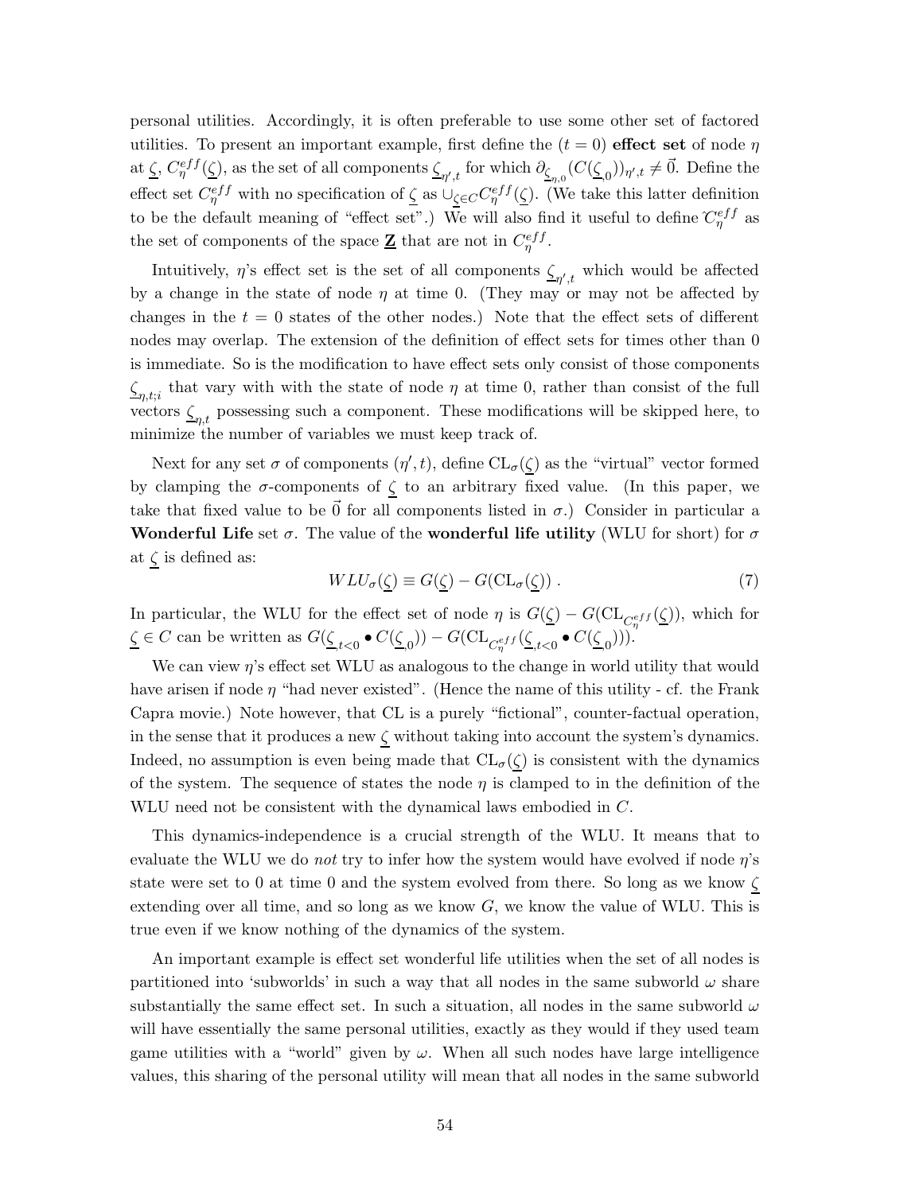personal utilities. Accordingly, it is often preferable to use some other set of factored utilities. To present an important example, first define the $(t = 0)$ **effect set** of node $\eta$ at $\underline{\zeta}$, $C^{eff}_{\eta}(\underline{\zeta})$, as the set of all components $\underline{\zeta}_{\eta',t}$ for which $\partial_{\underline{\zeta}_{\eta,0}}(C(\underline{\zeta}_{,0}))_{\eta',t} \neq \vec{0}$. Define the effect set $C^{eff}_{\eta}$ with no specification of $\underline{\zeta}$ as $\cup_{\underline{\zeta} \in C} C^{eff}_{\eta}(\underline{\zeta})$. (We take this latter definition to be the default meaning of "effect set".) We will also find it useful to define $\tilde{C}^{eff}_{\eta}$ as the set of components of the space $\underline{\mathbf{Z}}$ that are not in $C^{eff}_{\eta}$.

Intuitively, $\eta$'s effect set is the set of all components $\underline{\zeta}_{\eta',t}$ which would be affected by a change in the state of node $\eta$ at time 0. (They may or may not be affected by changes in the $t = 0$ states of the other nodes.) Note that the effect sets of different nodes may overlap. The extension of the definition of effect sets for times other than 0 is immediate. So is the modification to have effect sets only consist of those components $\underline{\zeta}_{\eta,t;i}$ that vary with with the state of node $\eta$ at time 0, rather than consist of the full vectors $\underline{\zeta}_{\eta,t}$ possessing such a component. These modifications will be skipped here, to minimize the number of variables we must keep track of.

Next for any set $\sigma$ of components $(\eta', t)$, define $\mathrm{CL}_{\sigma}(\underline{\zeta})$ as the "virtual" vector formed by clamping the $\sigma$-components of $\underline{\zeta}$ to an arbitrary fixed value. (In this paper, we take that fixed value to be $\vec{0}$ for all components listed in $\sigma$.) Consider in particular a **Wonderful Life** set $\sigma$. The value of the **wonderful life utility** (WLU for short) for $\sigma$ at $\underline{\zeta}$ is defined as:

$$WLU_{\sigma}(\underline{\zeta}) \equiv G(\underline{\zeta}) - G(\mathrm{CL}_{\sigma}(\underline{\zeta})) \ . \tag{7}$$

In particular, the WLU for the effect set of node $\eta$ is $G(\underline{\zeta}) - G(\mathrm{CL}_{C^{eff}_{\eta}}(\underline{\zeta}))$, which for $\underline{\zeta} \in C$ can be written as $G(\underline{\zeta}_{,t<0} \bullet C(\underline{\zeta}_{,0})) - G(\mathrm{CL}_{C^{eff}_{\eta}}(\underline{\zeta}_{,t<0} \bullet C(\underline{\zeta}_{,0})))$.

We can view $\eta$'s effect set WLU as analogous to the change in world utility that would have arisen if node $\eta$ "had never existed". (Hence the name of this utility - cf. the Frank Capra movie.) Note however, that CL is a purely "fictional", counter-factual operation, in the sense that it produces a new $\underline{\zeta}$ without taking into account the system's dynamics. Indeed, no assumption is even being made that $\mathrm{CL}_{\sigma}(\underline{\zeta})$ is consistent with the dynamics of the system. The sequence of states the node $\eta$ is clamped to in the definition of the WLU need not be consistent with the dynamical laws embodied in $C$.

This dynamics-independence is a crucial strength of the WLU. It means that to evaluate the WLU we do *not* try to infer how the system would have evolved if node $\eta$'s state were set to 0 at time 0 and the system evolved from there. So long as we know $\underline{\zeta}$ extending over all time, and so long as we know $G$, we know the value of WLU. This is true even if we know nothing of the dynamics of the system.

An important example is effect set wonderful life utilities when the set of all nodes is partitioned into 'subworlds' in such a way that all nodes in the same subworld $\omega$ share substantially the same effect set. In such a situation, all nodes in the same subworld $\omega$ will have essentially the same personal utilities, exactly as they would if they used team game utilities with a "world" given by $\omega$. When all such nodes have large intelligence values, this sharing of the personal utility will mean that all nodes in the same subworld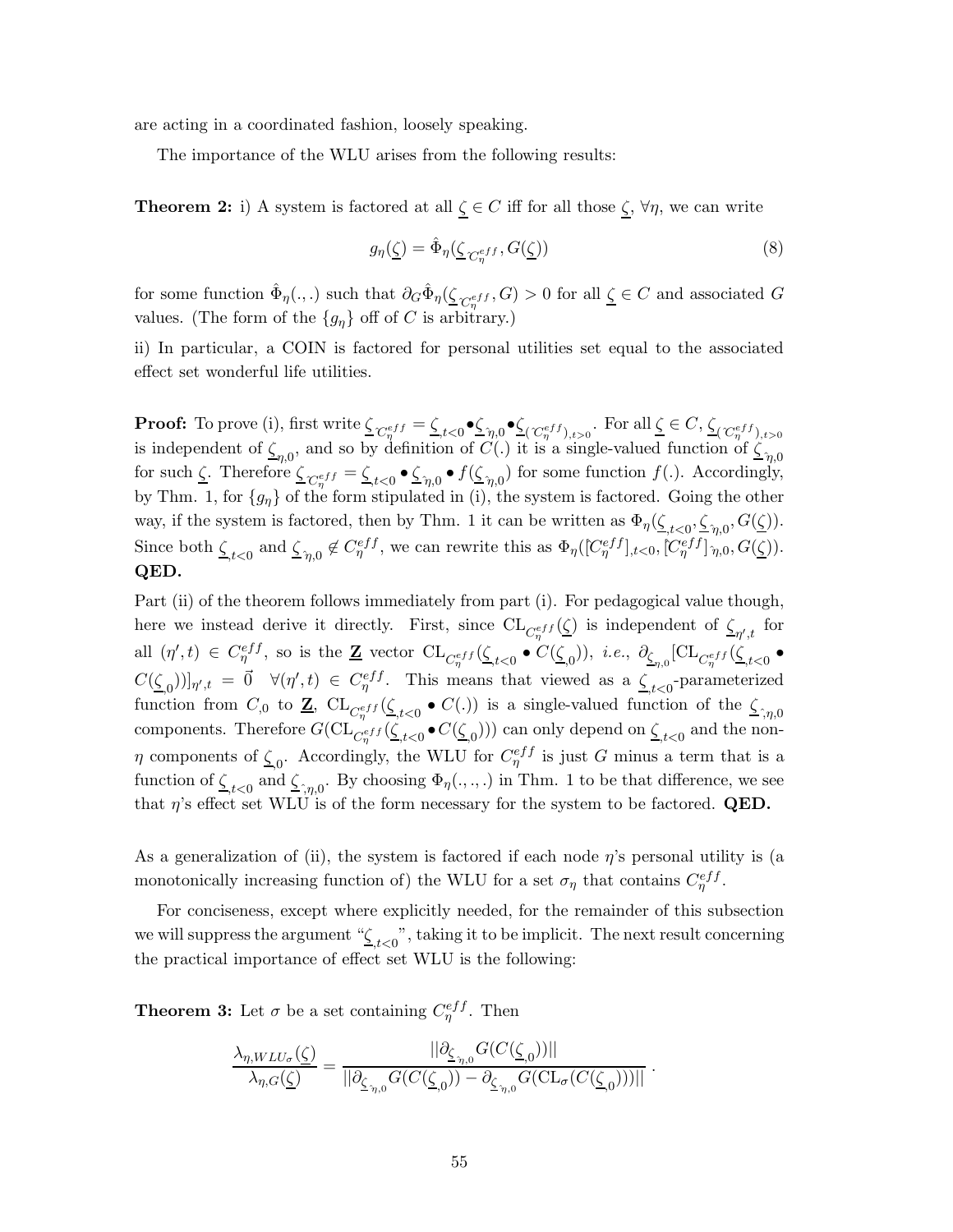are acting in a coordinated fashion, loosely speaking.

The importance of the WLU arises from the following results:

**Theorem 2:** i) A system is factored at all $\underline{\zeta} \in C$ iff for all those $\underline{\zeta}$, $\forall\eta$, we can write

$$g_\eta(\underline{\zeta}) = \hat{\Phi}_\eta(\underline{\zeta}_{\hat{}C_\eta^{eff}}, G(\underline{\zeta})) \tag{8}$$

for some function $\hat{\Phi}_\eta(.,.)$ such that $\partial_G \hat{\Phi}_\eta(\underline{\zeta}_{\hat{}C_\eta^{eff}}, G) > 0$ for all $\underline{\zeta} \in C$ and associated $G$ values. (The form of the $\{g_\eta\}$ off of $C$ is arbitrary.)

ii) In particular, a COIN is factored for personal utilities set equal to the associated effect set wonderful life utilities.

**Proof:** To prove (i), first write $\underline{\zeta}_{\hat{}C_\eta^{eff}} = \underline{\zeta}_{,t<0} \bullet \underline{\zeta}_{\hat{}\eta,0} \bullet \underline{\zeta}_{(\hat{}C_\eta^{eff}),t>0}$. For all $\underline{\zeta} \in C$, $\underline{\zeta}_{(\hat{}C_\eta^{eff}),t>0}$ is independent of $\underline{\zeta}_{\eta,0}$, and so by definition of $C(.)$ it is a single-valued function of $\underline{\zeta}_{\hat{}\eta,0}$ for such $\underline{\zeta}$. Therefore $\underline{\zeta}_{\hat{}C_\eta^{eff}} = \underline{\zeta}_{,t<0} \bullet \underline{\zeta}_{\hat{}\eta,0} \bullet f(\underline{\zeta}_{\hat{}\eta,0})$ for some function $f(.)$. Accordingly, by Thm. 1, for $\{g_\eta\}$ of the form stipulated in (i), the system is factored. Going the other way, if the system is factored, then by Thm. 1 it can be written as $\Phi_\eta(\underline{\zeta}_{,t<0}, \underline{\zeta}_{\hat{}\eta,0}, G(\underline{\zeta}))$. Since both $\underline{\zeta}_{,t<0}$ and $\underline{\zeta}_{\hat{}\eta,0} \notin C_\eta^{eff}$, we can rewrite this as $\Phi_\eta([\hat{}C_\eta^{eff}]_{,t<0}, [\hat{}C_\eta^{eff}]_{\hat{}\eta,0}, G(\underline{\zeta}))$. **QED.**

Part (ii) of the theorem follows immediately from part (i). For pedagogical value though, here we instead derive it directly. First, since $\mathrm{CL}_{C_\eta^{eff}}(\underline{\zeta})$ is independent of $\underline{\zeta}_{\eta',t}$ for all $(\eta',t) \in C_\eta^{eff}$, so is the $\underline{\mathbf{Z}}$ vector $\mathrm{CL}_{C_\eta^{eff}}(\underline{\zeta}_{,t<0} \bullet C(\underline{\zeta}_{,0}))$, *i.e.*, $\partial_{\underline{\zeta}_{\eta,0}}[\mathrm{CL}_{C_\eta^{eff}}(\underline{\zeta}_{,t<0} \bullet C(\underline{\zeta}_{,0}))]_{\eta',t} = \vec{0} \quad \forall(\eta',t) \in C_\eta^{eff}$. This means that viewed as a $\underline{\zeta}_{,t<0}$-parameterized function from $C_{,0}$ to $\underline{\mathbf{Z}}$, $\mathrm{CL}_{C_\eta^{eff}}(\underline{\zeta}_{,t<0} \bullet C(.))$ is a single-valued function of the $\underline{\zeta}_{\hat{},\eta,0}$ components. Therefore $G(\mathrm{CL}_{C_\eta^{eff}}(\underline{\zeta}_{,t<0} \bullet C(\underline{\zeta}_{,0})))$ can only depend on $\underline{\zeta}_{,t<0}$ and the non-$\eta$ components of $\underline{\zeta}_{,0}$. Accordingly, the WLU for $C_\eta^{eff}$ is just $G$ minus a term that is a function of $\underline{\zeta}_{,t<0}$ and $\underline{\zeta}_{\hat{},\eta,0}$. By choosing $\Phi_\eta(.,.,.)$ in Thm. 1 to be that difference, we see that $\eta$'s effect set WLU is of the form necessary for the system to be factored. **QED.**

As a generalization of (ii), the system is factored if each node $\eta$'s personal utility is (a monotonically increasing function of) the WLU for a set $\sigma_\eta$ that contains $C_\eta^{eff}$.

For conciseness, except where explicitly needed, for the remainder of this subsection we will suppress the argument "$\underline{\zeta}_{,t<0}$", taking it to be implicit. The next result concerning the practical importance of effect set WLU is the following:

**Theorem 3:** Let $\sigma$ be a set containing $C_\eta^{eff}$. Then

$$\frac{\lambda_{\eta,WLU_\sigma}(\underline{\zeta})}{\lambda_{\eta,G}(\underline{\zeta})} = \frac{||\partial_{\underline{\zeta}_{\eta,0}} G(C(\underline{\zeta}_{,0}))||}{||\partial_{\underline{\zeta}_{\eta,0}} G(C(\underline{\zeta}_{,0})) - \partial_{\underline{\zeta}_{\eta,0}} G(\mathrm{CL}_\sigma(C(\underline{\zeta}_{,0})))||} \, .$$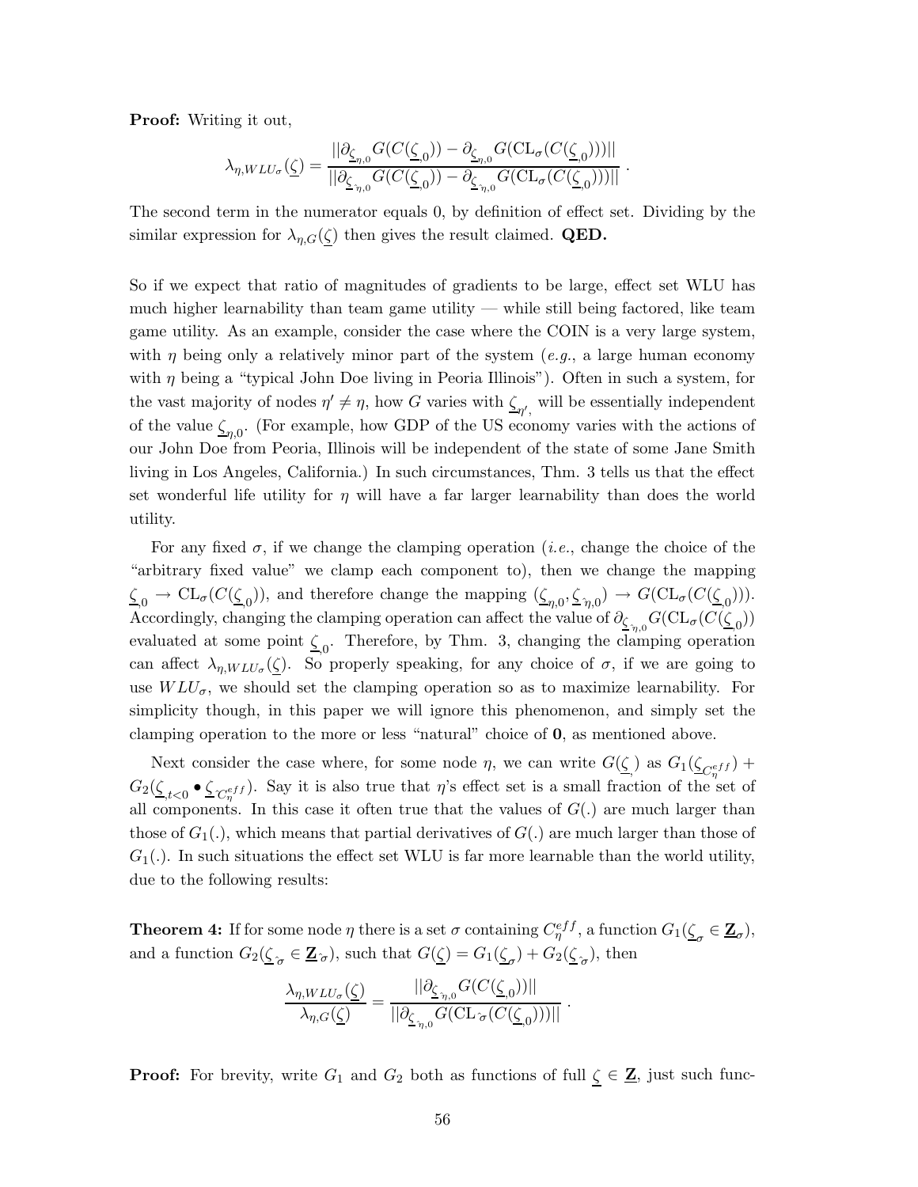**Proof:** Writing it out,

$$\lambda_{\eta,WLU_\sigma}(\underline{\zeta}) = \frac{||\partial_{\underline{\zeta}_{\eta,0}} G(C(\underline{\zeta}_{,0})) - \partial_{\underline{\zeta}_{\eta,0}} G(\mathrm{CL}_\sigma(C(\underline{\zeta}_{,0})))||}{||\partial_{\underline{\zeta}_{\hat{\eta},0}} G(C(\underline{\zeta}_{,0})) - \partial_{\underline{\zeta}_{\hat{\eta},0}} G(\mathrm{CL}_\sigma(C(\underline{\zeta}_{,0})))||} \ .$$

The second term in the numerator equals 0, by definition of effect set. Dividing by the similar expression for $\lambda_{\eta,G}(\underline{\zeta})$ then gives the result claimed. **QED.**

So if we expect that ratio of magnitudes of gradients to be large, effect set WLU has much higher learnability than team game utility — while still being factored, like team game utility. As an example, consider the case where the COIN is a very large system, with $\eta$ being only a relatively minor part of the system (*e.g.*, a large human economy with $\eta$ being a "typical John Doe living in Peoria Illinois"). Often in such a system, for the vast majority of nodes $\eta' \neq \eta$, how $G$ varies with $\underline{\zeta}_{\eta'}$ will be essentially independent of the value $\underline{\zeta}_{\eta,0}$. (For example, how GDP of the US economy varies with the actions of our John Doe from Peoria, Illinois will be independent of the state of some Jane Smith living in Los Angeles, California.) In such circumstances, Thm. 3 tells us that the effect set wonderful life utility for $\eta$ will have a far larger learnability than does the world utility.

For any fixed $\sigma$, if we change the clamping operation (*i.e.*, change the choice of the "arbitrary fixed value" we clamp each component to), then we change the mapping $\underline{\zeta}_{,0} \rightarrow \mathrm{CL}_\sigma(C(\underline{\zeta}_{,0}))$, and therefore change the mapping $(\underline{\zeta}_{\eta,0}, \underline{\zeta}_{\hat{\eta},0}) \rightarrow G(\mathrm{CL}_\sigma(C(\underline{\zeta}_{,0})))$. Accordingly, changing the clamping operation can affect the value of $\partial_{\underline{\zeta}_{\hat{\eta},0}} G(\mathrm{CL}_\sigma(C(\underline{\zeta}_{,0}))$ evaluated at some point $\underline{\zeta}_{,0}$. Therefore, by Thm. 3, changing the clamping operation can affect $\lambda_{\eta,WLU_\sigma}(\underline{\zeta})$. So properly speaking, for any choice of $\sigma$, if we are going to use $WLU_\sigma$, we should set the clamping operation so as to maximize learnability. For simplicity though, in this paper we will ignore this phenomenon, and simply set the clamping operation to the more or less "natural" choice of $\mathbf{0}$, as mentioned above.

Next consider the case where, for some node $\eta$, we can write $G(\underline{\zeta}_{,})$ as $G_1(\underline{\zeta}_{C^{eff}_\eta}) + G_2(\underline{\zeta}_{,t<0} \bullet \underline{\zeta}_{\hat{C}^{eff}_\eta})$. Say it is also true that $\eta$'s effect set is a small fraction of the set of all components. In this case it often true that the values of $G(.)$ are much larger than those of $G_1(.)$, which means that partial derivatives of $G(.)$ are much larger than those of $G_1(.)$. In such situations the effect set WLU is far more learnable than the world utility, due to the following results:

**Theorem 4:** If for some node $\eta$ there is a set $\sigma$ containing $C^{eff}_\eta$, a function $G_1(\underline{\zeta}_\sigma \in \underline{\mathbf{Z}}_\sigma)$, and a function $G_2(\underline{\zeta}_{\hat{\sigma}} \in \underline{\mathbf{Z}}_{\hat{\sigma}})$, such that $G(\underline{\zeta}) = G_1(\underline{\zeta}_\sigma) + G_2(\underline{\zeta}_{\hat{\sigma}})$, then

$$\frac{\lambda_{\eta,WLU_\sigma}(\underline{\zeta})}{\lambda_{\eta,G}(\underline{\zeta})} = \frac{||\partial_{\underline{\zeta}_{\hat{\eta},0}} G(C(\underline{\zeta}_{,0}))||}{||\partial_{\underline{\zeta}_{\hat{\eta},0}} G(\mathrm{CL}_{\hat{\sigma}}(C(\underline{\zeta}_{,0})))||} \ .$$

**Proof:** For brevity, write $G_1$ and $G_2$ both as functions of full $\underline{\zeta} \in \underline{\mathbf{Z}}$, just such func-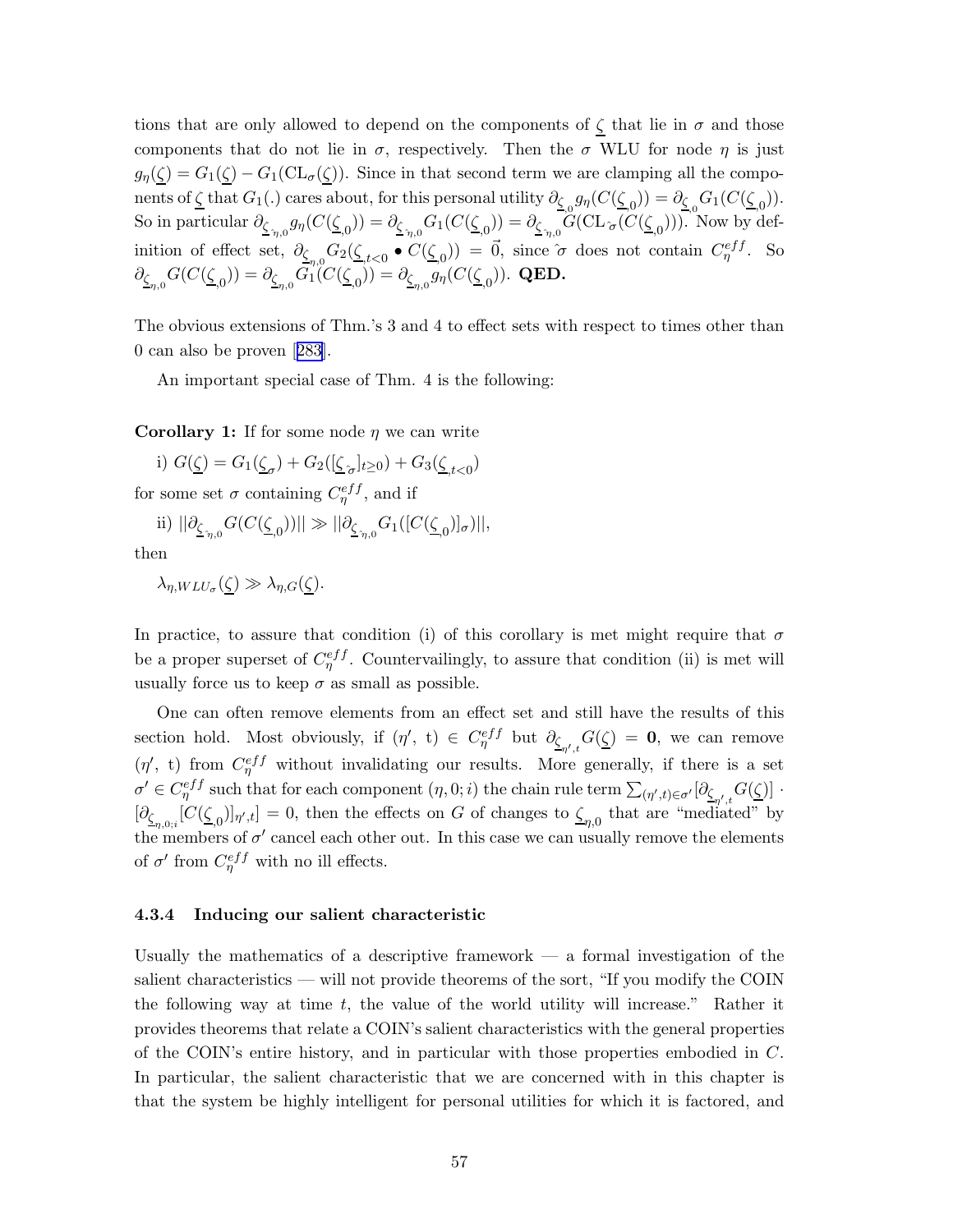tions that are only allowed to depend on the components of $\underline{\zeta}$ that lie in $\sigma$ and those components that do not lie in $\sigma$, respectively. Then the $\sigma$ WLU for node $\eta$ is just $g_\eta(\underline{\zeta}) = G_1(\underline{\zeta}) - G_1(\text{CL}_\sigma(\underline{\zeta}))$. Since in that second term we are clamping all the components of $\underline{\zeta}$ that $G_1(.)$ cares about, for this personal utility $\partial_{\underline{\zeta}_{,0}} g_\eta(C(\underline{\zeta}_{,0})) = \partial_{\underline{\zeta}_{,0}} G_1(C(\underline{\zeta}_{,0}))$. So in particular $\partial_{\underline{\zeta}_{\hat{\eta},0}} g_\eta(C(\underline{\zeta}_{,0})) = \partial_{\underline{\zeta}_{\hat{\eta},0}} G_1(C(\underline{\zeta}_{,0})) = \partial_{\underline{\zeta}_{\hat{\eta},0}} G(\text{CL}_{\hat{\sigma}}(C(\underline{\zeta}_{,0})))$. Now by definition of effect set, $\partial_{\underline{\zeta}_{\eta,0}} G_2(\underline{\zeta}_{,t<0} \bullet C(\underline{\zeta}_{,0})) = \vec{0}$, since $\hat{\sigma}$ does not contain $C^{eff}_\eta$. So $\partial_{\underline{\zeta}_{\eta,0}} G(C(\underline{\zeta}_{,0})) = \partial_{\underline{\zeta}_{\eta,0}} G_1(C(\underline{\zeta}_{,0})) = \partial_{\underline{\zeta}_{\eta,0}} g_\eta(C(\underline{\zeta}_{,0}))$. **QED.**

The obvious extensions of Thm.'s 3 and 4 to effect sets with respect to times other than 0 can also be proven [283].

An important special case of Thm. 4 is the following:

**Corollary 1:** If for some node $\eta$ we can write

i) $G(\underline{\zeta}) = G_1(\underline{\zeta}_\sigma) + G_2([\underline{\zeta}_{\hat{\sigma}}]_{t\geq 0}) + G_3(\underline{\zeta}_{,t<0})$

for some set $\sigma$ containing $C^{eff}_\eta$, and if

ii) $||\partial_{\underline{\zeta}_{\hat{\eta},0}} G(C(\underline{\zeta}_{,0}))|| \gg ||\partial_{\underline{\zeta}_{\hat{\eta},0}} G_1([C(\underline{\zeta}_{,0})]_\sigma)||$,

then

$\lambda_{\eta,WLU_\sigma}(\underline{\zeta}) \gg \lambda_{\eta,G}(\underline{\zeta})$.

In practice, to assure that condition (i) of this corollary is met might require that $\sigma$ be a proper superset of $C^{eff}_\eta$. Countervailingly, to assure that condition (ii) is met will usually force us to keep $\sigma$ as small as possible.

One can often remove elements from an effect set and still have the results of this section hold. Most obviously, if $(\eta', t) \in C^{eff}_\eta$ but $\partial_{\underline{\zeta}_{\eta',t}} G(\underline{\zeta}) = \mathbf{0}$, we can remove $(\eta', t)$ from $C^{eff}_\eta$ without invalidating our results. More generally, if there is a set $\sigma' \in C^{eff}_\eta$ such that for each component $(\eta, 0; i)$ the chain rule term $\sum_{(\eta',t)\in\sigma'} [\partial_{\underline{\zeta}_{\eta',t}} G(\underline{\zeta})] \cdot [\partial_{\underline{\zeta}_{\eta,0;i}} [C(\underline{\zeta}_{,0})]_{\eta',t}] = 0$, then the effects on $G$ of changes to $\underline{\zeta}_{\eta,0}$ that are "mediated" by the members of $\sigma'$ cancel each other out. In this case we can usually remove the elements of $\sigma'$ from $C^{eff}_\eta$ with no ill effects.

### 4.3.4 Inducing our salient characteristic

Usually the mathematics of a descriptive framework — a formal investigation of the salient characteristics — will not provide theorems of the sort, "If you modify the COIN the following way at time $t$, the value of the world utility will increase." Rather it provides theorems that relate a COIN's salient characteristics with the general properties of the COIN's entire history, and in particular with those properties embodied in $C$. In particular, the salient characteristic that we are concerned with in this chapter is that the system be highly intelligent for personal utilities for which it is factored, and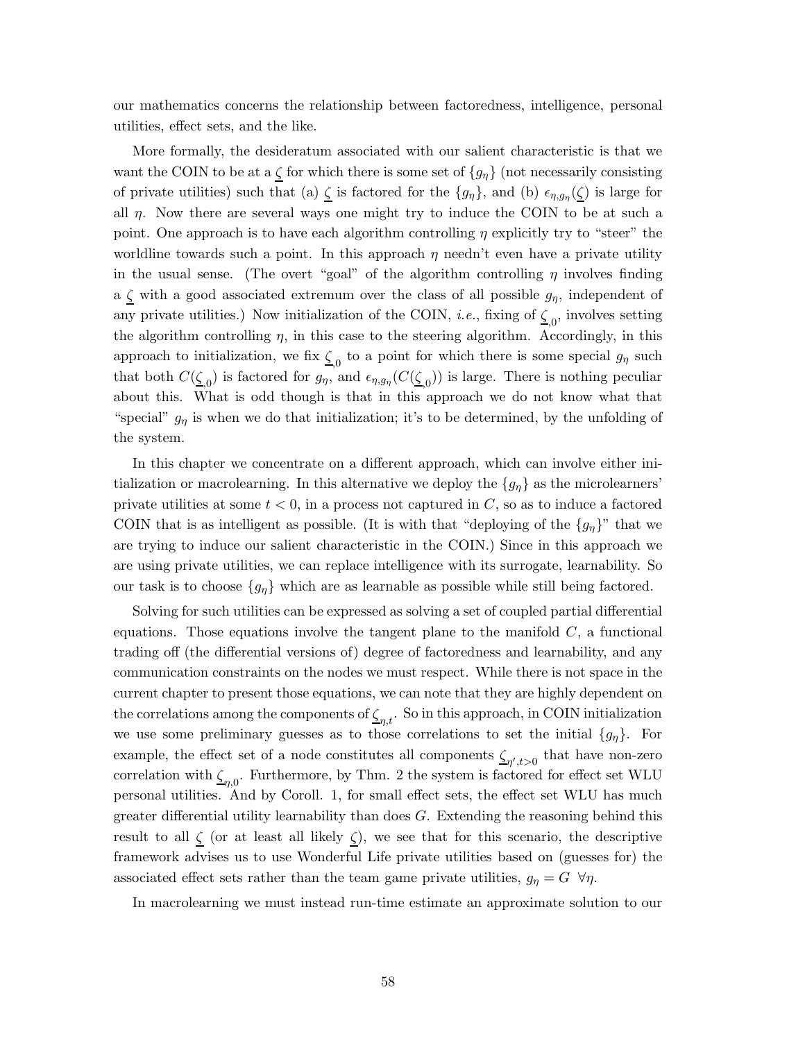our mathematics concerns the relationship between factoredness, intelligence, personal utilities, effect sets, and the like.

More formally, the desideratum associated with our salient characteristic is that we want the COIN to be at a $\underline{\zeta}$ for which there is some set of $\{g_\eta\}$ (not necessarily consisting of private utilities) such that (a) $\underline{\zeta}$ is factored for the $\{g_\eta\}$, and (b) $\epsilon_{\eta,g_\eta}(\underline{\zeta})$ is large for all $\eta$. Now there are several ways one might try to induce the COIN to be at such a point. One approach is to have each algorithm controlling $\eta$ explicitly try to "steer" the worldline towards such a point. In this approach $\eta$ needn't even have a private utility in the usual sense. (The overt "goal" of the algorithm controlling $\eta$ involves finding a $\underline{\zeta}$ with a good associated extremum over the class of all possible $g_\eta$, independent of any private utilities.) Now initialization of the COIN, *i.e.*, fixing of $\underline{\zeta}_{,0}$, involves setting the algorithm controlling $\eta$, in this case to the steering algorithm. Accordingly, in this approach to initialization, we fix $\underline{\zeta}_{,0}$ to a point for which there is some special $g_\eta$ such that both $C(\underline{\zeta}_{,0})$ is factored for $g_\eta$, and $\epsilon_{\eta,g_\eta}(C(\underline{\zeta}_{,0}))$ is large. There is nothing peculiar about this. What is odd though is that in this approach we do not know what that "special" $g_\eta$ is when we do that initialization; it's to be determined, by the unfolding of the system.

In this chapter we concentrate on a different approach, which can involve either initialization or macrolearning. In this alternative we deploy the $\{g_\eta\}$ as the microlearners' private utilities at some $t < 0$, in a process not captured in $C$, so as to induce a factored COIN that is as intelligent as possible. (It is with that "deploying of the $\{g_\eta\}$" that we are trying to induce our salient characteristic in the COIN.) Since in this approach we are using private utilities, we can replace intelligence with its surrogate, learnability. So our task is to choose $\{g_\eta\}$ which are as learnable as possible while still being factored.

Solving for such utilities can be expressed as solving a set of coupled partial differential equations. Those equations involve the tangent plane to the manifold $C$, a functional trading off (the differential versions of) degree of factoredness and learnability, and any communication constraints on the nodes we must respect. While there is not space in the current chapter to present those equations, we can note that they are highly dependent on the correlations among the components of $\underline{\zeta}_{\eta,t}$. So in this approach, in COIN initialization we use some preliminary guesses as to those correlations to set the initial $\{g_\eta\}$. For example, the effect set of a node constitutes all components $\underline{\zeta}_{\eta',t>0}$ that have non-zero correlation with $\underline{\zeta}_{\eta,0}$. Furthermore, by Thm. 2 the system is factored for effect set WLU personal utilities. And by Coroll. 1, for small effect sets, the effect set WLU has much greater differential utility learnability than does $G$. Extending the reasoning behind this result to all $\underline{\zeta}$ (or at least all likely $\underline{\zeta}$), we see that for this scenario, the descriptive framework advises us to use Wonderful Life private utilities based on (guesses for) the associated effect sets rather than the team game private utilities, $g_\eta = G \ \ \forall \eta$.

In macrolearning we must instead run-time estimate an approximate solution to our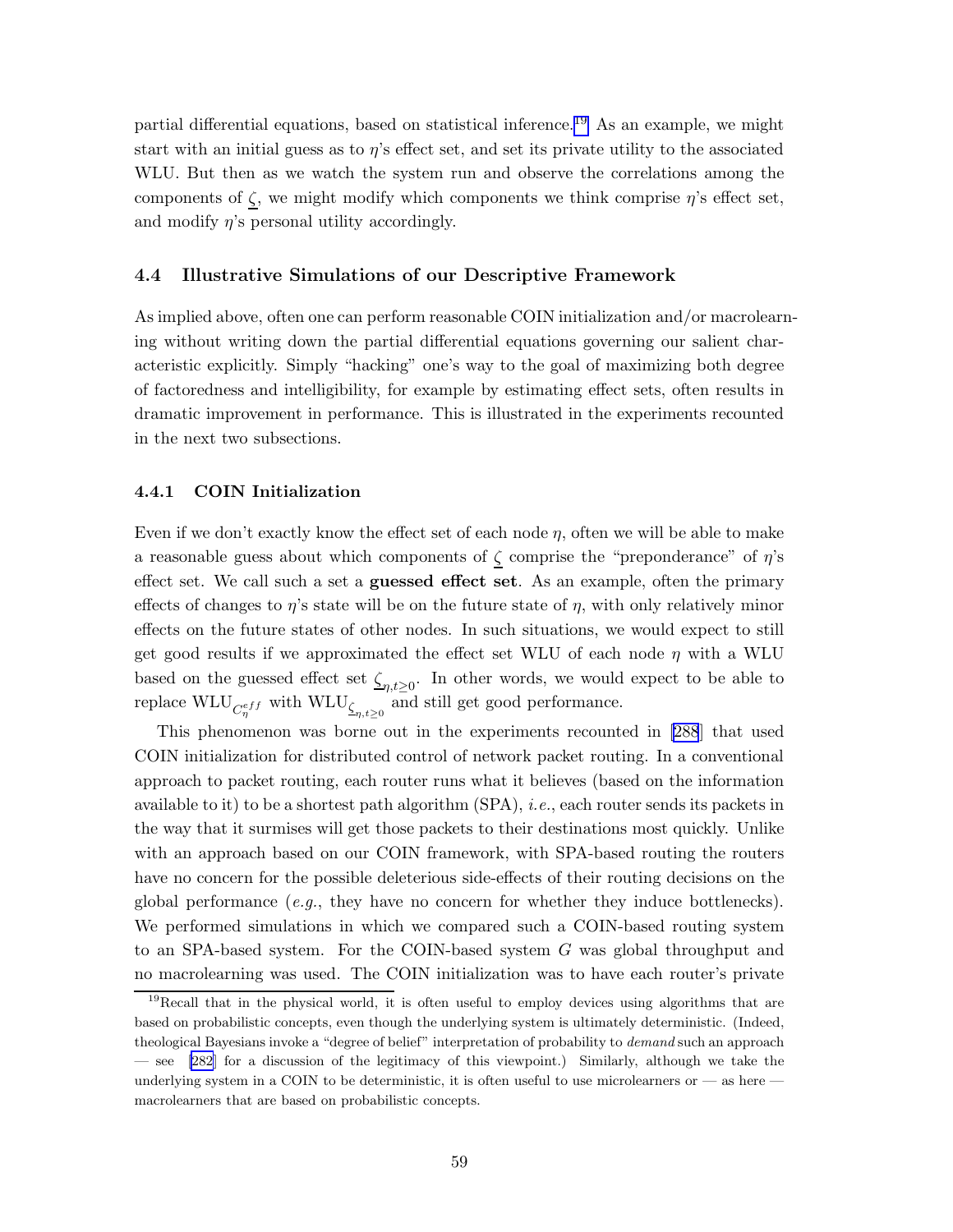partial differential equations, based on statistical inference.[19] As an example, we might start with an initial guess as to $\eta$'s effect set, and set its private utility to the associated WLU. But then as we watch the system run and observe the correlations among the components of $\underline{\zeta}$, we might modify which components we think comprise $\eta$'s effect set, and modify $\eta$'s personal utility accordingly.

### 4.4 Illustrative Simulations of our Descriptive Framework

As implied above, often one can perform reasonable COIN initialization and/or macrolearning without writing down the partial differential equations governing our salient characteristic explicitly. Simply "hacking" one's way to the goal of maximizing both degree of factoredness and intelligibility, for example by estimating effect sets, often results in dramatic improvement in performance. This is illustrated in the experiments recounted in the next two subsections.

#### 4.4.1 COIN Initialization

Even if we don't exactly know the effect set of each node $\eta$, often we will be able to make a reasonable guess about which components of $\underline{\zeta}$ comprise the "preponderance" of $\eta$'s effect set. We call such a set a **guessed effect set**. As an example, often the primary effects of changes to $\eta$'s state will be on the future state of $\eta$, with only relatively minor effects on the future states of other nodes. In such situations, we would expect to still get good results if we approximated the effect set WLU of each node $\eta$ with a WLU based on the guessed effect set $\underline{\zeta}_{\eta,t\geq 0}$. In other words, we would expect to be able to replace $\text{WLU}_{C^{eff}_{\eta}}$ with $\text{WLU}_{\underline{\zeta}_{\eta,t\geq 0}}$ and still get good performance.

This phenomenon was borne out in the experiments recounted in [288] that used COIN initialization for distributed control of network packet routing. In a conventional approach to packet routing, each router runs what it believes (based on the information available to it) to be a shortest path algorithm (SPA), *i.e.*, each router sends its packets in the way that it surmises will get those packets to their destinations most quickly. Unlike with an approach based on our COIN framework, with SPA-based routing the routers have no concern for the possible deleterious side-effects of their routing decisions on the global performance (*e.g.*, they have no concern for whether they induce bottlenecks). We performed simulations in which we compared such a COIN-based routing system to an SPA-based system. For the COIN-based system $G$ was global throughput and no macrolearning was used. The COIN initialization was to have each router's private

[19] Recall that in the physical world, it is often useful to employ devices using algorithms that are based on probabilistic concepts, even though the underlying system is ultimately deterministic. (Indeed, theological Bayesians invoke a "degree of belief" interpretation of probability to *demand* such an approach — see [282] for a discussion of the legitimacy of this viewpoint.) Similarly, although we take the underlying system in a COIN to be deterministic, it is often useful to use microlearners or — as here — macrolearners that are based on probabilistic concepts.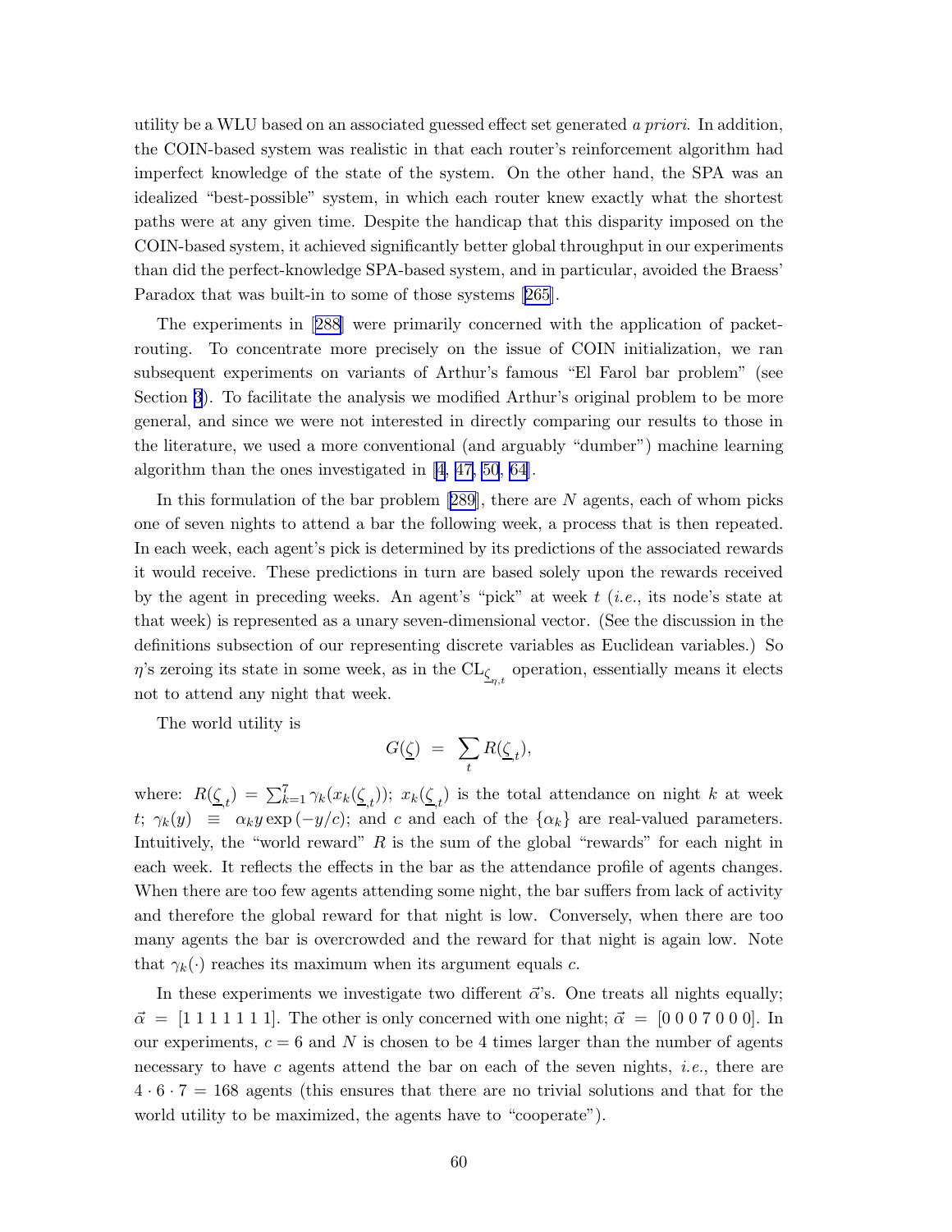utility be a WLU based on an associated guessed effect set generated *a priori*. In addition, the COIN-based system was realistic in that each router's reinforcement algorithm had imperfect knowledge of the state of the system. On the other hand, the SPA was an idealized "best-possible" system, in which each router knew exactly what the shortest paths were at any given time. Despite the handicap that this disparity imposed on the COIN-based system, it achieved significantly better global throughput in our experiments than did the perfect-knowledge SPA-based system, and in particular, avoided the Braess' Paradox that was built-in to some of those systems [265].

The experiments in [288] were primarily concerned with the application of packet-routing. To concentrate more precisely on the issue of COIN initialization, we ran subsequent experiments on variants of Arthur's famous "El Farol bar problem" (see Section 3). To facilitate the analysis we modified Arthur's original problem to be more general, and since we were not interested in directly comparing our results to those in the literature, we used a more conventional (and arguably "dumber") machine learning algorithm than the ones investigated in [4, 47, 50, 64].

In this formulation of the bar problem [289], there are $N$ agents, each of whom picks one of seven nights to attend a bar the following week, a process that is then repeated. In each week, each agent's pick is determined by its predictions of the associated rewards it would receive. These predictions in turn are based solely upon the rewards received by the agent in preceding weeks. An agent's "pick" at week $t$ (*i.e.*, its node's state at that week) is represented as a unary seven-dimensional vector. (See the discussion in the definitions subsection of our representing discrete variables as Euclidean variables.) So $\eta$'s zeroing its state in some week, as in the $\mathrm{CL}_{\underline{\zeta}_{\eta,t}}$ operation, essentially means it elects not to attend any night that week.

The world utility is

$$G(\underline{\zeta}) \;=\; \sum_t R(\underline{\zeta}_{,t}),$$

where: $R(\underline{\zeta}_{,t}) = \sum_{k=1}^{7} \gamma_k(x_k(\underline{\zeta}_{,t}))$; $x_k(\underline{\zeta}_{,t})$ is the total attendance on night $k$ at week $t$; $\gamma_k(y) \;\equiv\; \alpha_k y \exp(-y/c)$; and $c$ and each of the $\{\alpha_k\}$ are real-valued parameters. Intuitively, the "world reward" $R$ is the sum of the global "rewards" for each night in each week. It reflects the effects in the bar as the attendance profile of agents changes. When there are too few agents attending some night, the bar suffers from lack of activity and therefore the global reward for that night is low. Conversely, when there are too many agents the bar is overcrowded and the reward for that night is again low. Note that $\gamma_k(\cdot)$ reaches its maximum when its argument equals $c$.

In these experiments we investigate two different $\vec{\alpha}$'s. One treats all nights equally; $\vec{\alpha} = [1\ 1\ 1\ 1\ 1\ 1\ 1]$. The other is only concerned with one night; $\vec{\alpha} = [0\ 0\ 0\ 7\ 0\ 0\ 0]$. In our experiments, $c = 6$ and $N$ is chosen to be 4 times larger than the number of agents necessary to have $c$ agents attend the bar on each of the seven nights, *i.e.*, there are $4 \cdot 6 \cdot 7 = 168$ agents (this ensures that there are no trivial solutions and that for the world utility to be maximized, the agents have to "cooperate").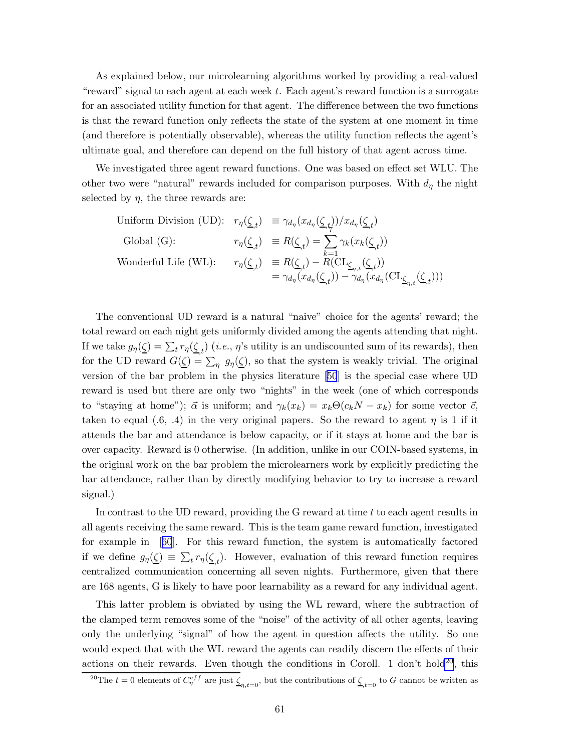As explained below, our microlearning algorithms worked by providing a real-valued "reward" signal to each agent at each week $t$. Each agent's reward function is a surrogate for an associated utility function for that agent. The difference between the two functions is that the reward function only reflects the state of the system at one moment in time (and therefore is potentially observable), whereas the utility function reflects the agent's ultimate goal, and therefore can depend on the full history of that agent across time.

We investigated three agent reward functions. One was based on effect set WLU. The other two were "natural" rewards included for comparison purposes. With $d_\eta$ the night selected by $\eta$, the three rewards are:

$$
\begin{aligned}
\text{Uniform Division (UD):} \quad & r_\eta(\underline{\zeta}_{,t}) \equiv \gamma_{d_\eta}(x_{d_\eta}(\underline{\zeta}_{,t}))/x_{d_\eta}(\underline{\zeta}_{,t}) \\
\text{Global (G):} \quad & r_\eta(\underline{\zeta}_{,t}) \equiv R(\underline{\zeta}_{,t}) = \sum_{k=1}^{7} \gamma_k(x_k(\underline{\zeta}_{,t})) \\
\text{Wonderful Life (WL):} \quad & r_\eta(\underline{\zeta}_{,t}) \equiv R(\underline{\zeta}_{,t}) - R(\mathrm{CL}_{\underline{\zeta}_{\eta,t}}(\underline{\zeta}_{,t})) \\
& \quad = \gamma_{d_\eta}(x_{d_\eta}(\underline{\zeta}_{,t})) - \gamma_{d_\eta}(x_{d_\eta}(\mathrm{CL}_{\underline{\zeta}_{\eta,t}}(\underline{\zeta}_{,t})))
\end{aligned}
$$

The conventional UD reward is a natural "naive" choice for the agents' reward; the total reward on each night gets uniformly divided among the agents attending that night. If we take $g_\eta(\underline{\zeta}) = \sum_t r_\eta(\underline{\zeta}_{,t})$ (*i.e.*, $\eta$'s utility is an undiscounted sum of its rewards), then for the UD reward $G(\underline{\zeta}) = \sum_\eta g_\eta(\underline{\zeta})$, so that the system is weakly trivial. The original version of the bar problem in the physics literature [50] is the special case where UD reward is used but there are only two "nights" in the week (one of which corresponds to "staying at home"); $\vec{\alpha}$ is uniform; and $\gamma_k(x_k) = x_k \Theta(c_k N - x_k)$ for some vector $\vec{c}$, taken to equal (.6, .4) in the very original papers. So the reward to agent $\eta$ is 1 if it attends the bar and attendance is below capacity, or if it stays at home and the bar is over capacity. Reward is 0 otherwise. (In addition, unlike in our COIN-based systems, in the original work on the bar problem the microlearners work by explicitly predicting the bar attendance, rather than by directly modifying behavior to try to increase a reward signal.)

In contrast to the UD reward, providing the G reward at time $t$ to each agent results in all agents receiving the same reward. This is the team game reward function, investigated for example in [60]. For this reward function, the system is automatically factored if we define $g_\eta(\underline{\zeta}) \equiv \sum_t r_\eta(\underline{\zeta}_{,t})$. However, evaluation of this reward function requires centralized communication concerning all seven nights. Furthermore, given that there are 168 agents, G is likely to have poor learnability as a reward for any individual agent.

This latter problem is obviated by using the WL reward, where the subtraction of the clamped term removes some of the "noise" of the activity of all other agents, leaving only the underlying "signal" of how the agent in question affects the utility. So one would expect that with the WL reward the agents can readily discern the effects of their actions on their rewards. Even though the conditions in Coroll. 1 don't hold[20], this

[20] The $t = 0$ elements of $C^{eff}_\eta$ are just $\underline{\zeta}_{\eta,t=0}$, but the contributions of $\underline{\zeta}_{,t=0}$ to $G$ cannot be written as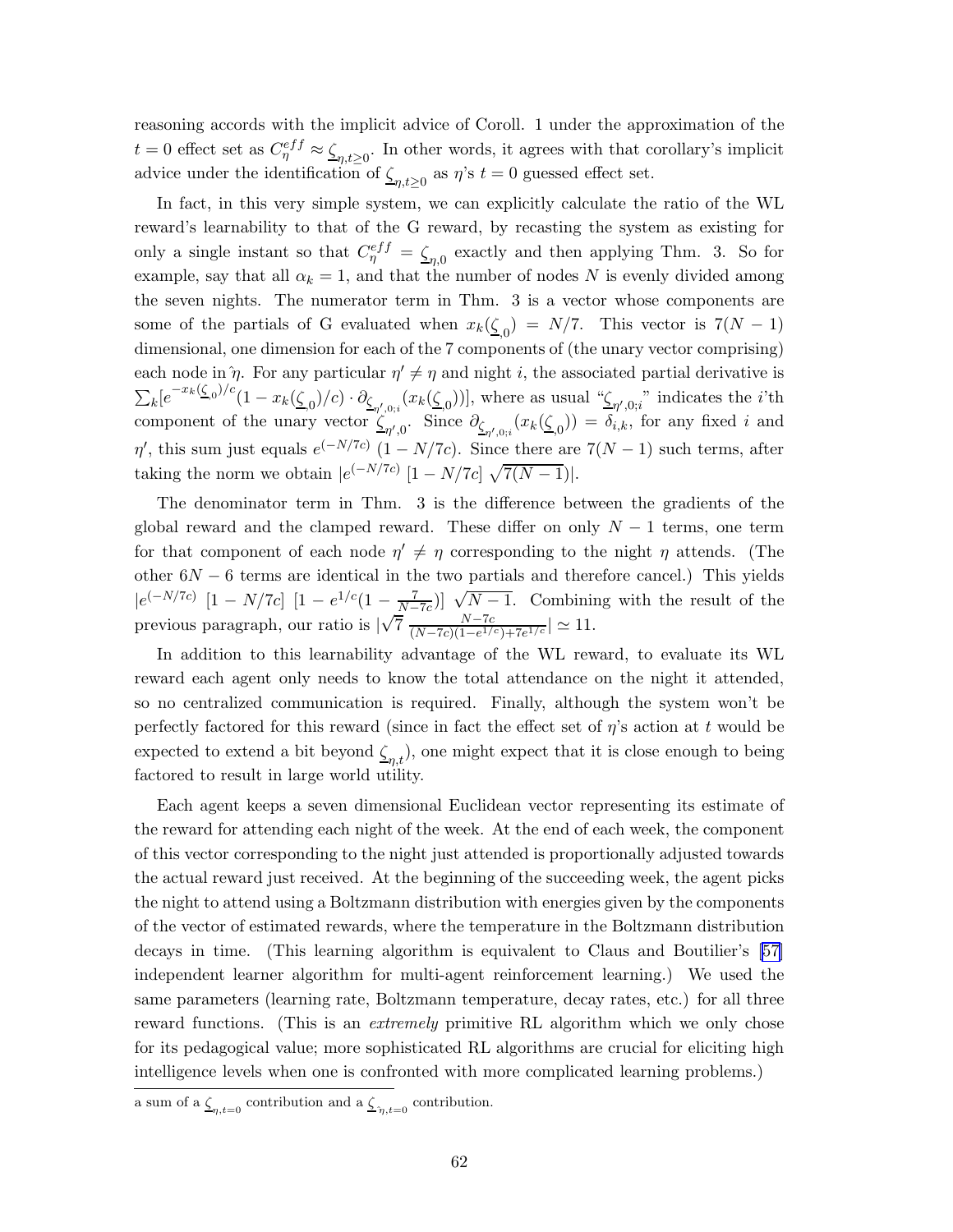reasoning accords with the implicit advice of Coroll. 1 under the approximation of the $t = 0$ effect set as $C^{eff}_{\eta} \approx \underline{\zeta}_{\eta,t\geq 0}$. In other words, it agrees with that corollary's implicit advice under the identification of $\underline{\zeta}_{\eta,t\geq 0}$ as $\eta$'s $t = 0$ guessed effect set.

In fact, in this very simple system, we can explicitly calculate the ratio of the WL reward's learnability to that of the G reward, by recasting the system as existing for only a single instant so that $C^{eff}_{\eta} = \underline{\zeta}_{\eta,0}$ exactly and then applying Thm. 3. So for example, say that all $\alpha_k = 1$, and that the number of nodes $N$ is evenly divided among the seven nights. The numerator term in Thm. 3 is a vector whose components are some of the partials of G evaluated when $x_k(\underline{\zeta}_{,0}) = N/7$. This vector is $7(N-1)$ dimensional, one dimension for each of the 7 components of (the unary vector comprising) each node in $\hat{}\eta$. For any particular $\eta' \neq \eta$ and night $i$, the associated partial derivative is $\sum_k [e^{-x_k(\underline{\zeta}_{,0})/c}(1 - x_k(\underline{\zeta}_{,0})/c) \cdot \partial_{\underline{\zeta}_{\eta',0;i}}(x_k(\underline{\zeta}_{,0}))]$, where as usual "$\underline{\zeta}_{\eta',0;i}$" indicates the $i$'th component of the unary vector $\underline{\zeta}_{\eta',0}$. Since $\partial_{\underline{\zeta}_{\eta',0;i}}(x_k(\underline{\zeta}_{,0})) = \delta_{i,k}$, for any fixed $i$ and $\eta'$, this sum just equals $e^{(-N/7c)}\ (1 - N/7c)$. Since there are $7(N-1)$ such terms, after taking the norm we obtain $|e^{(-N/7c)}\ [1 - N/7c]\ \sqrt{7(N-1)}|$.

The denominator term in Thm. 3 is the difference between the gradients of the global reward and the clamped reward. These differ on only $N-1$ terms, one term for that component of each node $\eta' \neq \eta$ corresponding to the night $\eta$ attends. (The other $6N-6$ terms are identical in the two partials and therefore cancel.) This yields $|e^{(-N/7c)}\ [1 - N/7c]\ [1 - e^{1/c}(1 - \frac{7}{N-7c})]\ \sqrt{N-1}$. Combining with the result of the previous paragraph, our ratio is $|\sqrt{7}\ \frac{N-7c}{(N-7c)(1-e^{1/c})+7e^{1/c}}| \simeq 11$.

In addition to this learnability advantage of the WL reward, to evaluate its WL reward each agent only needs to know the total attendance on the night it attended, so no centralized communication is required. Finally, although the system won't be perfectly factored for this reward (since in fact the effect set of $\eta$'s action at $t$ would be expected to extend a bit beyond $\underline{\zeta}_{\eta,t}$), one might expect that it is close enough to being factored to result in large world utility.

Each agent keeps a seven dimensional Euclidean vector representing its estimate of the reward for attending each night of the week. At the end of each week, the component of this vector corresponding to the night just attended is proportionally adjusted towards the actual reward just received. At the beginning of the succeeding week, the agent picks the night to attend using a Boltzmann distribution with energies given by the components of the vector of estimated rewards, where the temperature in the Boltzmann distribution decays in time. (This learning algorithm is equivalent to Claus and Boutilier's [57] independent learner algorithm for multi-agent reinforcement learning.) We used the same parameters (learning rate, Boltzmann temperature, decay rates, etc.) for all three reward functions. (This is an *extremely* primitive RL algorithm which we only chose for its pedagogical value; more sophisticated RL algorithms are crucial for eliciting high intelligence levels when one is confronted with more complicated learning problems.)

a sum of a $\underline{\zeta}_{\eta,t=0}$ contribution and a $\underline{\zeta}_{\hat{}\eta,t=0}$ contribution.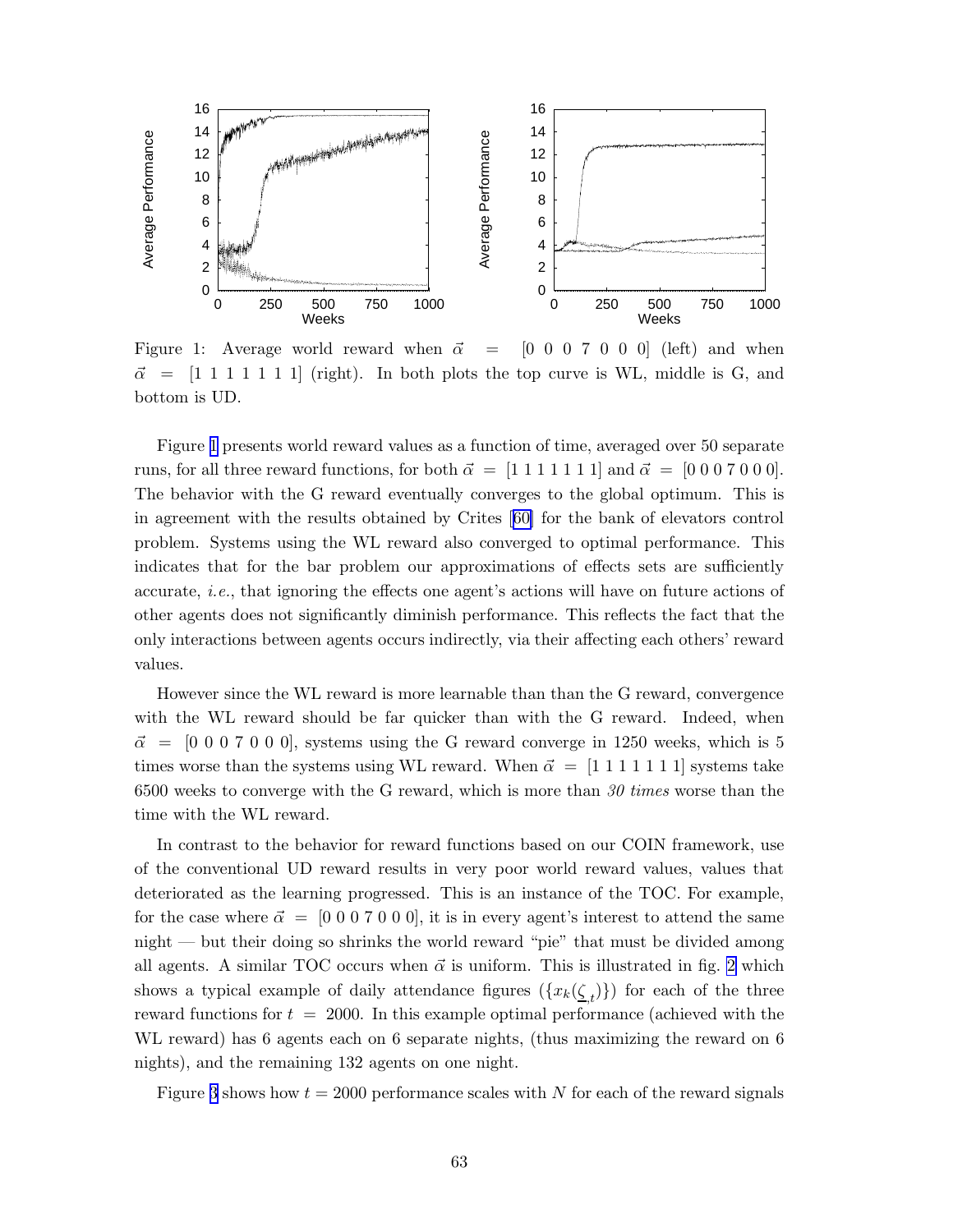Figure 1: Average world reward when $\vec{\alpha} = [0\ 0\ 0\ 7\ 0\ 0\ 0]$ (left) and when $\vec{\alpha} = [1\ 1\ 1\ 1\ 1\ 1\ 1]$ (right). In both plots the top curve is WL, middle is G, and bottom is UD.

Figure 1 presents world reward values as a function of time, averaged over 50 separate runs, for all three reward functions, for both $\vec{\alpha} = [1\ 1\ 1\ 1\ 1\ 1\ 1]$ and $\vec{\alpha} = [0\ 0\ 0\ 7\ 0\ 0\ 0]$. The behavior with the G reward eventually converges to the global optimum. This is in agreement with the results obtained by Crites [60] for the bank of elevators control problem. Systems using the WL reward also converged to optimal performance. This indicates that for the bar problem our approximations of effects sets are sufficiently accurate, *i.e.*, that ignoring the effects one agent's actions will have on future actions of other agents does not significantly diminish performance. This reflects the fact that the only interactions between agents occurs indirectly, via their affecting each others' reward values.

However since the WL reward is more learnable than than the G reward, convergence with the WL reward should be far quicker than with the G reward. Indeed, when $\vec{\alpha} = [0\ 0\ 0\ 7\ 0\ 0\ 0]$, systems using the G reward converge in 1250 weeks, which is 5 times worse than the systems using WL reward. When $\vec{\alpha} = [1\ 1\ 1\ 1\ 1\ 1\ 1]$ systems take 6500 weeks to converge with the G reward, which is more than *30 times* worse than the time with the WL reward.

In contrast to the behavior for reward functions based on our COIN framework, use of the conventional UD reward results in very poor world reward values, values that deteriorated as the learning progressed. This is an instance of the TOC. For example, for the case where $\vec{\alpha} = [0\ 0\ 0\ 7\ 0\ 0\ 0]$, it is in every agent's interest to attend the same night — but their doing so shrinks the world reward "pie" that must be divided among all agents. A similar TOC occurs when $\vec{\alpha}$ is uniform. This is illustrated in fig. 2 which shows a typical example of daily attendance figures ($\{x_k(\underline{\zeta}_{,t})\}$) for each of the three reward functions for $t = 2000$. In this example optimal performance (achieved with the WL reward) has 6 agents each on 6 separate nights, (thus maximizing the reward on 6 nights), and the remaining 132 agents on one night.

Figure 3 shows how $t = 2000$ performance scales with $N$ for each of the reward signals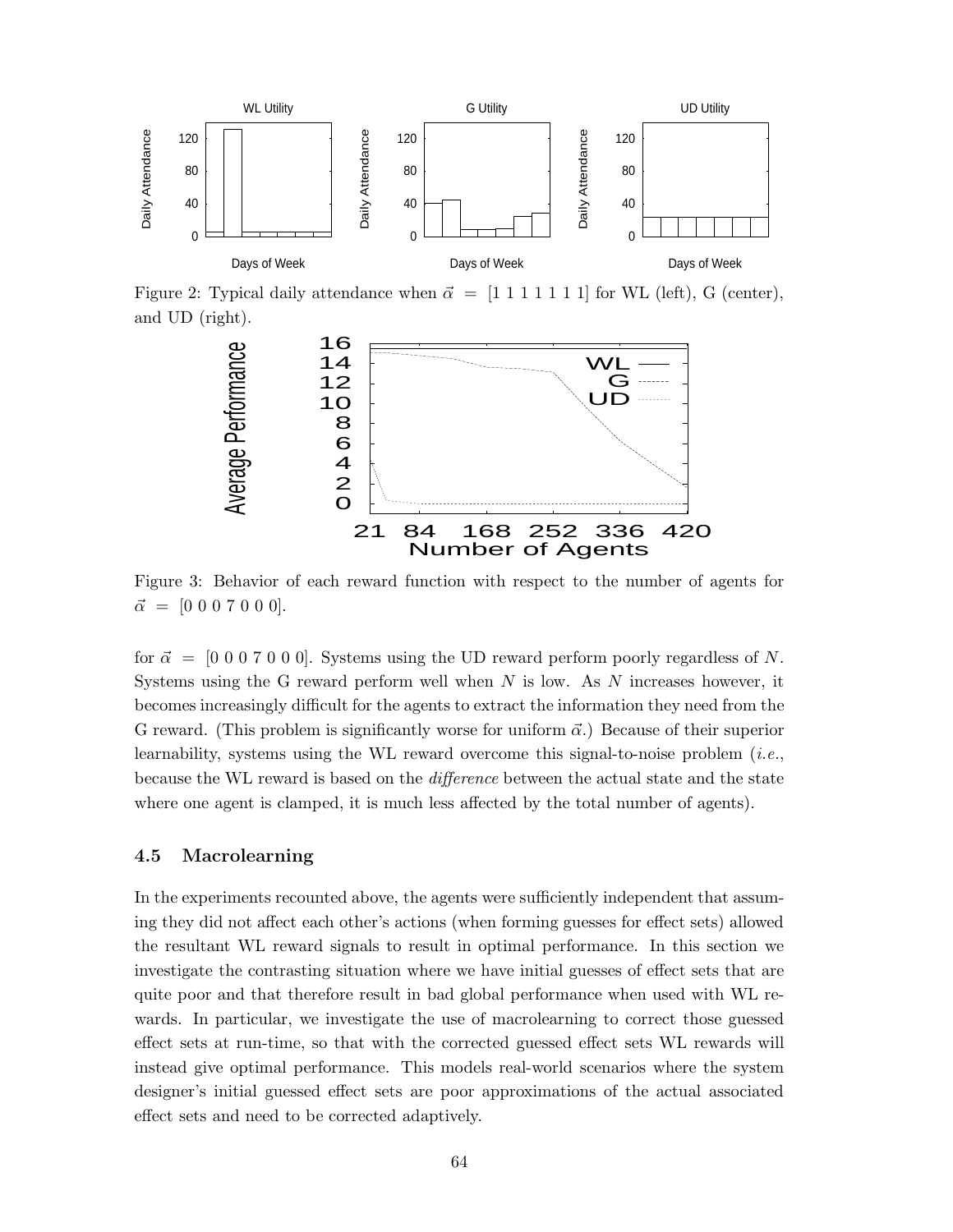Figure 2: Typical daily attendance when $\vec{\alpha} = [1\ 1\ 1\ 1\ 1\ 1\ 1]$ for WL (left), G (center), and UD (right).

Figure 3: Behavior of each reward function with respect to the number of agents for $\vec{\alpha} = [0\ 0\ 0\ 7\ 0\ 0\ 0]$.

for $\vec{\alpha} = [0\ 0\ 0\ 7\ 0\ 0\ 0]$. Systems using the UD reward perform poorly regardless of $N$. Systems using the G reward perform well when $N$ is low. As $N$ increases however, it becomes increasingly difficult for the agents to extract the information they need from the G reward. (This problem is significantly worse for uniform $\vec{\alpha}$.) Because of their superior learnability, systems using the WL reward overcome this signal-to-noise problem (*i.e.*, because the WL reward is based on the *difference* between the actual state and the state where one agent is clamped, it is much less affected by the total number of agents).

### 4.5 Macrolearning

In the experiments recounted above, the agents were sufficiently independent that assuming they did not affect each other's actions (when forming guesses for effect sets) allowed the resultant WL reward signals to result in optimal performance. In this section we investigate the contrasting situation where we have initial guesses of effect sets that are quite poor and that therefore result in bad global performance when used with WL rewards. In particular, we investigate the use of macrolearning to correct those guessed effect sets at run-time, so that with the corrected guessed effect sets WL rewards will instead give optimal performance. This models real-world scenarios where the system designer's initial guessed effect sets are poor approximations of the actual associated effect sets and need to be corrected adaptively.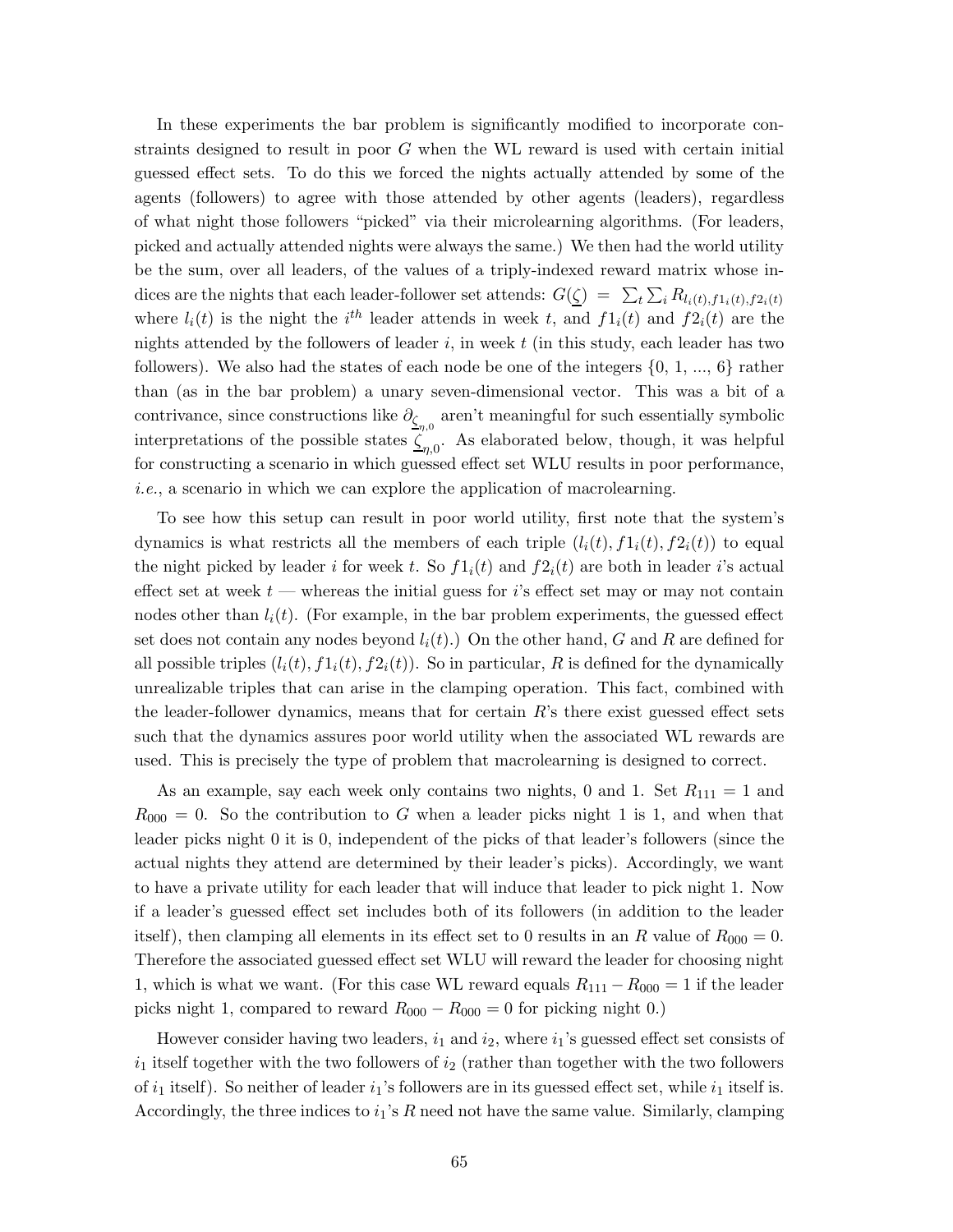In these experiments the bar problem is significantly modified to incorporate constraints designed to result in poor $G$ when the WL reward is used with certain initial guessed effect sets. To do this we forced the nights actually attended by some of the agents (followers) to agree with those attended by other agents (leaders), regardless of what night those followers "picked" via their microlearning algorithms. (For leaders, picked and actually attended nights were always the same.) We then had the world utility be the sum, over all leaders, of the values of a triply-indexed reward matrix whose indices are the nights that each leader-follower set attends: $G(\underline{\zeta}) = \sum_t \sum_i R_{l_i(t), f1_i(t), f2_i(t)}$ where $l_i(t)$ is the night the $i^{th}$ leader attends in week $t$, and $f1_i(t)$ and $f2_i(t)$ are the nights attended by the followers of leader $i$, in week $t$ (in this study, each leader has two followers). We also had the states of each node be one of the integers $\{0, 1, ..., 6\}$ rather than (as in the bar problem) a unary seven-dimensional vector. This was a bit of a contrivance, since constructions like $\partial_{\underline{\zeta}_{\eta,0}}$ aren't meaningful for such essentially symbolic interpretations of the possible states $\underline{\zeta}_{\eta,0}$. As elaborated below, though, it was helpful for constructing a scenario in which guessed effect set WLU results in poor performance, *i.e.*, a scenario in which we can explore the application of macrolearning.

To see how this setup can result in poor world utility, first note that the system's dynamics is what restricts all the members of each triple $(l_i(t), f1_i(t), f2_i(t))$ to equal the night picked by leader $i$ for week $t$. So $f1_i(t)$ and $f2_i(t)$ are both in leader $i$'s actual effect set at week $t$ — whereas the initial guess for $i$'s effect set may or may not contain nodes other than $l_i(t)$. (For example, in the bar problem experiments, the guessed effect set does not contain any nodes beyond $l_i(t)$.) On the other hand, $G$ and $R$ are defined for all possible triples $(l_i(t), f1_i(t), f2_i(t))$. So in particular, $R$ is defined for the dynamically unrealizable triples that can arise in the clamping operation. This fact, combined with the leader-follower dynamics, means that for certain $R$'s there exist guessed effect sets such that the dynamics assures poor world utility when the associated WL rewards are used. This is precisely the type of problem that macrolearning is designed to correct.

As an example, say each week only contains two nights, 0 and 1. Set $R_{111} = 1$ and $R_{000} = 0$. So the contribution to $G$ when a leader picks night 1 is 1, and when that leader picks night 0 it is 0, independent of the picks of that leader's followers (since the actual nights they attend are determined by their leader's picks). Accordingly, we want to have a private utility for each leader that will induce that leader to pick night 1. Now if a leader's guessed effect set includes both of its followers (in addition to the leader itself), then clamping all elements in its effect set to 0 results in an $R$ value of $R_{000} = 0$. Therefore the associated guessed effect set WLU will reward the leader for choosing night 1, which is what we want. (For this case WL reward equals $R_{111} - R_{000} = 1$ if the leader picks night 1, compared to reward $R_{000} - R_{000} = 0$ for picking night 0.)

However consider having two leaders, $i_1$ and $i_2$, where $i_1$'s guessed effect set consists of $i_1$ itself together with the two followers of $i_2$ (rather than together with the two followers of $i_1$ itself). So neither of leader $i_1$'s followers are in its guessed effect set, while $i_1$ itself is. Accordingly, the three indices to $i_1$'s $R$ need not have the same value. Similarly, clamping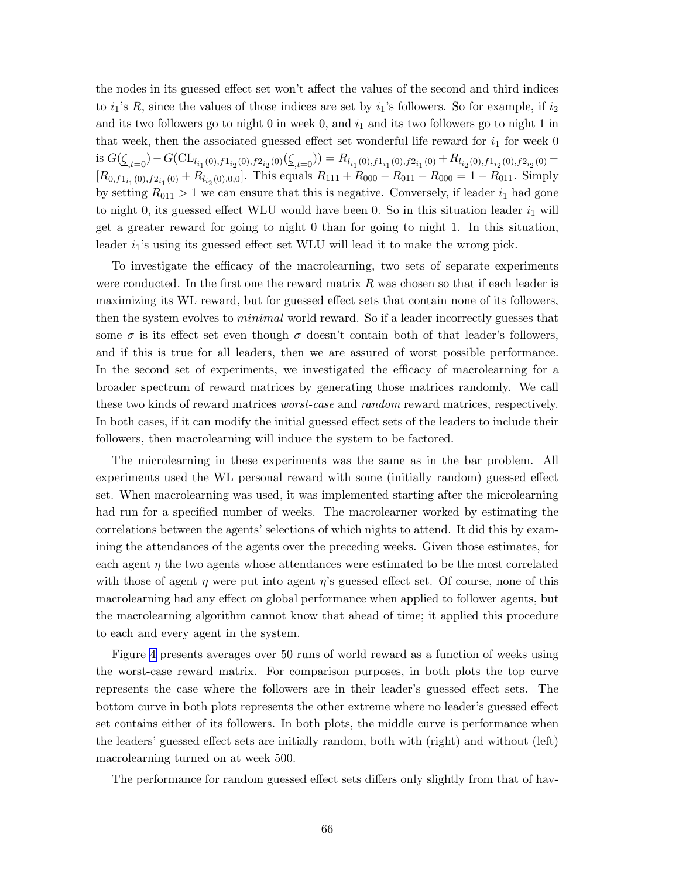the nodes in its guessed effect set won't affect the values of the second and third indices to $i_1$'s $R$, since the values of those indices are set by $i_1$'s followers. So for example, if $i_2$ and its two followers go to night 0 in week 0, and $i_1$ and its two followers go to night 1 in that week, then the associated guessed effect set wonderful life reward for $i_1$ for week 0 is $G(\underline{\zeta}_{,t=0}) - G(\text{CL}_{l_{i_1}(0), f1_{i_2}(0), f2_{i_2}(0)}(\underline{\zeta}_{,t=0})) = R_{l_{i_1}(0), f1_{i_1}(0), f2_{i_1}(0)} + R_{l_{i_2}(0), f1_{i_2}(0), f2_{i_2}(0)} - [R_{0, f1_{i_1}(0), f2_{i_1}(0)} + R_{l_{i_2}(0), 0, 0}]$. This equals $R_{111} + R_{000} - R_{011} - R_{000} = 1 - R_{011}$. Simply by setting $R_{011} > 1$ we can ensure that this is negative. Conversely, if leader $i_1$ had gone to night 0, its guessed effect WLU would have been 0. So in this situation leader $i_1$ will get a greater reward for going to night 0 than for going to night 1. In this situation, leader $i_1$'s using its guessed effect set WLU will lead it to make the wrong pick.

To investigate the efficacy of the macrolearning, two sets of separate experiments were conducted. In the first one the reward matrix $R$ was chosen so that if each leader is maximizing its WL reward, but for guessed effect sets that contain none of its followers, then the system evolves to *minimal* world reward. So if a leader incorrectly guesses that some $\sigma$ is its effect set even though $\sigma$ doesn't contain both of that leader's followers, and if this is true for all leaders, then we are assured of worst possible performance. In the second set of experiments, we investigated the efficacy of macrolearning for a broader spectrum of reward matrices by generating those matrices randomly. We call these two kinds of reward matrices *worst-case* and *random* reward matrices, respectively. In both cases, if it can modify the initial guessed effect sets of the leaders to include their followers, then macrolearning will induce the system to be factored.

The microlearning in these experiments was the same as in the bar problem. All experiments used the WL personal reward with some (initially random) guessed effect set. When macrolearning was used, it was implemented starting after the microlearning had run for a specified number of weeks. The macrolearner worked by estimating the correlations between the agents' selections of which nights to attend. It did this by examining the attendances of the agents over the preceding weeks. Given those estimates, for each agent $\eta$ the two agents whose attendances were estimated to be the most correlated with those of agent $\eta$ were put into agent $\eta$'s guessed effect set. Of course, none of this macrolearning had any effect on global performance when applied to follower agents, but the macrolearning algorithm cannot know that ahead of time; it applied this procedure to each and every agent in the system.

Figure 4 presents averages over 50 runs of world reward as a function of weeks using the worst-case reward matrix. For comparison purposes, in both plots the top curve represents the case where the followers are in their leader's guessed effect sets. The bottom curve in both plots represents the other extreme where no leader's guessed effect set contains either of its followers. In both plots, the middle curve is performance when the leaders' guessed effect sets are initially random, both with (right) and without (left) macrolearning turned on at week 500.

The performance for random guessed effect sets differs only slightly from that of hav-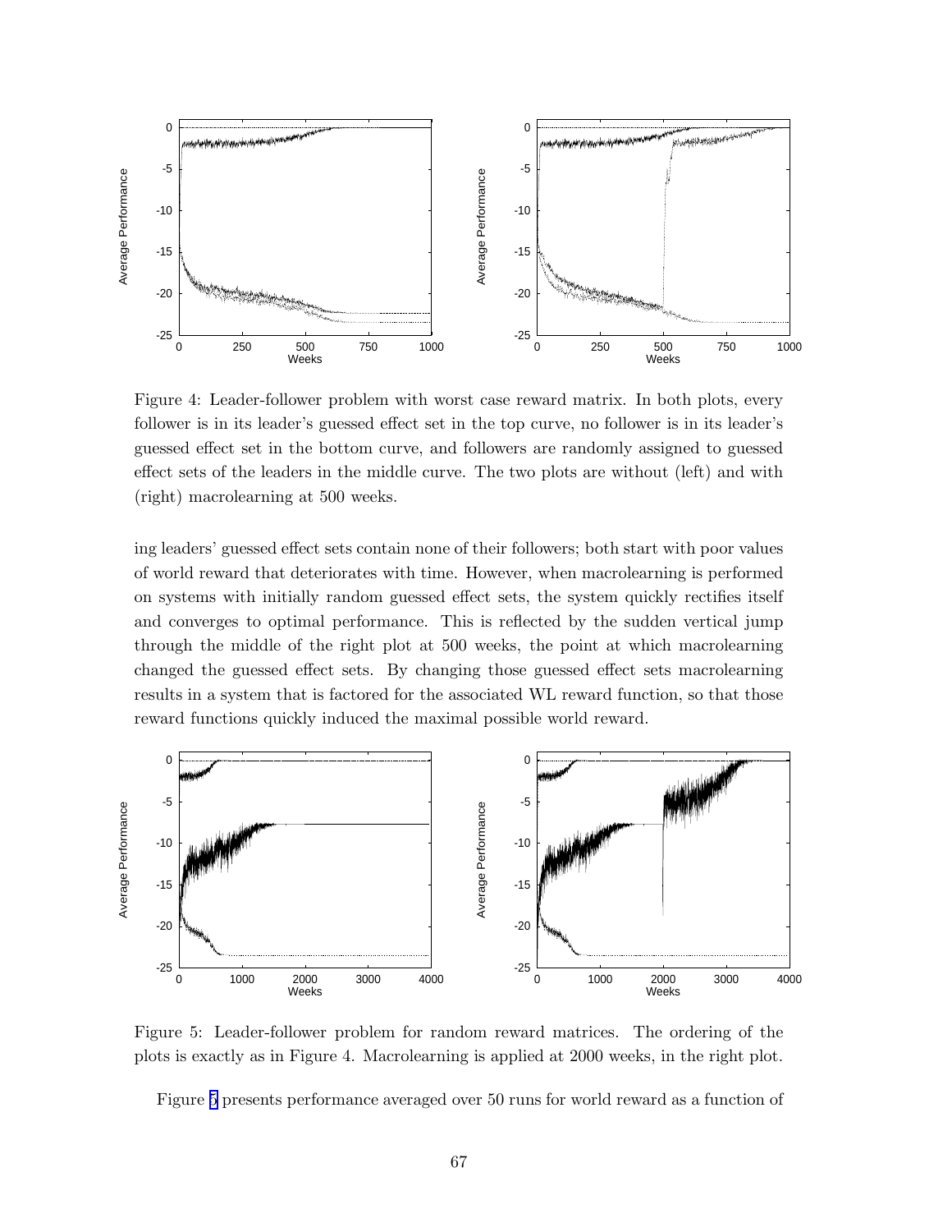Figure 4: Leader-follower problem with worst case reward matrix. In both plots, every follower is in its leader's guessed effect set in the top curve, no follower is in its leader's guessed effect set in the bottom curve, and followers are randomly assigned to guessed effect sets of the leaders in the middle curve. The two plots are without (left) and with (right) macrolearning at 500 weeks.

ing leaders' guessed effect sets contain none of their followers; both start with poor values of world reward that deteriorates with time. However, when macrolearning is performed on systems with initially random guessed effect sets, the system quickly rectifies itself and converges to optimal performance. This is reflected by the sudden vertical jump through the middle of the right plot at 500 weeks, the point at which macrolearning changed the guessed effect sets. By changing those guessed effect sets macrolearning results in a system that is factored for the associated WL reward function, so that those reward functions quickly induced the maximal possible world reward.

Figure 5: Leader-follower problem for random reward matrices. The ordering of the plots is exactly as in Figure 4. Macrolearning is applied at 2000 weeks, in the right plot.

Figure 5 presents performance averaged over 50 runs for world reward as a function of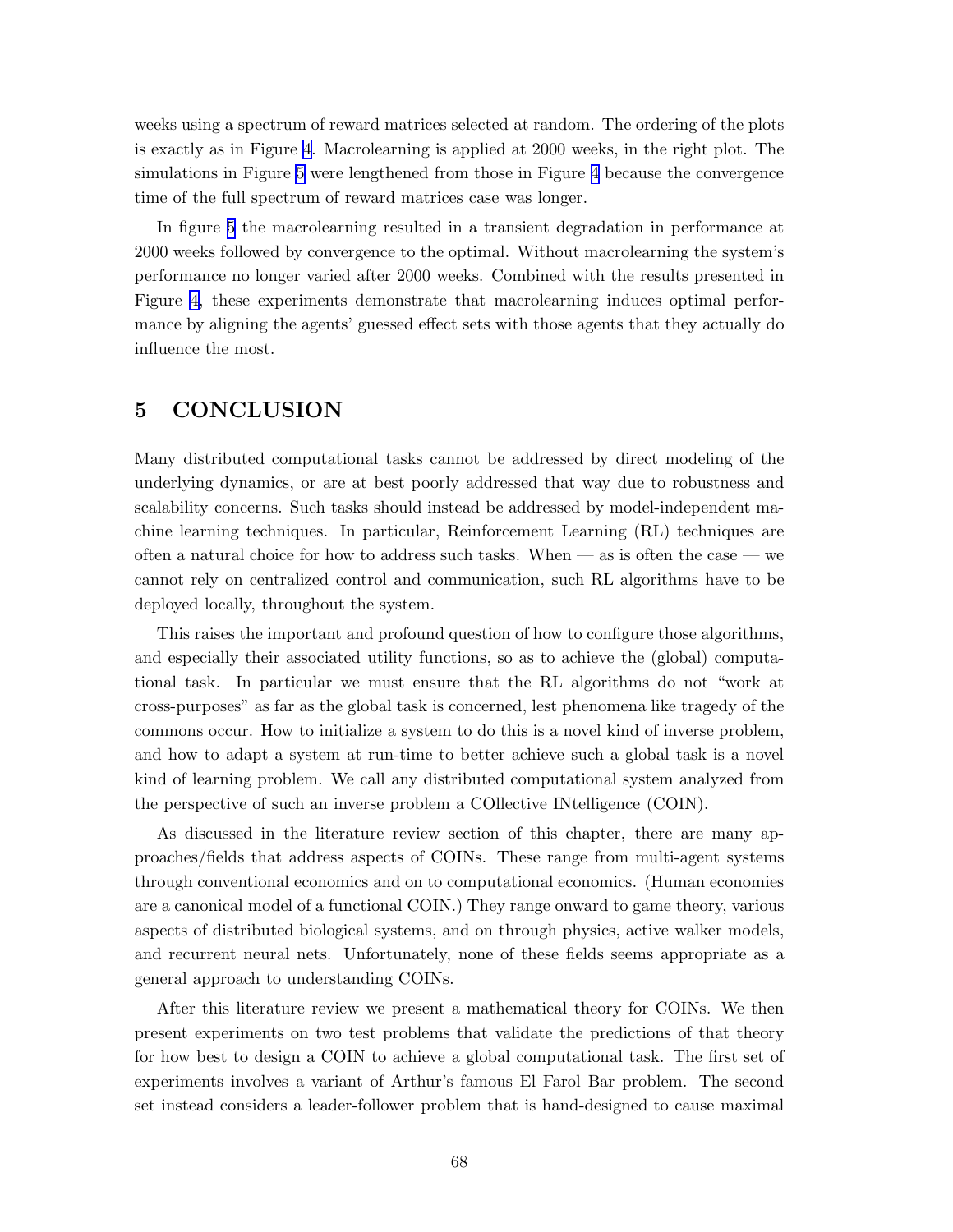weeks using a spectrum of reward matrices selected at random. The ordering of the plots is exactly as in Figure 4. Macrolearning is applied at 2000 weeks, in the right plot. The simulations in Figure 5 were lengthened from those in Figure 4 because the convergence time of the full spectrum of reward matrices case was longer.

In figure 5 the macrolearning resulted in a transient degradation in performance at 2000 weeks followed by convergence to the optimal. Without macrolearning the system's performance no longer varied after 2000 weeks. Combined with the results presented in Figure 4, these experiments demonstrate that macrolearning induces optimal performance by aligning the agents' guessed effect sets with those agents that they actually do influence the most.

## 5 CONCLUSION

Many distributed computational tasks cannot be addressed by direct modeling of the underlying dynamics, or are at best poorly addressed that way due to robustness and scalability concerns. Such tasks should instead be addressed by model-independent machine learning techniques. In particular, Reinforcement Learning (RL) techniques are often a natural choice for how to address such tasks. When — as is often the case — we cannot rely on centralized control and communication, such RL algorithms have to be deployed locally, throughout the system.

This raises the important and profound question of how to configure those algorithms, and especially their associated utility functions, so as to achieve the (global) computational task. In particular we must ensure that the RL algorithms do not "work at cross-purposes" as far as the global task is concerned, lest phenomena like tragedy of the commons occur. How to initialize a system to do this is a novel kind of inverse problem, and how to adapt a system at run-time to better achieve such a global task is a novel kind of learning problem. We call any distributed computational system analyzed from the perspective of such an inverse problem a COllective INtelligence (COIN).

As discussed in the literature review section of this chapter, there are many approaches/fields that address aspects of COINs. These range from multi-agent systems through conventional economics and on to computational economics. (Human economies are a canonical model of a functional COIN.) They range onward to game theory, various aspects of distributed biological systems, and on through physics, active walker models, and recurrent neural nets. Unfortunately, none of these fields seems appropriate as a general approach to understanding COINs.

After this literature review we present a mathematical theory for COINs. We then present experiments on two test problems that validate the predictions of that theory for how best to design a COIN to achieve a global computational task. The first set of experiments involves a variant of Arthur's famous El Farol Bar problem. The second set instead considers a leader-follower problem that is hand-designed to cause maximal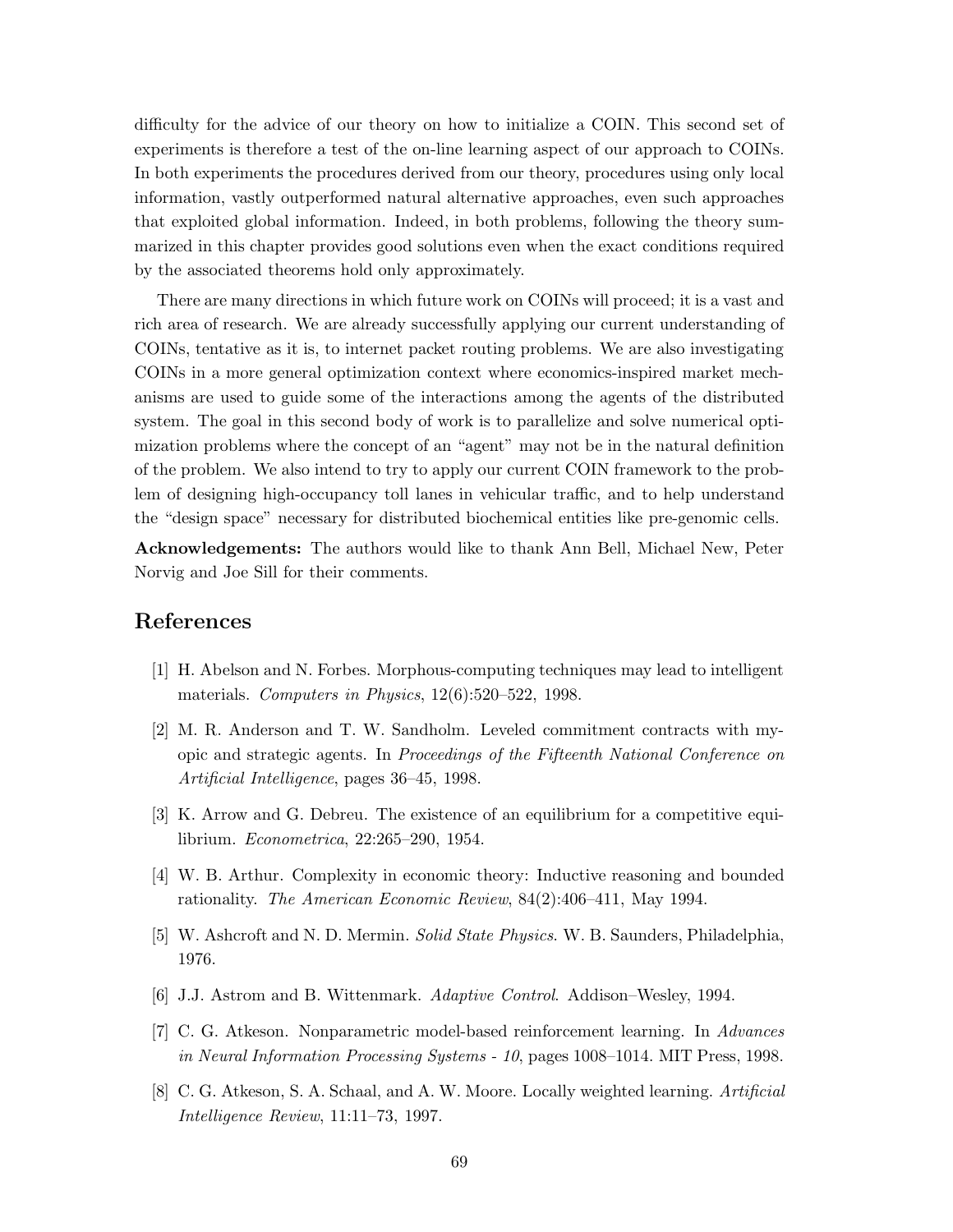difficulty for the advice of our theory on how to initialize a COIN. This second set of experiments is therefore a test of the on-line learning aspect of our approach to COINs. In both experiments the procedures derived from our theory, procedures using only local information, vastly outperformed natural alternative approaches, even such approaches that exploited global information. Indeed, in both problems, following the theory summarized in this chapter provides good solutions even when the exact conditions required by the associated theorems hold only approximately.

There are many directions in which future work on COINs will proceed; it is a vast and rich area of research. We are already successfully applying our current understanding of COINs, tentative as it is, to internet packet routing problems. We are also investigating COINs in a more general optimization context where economics-inspired market mechanisms are used to guide some of the interactions among the agents of the distributed system. The goal in this second body of work is to parallelize and solve numerical optimization problems where the concept of an "agent" may not be in the natural definition of the problem. We also intend to try to apply our current COIN framework to the problem of designing high-occupancy toll lanes in vehicular traffic, and to help understand the "design space" necessary for distributed biochemical entities like pre-genomic cells.

**Acknowledgements:** The authors would like to thank Ann Bell, Michael New, Peter Norvig and Joe Sill for their comments.

# References

[1] H. Abelson and N. Forbes. Morphous-computing techniques may lead to intelligent materials. *Computers in Physics*, 12(6):520–522, 1998.

[2] M. R. Anderson and T. W. Sandholm. Leveled commitment contracts with myopic and strategic agents. In *Proceedings of the Fifteenth National Conference on Artificial Intelligence*, pages 36–45, 1998.

[3] K. Arrow and G. Debreu. The existence of an equilibrium for a competitive equilibrium. *Econometrica*, 22:265–290, 1954.

[4] W. B. Arthur. Complexity in economic theory: Inductive reasoning and bounded rationality. *The American Economic Review*, 84(2):406–411, May 1994.

[5] W. Ashcroft and N. D. Mermin. *Solid State Physics*. W. B. Saunders, Philadelphia, 1976.

[6] J.J. Astrom and B. Wittenmark. *Adaptive Control*. Addison–Wesley, 1994.

[7] C. G. Atkeson. Nonparametric model-based reinforcement learning. In *Advances in Neural Information Processing Systems - 10*, pages 1008–1014. MIT Press, 1998.

[8] C. G. Atkeson, S. A. Schaal, and A. W. Moore. Locally weighted learning. *Artificial Intelligence Review*, 11:11–73, 1997.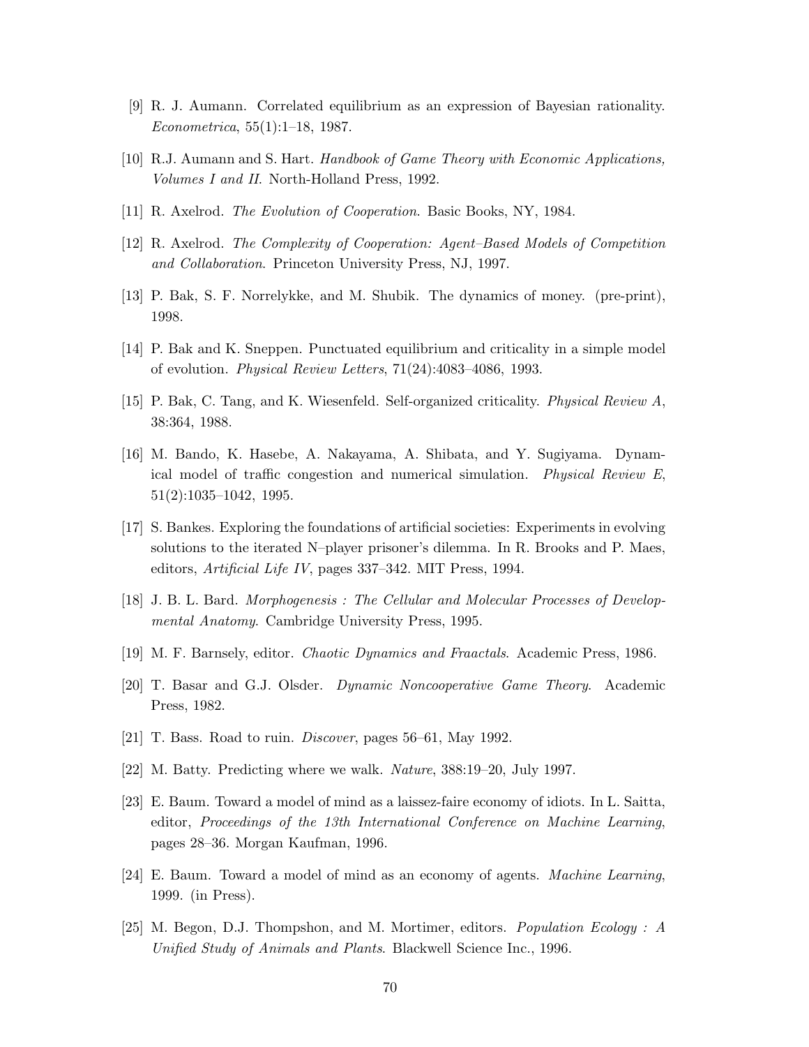[9] R. J. Aumann. Correlated equilibrium as an expression of Bayesian rationality. *Econometrica*, 55(1):1–18, 1987.

[10] R.J. Aumann and S. Hart. *Handbook of Game Theory with Economic Applications, Volumes I and II*. North-Holland Press, 1992.

[11] R. Axelrod. *The Evolution of Cooperation*. Basic Books, NY, 1984.

[12] R. Axelrod. *The Complexity of Cooperation: Agent–Based Models of Competition and Collaboration*. Princeton University Press, NJ, 1997.

[13] P. Bak, S. F. Norrelykke, and M. Shubik. The dynamics of money. (pre-print), 1998.

[14] P. Bak and K. Sneppen. Punctuated equilibrium and criticality in a simple model of evolution. *Physical Review Letters*, 71(24):4083–4086, 1993.

[15] P. Bak, C. Tang, and K. Wiesenfeld. Self-organized criticality. *Physical Review A*, 38:364, 1988.

[16] M. Bando, K. Hasebe, A. Nakayama, A. Shibata, and Y. Sugiyama. Dynamical model of traffic congestion and numerical simulation. *Physical Review E*, 51(2):1035–1042, 1995.

[17] S. Bankes. Exploring the foundations of artificial societies: Experiments in evolving solutions to the iterated N–player prisoner's dilemma. In R. Brooks and P. Maes, editors, *Artificial Life IV*, pages 337–342. MIT Press, 1994.

[18] J. B. L. Bard. *Morphogenesis : The Cellular and Molecular Processes of Developmental Anatomy*. Cambridge University Press, 1995.

[19] M. F. Barnsely, editor. *Chaotic Dynamics and Fraactals*. Academic Press, 1986.

[20] T. Basar and G.J. Olsder. *Dynamic Noncooperative Game Theory*. Academic Press, 1982.

[21] T. Bass. Road to ruin. *Discover*, pages 56–61, May 1992.

[22] M. Batty. Predicting where we walk. *Nature*, 388:19–20, July 1997.

[23] E. Baum. Toward a model of mind as a laissez-faire economy of idiots. In L. Saitta, editor, *Proceedings of the 13th International Conference on Machine Learning*, pages 28–36. Morgan Kaufman, 1996.

[24] E. Baum. Toward a model of mind as an economy of agents. *Machine Learning*, 1999. (in Press).

[25] M. Begon, D.J. Thompshon, and M. Mortimer, editors. *Population Ecology : A Unified Study of Animals and Plants*. Blackwell Science Inc., 1996.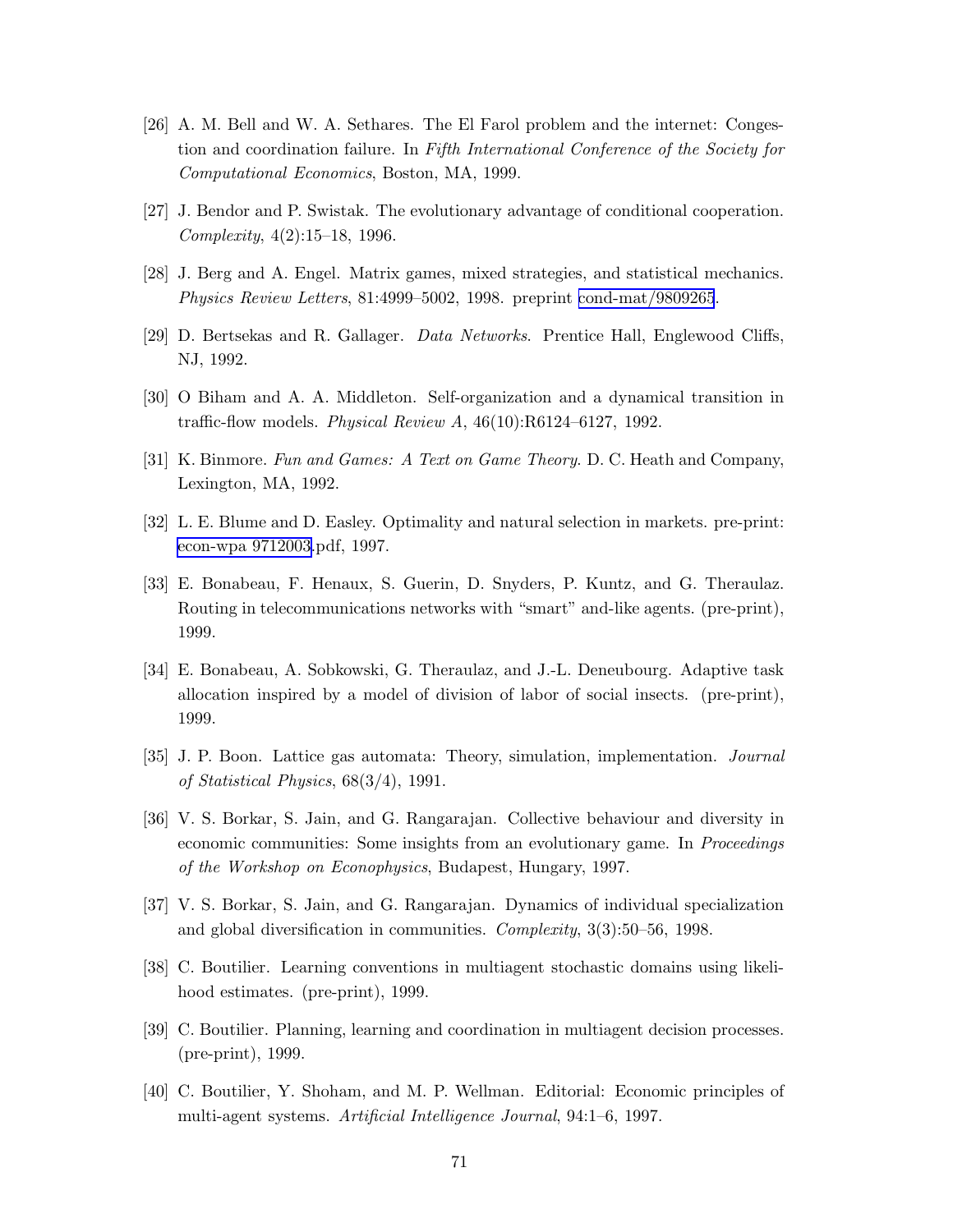[26] A. M. Bell and W. A. Sethares. The El Farol problem and the internet: Congestion and coordination failure. In *Fifth International Conference of the Society for Computational Economics*, Boston, MA, 1999.

[27] J. Bendor and P. Swistak. The evolutionary advantage of conditional cooperation. *Complexity*, 4(2):15–18, 1996.

[28] J. Berg and A. Engel. Matrix games, mixed strategies, and statistical mechanics. *Physics Review Letters*, 81:4999–5002, 1998. preprint cond-mat/9809265.

[29] D. Bertsekas and R. Gallager. *Data Networks*. Prentice Hall, Englewood Cliffs, NJ, 1992.

[30] O Biham and A. A. Middleton. Self-organization and a dynamical transition in traffic-flow models. *Physical Review A*, 46(10):R6124–6127, 1992.

[31] K. Binmore. *Fun and Games: A Text on Game Theory*. D. C. Heath and Company, Lexington, MA, 1992.

[32] L. E. Blume and D. Easley. Optimality and natural selection in markets. pre-print: econ-wpa 9712003.pdf, 1997.

[33] E. Bonabeau, F. Henaux, S. Guerin, D. Snyders, P. Kuntz, and G. Theraulaz. Routing in telecommunications networks with "smart" and-like agents. (pre-print), 1999.

[34] E. Bonabeau, A. Sobkowski, G. Theraulaz, and J.-L. Deneubourg. Adaptive task allocation inspired by a model of division of labor of social insects. (pre-print), 1999.

[35] J. P. Boon. Lattice gas automata: Theory, simulation, implementation. *Journal of Statistical Physics*, 68(3/4), 1991.

[36] V. S. Borkar, S. Jain, and G. Rangarajan. Collective behaviour and diversity in economic communities: Some insights from an evolutionary game. In *Proceedings of the Workshop on Econophysics*, Budapest, Hungary, 1997.

[37] V. S. Borkar, S. Jain, and G. Rangarajan. Dynamics of individual specialization and global diversification in communities. *Complexity*, 3(3):50–56, 1998.

[38] C. Boutilier. Learning conventions in multiagent stochastic domains using likelihood estimates. (pre-print), 1999.

[39] C. Boutilier. Planning, learning and coordination in multiagent decision processes. (pre-print), 1999.

[40] C. Boutilier, Y. Shoham, and M. P. Wellman. Editorial: Economic principles of multi-agent systems. *Artificial Intelligence Journal*, 94:1–6, 1997.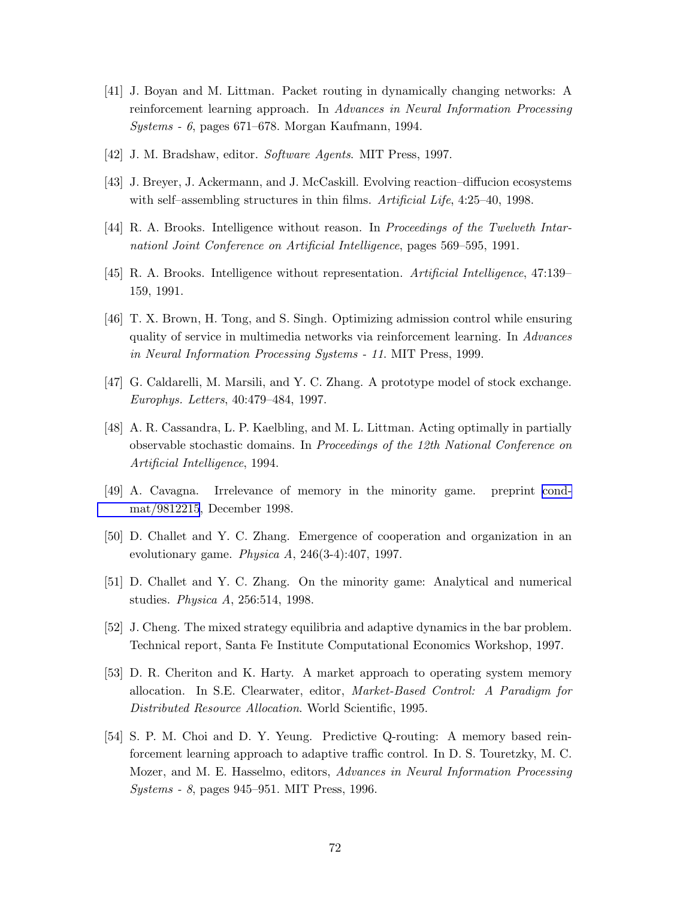[41] J. Boyan and M. Littman. Packet routing in dynamically changing networks: A reinforcement learning approach. In *Advances in Neural Information Processing Systems - 6*, pages 671–678. Morgan Kaufmann, 1994.

[42] J. M. Bradshaw, editor. *Software Agents*. MIT Press, 1997.

[43] J. Breyer, J. Ackermann, and J. McCaskill. Evolving reaction–diffucion ecosystems with self–assembling structures in thin films. *Artificial Life*, 4:25–40, 1998.

[44] R. A. Brooks. Intelligence without reason. In *Proceedings of the Twelveth Intarnationl Joint Conference on Artificial Intelligence*, pages 569–595, 1991.

[45] R. A. Brooks. Intelligence without representation. *Artificial Intelligence*, 47:139–159, 1991.

[46] T. X. Brown, H. Tong, and S. Singh. Optimizing admission control while ensuring quality of service in multimedia networks via reinforcement learning. In *Advances in Neural Information Processing Systems - 11*. MIT Press, 1999.

[47] G. Caldarelli, M. Marsili, and Y. C. Zhang. A prototype model of stock exchange. *Europhys. Letters*, 40:479–484, 1997.

[48] A. R. Cassandra, L. P. Kaelbling, and M. L. Littman. Acting optimally in partially observable stochastic domains. In *Proceedings of the 12th National Conference on Artificial Intelligence*, 1994.

[49] A. Cavagna. Irrelevance of memory in the minority game. preprint cond-mat/9812215, December 1998.

[50] D. Challet and Y. C. Zhang. Emergence of cooperation and organization in an evolutionary game. *Physica A*, 246(3-4):407, 1997.

[51] D. Challet and Y. C. Zhang. On the minority game: Analytical and numerical studies. *Physica A*, 256:514, 1998.

[52] J. Cheng. The mixed strategy equilibria and adaptive dynamics in the bar problem. Technical report, Santa Fe Institute Computational Economics Workshop, 1997.

[53] D. R. Cheriton and K. Harty. A market approach to operating system memory allocation. In S.E. Clearwater, editor, *Market-Based Control: A Paradigm for Distributed Resource Allocation*. World Scientific, 1995.

[54] S. P. M. Choi and D. Y. Yeung. Predictive Q-routing: A memory based reinforcement learning approach to adaptive traffic control. In D. S. Touretzky, M. C. Mozer, and M. E. Hasselmo, editors, *Advances in Neural Information Processing Systems - 8*, pages 945–951. MIT Press, 1996.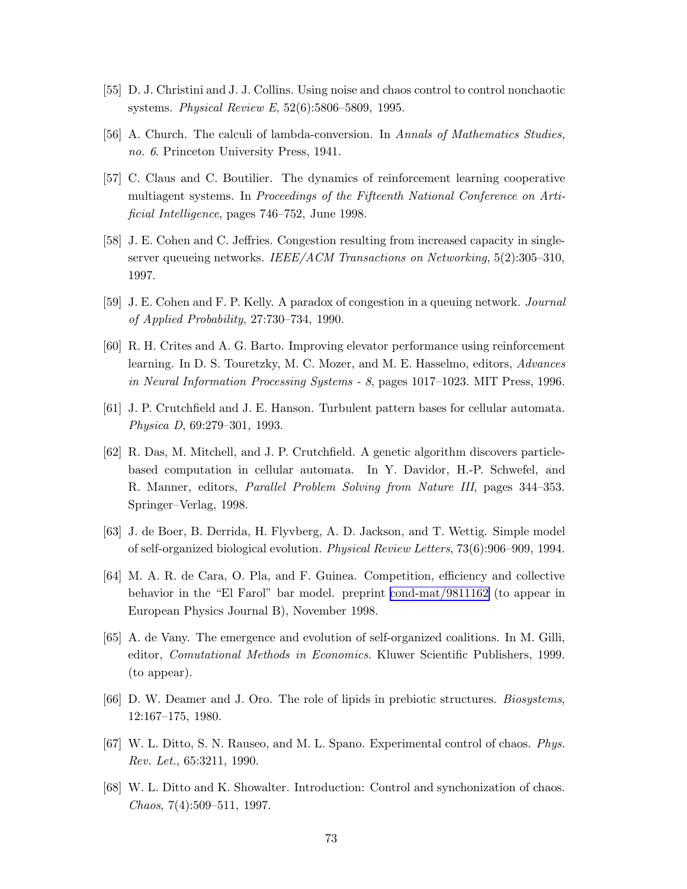[55] D. J. Christini and J. J. Collins. Using noise and chaos control to control nonchaotic systems. *Physical Review E*, 52(6):5806–5809, 1995.

[56] A. Church. The calculi of lambda-conversion. In *Annals of Mathematics Studies, no. 6*. Princeton University Press, 1941.

[57] C. Claus and C. Boutilier. The dynamics of reinforcement learning cooperative multiagent systems. In *Proceedings of the Fifteenth National Conference on Artificial Intelligence*, pages 746–752, June 1998.

[58] J. E. Cohen and C. Jeffries. Congestion resulting from increased capacity in single-server queueing networks. *IEEE/ACM Transactions on Networking*, 5(2):305–310, 1997.

[59] J. E. Cohen and F. P. Kelly. A paradox of congestion in a queuing network. *Journal of Applied Probability*, 27:730–734, 1990.

[60] R. H. Crites and A. G. Barto. Improving elevator performance using reinforcement learning. In D. S. Touretzky, M. C. Mozer, and M. E. Hasselmo, editors, *Advances in Neural Information Processing Systems - 8*, pages 1017–1023. MIT Press, 1996.

[61] J. P. Crutchfield and J. E. Hanson. Turbulent pattern bases for cellular automata. *Physica D*, 69:279–301, 1993.

[62] R. Das, M. Mitchell, and J. P. Crutchfield. A genetic algorithm discovers particle-based computation in cellular automata. In Y. Davidor, H.-P. Schwefel, and R. Manner, editors, *Parallel Problem Solving from Nature III*, pages 344–353. Springer–Verlag, 1998.

[63] J. de Boer, B. Derrida, H. Flyvberg, A. D. Jackson, and T. Wettig. Simple model of self-organized biological evolution. *Physical Review Letters*, 73(6):906–909, 1994.

[64] M. A. R. de Cara, O. Pla, and F. Guinea. Competition, efficiency and collective behavior in the "El Farol" bar model. preprint cond-mat/9811162 (to appear in European Physics Journal B), November 1998.

[65] A. de Vany. The emergence and evolution of self-organized coalitions. In M. Gilli, editor, *Comutational Methods in Economics*. Kluwer Scientific Publishers, 1999. (to appear).

[66] D. W. Deamer and J. Oro. The role of lipids in prebiotic structures. *Biosystems*, 12:167–175, 1980.

[67] W. L. Ditto, S. N. Rauseo, and M. L. Spano. Experimental control of chaos. *Phys. Rev. Let.*, 65:3211, 1990.

[68] W. L. Ditto and K. Showalter. Introduction: Control and synchonization of chaos. *Chaos*, 7(4):509–511, 1997.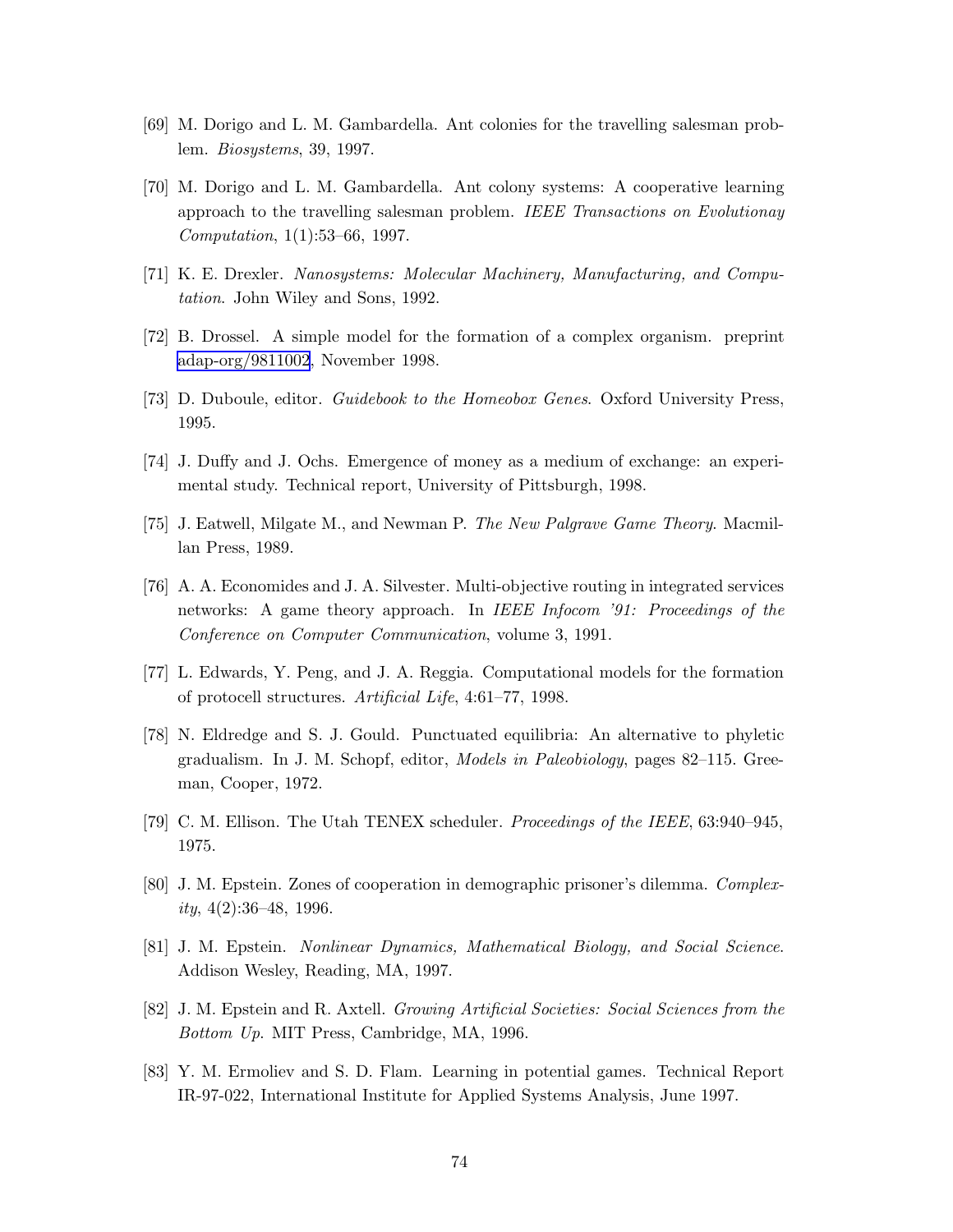[69] M. Dorigo and L. M. Gambardella. Ant colonies for the travelling salesman problem. *Biosystems*, 39, 1997.

[70] M. Dorigo and L. M. Gambardella. Ant colony systems: A cooperative learning approach to the travelling salesman problem. *IEEE Transactions on Evolutionay Computation*, 1(1):53–66, 1997.

[71] K. E. Drexler. *Nanosystems: Molecular Machinery, Manufacturing, and Computation*. John Wiley and Sons, 1992.

[72] B. Drossel. A simple model for the formation of a complex organism. preprint adap-org/9811002, November 1998.

[73] D. Duboule, editor. *Guidebook to the Homeobox Genes*. Oxford University Press, 1995.

[74] J. Duffy and J. Ochs. Emergence of money as a medium of exchange: an experimental study. Technical report, University of Pittsburgh, 1998.

[75] J. Eatwell, Milgate M., and Newman P. *The New Palgrave Game Theory*. Macmillan Press, 1989.

[76] A. A. Economides and J. A. Silvester. Multi-objective routing in integrated services networks: A game theory approach. In *IEEE Infocom '91: Proceedings of the Conference on Computer Communication*, volume 3, 1991.

[77] L. Edwards, Y. Peng, and J. A. Reggia. Computational models for the formation of protocell structures. *Artificial Life*, 4:61–77, 1998.

[78] N. Eldredge and S. J. Gould. Punctuated equilibria: An alternative to phyletic gradualism. In J. M. Schopf, editor, *Models in Paleobiology*, pages 82–115. Greeman, Cooper, 1972.

[79] C. M. Ellison. The Utah TENEX scheduler. *Proceedings of the IEEE*, 63:940–945, 1975.

[80] J. M. Epstein. Zones of cooperation in demographic prisoner's dilemma. *Complexity*, 4(2):36–48, 1996.

[81] J. M. Epstein. *Nonlinear Dynamics, Mathematical Biology, and Social Science*. Addison Wesley, Reading, MA, 1997.

[82] J. M. Epstein and R. Axtell. *Growing Artificial Societies: Social Sciences from the Bottom Up*. MIT Press, Cambridge, MA, 1996.

[83] Y. M. Ermoliev and S. D. Flam. Learning in potential games. Technical Report IR-97-022, International Institute for Applied Systems Analysis, June 1997.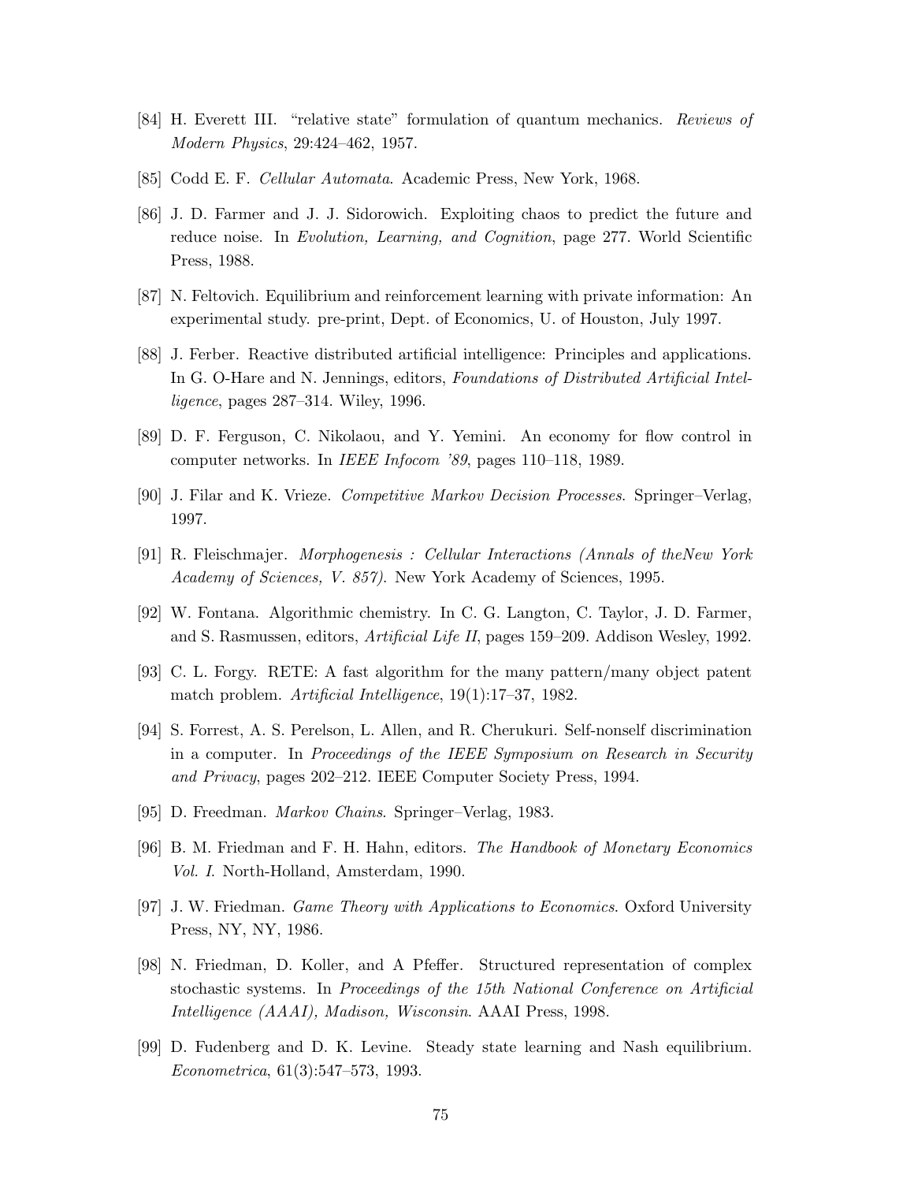[84] H. Everett III. "relative state" formulation of quantum mechanics. *Reviews of Modern Physics*, 29:424–462, 1957.

[85] Codd E. F. *Cellular Automata*. Academic Press, New York, 1968.

[86] J. D. Farmer and J. J. Sidorowich. Exploiting chaos to predict the future and reduce noise. In *Evolution, Learning, and Cognition*, page 277. World Scientific Press, 1988.

[87] N. Feltovich. Equilibrium and reinforcement learning with private information: An experimental study. pre-print, Dept. of Economics, U. of Houston, July 1997.

[88] J. Ferber. Reactive distributed artificial intelligence: Principles and applications. In G. O-Hare and N. Jennings, editors, *Foundations of Distributed Artificial Intelligence*, pages 287–314. Wiley, 1996.

[89] D. F. Ferguson, C. Nikolaou, and Y. Yemini. An economy for flow control in computer networks. In *IEEE Infocom '89*, pages 110–118, 1989.

[90] J. Filar and K. Vrieze. *Competitive Markov Decision Processes*. Springer–Verlag, 1997.

[91] R. Fleischmajer. *Morphogenesis : Cellular Interactions (Annals of theNew York Academy of Sciences, V. 857)*. New York Academy of Sciences, 1995.

[92] W. Fontana. Algorithmic chemistry. In C. G. Langton, C. Taylor, J. D. Farmer, and S. Rasmussen, editors, *Artificial Life II*, pages 159–209. Addison Wesley, 1992.

[93] C. L. Forgy. RETE: A fast algorithm for the many pattern/many object patent match problem. *Artificial Intelligence*, 19(1):17–37, 1982.

[94] S. Forrest, A. S. Perelson, L. Allen, and R. Cherukuri. Self-nonself discrimination in a computer. In *Proceedings of the IEEE Symposium on Research in Security and Privacy*, pages 202–212. IEEE Computer Society Press, 1994.

[95] D. Freedman. *Markov Chains*. Springer–Verlag, 1983.

[96] B. M. Friedman and F. H. Hahn, editors. *The Handbook of Monetary Economics Vol. I*. North-Holland, Amsterdam, 1990.

[97] J. W. Friedman. *Game Theory with Applications to Economics*. Oxford University Press, NY, NY, 1986.

[98] N. Friedman, D. Koller, and A Pfeffer. Structured representation of complex stochastic systems. In *Proceedings of the 15th National Conference on Artificial Intelligence (AAAI), Madison, Wisconsin*. AAAI Press, 1998.

[99] D. Fudenberg and D. K. Levine. Steady state learning and Nash equilibrium. *Econometrica*, 61(3):547–573, 1993.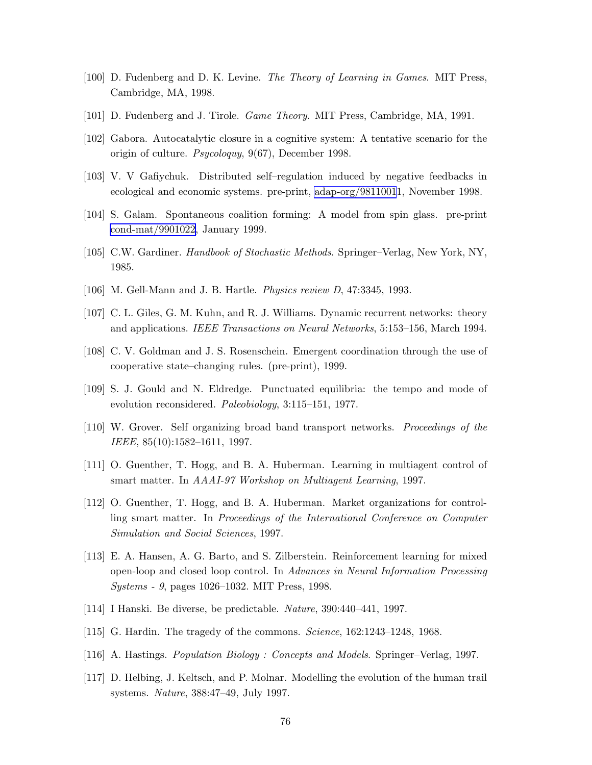[100] D. Fudenberg and D. K. Levine. *The Theory of Learning in Games*. MIT Press, Cambridge, MA, 1998.

[101] D. Fudenberg and J. Tirole. *Game Theory*. MIT Press, Cambridge, MA, 1991.

[102] Gabora. Autocatalytic closure in a cognitive system: A tentative scenario for the origin of culture. *Psycoloquy*, 9(67), December 1998.

[103] V. V Gafiychuk. Distributed self–regulation induced by negative feedbacks in ecological and economic systems. pre-print, adap-org/98110011, November 1998.

[104] S. Galam. Spontaneous coalition forming: A model from spin glass. pre-print cond-mat/9901022, January 1999.

[105] C.W. Gardiner. *Handbook of Stochastic Methods*. Springer–Verlag, New York, NY, 1985.

[106] M. Gell-Mann and J. B. Hartle. *Physics review D*, 47:3345, 1993.

[107] C. L. Giles, G. M. Kuhn, and R. J. Williams. Dynamic recurrent networks: theory and applications. *IEEE Transactions on Neural Networks*, 5:153–156, March 1994.

[108] C. V. Goldman and J. S. Rosenschein. Emergent coordination through the use of cooperative state–changing rules. (pre-print), 1999.

[109] S. J. Gould and N. Eldredge. Punctuated equilibria: the tempo and mode of evolution reconsidered. *Paleobiology*, 3:115–151, 1977.

[110] W. Grover. Self organizing broad band transport networks. *Proceedings of the IEEE*, 85(10):1582–1611, 1997.

[111] O. Guenther, T. Hogg, and B. A. Huberman. Learning in multiagent control of smart matter. In *AAAI-97 Workshop on Multiagent Learning*, 1997.

[112] O. Guenther, T. Hogg, and B. A. Huberman. Market organizations for controlling smart matter. In *Proceedings of the International Conference on Computer Simulation and Social Sciences*, 1997.

[113] E. A. Hansen, A. G. Barto, and S. Zilberstein. Reinforcement learning for mixed open-loop and closed loop control. In *Advances in Neural Information Processing Systems - 9*, pages 1026–1032. MIT Press, 1998.

[114] I Hanski. Be diverse, be predictable. *Nature*, 390:440–441, 1997.

[115] G. Hardin. The tragedy of the commons. *Science*, 162:1243–1248, 1968.

[116] A. Hastings. *Population Biology : Concepts and Models*. Springer–Verlag, 1997.

[117] D. Helbing, J. Keltsch, and P. Molnar. Modelling the evolution of the human trail systems. *Nature*, 388:47–49, July 1997.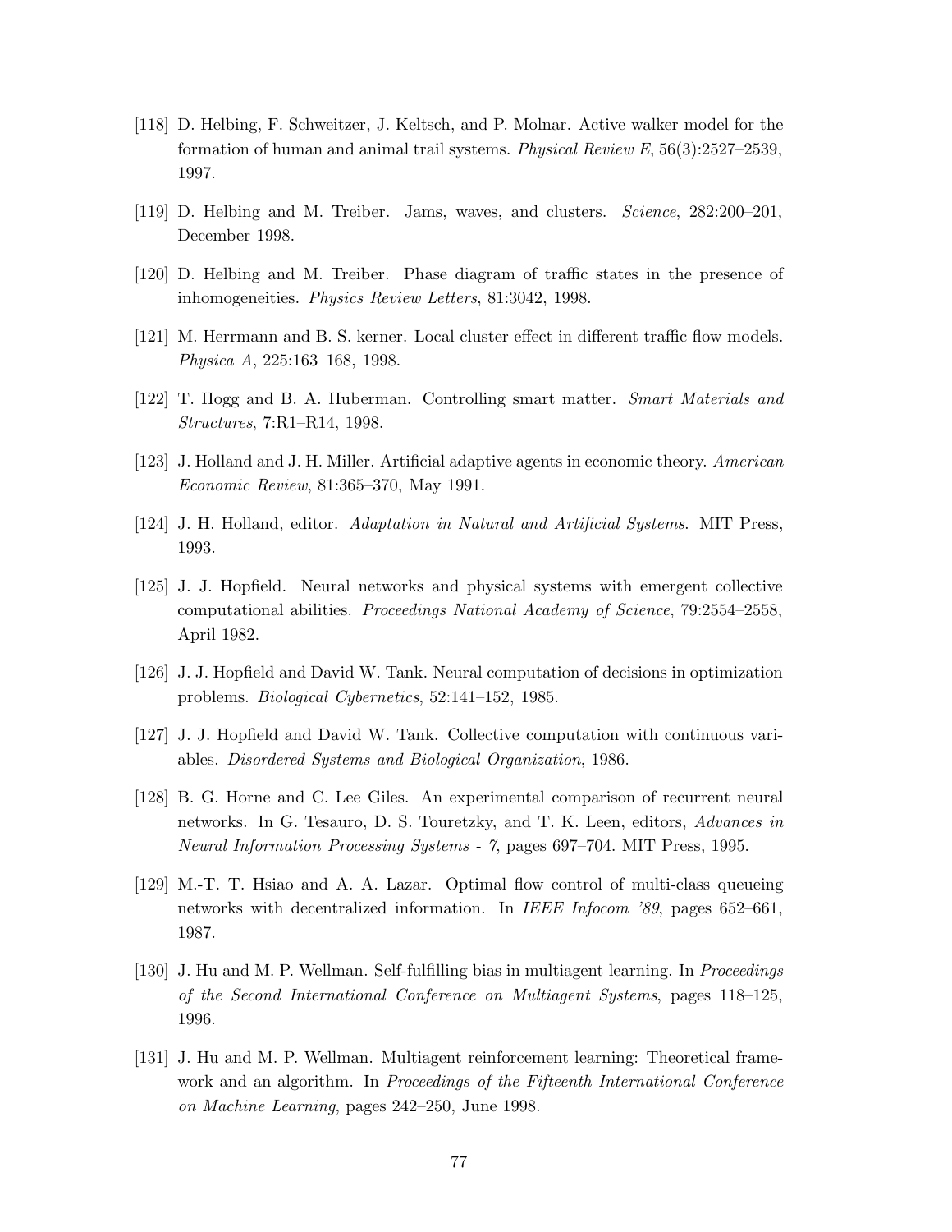[118] D. Helbing, F. Schweitzer, J. Keltsch, and P. Molnar. Active walker model for the formation of human and animal trail systems. *Physical Review E*, 56(3):2527–2539, 1997.

[119] D. Helbing and M. Treiber. Jams, waves, and clusters. *Science*, 282:200–201, December 1998.

[120] D. Helbing and M. Treiber. Phase diagram of traffic states in the presence of inhomogeneities. *Physics Review Letters*, 81:3042, 1998.

[121] M. Herrmann and B. S. kerner. Local cluster effect in different traffic flow models. *Physica A*, 225:163–168, 1998.

[122] T. Hogg and B. A. Huberman. Controlling smart matter. *Smart Materials and Structures*, 7:R1–R14, 1998.

[123] J. Holland and J. H. Miller. Artificial adaptive agents in economic theory. *American Economic Review*, 81:365–370, May 1991.

[124] J. H. Holland, editor. *Adaptation in Natural and Artificial Systems*. MIT Press, 1993.

[125] J. J. Hopfield. Neural networks and physical systems with emergent collective computational abilities. *Proceedings National Academy of Science*, 79:2554–2558, April 1982.

[126] J. J. Hopfield and David W. Tank. Neural computation of decisions in optimization problems. *Biological Cybernetics*, 52:141–152, 1985.

[127] J. J. Hopfield and David W. Tank. Collective computation with continuous variables. *Disordered Systems and Biological Organization*, 1986.

[128] B. G. Horne and C. Lee Giles. An experimental comparison of recurrent neural networks. In G. Tesauro, D. S. Touretzky, and T. K. Leen, editors, *Advances in Neural Information Processing Systems - 7*, pages 697–704. MIT Press, 1995.

[129] M.-T. T. Hsiao and A. A. Lazar. Optimal flow control of multi-class queueing networks with decentralized information. In *IEEE Infocom '89*, pages 652–661, 1987.

[130] J. Hu and M. P. Wellman. Self-fulfilling bias in multiagent learning. In *Proceedings of the Second International Conference on Multiagent Systems*, pages 118–125, 1996.

[131] J. Hu and M. P. Wellman. Multiagent reinforcement learning: Theoretical framework and an algorithm. In *Proceedings of the Fifteenth International Conference on Machine Learning*, pages 242–250, June 1998.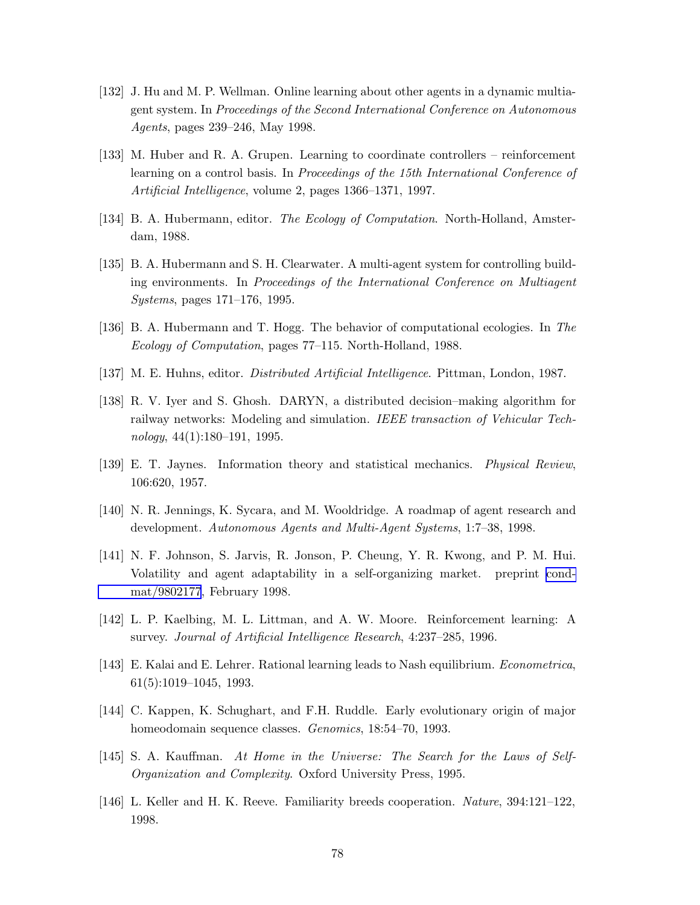[132] J. Hu and M. P. Wellman. Online learning about other agents in a dynamic multiagent system. In *Proceedings of the Second International Conference on Autonomous Agents*, pages 239–246, May 1998.

[133] M. Huber and R. A. Grupen. Learning to coordinate controllers – reinforcement learning on a control basis. In *Proceedings of the 15th International Conference of Artificial Intelligence*, volume 2, pages 1366–1371, 1997.

[134] B. A. Hubermann, editor. *The Ecology of Computation*. North-Holland, Amsterdam, 1988.

[135] B. A. Hubermann and S. H. Clearwater. A multi-agent system for controlling building environments. In *Proceedings of the International Conference on Multiagent Systems*, pages 171–176, 1995.

[136] B. A. Hubermann and T. Hogg. The behavior of computational ecologies. In *The Ecology of Computation*, pages 77–115. North-Holland, 1988.

[137] M. E. Huhns, editor. *Distributed Artificial Intelligence*. Pittman, London, 1987.

[138] R. V. Iyer and S. Ghosh. DARYN, a distributed decision–making algorithm for railway networks: Modeling and simulation. *IEEE transaction of Vehicular Technology*, 44(1):180–191, 1995.

[139] E. T. Jaynes. Information theory and statistical mechanics. *Physical Review*, 106:620, 1957.

[140] N. R. Jennings, K. Sycara, and M. Wooldridge. A roadmap of agent research and development. *Autonomous Agents and Multi-Agent Systems*, 1:7–38, 1998.

[141] N. F. Johnson, S. Jarvis, R. Jonson, P. Cheung, Y. R. Kwong, and P. M. Hui. Volatility and agent adaptability in a self-organizing market. preprint cond-mat/9802177, February 1998.

[142] L. P. Kaelbing, M. L. Littman, and A. W. Moore. Reinforcement learning: A survey. *Journal of Artificial Intelligence Research*, 4:237–285, 1996.

[143] E. Kalai and E. Lehrer. Rational learning leads to Nash equilibrium. *Econometrica*, 61(5):1019–1045, 1993.

[144] C. Kappen, K. Schughart, and F.H. Ruddle. Early evolutionary origin of major homeodomain sequence classes. *Genomics*, 18:54–70, 1993.

[145] S. A. Kauffman. *At Home in the Universe: The Search for the Laws of Self-Organization and Complexity*. Oxford University Press, 1995.

[146] L. Keller and H. K. Reeve. Familiarity breeds cooperation. *Nature*, 394:121–122, 1998.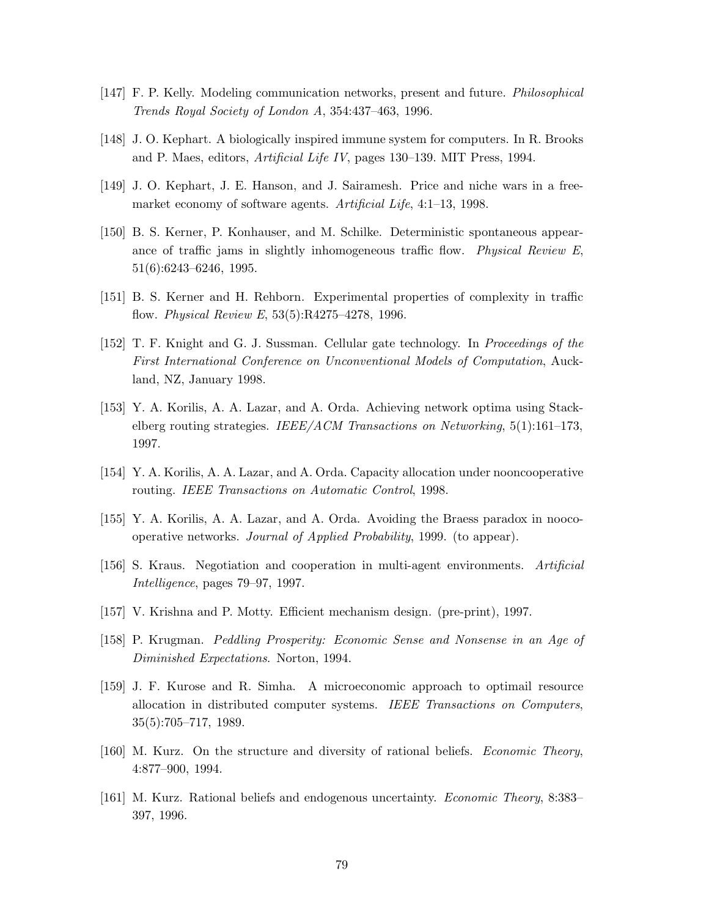[147] F. P. Kelly. Modeling communication networks, present and future. *Philosophical Trends Royal Society of London A*, 354:437–463, 1996.

[148] J. O. Kephart. A biologically inspired immune system for computers. In R. Brooks and P. Maes, editors, *Artificial Life IV*, pages 130–139. MIT Press, 1994.

[149] J. O. Kephart, J. E. Hanson, and J. Sairamesh. Price and niche wars in a free-market economy of software agents. *Artificial Life*, 4:1–13, 1998.

[150] B. S. Kerner, P. Konhauser, and M. Schilke. Deterministic spontaneous appearance of traffic jams in slightly inhomogeneous traffic flow. *Physical Review E*, 51(6):6243–6246, 1995.

[151] B. S. Kerner and H. Rehborn. Experimental properties of complexity in traffic flow. *Physical Review E*, 53(5):R4275–4278, 1996.

[152] T. F. Knight and G. J. Sussman. Cellular gate technology. In *Proceedings of the First International Conference on Unconventional Models of Computation*, Auckland, NZ, January 1998.

[153] Y. A. Korilis, A. A. Lazar, and A. Orda. Achieving network optima using Stackelberg routing strategies. *IEEE/ACM Transactions on Networking*, 5(1):161–173, 1997.

[154] Y. A. Korilis, A. A. Lazar, and A. Orda. Capacity allocation under nooncooperative routing. *IEEE Transactions on Automatic Control*, 1998.

[155] Y. A. Korilis, A. A. Lazar, and A. Orda. Avoiding the Braess paradox in noocooperative networks. *Journal of Applied Probability*, 1999. (to appear).

[156] S. Kraus. Negotiation and cooperation in multi-agent environments. *Artificial Intelligence*, pages 79–97, 1997.

[157] V. Krishna and P. Motty. Efficient mechanism design. (pre-print), 1997.

[158] P. Krugman. *Peddling Prosperity: Economic Sense and Nonsense in an Age of Diminished Expectations*. Norton, 1994.

[159] J. F. Kurose and R. Simha. A microeconomic approach to optimail resource allocation in distributed computer systems. *IEEE Transactions on Computers*, 35(5):705–717, 1989.

[160] M. Kurz. On the structure and diversity of rational beliefs. *Economic Theory*, 4:877–900, 1994.

[161] M. Kurz. Rational beliefs and endogenous uncertainty. *Economic Theory*, 8:383–397, 1996.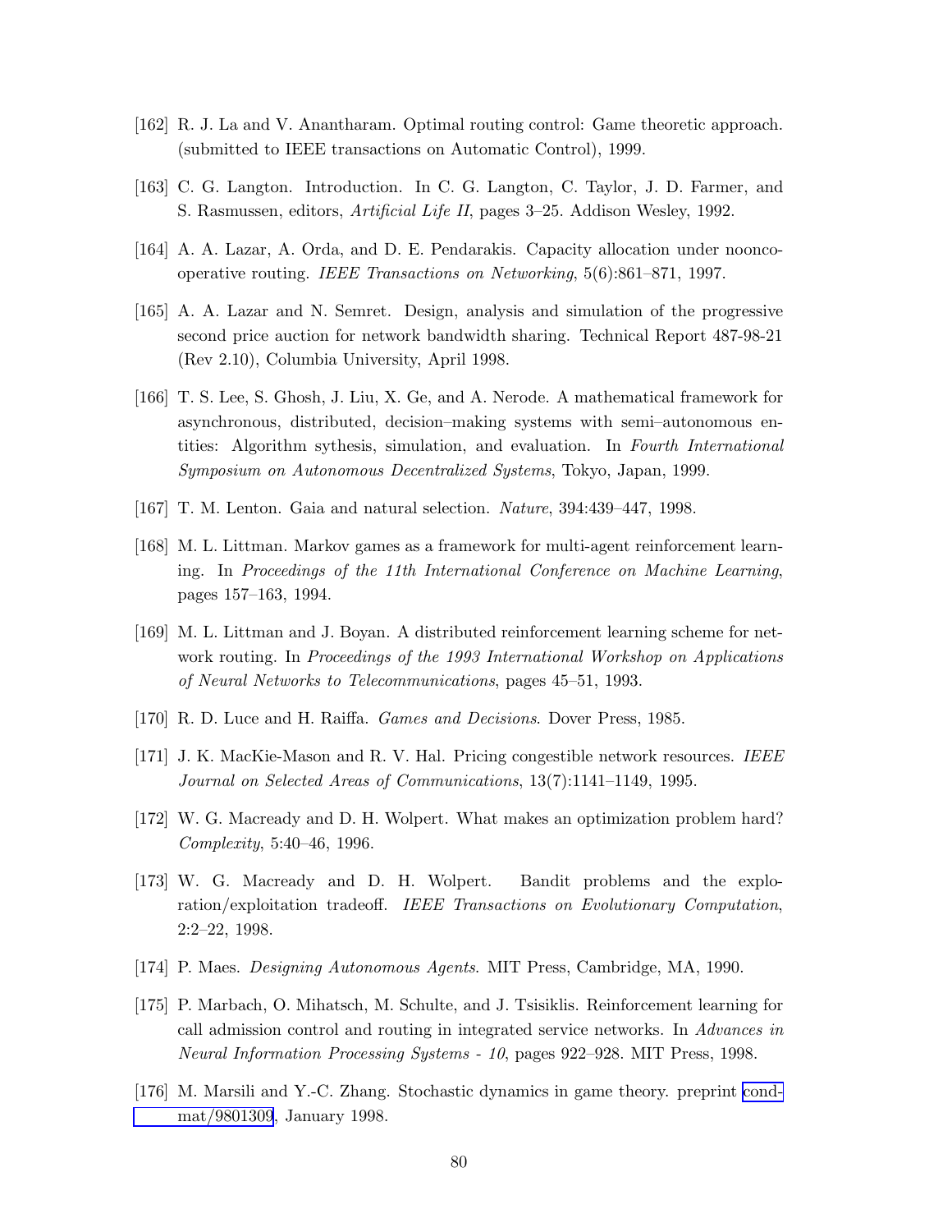[162] R. J. La and V. Anantharam. Optimal routing control: Game theoretic approach. (submitted to IEEE transactions on Automatic Control), 1999.

[163] C. G. Langton. Introduction. In C. G. Langton, C. Taylor, J. D. Farmer, and S. Rasmussen, editors, *Artificial Life II*, pages 3–25. Addison Wesley, 1992.

[164] A. A. Lazar, A. Orda, and D. E. Pendarakis. Capacity allocation under noonco-operative routing. *IEEE Transactions on Networking*, 5(6):861–871, 1997.

[165] A. A. Lazar and N. Semret. Design, analysis and simulation of the progressive second price auction for network bandwidth sharing. Technical Report 487-98-21 (Rev 2.10), Columbia University, April 1998.

[166] T. S. Lee, S. Ghosh, J. Liu, X. Ge, and A. Nerode. A mathematical framework for asynchronous, distributed, decision–making systems with semi–autonomous entities: Algorithm sythesis, simulation, and evaluation. In *Fourth International Symposium on Autonomous Decentralized Systems*, Tokyo, Japan, 1999.

[167] T. M. Lenton. Gaia and natural selection. *Nature*, 394:439–447, 1998.

[168] M. L. Littman. Markov games as a framework for multi-agent reinforcement learning. In *Proceedings of the 11th International Conference on Machine Learning*, pages 157–163, 1994.

[169] M. L. Littman and J. Boyan. A distributed reinforcement learning scheme for network routing. In *Proceedings of the 1993 International Workshop on Applications of Neural Networks to Telecommunications*, pages 45–51, 1993.

[170] R. D. Luce and H. Raiffa. *Games and Decisions*. Dover Press, 1985.

[171] J. K. MacKie-Mason and R. V. Hal. Pricing congestible network resources. *IEEE Journal on Selected Areas of Communications*, 13(7):1141–1149, 1995.

[172] W. G. Macready and D. H. Wolpert. What makes an optimization problem hard? *Complexity*, 5:40–46, 1996.

[173] W. G. Macready and D. H. Wolpert. Bandit problems and the exploration/exploitation tradeoff. *IEEE Transactions on Evolutionary Computation*, 2:2–22, 1998.

[174] P. Maes. *Designing Autonomous Agents*. MIT Press, Cambridge, MA, 1990.

[175] P. Marbach, O. Mihatsch, M. Schulte, and J. Tsisiklis. Reinforcement learning for call admission control and routing in integrated service networks. In *Advances in Neural Information Processing Systems - 10*, pages 922–928. MIT Press, 1998.

[176] M. Marsili and Y.-C. Zhang. Stochastic dynamics in game theory. preprint cond-mat/9801309, January 1998.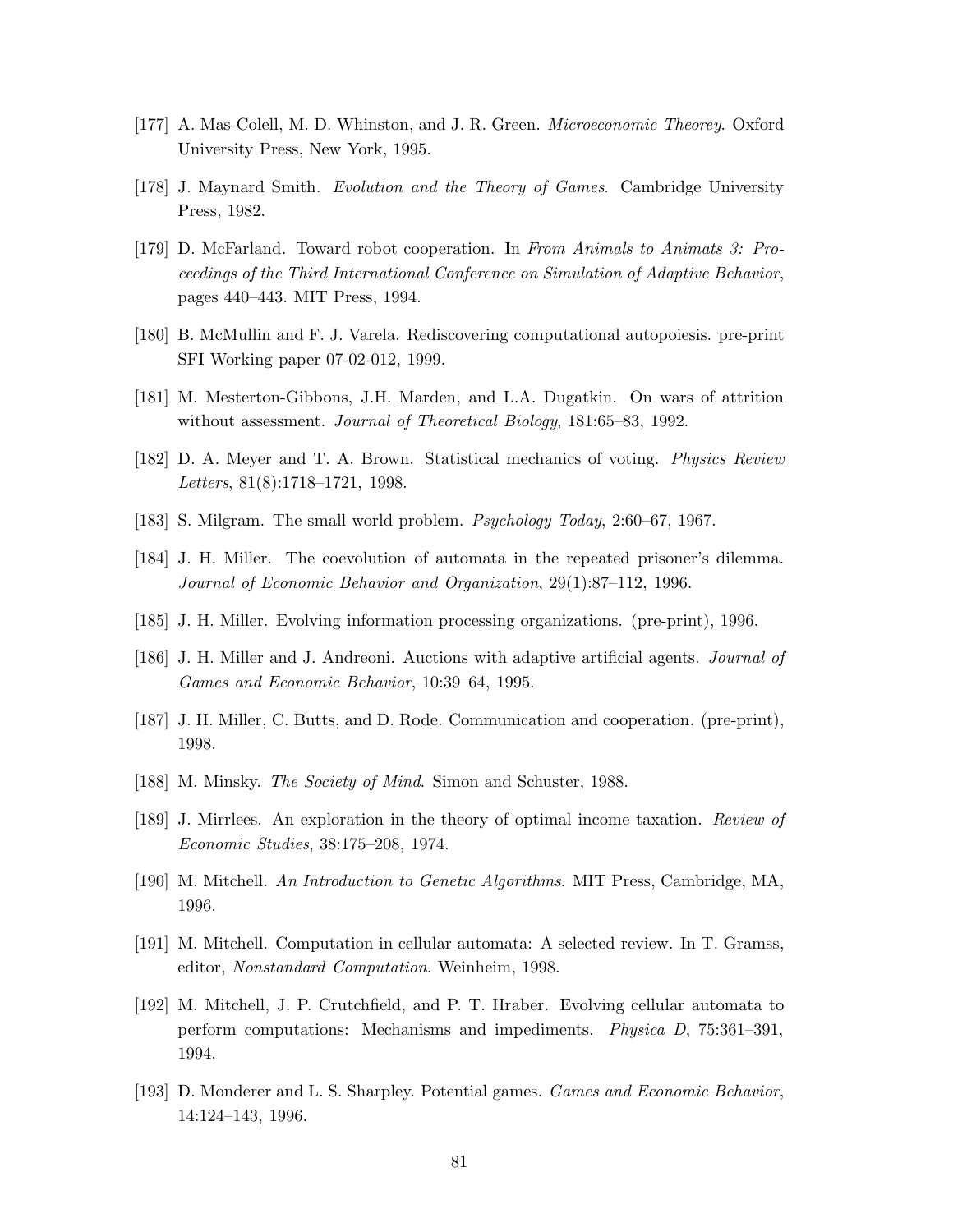[177] A. Mas-Colell, M. D. Whinston, and J. R. Green. *Microeconomic Theorey*. Oxford University Press, New York, 1995.

[178] J. Maynard Smith. *Evolution and the Theory of Games*. Cambridge University Press, 1982.

[179] D. McFarland. Toward robot cooperation. In *From Animals to Animats 3: Proceedings of the Third International Conference on Simulation of Adaptive Behavior*, pages 440–443. MIT Press, 1994.

[180] B. McMullin and F. J. Varela. Rediscovering computational autopoiesis. pre-print SFI Working paper 07-02-012, 1999.

[181] M. Mesterton-Gibbons, J.H. Marden, and L.A. Dugatkin. On wars of attrition without assessment. *Journal of Theoretical Biology*, 181:65–83, 1992.

[182] D. A. Meyer and T. A. Brown. Statistical mechanics of voting. *Physics Review Letters*, 81(8):1718–1721, 1998.

[183] S. Milgram. The small world problem. *Psychology Today*, 2:60–67, 1967.

[184] J. H. Miller. The coevolution of automata in the repeated prisoner's dilemma. *Journal of Economic Behavior and Organization*, 29(1):87–112, 1996.

[185] J. H. Miller. Evolving information processing organizations. (pre-print), 1996.

[186] J. H. Miller and J. Andreoni. Auctions with adaptive artificial agents. *Journal of Games and Economic Behavior*, 10:39–64, 1995.

[187] J. H. Miller, C. Butts, and D. Rode. Communication and cooperation. (pre-print), 1998.

[188] M. Minsky. *The Society of Mind*. Simon and Schuster, 1988.

[189] J. Mirrlees. An exploration in the theory of optimal income taxation. *Review of Economic Studies*, 38:175–208, 1974.

[190] M. Mitchell. *An Introduction to Genetic Algorithms*. MIT Press, Cambridge, MA, 1996.

[191] M. Mitchell. Computation in cellular automata: A selected review. In T. Gramss, editor, *Nonstandard Computation*. Weinheim, 1998.

[192] M. Mitchell, J. P. Crutchfield, and P. T. Hraber. Evolving cellular automata to perform computations: Mechanisms and impediments. *Physica D*, 75:361–391, 1994.

[193] D. Monderer and L. S. Sharpley. Potential games. *Games and Economic Behavior*, 14:124–143, 1996.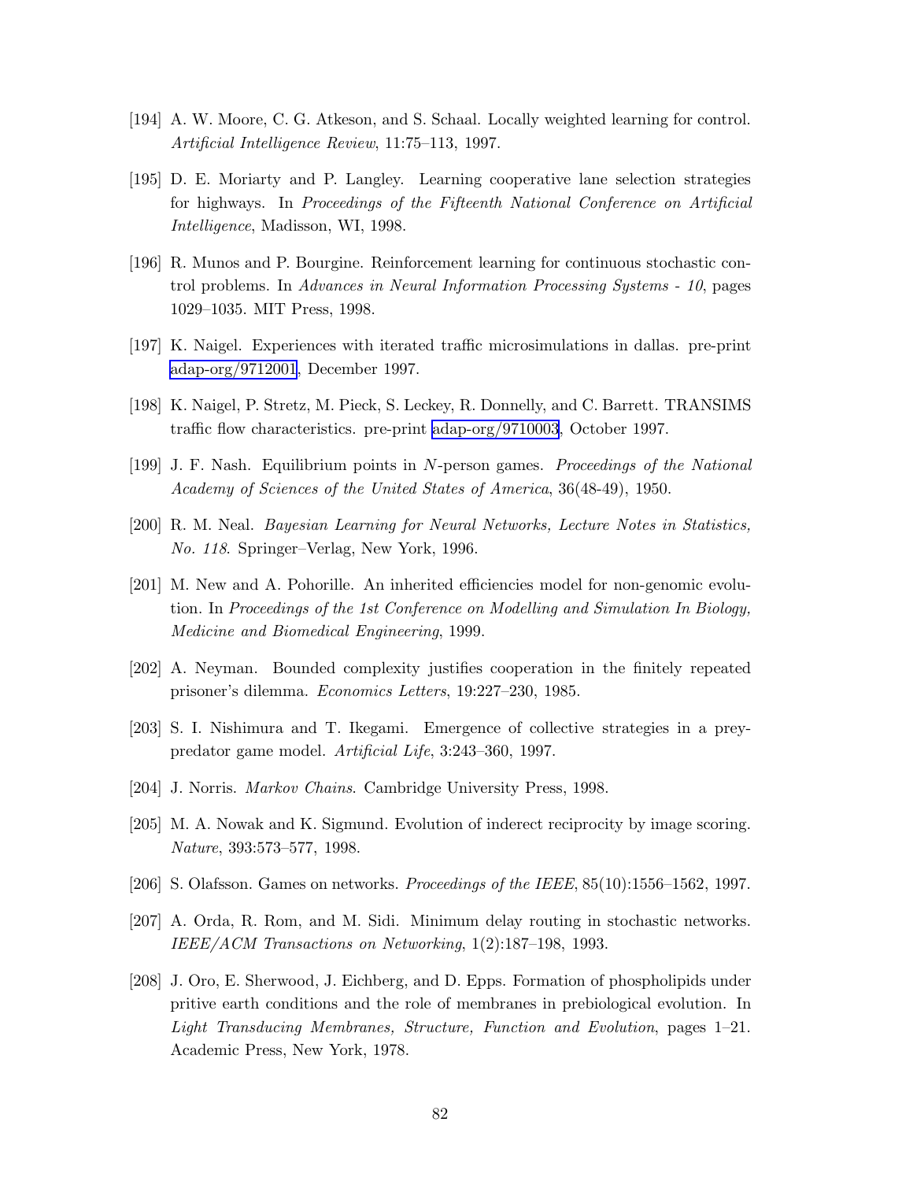[194] A. W. Moore, C. G. Atkeson, and S. Schaal. Locally weighted learning for control. *Artificial Intelligence Review*, 11:75–113, 1997.

[195] D. E. Moriarty and P. Langley. Learning cooperative lane selection strategies for highways. In *Proceedings of the Fifteenth National Conference on Artificial Intelligence*, Madisson, WI, 1998.

[196] R. Munos and P. Bourgine. Reinforcement learning for continuous stochastic control problems. In *Advances in Neural Information Processing Systems - 10*, pages 1029–1035. MIT Press, 1998.

[197] K. Naigel. Experiences with iterated traffic microsimulations in dallas. pre-print adap-org/9712001, December 1997.

[198] K. Naigel, P. Stretz, M. Pieck, S. Leckey, R. Donnelly, and C. Barrett. TRANSIMS traffic flow characteristics. pre-print adap-org/9710003, October 1997.

[199] J. F. Nash. Equilibrium points in $N$-person games. *Proceedings of the National Academy of Sciences of the United States of America*, 36(48-49), 1950.

[200] R. M. Neal. *Bayesian Learning for Neural Networks, Lecture Notes in Statistics, No. 118*. Springer–Verlag, New York, 1996.

[201] M. New and A. Pohorille. An inherited efficiencies model for non-genomic evolution. In *Proceedings of the 1st Conference on Modelling and Simulation In Biology, Medicine and Biomedical Engineering*, 1999.

[202] A. Neyman. Bounded complexity justifies cooperation in the finitely repeated prisoner's dilemma. *Economics Letters*, 19:227–230, 1985.

[203] S. I. Nishimura and T. Ikegami. Emergence of collective strategies in a prey-predator game model. *Artificial Life*, 3:243–360, 1997.

[204] J. Norris. *Markov Chains*. Cambridge University Press, 1998.

[205] M. A. Nowak and K. Sigmund. Evolution of inderect reciprocity by image scoring. *Nature*, 393:573–577, 1998.

[206] S. Olafsson. Games on networks. *Proceedings of the IEEE*, 85(10):1556–1562, 1997.

[207] A. Orda, R. Rom, and M. Sidi. Minimum delay routing in stochastic networks. *IEEE/ACM Transactions on Networking*, 1(2):187–198, 1993.

[208] J. Oro, E. Sherwood, J. Eichberg, and D. Epps. Formation of phospholipids under pritive earth conditions and the role of membranes in prebiological evolution. In *Light Transducing Membranes, Structure, Function and Evolution*, pages 1–21. Academic Press, New York, 1978.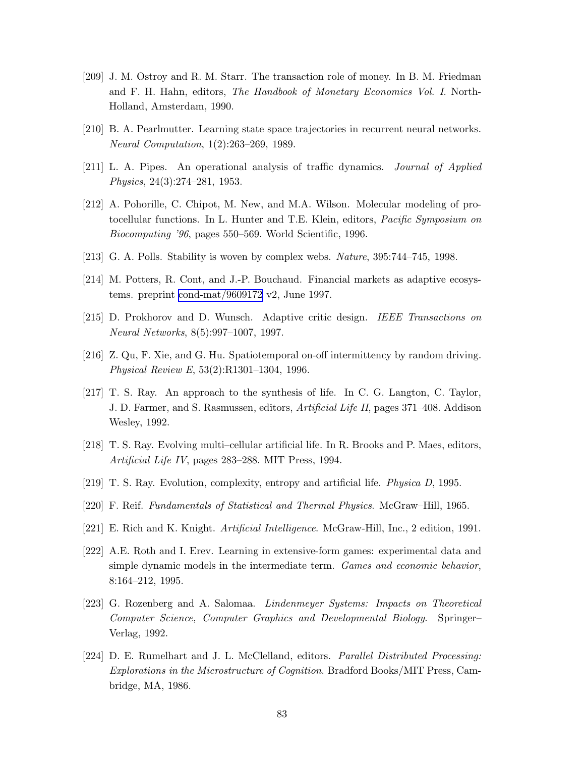[209] J. M. Ostroy and R. M. Starr. The transaction role of money. In B. M. Friedman and F. H. Hahn, editors, *The Handbook of Monetary Economics Vol. I*. North-Holland, Amsterdam, 1990.

[210] B. A. Pearlmutter. Learning state space trajectories in recurrent neural networks. *Neural Computation*, 1(2):263–269, 1989.

[211] L. A. Pipes. An operational analysis of traffic dynamics. *Journal of Applied Physics*, 24(3):274–281, 1953.

[212] A. Pohorille, C. Chipot, M. New, and M.A. Wilson. Molecular modeling of protocellular functions. In L. Hunter and T.E. Klein, editors, *Pacific Symposium on Biocomputing '96*, pages 550–569. World Scientific, 1996.

[213] G. A. Polls. Stability is woven by complex webs. *Nature*, 395:744–745, 1998.

[214] M. Potters, R. Cont, and J.-P. Bouchaud. Financial markets as adaptive ecosystems. preprint cond-mat/9609172 v2, June 1997.

[215] D. Prokhorov and D. Wunsch. Adaptive critic design. *IEEE Transactions on Neural Networks*, 8(5):997–1007, 1997.

[216] Z. Qu, F. Xie, and G. Hu. Spatiotemporal on-off intermittency by random driving. *Physical Review E*, 53(2):R1301–1304, 1996.

[217] T. S. Ray. An approach to the synthesis of life. In C. G. Langton, C. Taylor, J. D. Farmer, and S. Rasmussen, editors, *Artificial Life II*, pages 371–408. Addison Wesley, 1992.

[218] T. S. Ray. Evolving multi–cellular artificial life. In R. Brooks and P. Maes, editors, *Artificial Life IV*, pages 283–288. MIT Press, 1994.

[219] T. S. Ray. Evolution, complexity, entropy and artificial life. *Physica D*, 1995.

[220] F. Reif. *Fundamentals of Statistical and Thermal Physics*. McGraw–Hill, 1965.

[221] E. Rich and K. Knight. *Artificial Intelligence*. McGraw-Hill, Inc., 2 edition, 1991.

[222] A.E. Roth and I. Erev. Learning in extensive-form games: experimental data and simple dynamic models in the intermediate term. *Games and economic behavior*, 8:164–212, 1995.

[223] G. Rozenberg and A. Salomaa. *Lindenmeyer Systems: Impacts on Theoretical Computer Science, Computer Graphics and Developmental Biology*. Springer–Verlag, 1992.

[224] D. E. Rumelhart and J. L. McClelland, editors. *Parallel Distributed Processing: Explorations in the Microstructure of Cognition*. Bradford Books/MIT Press, Cambridge, MA, 1986.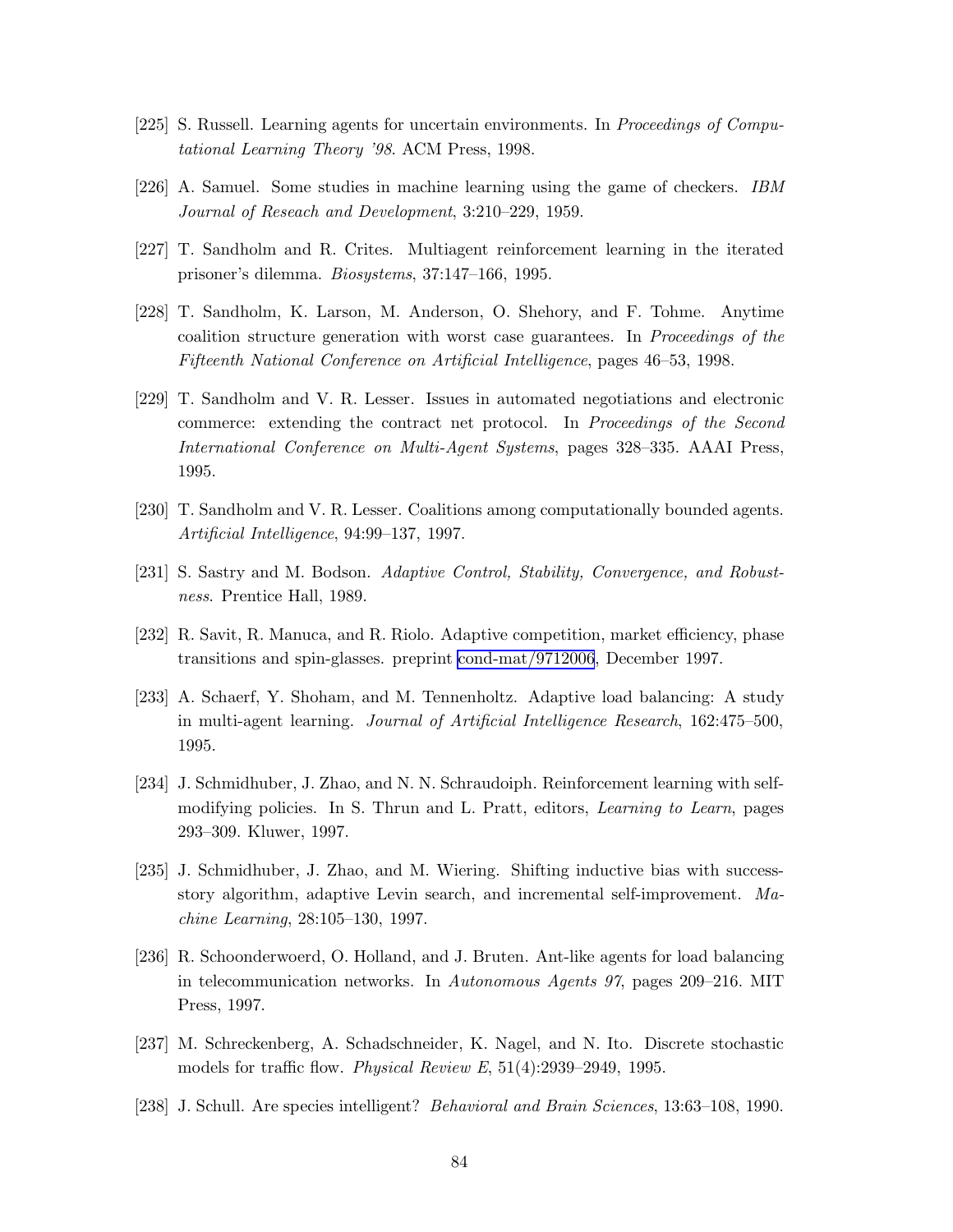[225] S. Russell. Learning agents for uncertain environments. In *Proceedings of Computational Learning Theory '98*. ACM Press, 1998.

[226] A. Samuel. Some studies in machine learning using the game of checkers. *IBM Journal of Reseach and Development*, 3:210–229, 1959.

[227] T. Sandholm and R. Crites. Multiagent reinforcement learning in the iterated prisoner's dilemma. *Biosystems*, 37:147–166, 1995.

[228] T. Sandholm, K. Larson, M. Anderson, O. Shehory, and F. Tohme. Anytime coalition structure generation with worst case guarantees. In *Proceedings of the Fifteenth National Conference on Artificial Intelligence*, pages 46–53, 1998.

[229] T. Sandholm and V. R. Lesser. Issues in automated negotiations and electronic commerce: extending the contract net protocol. In *Proceedings of the Second International Conference on Multi-Agent Systems*, pages 328–335. AAAI Press, 1995.

[230] T. Sandholm and V. R. Lesser. Coalitions among computationally bounded agents. *Artificial Intelligence*, 94:99–137, 1997.

[231] S. Sastry and M. Bodson. *Adaptive Control, Stability, Convergence, and Robustness*. Prentice Hall, 1989.

[232] R. Savit, R. Manuca, and R. Riolo. Adaptive competition, market efficiency, phase transitions and spin-glasses. preprint cond-mat/9712006, December 1997.

[233] A. Schaerf, Y. Shoham, and M. Tennenholtz. Adaptive load balancing: A study in multi-agent learning. *Journal of Artificial Intelligence Research*, 162:475–500, 1995.

[234] J. Schmidhuber, J. Zhao, and N. N. Schraudoiph. Reinforcement learning with self-modifying policies. In S. Thrun and L. Pratt, editors, *Learning to Learn*, pages 293–309. Kluwer, 1997.

[235] J. Schmidhuber, J. Zhao, and M. Wiering. Shifting inductive bias with success-story algorithm, adaptive Levin search, and incremental self-improvement. *Machine Learning*, 28:105–130, 1997.

[236] R. Schoonderwoerd, O. Holland, and J. Bruten. Ant-like agents for load balancing in telecommunication networks. In *Autonomous Agents 97*, pages 209–216. MIT Press, 1997.

[237] M. Schreckenberg, A. Schadschneider, K. Nagel, and N. Ito. Discrete stochastic models for traffic flow. *Physical Review E*, 51(4):2939–2949, 1995.

[238] J. Schull. Are species intelligent? *Behavioral and Brain Sciences*, 13:63–108, 1990.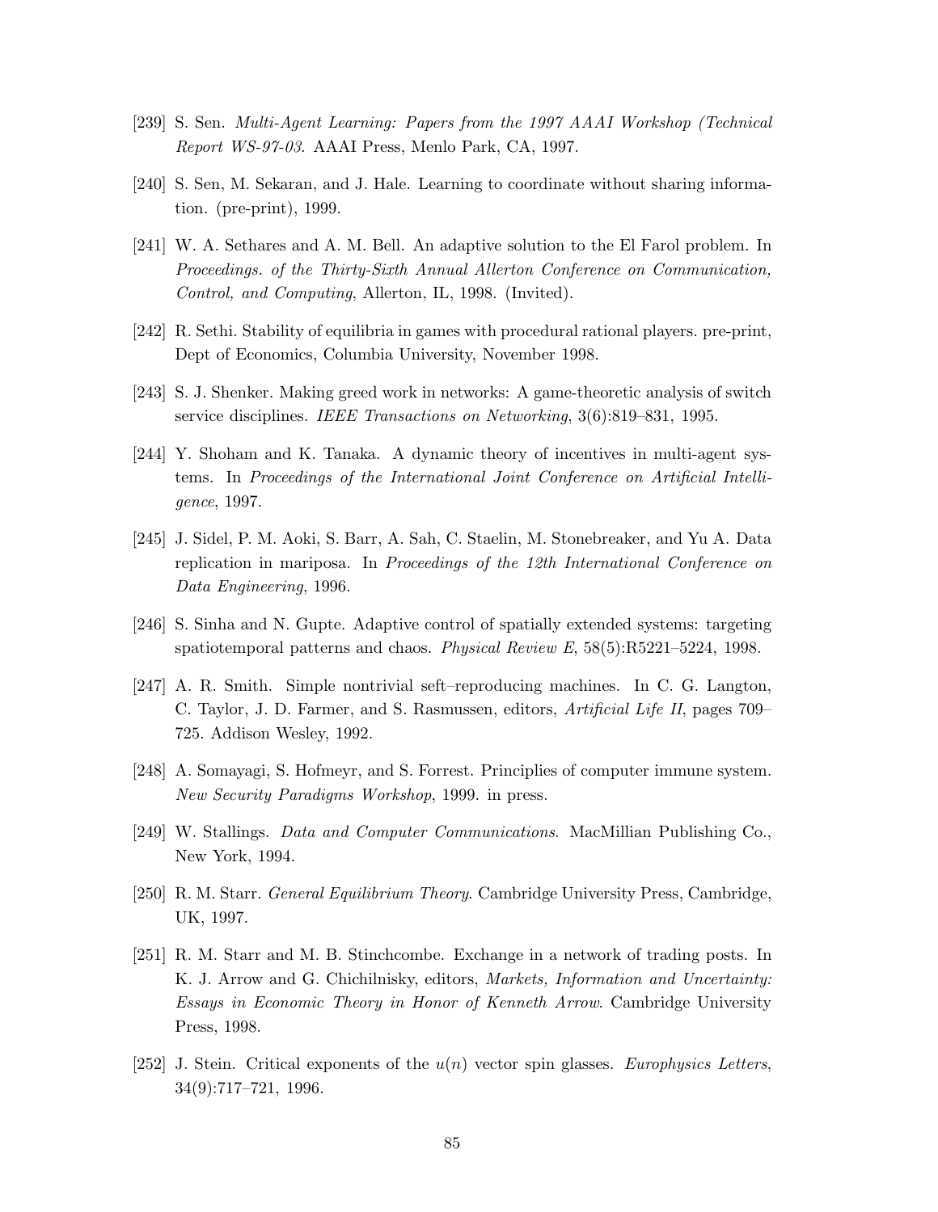[239] S. Sen. *Multi-Agent Learning: Papers from the 1997 AAAI Workshop (Technical Report WS-97-03*. AAAI Press, Menlo Park, CA, 1997.

[240] S. Sen, M. Sekaran, and J. Hale. Learning to coordinate without sharing information. (pre-print), 1999.

[241] W. A. Sethares and A. M. Bell. An adaptive solution to the El Farol problem. In *Proceedings. of the Thirty-Sixth Annual Allerton Conference on Communication, Control, and Computing*, Allerton, IL, 1998. (Invited).

[242] R. Sethi. Stability of equilibria in games with procedural rational players. pre-print, Dept of Economics, Columbia University, November 1998.

[243] S. J. Shenker. Making greed work in networks: A game-theoretic analysis of switch service disciplines. *IEEE Transactions on Networking*, 3(6):819–831, 1995.

[244] Y. Shoham and K. Tanaka. A dynamic theory of incentives in multi-agent systems. In *Proceedings of the International Joint Conference on Artificial Intelligence*, 1997.

[245] J. Sidel, P. M. Aoki, S. Barr, A. Sah, C. Staelin, M. Stonebreaker, and Yu A. Data replication in mariposa. In *Proceedings of the 12th International Conference on Data Engineering*, 1996.

[246] S. Sinha and N. Gupte. Adaptive control of spatially extended systems: targeting spatiotemporal patterns and chaos. *Physical Review E*, 58(5):R5221–5224, 1998.

[247] A. R. Smith. Simple nontrivial seft–reproducing machines. In C. G. Langton, C. Taylor, J. D. Farmer, and S. Rasmussen, editors, *Artificial Life II*, pages 709–725. Addison Wesley, 1992.

[248] A. Somayagi, S. Hofmeyr, and S. Forrest. Principlies of computer immune system. *New Security Paradigms Workshop*, 1999. in press.

[249] W. Stallings. *Data and Computer Communications*. MacMillian Publishing Co., New York, 1994.

[250] R. M. Starr. *General Equilibrium Theory*. Cambridge University Press, Cambridge, UK, 1997.

[251] R. M. Starr and M. B. Stinchcombe. Exchange in a network of trading posts. In K. J. Arrow and G. Chichilnisky, editors, *Markets, Information and Uncertainty: Essays in Economic Theory in Honor of Kenneth Arrow*. Cambridge University Press, 1998.

[252] J. Stein. Critical exponents of the $u(n)$ vector spin glasses. *Europhysics Letters*, 34(9):717–721, 1996.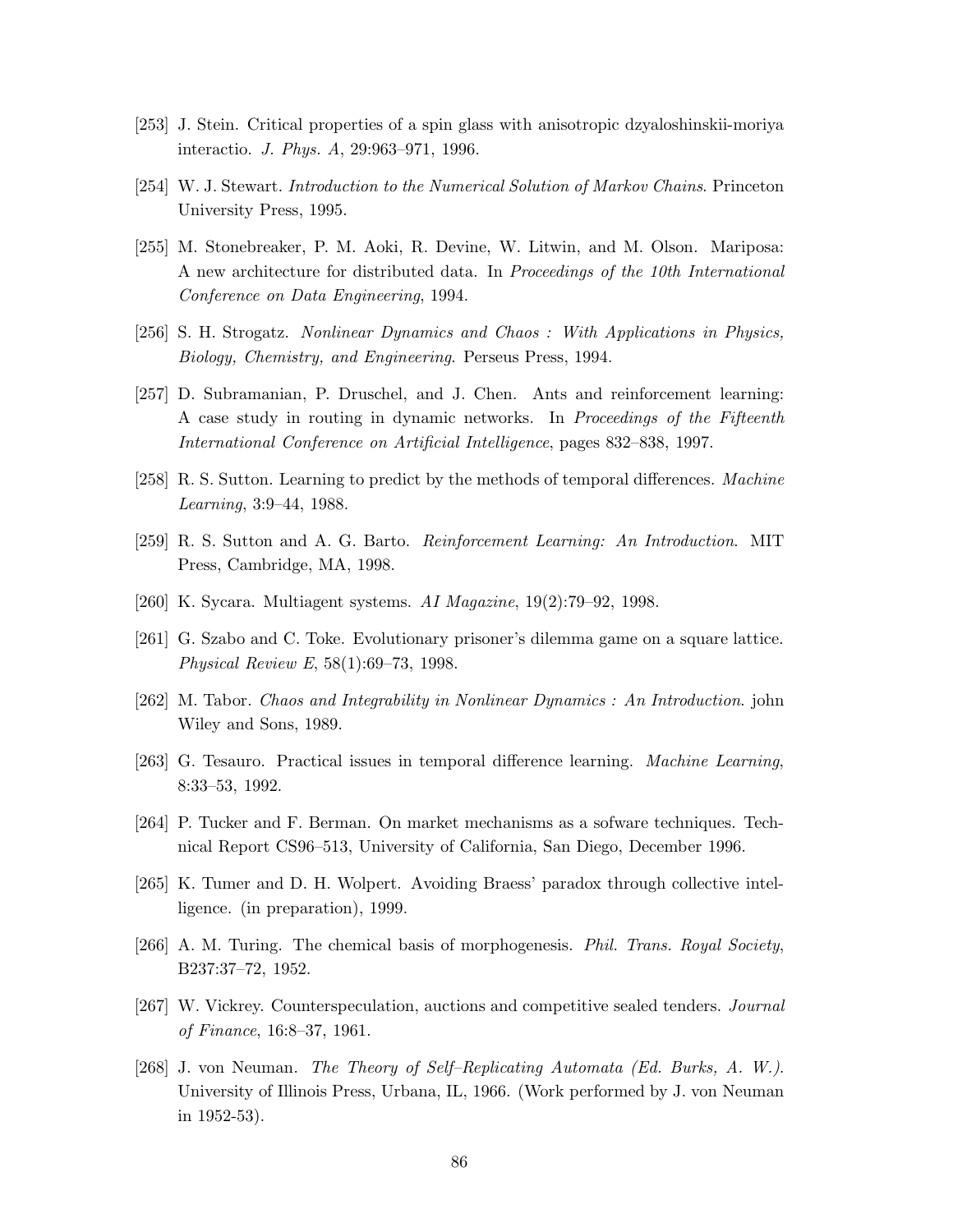[253] J. Stein. Critical properties of a spin glass with anisotropic dzyaloshinskii-moriya interactio. *J. Phys. A*, 29:963–971, 1996.

[254] W. J. Stewart. *Introduction to the Numerical Solution of Markov Chains*. Princeton University Press, 1995.

[255] M. Stonebreaker, P. M. Aoki, R. Devine, W. Litwin, and M. Olson. Mariposa: A new architecture for distributed data. In *Proceedings of the 10th International Conference on Data Engineering*, 1994.

[256] S. H. Strogatz. *Nonlinear Dynamics and Chaos : With Applications in Physics, Biology, Chemistry, and Engineering*. Perseus Press, 1994.

[257] D. Subramanian, P. Druschel, and J. Chen. Ants and reinforcement learning: A case study in routing in dynamic networks. In *Proceedings of the Fifteenth International Conference on Artificial Intelligence*, pages 832–838, 1997.

[258] R. S. Sutton. Learning to predict by the methods of temporal differences. *Machine Learning*, 3:9–44, 1988.

[259] R. S. Sutton and A. G. Barto. *Reinforcement Learning: An Introduction*. MIT Press, Cambridge, MA, 1998.

[260] K. Sycara. Multiagent systems. *AI Magazine*, 19(2):79–92, 1998.

[261] G. Szabo and C. Toke. Evolutionary prisoner's dilemma game on a square lattice. *Physical Review E*, 58(1):69–73, 1998.

[262] M. Tabor. *Chaos and Integrability in Nonlinear Dynamics : An Introduction*. john Wiley and Sons, 1989.

[263] G. Tesauro. Practical issues in temporal difference learning. *Machine Learning*, 8:33–53, 1992.

[264] P. Tucker and F. Berman. On market mechanisms as a sofware techniques. Technical Report CS96–513, University of California, San Diego, December 1996.

[265] K. Tumer and D. H. Wolpert. Avoiding Braess' paradox through collective intelligence. (in preparation), 1999.

[266] A. M. Turing. The chemical basis of morphogenesis. *Phil. Trans. Royal Society*, B237:37–72, 1952.

[267] W. Vickrey. Counterspeculation, auctions and competitive sealed tenders. *Journal of Finance*, 16:8–37, 1961.

[268] J. von Neuman. *The Theory of Self–Replicating Automata (Ed. Burks, A. W.)*. University of Illinois Press, Urbana, IL, 1966. (Work performed by J. von Neuman in 1952-53).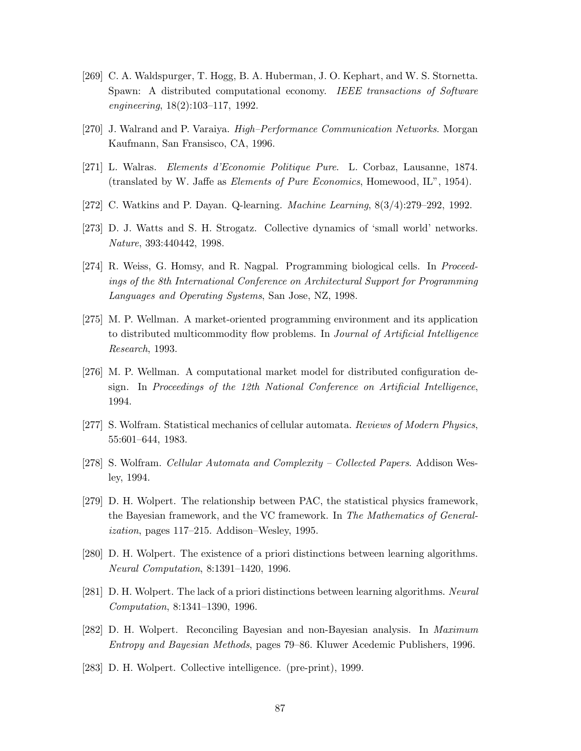[269] C. A. Waldspurger, T. Hogg, B. A. Huberman, J. O. Kephart, and W. S. Stornetta. Spawn: A distributed computational economy. *IEEE transactions of Software engineering*, 18(2):103–117, 1992.

[270] J. Walrand and P. Varaiya. *High–Performance Communication Networks*. Morgan Kaufmann, San Fransisco, CA, 1996.

[271] L. Walras. *Elements d'Economie Politique Pure*. L. Corbaz, Lausanne, 1874. (translated by W. Jaffe as *Elements of Pure Economics*, Homewood, IL", 1954).

[272] C. Watkins and P. Dayan. Q-learning. *Machine Learning*, 8(3/4):279–292, 1992.

[273] D. J. Watts and S. H. Strogatz. Collective dynamics of 'small world' networks. *Nature*, 393:440442, 1998.

[274] R. Weiss, G. Homsy, and R. Nagpal. Programming biological cells. In *Proceedings of the 8th International Conference on Architectural Support for Programming Languages and Operating Systems*, San Jose, NZ, 1998.

[275] M. P. Wellman. A market-oriented programming environment and its application to distributed multicommodity flow problems. In *Journal of Artificial Intelligence Research*, 1993.

[276] M. P. Wellman. A computational market model for distributed configuration design. In *Proceedings of the 12th National Conference on Artificial Intelligence*, 1994.

[277] S. Wolfram. Statistical mechanics of cellular automata. *Reviews of Modern Physics*, 55:601–644, 1983.

[278] S. Wolfram. *Cellular Automata and Complexity – Collected Papers*. Addison Wesley, 1994.

[279] D. H. Wolpert. The relationship between PAC, the statistical physics framework, the Bayesian framework, and the VC framework. In *The Mathematics of Generalization*, pages 117–215. Addison–Wesley, 1995.

[280] D. H. Wolpert. The existence of a priori distinctions between learning algorithms. *Neural Computation*, 8:1391–1420, 1996.

[281] D. H. Wolpert. The lack of a priori distinctions between learning algorithms. *Neural Computation*, 8:1341–1390, 1996.

[282] D. H. Wolpert. Reconciling Bayesian and non-Bayesian analysis. In *Maximum Entropy and Bayesian Methods*, pages 79–86. Kluwer Acedemic Publishers, 1996.

[283] D. H. Wolpert. Collective intelligence. (pre-print), 1999.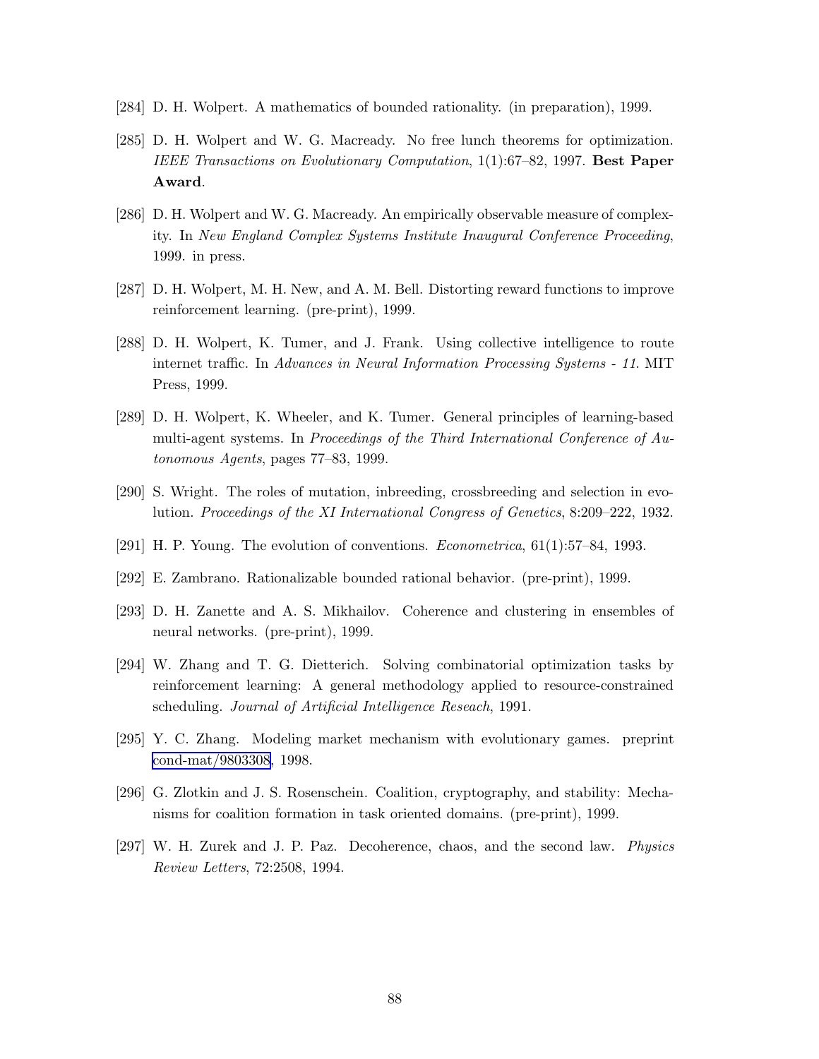[284] D. H. Wolpert. A mathematics of bounded rationality. (in preparation), 1999.

[285] D. H. Wolpert and W. G. Macready. No free lunch theorems for optimization. *IEEE Transactions on Evolutionary Computation*, 1(1):67–82, 1997. **Best Paper Award**.

[286] D. H. Wolpert and W. G. Macready. An empirically observable measure of complexity. In *New England Complex Systems Institute Inaugural Conference Proceeding*, 1999. in press.

[287] D. H. Wolpert, M. H. New, and A. M. Bell. Distorting reward functions to improve reinforcement learning. (pre-print), 1999.

[288] D. H. Wolpert, K. Tumer, and J. Frank. Using collective intelligence to route internet traffic. In *Advances in Neural Information Processing Systems - 11*. MIT Press, 1999.

[289] D. H. Wolpert, K. Wheeler, and K. Tumer. General principles of learning-based multi-agent systems. In *Proceedings of the Third International Conference of Autonomous Agents*, pages 77–83, 1999.

[290] S. Wright. The roles of mutation, inbreeding, crossbreeding and selection in evolution. *Proceedings of the XI International Congress of Genetics*, 8:209–222, 1932.

[291] H. P. Young. The evolution of conventions. *Econometrica*, 61(1):57–84, 1993.

[292] E. Zambrano. Rationalizable bounded rational behavior. (pre-print), 1999.

[293] D. H. Zanette and A. S. Mikhailov. Coherence and clustering in ensembles of neural networks. (pre-print), 1999.

[294] W. Zhang and T. G. Dietterich. Solving combinatorial optimization tasks by reinforcement learning: A general methodology applied to resource-constrained scheduling. *Journal of Artificial Intelligence Reseach*, 1991.

[295] Y. C. Zhang. Modeling market mechanism with evolutionary games. preprint cond-mat/9803308, 1998.

[296] G. Zlotkin and J. S. Rosenschein. Coalition, cryptography, and stability: Mechanisms for coalition formation in task oriented domains. (pre-print), 1999.

[297] W. H. Zurek and J. P. Paz. Decoherence, chaos, and the second law. *Physics Review Letters*, 72:2508, 1994.